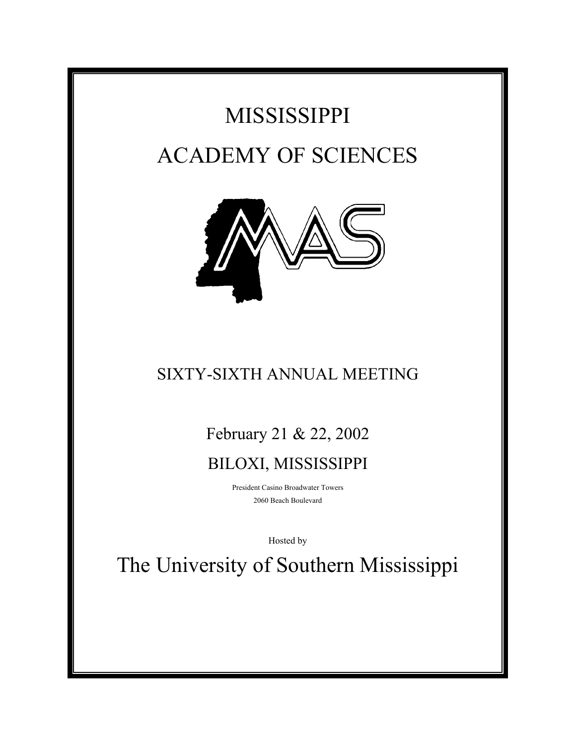# MISSISSIPPI

# ACADEMY OF SCIENCES

## SIXTY-SIXTH ANNUAL MEETING

February 21 & 22, 2002

BILOXI, MISSISSIPPI

President Casino Broadwater Towers

2060 Beach Boulevard

Hosted by

# The University of Southern Mississippi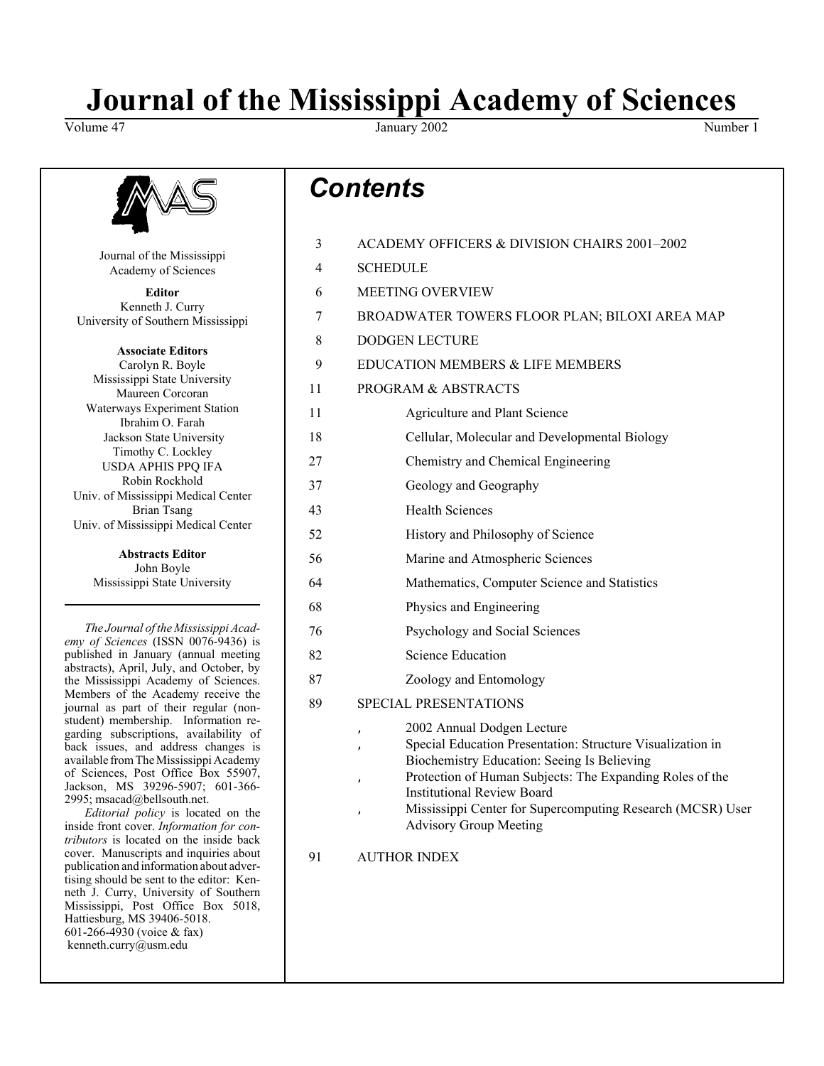# Journal of the Mississippi Academy of Sciences

Volume 47 — January 2002 — Number 1

Journal of the Mississippi Academy of Sciences

**Editor**
Kenneth J. Curry
University of Southern Mississippi

**Associate Editors**
Carolyn R. Boyle
Mississippi State University
Maureen Corcoran
Waterways Experiment Station
Ibrahim O. Farah
Jackson State University
Timothy C. Lockley
USDA APHIS PPQ IFA
Robin Rockhold
Univ. of Mississippi Medical Center
Brian Tsang
Univ. of Mississippi Medical Center

**Abstracts Editor**
John Boyle
Mississippi State University

*The Journal of the Mississippi Academy of Sciences* (ISSN 0076-9436) is published in January (annual meeting abstracts), April, July, and October, by the Mississippi Academy of Sciences. Members of the Academy receive the journal as part of their regular (non-student) membership. Information regarding subscriptions, availability of back issues, and address changes is available from The Mississippi Academy of Sciences, Post Office Box 55907, Jackson, MS 39296-5907; 601-366-2995; msacad@bellsouth.net.

*Editorial policy* is located on the inside front cover. *Information for contributors* is located on the inside back cover. Manuscripts and inquiries about publication and information about advertising should be sent to the editor: Kenneth J. Curry, University of Southern Mississippi, Post Office Box 5018, Hattiesburg, MS 39406-5018. 601-266-4930 (voice & fax) kenneth.curry@usm.edu

## *Contents*

| | |
|---|---|
| 3 | ACADEMY OFFICERS & DIVISION CHAIRS 2001–2002 |
| 4 | SCHEDULE |
| 6 | MEETING OVERVIEW |
| 7 | BROADWATER TOWERS FLOOR PLAN; BILOXI AREA MAP |
| 8 | DODGEN LECTURE |
| 9 | EDUCATION MEMBERS & LIFE MEMBERS |
| 11 | PROGRAM & ABSTRACTS |
| 11 | Agriculture and Plant Science |
| 18 | Cellular, Molecular and Developmental Biology |
| 27 | Chemistry and Chemical Engineering |
| 37 | Geology and Geography |
| 43 | Health Sciences |
| 52 | History and Philosophy of Science |
| 56 | Marine and Atmospheric Sciences |
| 64 | Mathematics, Computer Science and Statistics |
| 68 | Physics and Engineering |
| 76 | Psychology and Social Sciences |
| 82 | Science Education |
| 87 | Zoology and Entomology |
| 89 | SPECIAL PRESENTATIONS |
| | • 2002 Annual Dodgen Lecture |
| | • Special Education Presentation: Structure Visualization in Biochemistry Education: Seeing Is Believing |
| | • Protection of Human Subjects: The Expanding Roles of the Institutional Review Board |
| | • Mississippi Center for Supercomputing Research (MCSR) User Advisory Group Meeting |
| 91 | AUTHOR INDEX |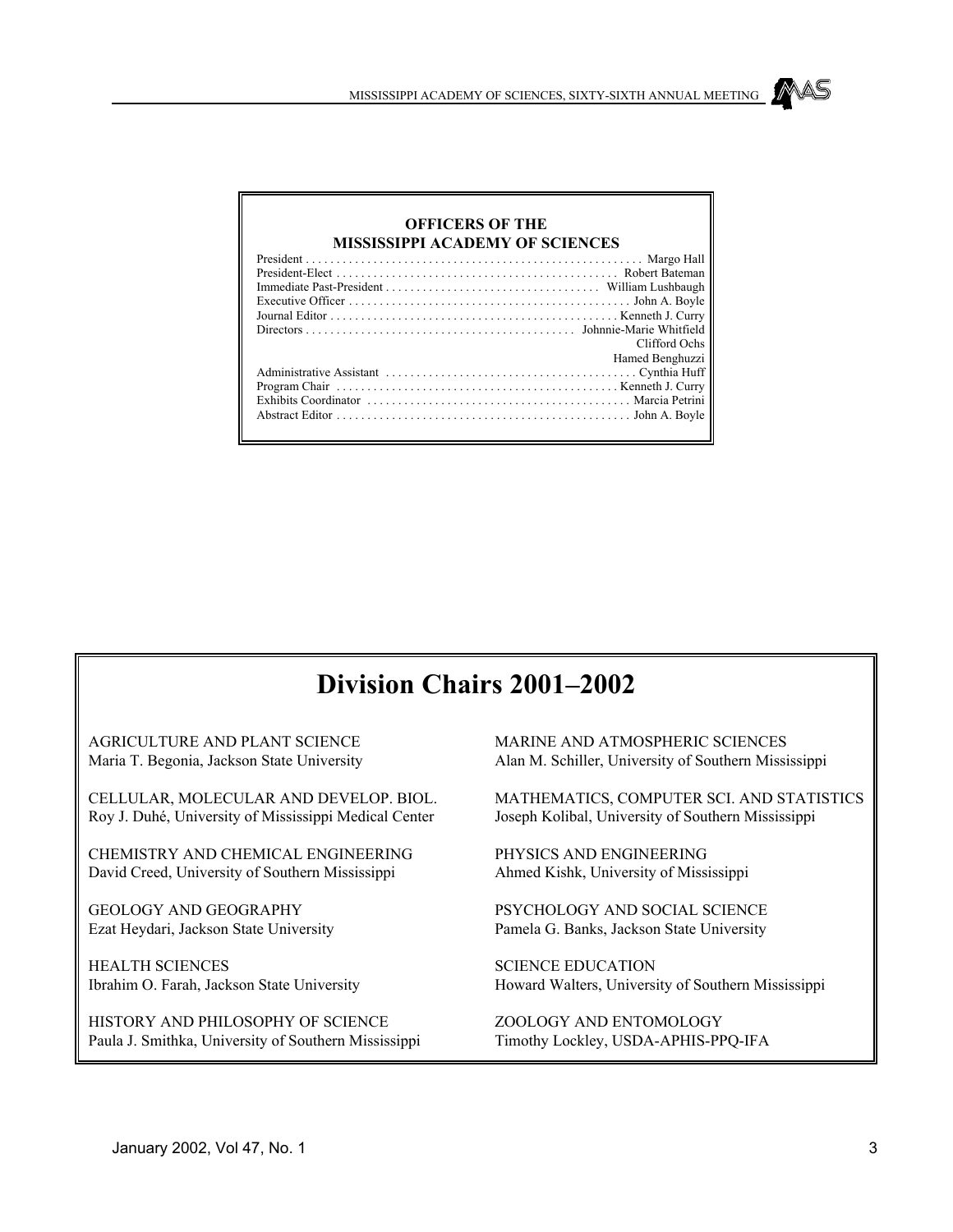## OFFICERS OF THE MISSISSIPPI ACADEMY OF SCIENCES

| Position | Name |
|---|---|
| President | Margo Hall |
| President-Elect | Robert Bateman |
| Immediate Past-President | William Lushbaugh |
| Executive Officer | John A. Boyle |
| Journal Editor | Kenneth J. Curry |
| Directors | Johnnie-Marie Whitfield |
| | Clifford Ochs |
| | Hamed Benghuzzi |
| Administrative Assistant | Cynthia Huff |
| Program Chair | Kenneth J. Curry |
| Exhibits Coordinator | Marcia Petrini |
| Abstract Editor | John A. Boyle |

# Division Chairs 2001–2002

AGRICULTURE AND PLANT SCIENCE
Maria T. Begonia, Jackson State University

CELLULAR, MOLECULAR AND DEVELOP. BIOL.
Roy J. Duhé, University of Mississippi Medical Center

CHEMISTRY AND CHEMICAL ENGINEERING
David Creed, University of Southern Mississippi

GEOLOGY AND GEOGRAPHY
Ezat Heydari, Jackson State University

HEALTH SCIENCES
Ibrahim O. Farah, Jackson State University

HISTORY AND PHILOSOPHY OF SCIENCE
Paula J. Smithka, University of Southern Mississippi

MARINE AND ATMOSPHERIC SCIENCES
Alan M. Schiller, University of Southern Mississippi

MATHEMATICS, COMPUTER SCI. AND STATISTICS
Joseph Kolibal, University of Southern Mississippi

PHYSICS AND ENGINEERING
Ahmed Kishk, University of Mississippi

PSYCHOLOGY AND SOCIAL SCIENCE
Pamela G. Banks, Jackson State University

SCIENCE EDUCATION
Howard Walters, University of Southern Mississippi

ZOOLOGY AND ENTOMOLOGY
Timothy Lockley, USDA-APHIS-PPQ-IFA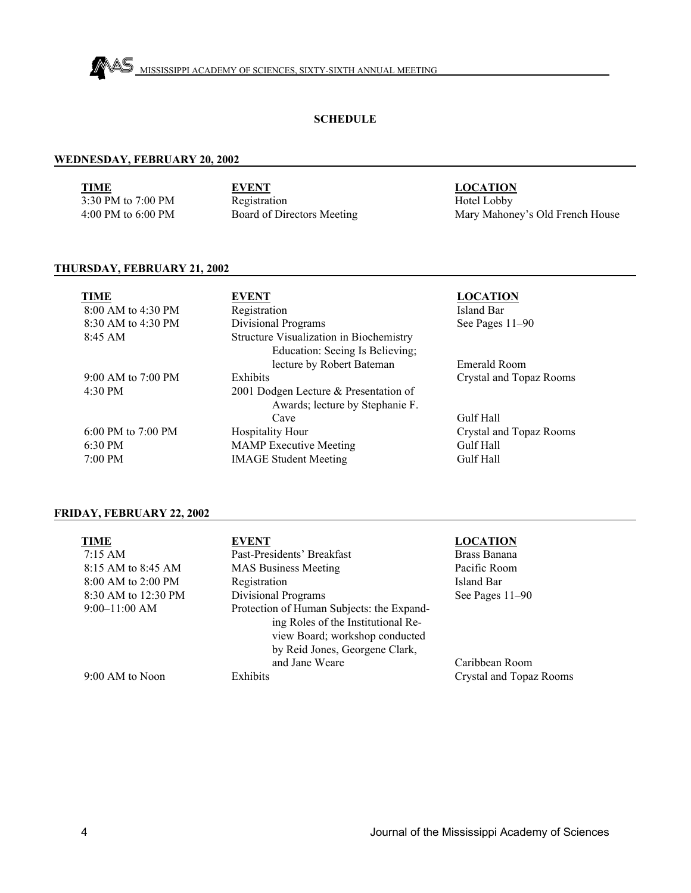## SCHEDULE

### WEDNESDAY, FEBRUARY 20, 2002

| TIME | EVENT | LOCATION |
|---|---|---|
| 3:30 PM to 7:00 PM | Registration | Hotel Lobby |
| 4:00 PM to 6:00 PM | Board of Directors Meeting | Mary Mahoney's Old French House |

### THURSDAY, FEBRUARY 21, 2002

| TIME | EVENT | LOCATION |
|---|---|---|
| 8:00 AM to 4:30 PM | Registration | Island Bar |
| 8:30 AM to 4:30 PM | Divisional Programs | See Pages 11–90 |
| 8:45 AM | Structure Visualization in Biochemistry Education: Seeing Is Believing; lecture by Robert Bateman | Emerald Room |
| 9:00 AM to 7:00 PM | Exhibits | Crystal and Topaz Rooms |
| 4:30 PM | 2001 Dodgen Lecture & Presentation of Awards; lecture by Stephanie F. Cave | Gulf Hall |
| 6:00 PM to 7:00 PM | Hospitality Hour | Crystal and Topaz Rooms |
| 6:30 PM | MAMP Executive Meeting | Gulf Hall |
| 7:00 PM | IMAGE Student Meeting | Gulf Hall |

### FRIDAY, FEBRUARY 22, 2002

| TIME | EVENT | LOCATION |
|---|---|---|
| 7:15 AM | Past-Presidents' Breakfast | Brass Banana |
| 8:15 AM to 8:45 AM | MAS Business Meeting | Pacific Room |
| 8:00 AM to 2:00 PM | Registration | Island Bar |
| 8:30 AM to 12:30 PM | Divisional Programs | See Pages 11–90 |
| 9:00–11:00 AM | Protection of Human Subjects: the Expanding Roles of the Institutional Review Board; workshop conducted by Reid Jones, Georgene Clark, and Jane Weare | Caribbean Room |
| 9:00 AM to Noon | Exhibits | Crystal and Topaz Rooms |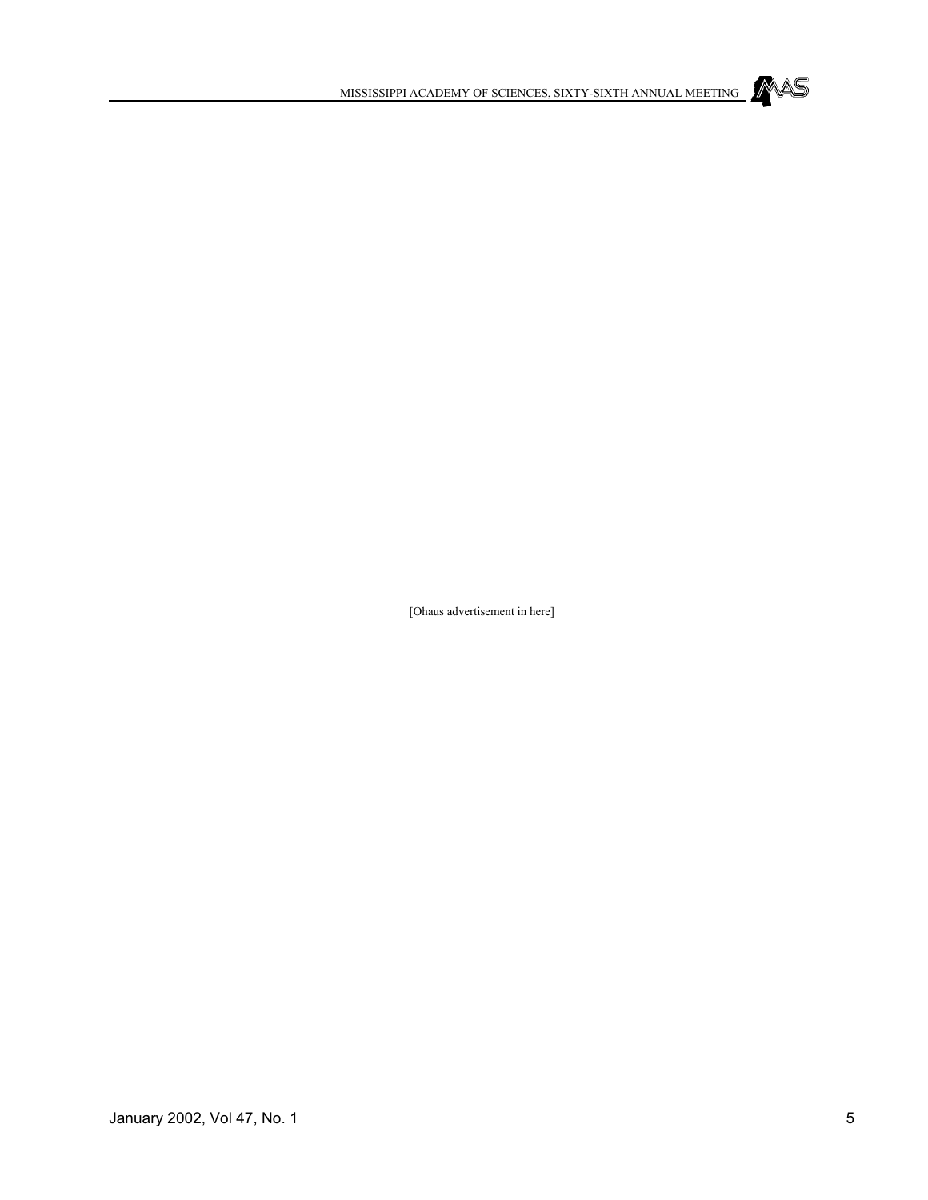[Ohaus advertisement in here]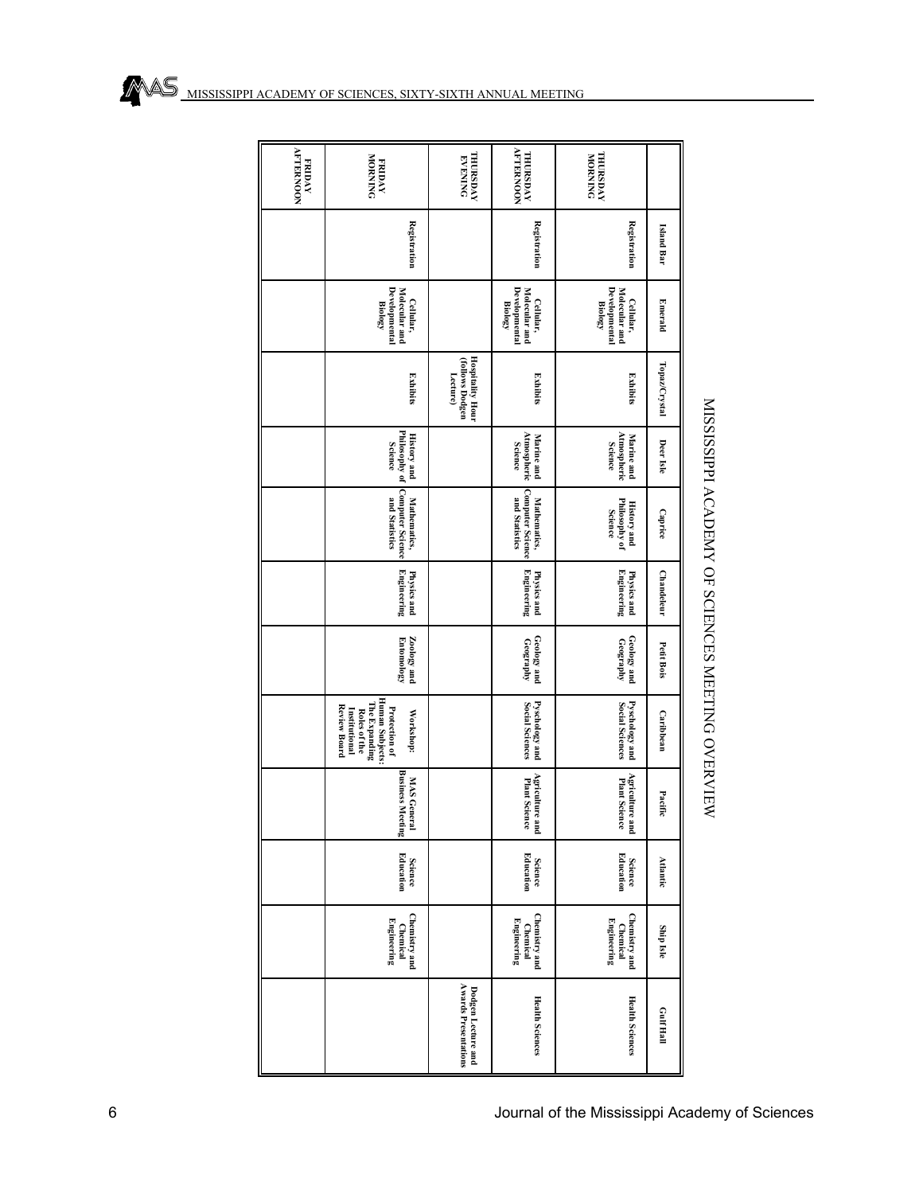# MISSISSIPPI ACADEMY OF SCIENCES MEETING OVERVIEW

| | Island Bar | Emerald | Topaz/Crystal | Deer Isle | Caprice | Chandeleur | Petit Bois | Caribbean | Pacific | Atlantic | Ship Isle | Gulf Hall |
|---|---|---|---|---|---|---|---|---|---|---|---|---|
| THURSDAY MORNING | Registration | Cellular, Molecular and Developmental Biology | Exhibits | Marine and Atmospheric Science | History and Philosophy of Science | Physics and Engineering | Geology and Geography | Psychology and Social Sciences | Agriculture and Plant Science | Science Education | Chemistry and Chemical Engineering | Health Sciences |
| THURSDAY AFTERNOON | Registration | Cellular, Molecular and Developmental Biology | Exhibits | Marine and Atmospheric Science | Mathematics, Computer Science and Statistics | Physics and Engineering | Geology and Geography | Psychology and Social Sciences | Agriculture and Plant Science | Science Education | Chemistry and Chemical Engineering | Health Sciences |
| THURSDAY EVENING | | | Hospitality Hour (follows Dodgen Lecture) | | | | | | | | | Dodgen Lecture and Awards Presentations |
| FRIDAY MORNING | Registration | Cellular, Molecular and Developmental Biology | Exhibits | History and Philosophy of Science | Mathematics, Computer Science and Statistics | Physics and Engineering | Zoology and Entomology | Workshop: Protection of Human Subjects: The Expanding Roles of the Institutional Review Board | MAS General Business Meeting | Science Education | Chemistry and Chemical Engineering | |
| FRIDAY AFTERNOON | | | | | | | | | | | | |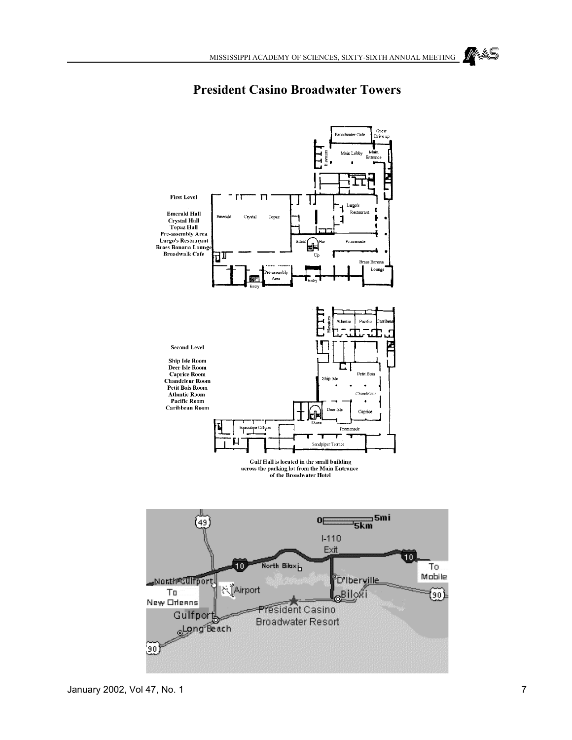# President Casino Broadwater Towers

**First Level**

**Emerald Hall**
**Crystal Hall**
**Topaz Hall**
**Pre-assembly Area**
**Largo's Restaurant**
**Brass Banana Lounge**
**Broadwalk Cafe**

**Second Level**

**Ship Isle Room**
**Deer Isle Room**
**Caprice Room**
**Chandeleur Room**
**Petit Bois Room**
**Atlantic Room**
**Pacific Room**
**Caribbean Room**

**Gulf Hall is located in the small building across the parking lot from the Main Entrance of the Broadwater Hotel**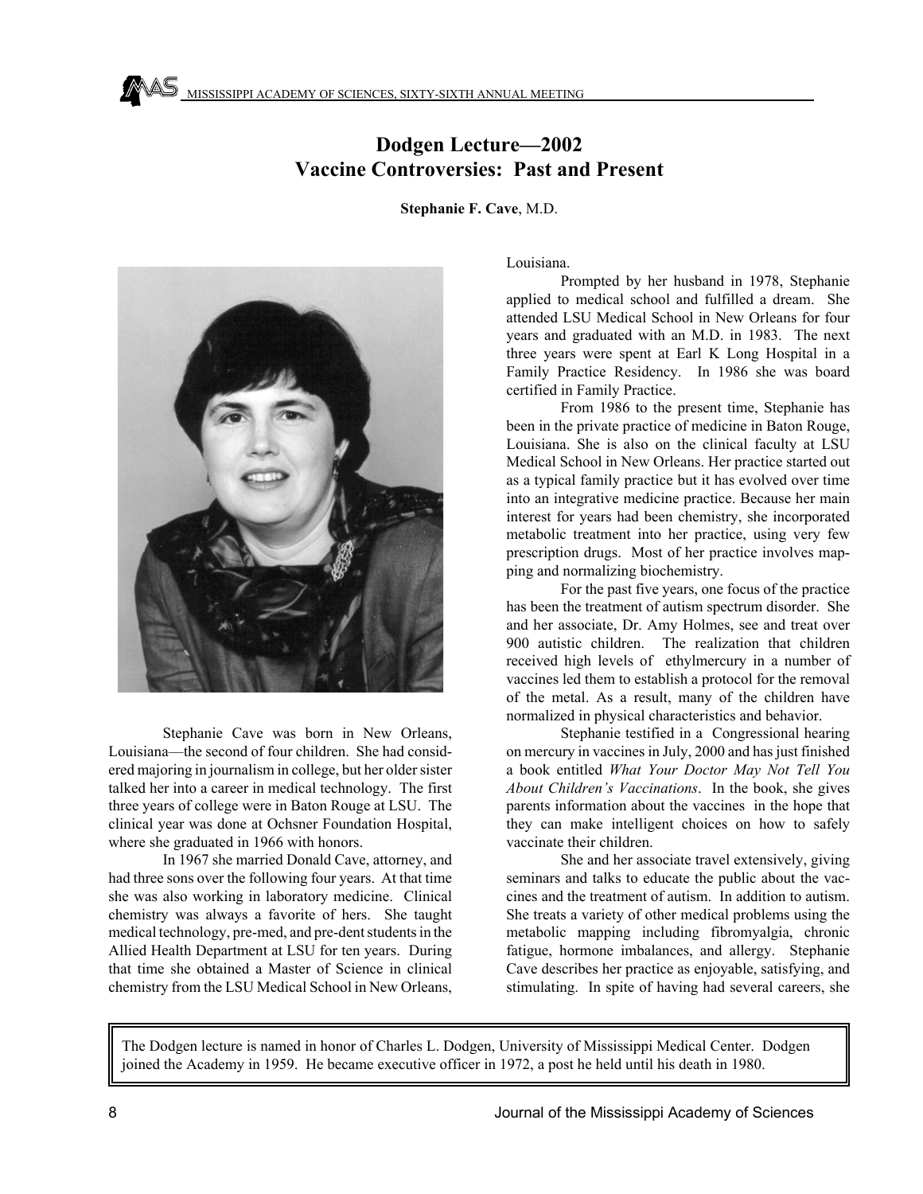# Dodgen Lecture—2002
# Vaccine Controversies: Past and Present

**Stephanie F. Cave**, M.D.

Stephanie Cave was born in New Orleans, Louisiana—the second of four children. She had considered majoring in journalism in college, but her older sister talked her into a career in medical technology. The first three years of college were in Baton Rouge at LSU. The clinical year was done at Ochsner Foundation Hospital, where she graduated in 1966 with honors.

In 1967 she married Donald Cave, attorney, and had three sons over the following four years. At that time she was also working in laboratory medicine. Clinical chemistry was always a favorite of hers. She taught medical technology, pre-med, and pre-dent students in the Allied Health Department at LSU for ten years. During that time she obtained a Master of Science in clinical chemistry from the LSU Medical School in New Orleans, Louisiana.

Prompted by her husband in 1978, Stephanie applied to medical school and fulfilled a dream. She attended LSU Medical School in New Orleans for four years and graduated with an M.D. in 1983. The next three years were spent at Earl K Long Hospital in a Family Practice Residency. In 1986 she was board certified in Family Practice.

From 1986 to the present time, Stephanie has been in the private practice of medicine in Baton Rouge, Louisiana. She is also on the clinical faculty at LSU Medical School in New Orleans. Her practice started out as a typical family practice but it has evolved over time into an integrative medicine practice. Because her main interest for years had been chemistry, she incorporated metabolic treatment into her practice, using very few prescription drugs. Most of her practice involves mapping and normalizing biochemistry.

For the past five years, one focus of the practice has been the treatment of autism spectrum disorder. She and her associate, Dr. Amy Holmes, see and treat over 900 autistic children. The realization that children received high levels of ethylmercury in a number of vaccines led them to establish a protocol for the removal of the metal. As a result, many of the children have normalized in physical characteristics and behavior.

Stephanie testified in a Congressional hearing on mercury in vaccines in July, 2000 and has just finished a book entitled *What Your Doctor May Not Tell You About Children's Vaccinations*. In the book, she gives parents information about the vaccines in the hope that they can make intelligent choices on how to safely vaccinate their children.

She and her associate travel extensively, giving seminars and talks to educate the public about the vaccines and the treatment of autism. In addition to autism. She treats a variety of other medical problems using the metabolic mapping including fibromyalgia, chronic fatigue, hormone imbalances, and allergy. Stephanie Cave describes her practice as enjoyable, satisfying, and stimulating. In spite of having had several careers, she

The Dodgen lecture is named in honor of Charles L. Dodgen, University of Mississippi Medical Center. Dodgen joined the Academy in 1959. He became executive officer in 1972, a post he held until his death in 1980.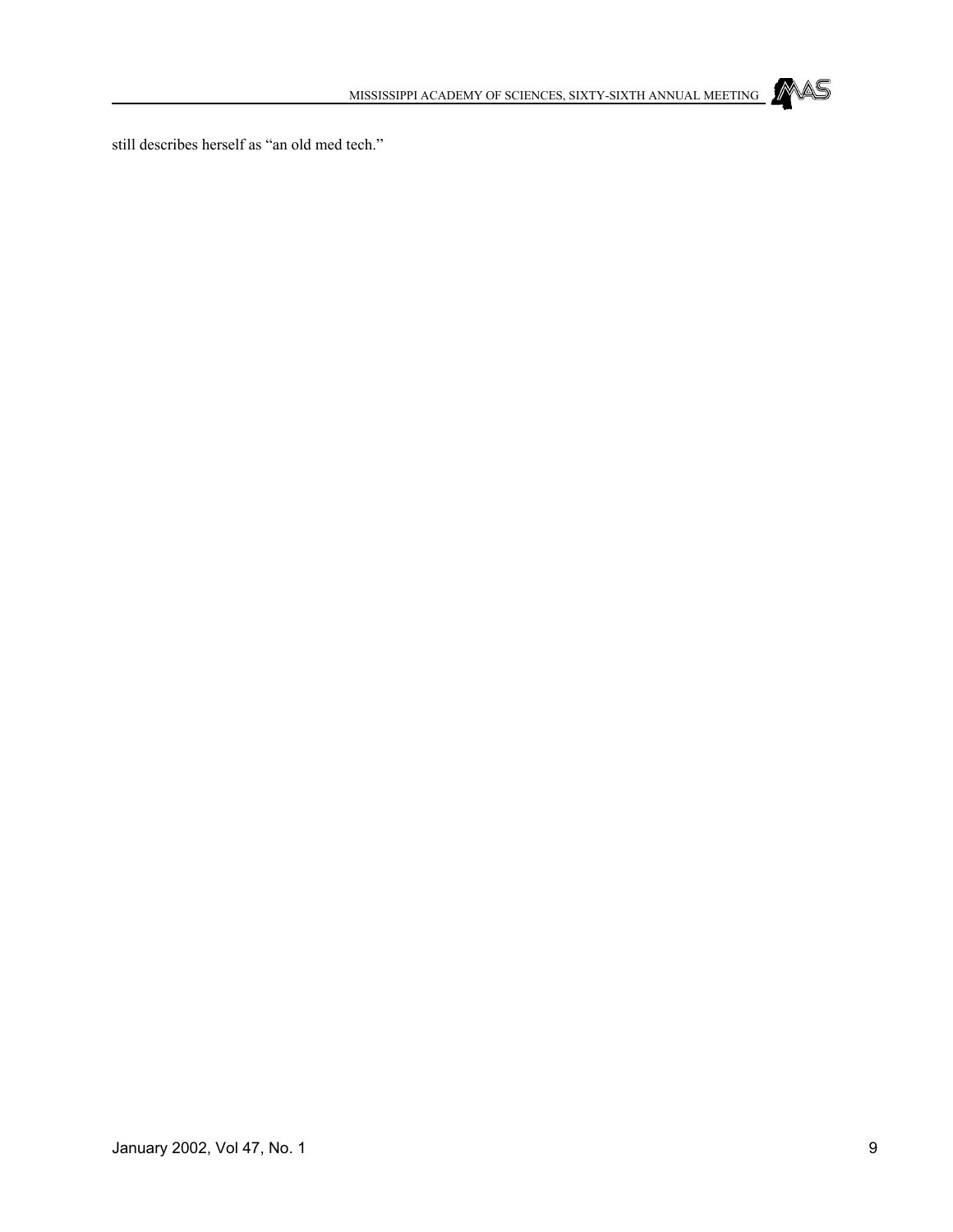still describes herself as “an old med tech.”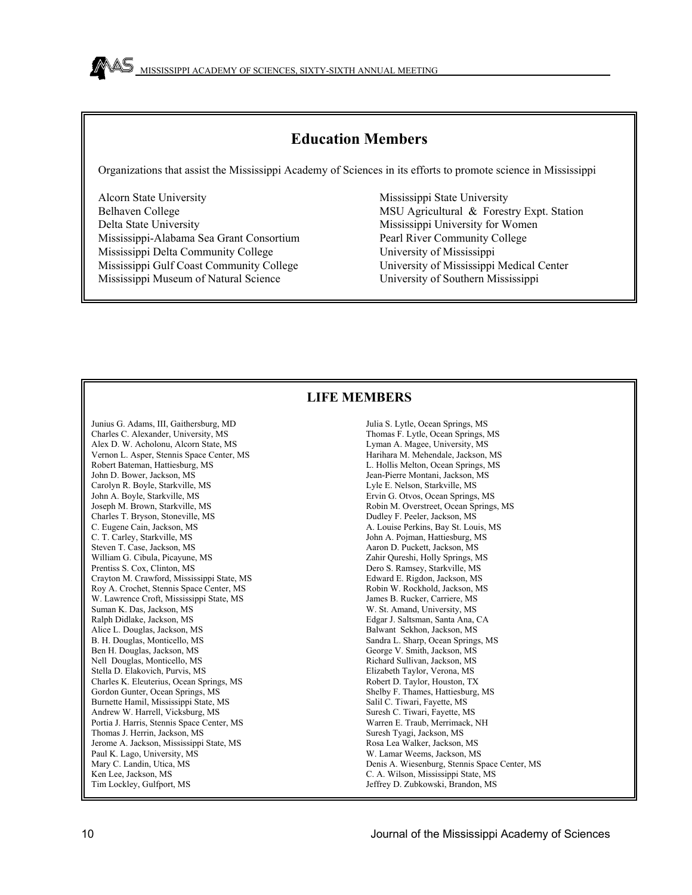## Education Members

Organizations that assist the Mississippi Academy of Sciences in its efforts to promote science in Mississippi

- Alcorn State University
- Belhaven College
- Delta State University
- Mississippi-Alabama Sea Grant Consortium
- Mississippi Delta Community College
- Mississippi Gulf Coast Community College
- Mississippi Museum of Natural Science
- Mississippi State University
- MSU Agricultural & Forestry Expt. Station
- Mississippi University for Women
- Pearl River Community College
- University of Mississippi
- University of Mississippi Medical Center
- University of Southern Mississippi

## LIFE MEMBERS

Junius G. Adams, III, Gaithersburg, MD
Charles C. Alexander, University, MS
Alex D. W. Acholonu, Alcorn State, MS
Vernon L. Asper, Stennis Space Center, MS
Robert Bateman, Hattiesburg, MS
John D. Bower, Jackson, MS
Carolyn R. Boyle, Starkville, MS
John A. Boyle, Starkville, MS
Joseph M. Brown, Starkville, MS
Charles T. Bryson, Stoneville, MS
C. Eugene Cain, Jackson, MS
C. T. Carley, Starkville, MS
Steven T. Case, Jackson, MS
William G. Cibula, Picayune, MS
Prentiss S. Cox, Clinton, MS
Crayton M. Crawford, Mississippi State, MS
Roy A. Crochet, Stennis Space Center, MS
W. Lawrence Croft, Mississippi State, MS
Suman K. Das, Jackson, MS
Ralph Didlake, Jackson, MS
Alice L. Douglas, Jackson, MS
B. H. Douglas, Monticello, MS
Ben H. Douglas, Jackson, MS
Nell Douglas, Monticello, MS
Stella D. Elakovich, Purvis, MS
Charles K. Eleuterius, Ocean Springs, MS
Gordon Gunter, Ocean Springs, MS
Burnette Hamil, Mississippi State, MS
Andrew W. Harrell, Vicksburg, MS
Portia J. Harris, Stennis Space Center, MS
Thomas J. Herrin, Jackson, MS
Jerome A. Jackson, Mississippi State, MS
Paul K. Lago, University, MS
Mary C. Landin, Utica, MS
Ken Lee, Jackson, MS
Tim Lockley, Gulfport, MS
Julia S. Lytle, Ocean Springs, MS
Thomas F. Lytle, Ocean Springs, MS
Lyman A. Magee, University, MS
Harihara M. Mehendale, Jackson, MS
L. Hollis Melton, Ocean Springs, MS
Jean-Pierre Montani, Jackson, MS
Lyle E. Nelson, Starkville, MS
Ervin G. Otvos, Ocean Springs, MS
Robin M. Overstreet, Ocean Springs, MS
Dudley F. Peeler, Jackson, MS
A. Louise Perkins, Bay St. Louis, MS
John A. Pojman, Hattiesburg, MS
Aaron D. Puckett, Jackson, MS
Zahir Qureshi, Holly Springs, MS
Dero S. Ramsey, Starkville, MS
Edward E. Rigdon, Jackson, MS
Robin W. Rockhold, Jackson, MS
James B. Rucker, Carriere, MS
W. St. Amand, University, MS
Edgar J. Saltsman, Santa Ana, CA
Balwant Sekhon, Jackson, MS
Sandra L. Sharp, Ocean Springs, MS
George V. Smith, Jackson, MS
Richard Sullivan, Jackson, MS
Elizabeth Taylor, Verona, MS
Robert D. Taylor, Houston, TX
Shelby F. Thames, Hattiesburg, MS
Salil C. Tiwari, Fayette, MS
Suresh C. Tiwari, Fayette, MS
Warren E. Traub, Merrimack, NH
Suresh Tyagi, Jackson, MS
Rosa Lea Walker, Jackson, MS
W. Lamar Weems, Jackson, MS
Denis A. Wiesenburg, Stennis Space Center, MS
C. A. Wilson, Mississippi State, MS
Jeffrey D. Zubkowski, Brandon, MS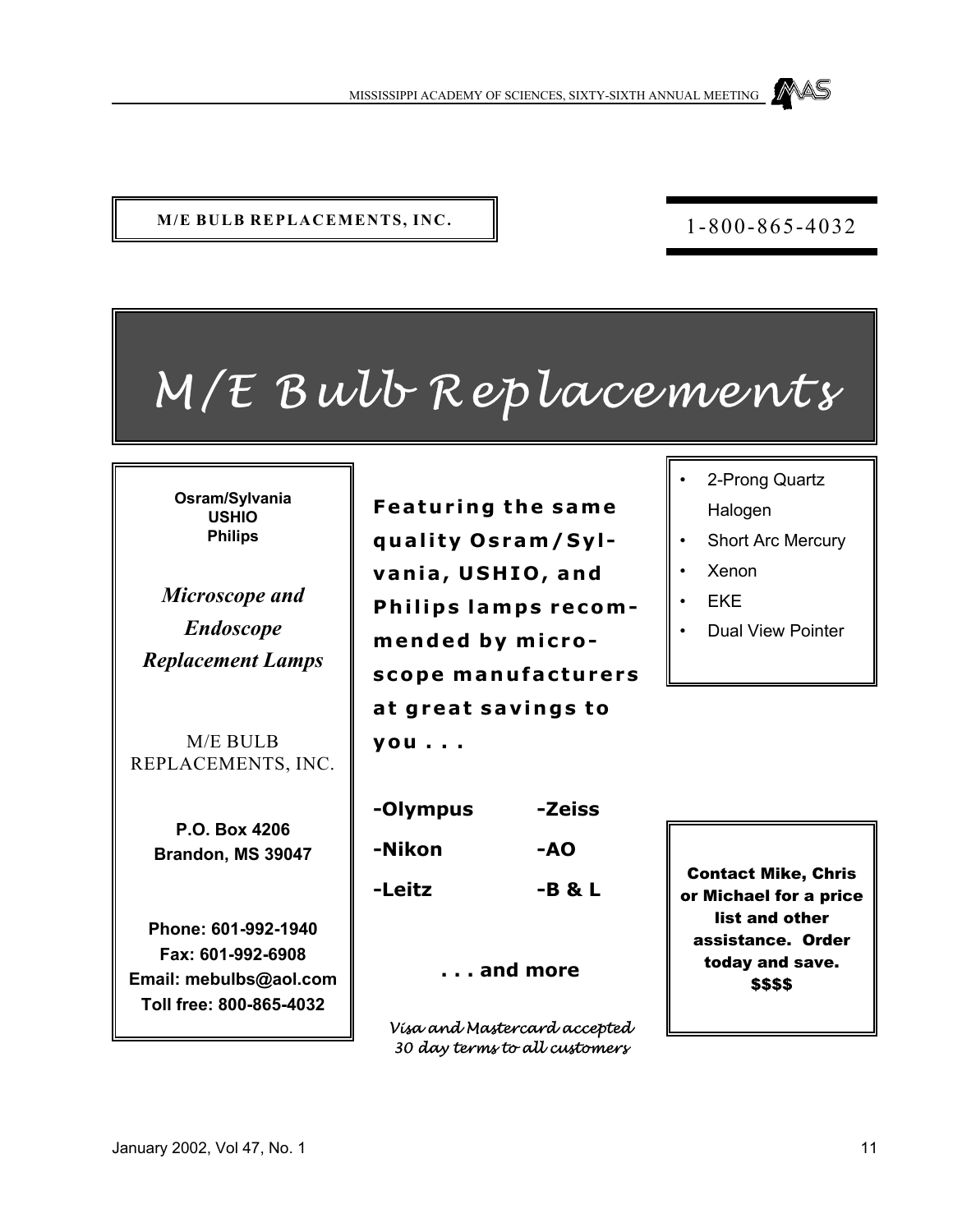**M/E BULB REPLACEMENTS, INC.**

1-800-865-4032

# *M/E Bulb Replacements*

**Osram/Sylvania**
**USHIO**
**Philips**

***Microscope and Endoscope Replacement Lamps***

M/E BULB REPLACEMENTS, INC.

**P.O. Box 4206**
**Brandon, MS 39047**

**Phone: 601-992-1940**
**Fax: 601-992-6908**
**Email: mebulbs@aol.com**
**Toll free: 800-865-4032**

**Featuring the same quality Osram/Sylvania, USHIO, and Philips lamps recommended by microscope manufacturers at great savings to you . . .**

| | |
|---|---|
| **-Olympus** | **-Zeiss** |
| **-Nikon** | **-AO** |
| **-Leitz** | **-B & L** |

**. . . and more**

*Visa and Mastercard accepted*
*30 day terms to all customers*

- 2-Prong Quartz Halogen
- Short Arc Mercury
- Xenon
- EKE
- Dual View Pointer

**Contact Mike, Chris or Michael for a price list and other assistance. Order today and save. $$$$**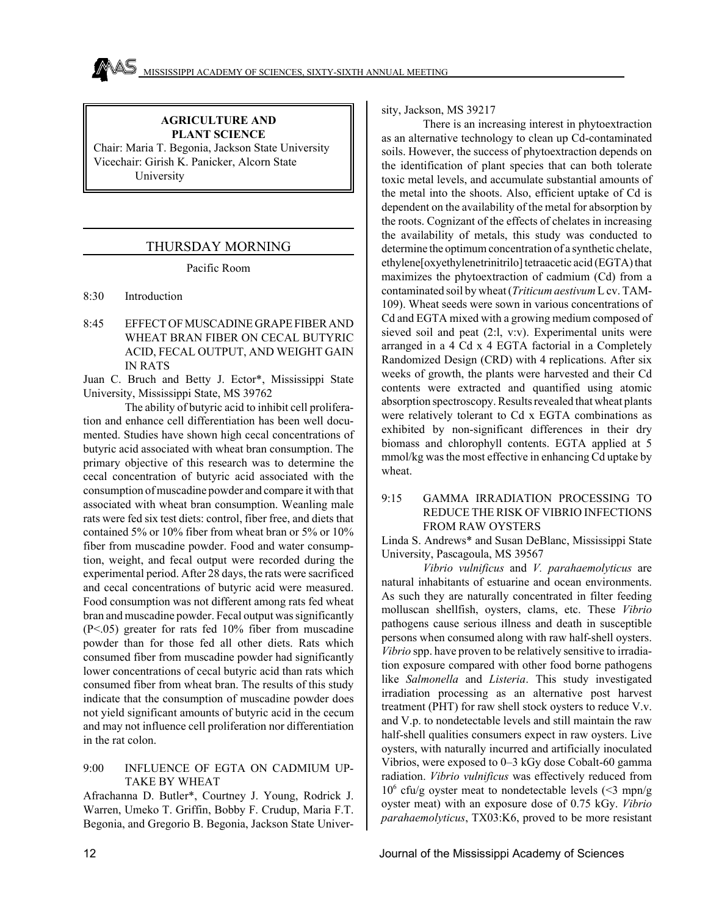## AGRICULTURE AND PLANT SCIENCE

Chair: Maria T. Begonia, Jackson State University
Vicechair: Girish K. Panicker, Alcorn State University

### THURSDAY MORNING

Pacific Room

8:30 Introduction

8:45 **EFFECT OF MUSCADINE GRAPE FIBER AND WHEAT BRAN FIBER ON CECAL BUTYRIC ACID, FECAL OUTPUT, AND WEIGHT GAIN IN RATS**

Juan C. Bruch and Betty J. Ector*, Mississippi State University, Mississippi State, MS 39762

The ability of butyric acid to inhibit cell proliferation and enhance cell differentiation has been well documented. Studies have shown high cecal concentrations of butyric acid associated with wheat bran consumption. The primary objective of this research was to determine the cecal concentration of butyric acid associated with the consumption of muscadine powder and compare it with that associated with wheat bran consumption. Weanling male rats were fed six test diets: control, fiber free, and diets that contained 5% or 10% fiber from wheat bran or 5% or 10% fiber from muscadine powder. Food and water consumption, weight, and fecal output were recorded during the experimental period. After 28 days, the rats were sacrificed and cecal concentrations of butyric acid were measured. Food consumption was not different among rats fed wheat bran and muscadine powder. Fecal output was significantly ($P<.05$) greater for rats fed 10% fiber from muscadine powder than for those fed all other diets. Rats which consumed fiber from muscadine powder had significantly lower concentrations of cecal butyric acid than rats which consumed fiber from wheat bran. The results of this study indicate that the consumption of muscadine powder does not yield significant amounts of butyric acid in the cecum and may not influence cell proliferation nor differentiation in the rat colon.

9:00 **INFLUENCE OF EGTA ON CADMIUM UPTAKE BY WHEAT**

Afrachanna D. Butler*, Courtney J. Young, Rodrick J. Warren, Umeko T. Griffin, Bobby F. Crudup, Maria F.T. Begonia, and Gregorio B. Begonia, Jackson State University, Jackson, MS 39217

There is an increasing interest in phytoextraction as an alternative technology to clean up Cd-contaminated soils. However, the success of phytoextraction depends on the identification of plant species that can both tolerate toxic metal levels, and accumulate substantial amounts of the metal into the shoots. Also, efficient uptake of Cd is dependent on the availability of the metal for absorption by the roots. Cognizant of the effects of chelates in increasing the availability of metals, this study was conducted to determine the optimum concentration of a synthetic chelate, ethylene[oxyethylenetrinitrilo] tetraacetic acid (EGTA) that maximizes the phytoextraction of cadmium (Cd) from a contaminated soil by wheat (*Triticum aestivum* L cv. TAM-109). Wheat seeds were sown in various concentrations of Cd and EGTA mixed with a growing medium composed of sieved soil and peat (2:l, v:v). Experimental units were arranged in a 4 Cd x 4 EGTA factorial in a Completely Randomized Design (CRD) with 4 replications. After six weeks of growth, the plants were harvested and their Cd contents were extracted and quantified using atomic absorption spectroscopy. Results revealed that wheat plants were relatively tolerant to Cd x EGTA combinations as exhibited by non-significant differences in their dry biomass and chlorophyll contents. EGTA applied at 5 mmol/kg was the most effective in enhancing Cd uptake by wheat.

9:15 **GAMMA IRRADIATION PROCESSING TO REDUCE THE RISK OF VIBRIO INFECTIONS FROM RAW OYSTERS**

Linda S. Andrews* and Susan DeBlanc, Mississippi State University, Pascagoula, MS 39567

*Vibrio vulnificus* and *V. parahaemolyticus* are natural inhabitants of estuarine and ocean environments. As such they are naturally concentrated in filter feeding molluscan shellfish, oysters, clams, etc. These *Vibrio* pathogens cause serious illness and death in susceptible persons when consumed along with raw half-shell oysters. *Vibrio* spp. have proven to be relatively sensitive to irradiation exposure compared with other food borne pathogens like *Salmonella* and *Listeria*. This study investigated irradiation processing as an alternative post harvest treatment (PHT) for raw shell stock oysters to reduce V.v. and V.p. to nondetectable levels and still maintain the raw half-shell qualities consumers expect in raw oysters. Live oysters, with naturally incurred and artificially inoculated Vibrios, were exposed to 0–3 kGy dose Cobalt-60 gamma radiation. *Vibrio vulnificus* was effectively reduced from $10^6$ cfu/g oyster meat to nondetectable levels ($<3$ mpn/g oyster meat) with an exposure dose of 0.75 kGy. *Vibrio parahaemolyticus*, TX03:K6, proved to be more resistant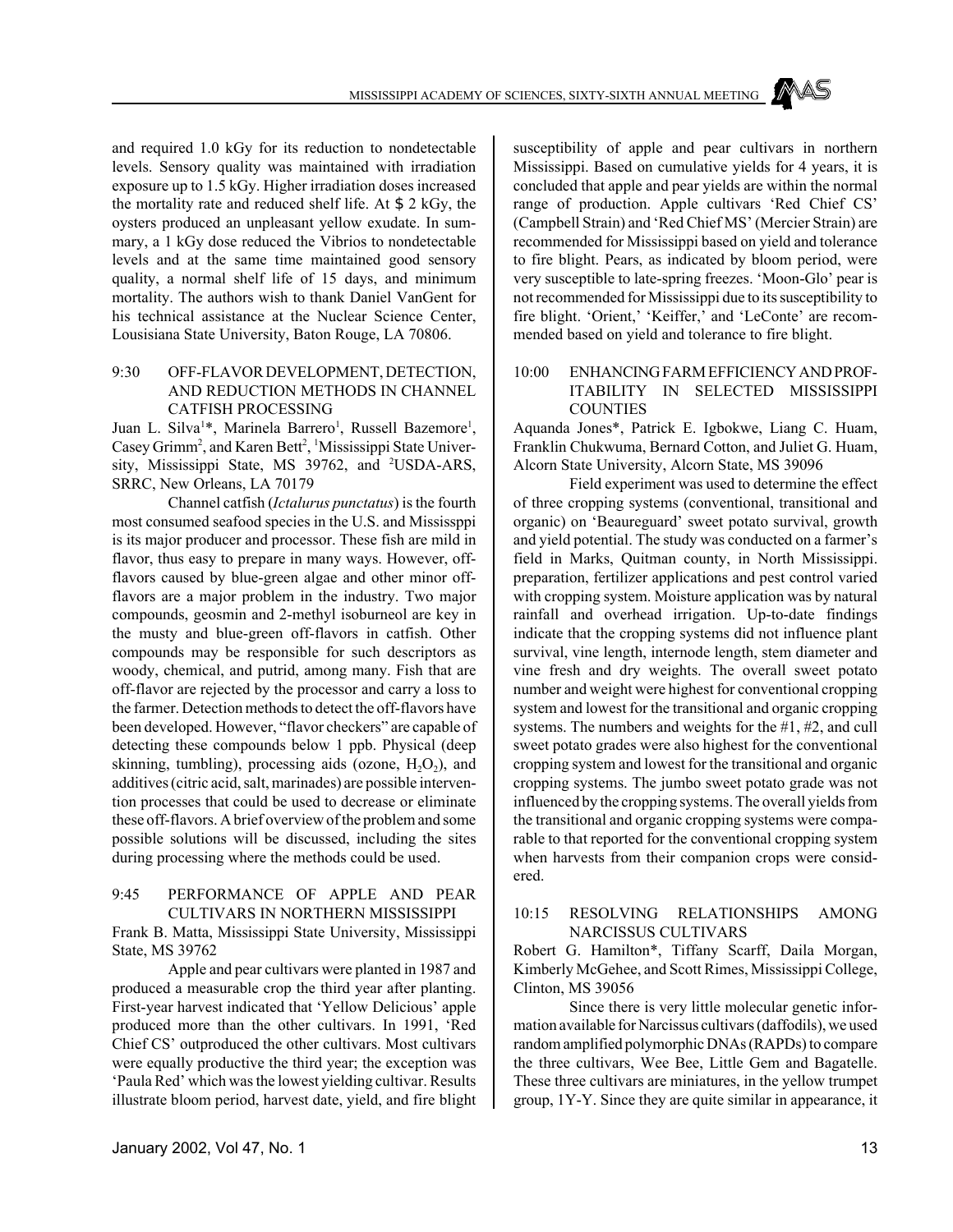and required 1.0 kGy for its reduction to nondetectable levels. Sensory quality was maintained with irradiation exposure up to 1.5 kGy. Higher irradiation doses increased the mortality rate and reduced shelf life. At $\geq$ 2 kGy, the oysters produced an unpleasant yellow exudate. In summary, a 1 kGy dose reduced the Vibrios to nondetectable levels and at the same time maintained good sensory quality, a normal shelf life of 15 days, and minimum mortality. The authors wish to thank Daniel VanGent for his technical assistance at the Nuclear Science Center, Lousisiana State University, Baton Rouge, LA 70806.

### 9:30 OFF-FLAVOR DEVELOPMENT, DETECTION, AND REDUCTION METHODS IN CHANNEL CATFISH PROCESSING

Juan L. Silva[1]*, Marinela Barrero[1], Russell Bazemore[1], Casey Grimm[2], and Karen Bett[2], [1]Mississippi State University, Mississippi State, MS 39762, and [2]USDA-ARS, SRRC, New Orleans, LA 70179

Channel catfish (*Ictalurus punctatus*) is the fourth most consumed seafood species in the U.S. and Mississppi is its major producer and processor. These fish are mild in flavor, thus easy to prepare in many ways. However, off-flavors caused by blue-green algae and other minor off-flavors are a major problem in the industry. Two major compounds, geosmin and 2-methyl isoburneol are key in the musty and blue-green off-flavors in catfish. Other compounds may be responsible for such descriptors as woody, chemical, and putrid, among many. Fish that are off-flavor are rejected by the processor and carry a loss to the farmer. Detection methods to detect the off-flavors have been developed. However, "flavor checkers" are capable of detecting these compounds below 1 ppb. Physical (deep skinning, tumbling), processing aids (ozone, $H_2O_2$), and additives (citric acid, salt, marinades) are possible intervention processes that could be used to decrease or eliminate these off-flavors. A brief overview of the problem and some possible solutions will be discussed, including the sites during processing where the methods could be used.

### 9:45 PERFORMANCE OF APPLE AND PEAR CULTIVARS IN NORTHERN MISSISSIPPI

Frank B. Matta, Mississippi State University, Mississippi State, MS 39762

Apple and pear cultivars were planted in 1987 and produced a measurable crop the third year after planting. First-year harvest indicated that 'Yellow Delicious' apple produced more than the other cultivars. In 1991, 'Red Chief CS' outproduced the other cultivars. Most cultivars were equally productive the third year; the exception was 'Paula Red' which was the lowest yielding cultivar. Results illustrate bloom period, harvest date, yield, and fire blight susceptibility of apple and pear cultivars in northern Mississippi. Based on cumulative yields for 4 years, it is concluded that apple and pear yields are within the normal range of production. Apple cultivars 'Red Chief CS' (Campbell Strain) and 'Red Chief MS' (Mercier Strain) are recommended for Mississippi based on yield and tolerance to fire blight. Pears, as indicated by bloom period, were very susceptible to late-spring freezes. 'Moon-Glo' pear is not recommended for Mississippi due to its susceptibility to fire blight. 'Orient,' 'Keiffer,' and 'LeConte' are recommended based on yield and tolerance to fire blight.

### 10:00 ENHANCING FARM EFFICIENCY AND PROFITABILITY IN SELECTED MISSISSIPPI COUNTIES

Aquanda Jones*, Patrick E. Igbokwe, Liang C. Huam, Franklin Chukwuma, Bernard Cotton, and Juliet G. Huam, Alcorn State University, Alcorn State, MS 39096

Field experiment was used to determine the effect of three cropping systems (conventional, transitional and organic) on 'Beaureguard' sweet potato survival, growth and yield potential. The study was conducted on a farmer's field in Marks, Quitman county, in North Mississippi. preparation, fertilizer applications and pest control varied with cropping system. Moisture application was by natural rainfall and overhead irrigation. Up-to-date findings indicate that the cropping systems did not influence plant survival, vine length, internode length, stem diameter and vine fresh and dry weights. The overall sweet potato number and weight were highest for conventional cropping system and lowest for the transitional and organic cropping systems. The numbers and weights for the #1, #2, and cull sweet potato grades were also highest for the conventional cropping system and lowest for the transitional and organic cropping systems. The jumbo sweet potato grade was not influenced by the cropping systems. The overall yields from the transitional and organic cropping systems were comparable to that reported for the conventional cropping system when harvests from their companion crops were considered.

### 10:15 RESOLVING RELATIONSHIPS AMONG NARCISSUS CULTIVARS

Robert G. Hamilton*, Tiffany Scarff, Daila Morgan, Kimberly McGehee, and Scott Rimes, Mississippi College, Clinton, MS 39056

Since there is very little molecular genetic information available for Narcissus cultivars (daffodils), we used random amplified polymorphic DNAs (RAPDs) to compare the three cultivars, Wee Bee, Little Gem and Bagatelle. These three cultivars are miniatures, in the yellow trumpet group, 1Y-Y. Since they are quite similar in appearance, it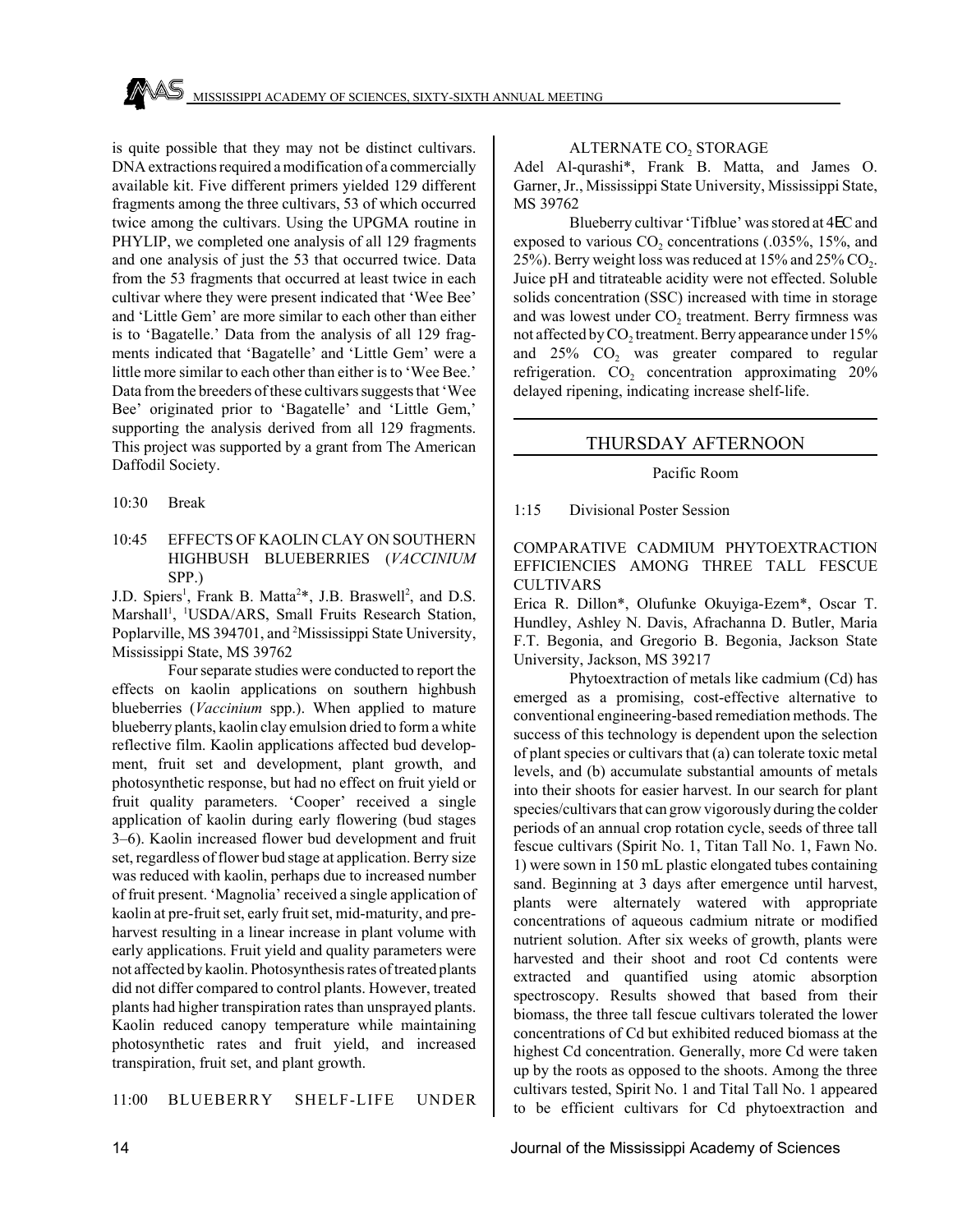is quite possible that they may not be distinct cultivars. DNA extractions required a modification of a commercially available kit. Five different primers yielded 129 different fragments among the three cultivars, 53 of which occurred twice among the cultivars. Using the UPGMA routine in PHYLIP, we completed one analysis of all 129 fragments and one analysis of just the 53 that occurred twice. Data from the 53 fragments that occurred at least twice in each cultivar where they were present indicated that 'Wee Bee' and 'Little Gem' are more similar to each other than either is to 'Bagatelle.' Data from the analysis of all 129 fragments indicated that 'Bagatelle' and 'Little Gem' were a little more similar to each other than either is to 'Wee Bee.' Data from the breeders of these cultivars suggests that 'Wee Bee' originated prior to 'Bagatelle' and 'Little Gem,' supporting the analysis derived from all 129 fragments. This project was supported by a grant from The American Daffodil Society.

10:30 Break

10:45 EFFECTS OF KAOLIN CLAY ON SOUTHERN HIGHBUSH BLUEBERRIES (*VACCINIUM* SPP.)

J.D. Spiers[1], Frank B. Matta[2]*, J.B. Braswell[2], and D.S. Marshall[1], [1]USDA/ARS, Small Fruits Research Station, Poplarville, MS 394701, and [2]Mississippi State University, Mississippi State, MS 39762

Four separate studies were conducted to report the effects on kaolin applications on southern highbush blueberries (*Vaccinium* spp.). When applied to mature blueberry plants, kaolin clay emulsion dried to form a white reflective film. Kaolin applications affected bud development, fruit set and development, plant growth, and photosynthetic response, but had no effect on fruit yield or fruit quality parameters. 'Cooper' received a single application of kaolin during early flowering (bud stages 3–6). Kaolin increased flower bud development and fruit set, regardless of flower bud stage at application. Berry size was reduced with kaolin, perhaps due to increased number of fruit present. 'Magnolia' received a single application of kaolin at pre-fruit set, early fruit set, mid-maturity, and pre-harvest resulting in a linear increase in plant volume with early applications. Fruit yield and quality parameters were not affected by kaolin. Photosynthesis rates of treated plants did not differ compared to control plants. However, treated plants had higher transpiration rates than unsprayed plants. Kaolin reduced canopy temperature while maintaining photosynthetic rates and fruit yield, and increased transpiration, fruit set, and plant growth.

11:00 BLUEBERRY SHELF-LIFE UNDER ALTERNATE $CO_2$ STORAGE

Adel Al-qurashi*, Frank B. Matta, and James O. Garner, Jr., Mississippi State University, Mississippi State, MS 39762

Blueberry cultivar 'Tifblue' was stored at 4EC and exposed to various $CO_2$ concentrations (.035%, 15%, and 25%). Berry weight loss was reduced at 15% and 25% $CO_2$. Juice pH and titrateable acidity were not effected. Soluble solids concentration (SSC) increased with time in storage and was lowest under $CO_2$ treatment. Berry firmness was not affected by $CO_2$ treatment. Berry appearance under 15% and 25% $CO_2$ was greater compared to regular refrigeration. $CO_2$ concentration approximating 20% delayed ripening, indicating increase shelf-life.

## THURSDAY AFTERNOON

Pacific Room

1:15 Divisional Poster Session

COMPARATIVE CADMIUM PHYTOEXTRACTION EFFICIENCIES AMONG THREE TALL FESCUE CULTIVARS

Erica R. Dillon*, Olufunke Okuyiga-Ezem*, Oscar T. Hundley, Ashley N. Davis, Afrachanna D. Butler, Maria F.T. Begonia, and Gregorio B. Begonia, Jackson State University, Jackson, MS 39217

Phytoextraction of metals like cadmium (Cd) has emerged as a promising, cost-effective alternative to conventional engineering-based remediation methods. The success of this technology is dependent upon the selection of plant species or cultivars that (a) can tolerate toxic metal levels, and (b) accumulate substantial amounts of metals into their shoots for easier harvest. In our search for plant species/cultivars that can grow vigorously during the colder periods of an annual crop rotation cycle, seeds of three tall fescue cultivars (Spirit No. 1, Titan Tall No. 1, Fawn No. 1) were sown in 150 mL plastic elongated tubes containing sand. Beginning at 3 days after emergence until harvest, plants were alternately watered with appropriate concentrations of aqueous cadmium nitrate or modified nutrient solution. After six weeks of growth, plants were harvested and their shoot and root Cd contents were extracted and quantified using atomic absorption spectroscopy. Results showed that based from their biomass, the three tall fescue cultivars tolerated the lower concentrations of Cd but exhibited reduced biomass at the highest Cd concentration. Generally, more Cd were taken up by the roots as opposed to the shoots. Among the three cultivars tested, Spirit No. 1 and Tital Tall No. 1 appeared to be efficient cultivars for Cd phytoextraction and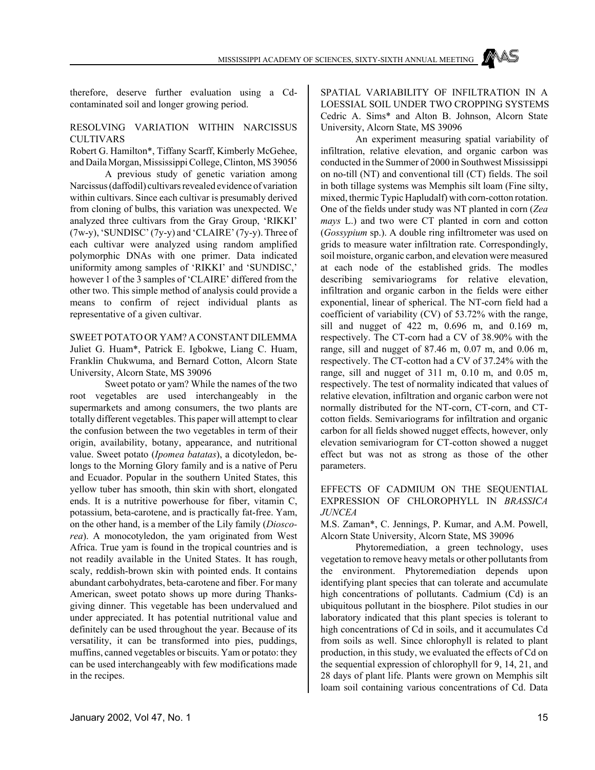therefore, deserve further evaluation using a Cd-contaminated soil and longer growing period.

### RESOLVING VARIATION WITHIN NARCISSUS CULTIVARS

Robert G. Hamilton*, Tiffany Scarff, Kimberly McGehee, and Daila Morgan, Mississippi College, Clinton, MS 39056

A previous study of genetic variation among Narcissus (daffodil) cultivars revealed evidence of variation within cultivars. Since each cultivar is presumably derived from cloning of bulbs, this variation was unexpected. We analyzed three cultivars from the Gray Group, 'RIKKI' (7w-y), 'SUNDISC' (7y-y) and 'CLAIRE' (7y-y). Three of each cultivar were analyzed using random amplified polymorphic DNAs with one primer. Data indicated uniformity among samples of 'RIKKI' and 'SUNDISC,' however 1 of the 3 samples of 'CLAIRE' differed from the other two. This simple method of analysis could provide a means to confirm of reject individual plants as representative of a given cultivar.

### SWEET POTATO OR YAM? A CONSTANT DILEMMA

Juliet G. Huam*, Patrick E. Igbokwe, Liang C. Huam, Franklin Chukwuma, and Bernard Cotton, Alcorn State University, Alcorn State, MS 39096

Sweet potato or yam? While the names of the two root vegetables are used interchangeably in the supermarkets and among consumers, the two plants are totally different vegetables. This paper will attempt to clear the confusion between the two vegetables in term of their origin, availability, botany, appearance, and nutritional value. Sweet potato (*Ipomea batatas*), a dicotyledon, belongs to the Morning Glory family and is a native of Peru and Ecuador. Popular in the southern United States, this yellow tuber has smooth, thin skin with short, elongated ends. It is a nutritive powerhouse for fiber, vitamin C, potassium, beta-carotene, and is practically fat-free. Yam, on the other hand, is a member of the Lily family (*Dioscorea*). A monocotyledon, the yam originated from West Africa. True yam is found in the tropical countries and is not readily available in the United States. It has rough, scaly, reddish-brown skin with pointed ends. It contains abundant carbohydrates, beta-carotene and fiber. For many American, sweet potato shows up more during Thanksgiving dinner. This vegetable has been undervalued and under appreciated. It has potential nutritional value and definitely can be used throughout the year. Because of its versatility, it can be transformed into pies, puddings, muffins, canned vegetables or biscuits. Yam or potato: they can be used interchangeably with few modifications made in the recipes.

### SPATIAL VARIABILITY OF INFILTRATION IN A LOESSIAL SOIL UNDER TWO CROPPING SYSTEMS

Cedric A. Sims* and Alton B. Johnson, Alcorn State University, Alcorn State, MS 39096

An experiment measuring spatial variability of infiltration, relative elevation, and organic carbon was conducted in the Summer of 2000 in Southwest Mississippi on no-till (NT) and conventional till (CT) fields. The soil in both tillage systems was Memphis silt loam (Fine silty, mixed, thermic Typic Hapludalf) with corn-cotton rotation. One of the fields under study was NT planted in corn (*Zea mays* L.) and two were CT planted in corn and cotton (*Gossypium* sp.). A double ring infiltrometer was used on grids to measure water infiltration rate. Correspondingly, soil moisture, organic carbon, and elevation were measured at each node of the established grids. The modles describing semivariograms for relative elevation, infiltration and organic carbon in the fields were either exponential, linear of spherical. The NT-corn field had a coefficient of variability (CV) of 53.72% with the range, sill and nugget of 422 m, 0.696 m, and 0.169 m, respectively. The CT-corn had a CV of 38.90% with the range, sill and nugget of 87.46 m, 0.07 m, and 0.06 m, respectively. The CT-cotton had a CV of 37.24% with the range, sill and nugget of 311 m, 0.10 m, and 0.05 m, respectively. The test of normality indicated that values of relative elevation, infiltration and organic carbon were not normally distributed for the NT-corn, CT-corn, and CT-cotton fields. Semivariograms for infiltration and organic carbon for all fields showed nugget effects, however, only elevation semivariogram for CT-cotton showed a nugget effect but was not as strong as those of the other parameters.

### EFFECTS OF CADMIUM ON THE SEQUENTIAL EXPRESSION OF CHLOROPHYLL IN *BRASSICA JUNCEA*

M.S. Zaman*, C. Jennings, P. Kumar, and A.M. Powell, Alcorn State University, Alcorn State, MS 39096

Phytoremediation, a green technology, uses vegetation to remove heavy metals or other pollutants from the environment. Phytoremediation depends upon identifying plant species that can tolerate and accumulate high concentrations of pollutants. Cadmium (Cd) is an ubiquitous pollutant in the biosphere. Pilot studies in our laboratory indicated that this plant species is tolerant to high concentrations of Cd in soils, and it accumulates Cd from soils as well. Since chlorophyll is related to plant production, in this study, we evaluated the effects of Cd on the sequential expression of chlorophyll for 9, 14, 21, and 28 days of plant life. Plants were grown on Memphis silt loam soil containing various concentrations of Cd. Data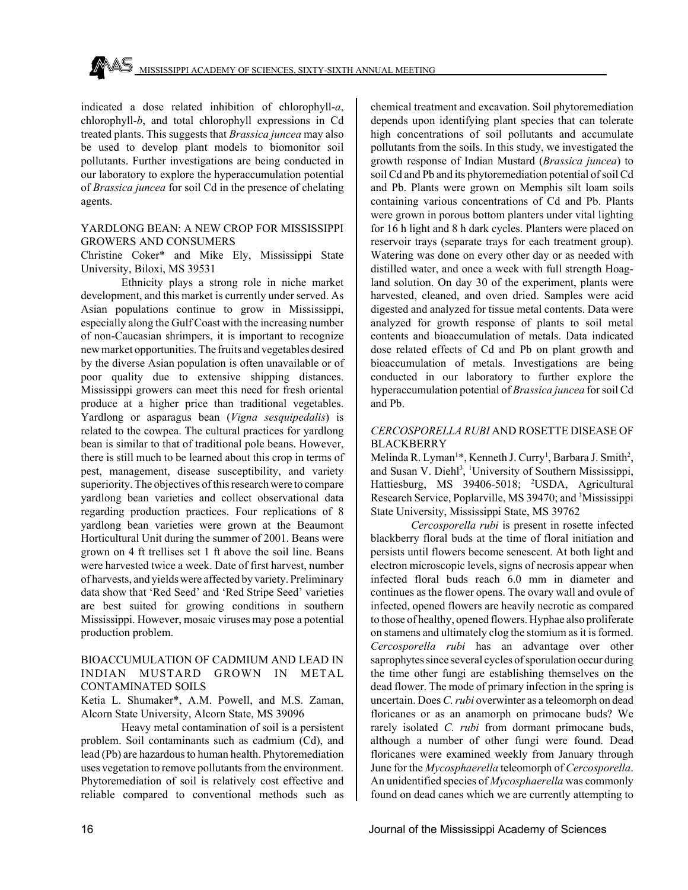indicated a dose related inhibition of chlorophyll-*a*, chlorophyll-*b*, and total chlorophyll expressions in Cd treated plants. This suggests that *Brassica juncea* may also be used to develop plant models to biomonitor soil pollutants. Further investigations are being conducted in our laboratory to explore the hyperaccumulation potential of *Brassica juncea* for soil Cd in the presence of chelating agents.

## YARDLONG BEAN: A NEW CROP FOR MISSISSIPPI GROWERS AND CONSUMERS

Christine Coker* and Mike Ely, Mississippi State University, Biloxi, MS 39531

Ethnicity plays a strong role in niche market development, and this market is currently under served. As Asian populations continue to grow in Mississippi, especially along the Gulf Coast with the increasing number of non-Caucasian shrimpers, it is important to recognize new market opportunities. The fruits and vegetables desired by the diverse Asian population is often unavailable or of poor quality due to extensive shipping distances. Mississippi growers can meet this need for fresh oriental produce at a higher price than traditional vegetables. Yardlong or asparagus bean (*Vigna sesquipedalis*) is related to the cowpea. The cultural practices for yardlong bean is similar to that of traditional pole beans. However, there is still much to be learned about this crop in terms of pest, management, disease susceptibility, and variety superiority. The objectives of this research were to compare yardlong bean varieties and collect observational data regarding production practices. Four replications of 8 yardlong bean varieties were grown at the Beaumont Horticultural Unit during the summer of 2001. Beans were grown on 4 ft trellises set 1 ft above the soil line. Beans were harvested twice a week. Date of first harvest, number of harvests, and yields were affected by variety. Preliminary data show that 'Red Seed' and 'Red Stripe Seed' varieties are best suited for growing conditions in southern Mississippi. However, mosaic viruses may pose a potential production problem.

## BIOACCUMULATION OF CADMIUM AND LEAD IN INDIAN MUSTARD GROWN IN METAL CONTAMINATED SOILS

Ketia L. Shumaker*, A.M. Powell, and M.S. Zaman, Alcorn State University, Alcorn State, MS 39096

Heavy metal contamination of soil is a persistent problem. Soil contaminants such as cadmium (Cd), and lead (Pb) are hazardous to human health. Phytoremediation uses vegetation to remove pollutants from the environment. Phytoremediation of soil is relatively cost effective and reliable compared to conventional methods such as chemical treatment and excavation. Soil phytoremediation depends upon identifying plant species that can tolerate high concentrations of soil pollutants and accumulate pollutants from the soils. In this study, we investigated the growth response of Indian Mustard (*Brassica juncea*) to soil Cd and Pb and its phytoremediation potential of soil Cd and Pb. Plants were grown on Memphis silt loam soils containing various concentrations of Cd and Pb. Plants were grown in porous bottom planters under vital lighting for 16 h light and 8 h dark cycles. Planters were placed on reservoir trays (separate trays for each treatment group). Watering was done on every other day or as needed with distilled water, and once a week with full strength Hoagland solution. On day 30 of the experiment, plants were harvested, cleaned, and oven dried. Samples were acid digested and analyzed for tissue metal contents. Data were analyzed for growth response of plants to soil metal contents and bioaccumulation of metals. Data indicated dose related effects of Cd and Pb on plant growth and bioaccumulation of metals. Investigations are being conducted in our laboratory to further explore the hyperaccumulation potential of *Brassica juncea* for soil Cd and Pb.

## *CERCOSPORELLA RUBI* AND ROSETTE DISEASE OF BLACKBERRY

Melinda R. Lyman[1]*, Kenneth J. Curry[1], Barbara J. Smith[2], and Susan V. Diehl[3], [1]University of Southern Mississippi, Hattiesburg, MS 39406-5018; [2]USDA, Agricultural Research Service, Poplarville, MS 39470; and [3]Mississippi State University, Mississippi State, MS 39762

*Cercosporella rubi* is present in rosette infected blackberry floral buds at the time of floral initiation and persists until flowers become senescent. At both light and electron microscopic levels, signs of necrosis appear when infected floral buds reach 6.0 mm in diameter and continues as the flower opens. The ovary wall and ovule of infected, opened flowers are heavily necrotic as compared to those of healthy, opened flowers. Hyphae also proliferate on stamens and ultimately clog the stomium as it is formed. *Cercosporella rubi* has an advantage over other saprophytes since several cycles of sporulation occur during the time other fungi are establishing themselves on the dead flower. The mode of primary infection in the spring is uncertain. Does *C. rubi* overwinter as a teleomorph on dead floricanes or as an anamorph on primocane buds? We rarely isolated *C. rubi* from dormant primocane buds, although a number of other fungi were found. Dead floricanes were examined weekly from January through June for the *Mycosphaerella* teleomorph of *Cercosporella*. An unidentified species of *Mycosphaerella* was commonly found on dead canes which we are currently attempting to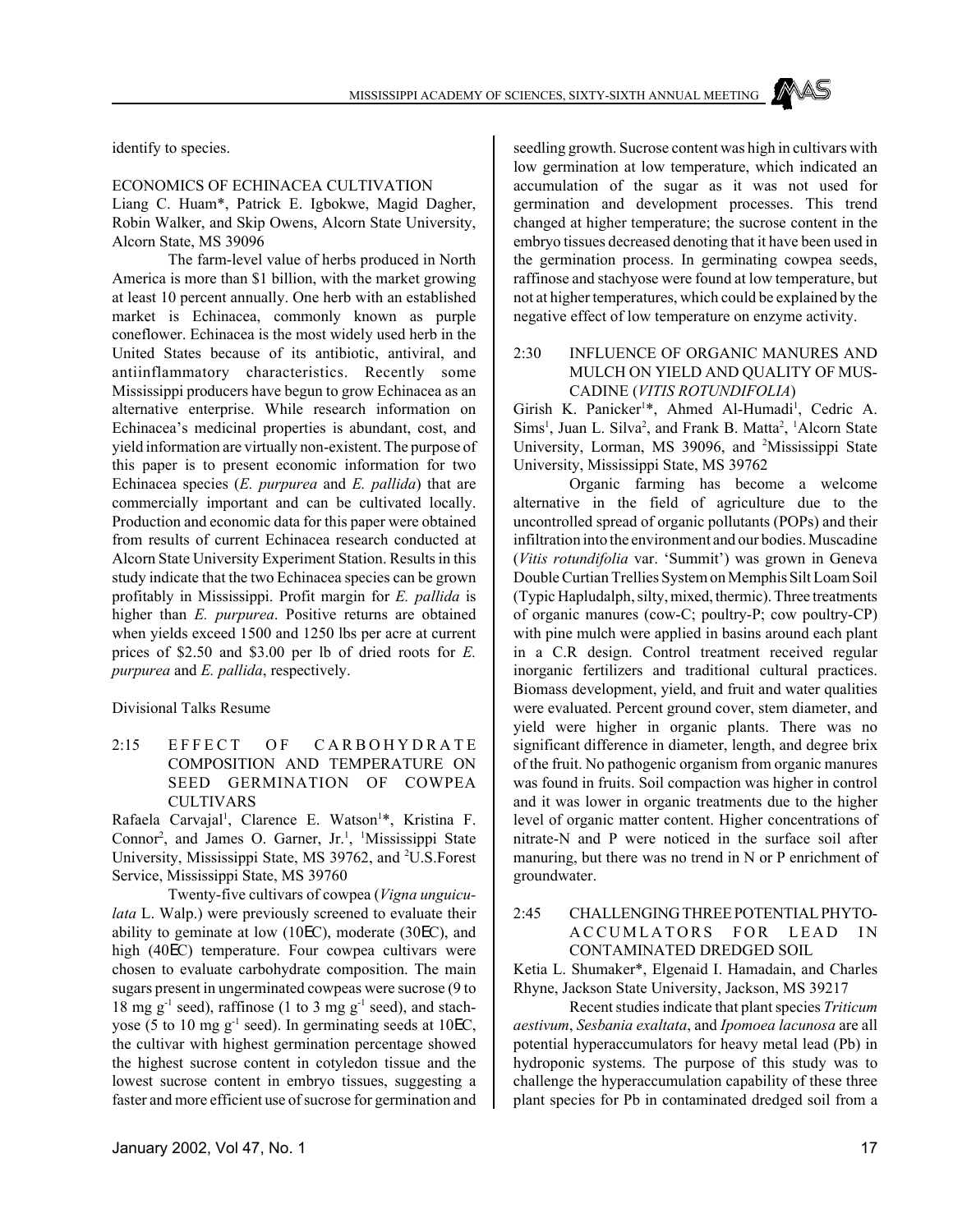identify to species.

ECONOMICS OF ECHINACEA CULTIVATION

Liang C. Huam*, Patrick E. Igbokwe, Magid Dagher, Robin Walker, and Skip Owens, Alcorn State University, Alcorn State, MS 39096

The farm-level value of herbs produced in North America is more than $1 billion, with the market growing at least 10 percent annually. One herb with an established market is Echinacea, commonly known as purple coneflower. Echinacea is the most widely used herb in the United States because of its antibiotic, antiviral, and antiinflammatory characteristics. Recently some Mississippi producers have begun to grow Echinacea as an alternative enterprise. While research information on Echinacea's medicinal properties is abundant, cost, and yield information are virtually non-existent. The purpose of this paper is to present economic information for two Echinacea species (*E. purpurea* and *E. pallida*) that are commercially important and can be cultivated locally. Production and economic data for this paper were obtained from results of current Echinacea research conducted at Alcorn State University Experiment Station. Results in this study indicate that the two Echinacea species can be grown profitably in Mississippi. Profit margin for *E. pallida* is higher than *E. purpurea*. Positive returns are obtained when yields exceed 1500 and 1250 lbs per acre at current prices of $2.50 and $3.00 per lb of dried roots for *E. purpurea* and *E. pallida*, respectively.

Divisional Talks Resume

2:15 EFFECT OF CARBOHYDRATE COMPOSITION AND TEMPERATURE ON SEED GERMINATION OF COWPEA CULTIVARS

Rafaela Carvajal[1], Clarence E. Watson[1]*, Kristina F. Connor[2], and James O. Garner, Jr.[1], [1]Mississippi State University, Mississippi State, MS 39762, and [2]U.S.Forest Service, Mississippi State, MS 39760

Twenty-five cultivars of cowpea (*Vigna unguiculata* L. Walp.) were previously screened to evaluate their ability to geminate at low (10EC), moderate (30EC), and high (40EC) temperature. Four cowpea cultivars were chosen to evaluate carbohydrate composition. The main sugars present in ungerminated cowpeas were sucrose (9 to 18 mg $g^{-1}$ seed), raffinose (1 to 3 mg $g^{-1}$ seed), and stachyose (5 to 10 mg $g^{-1}$ seed). In germinating seeds at 10EC, the cultivar with highest germination percentage showed the highest sucrose content in cotyledon tissue and the lowest sucrose content in embryo tissues, suggesting a faster and more efficient use of sucrose for germination and seedling growth. Sucrose content was high in cultivars with low germination at low temperature, which indicated an accumulation of the sugar as it was not used for germination and development processes. This trend changed at higher temperature; the sucrose content in the embryo tissues decreased denoting that it have been used in the germination process. In germinating cowpea seeds, raffinose and stachyose were found at low temperature, but not at higher temperatures, which could be explained by the negative effect of low temperature on enzyme activity.

2:30 INFLUENCE OF ORGANIC MANURES AND MULCH ON YIELD AND QUALITY OF MUSCADINE (*VITIS ROTUNDIFOLIA*)

Girish K. Panicker[1]*, Ahmed Al-Humadi[1], Cedric A. Sims[1], Juan L. Silva[2], and Frank B. Matta[2], [1]Alcorn State University, Lorman, MS 39096, and [2]Mississippi State University, Mississippi State, MS 39762

Organic farming has become a welcome alternative in the field of agriculture due to the uncontrolled spread of organic pollutants (POPs) and their infiltration into the environment and our bodies. Muscadine (*Vitis rotundifolia* var. 'Summit') was grown in Geneva Double Curtian Trellies System on Memphis Silt Loam Soil (Typic Hapludalph, silty, mixed, thermic). Three treatments of organic manures (cow-C; poultry-P; cow poultry-CP) with pine mulch were applied in basins around each plant in a C.R design. Control treatment received regular inorganic fertilizers and traditional cultural practices. Biomass development, yield, and fruit and water qualities were evaluated. Percent ground cover, stem diameter, and yield were higher in organic plants. There was no significant difference in diameter, length, and degree brix of the fruit. No pathogenic organism from organic manures was found in fruits. Soil compaction was higher in control and it was lower in organic treatments due to the higher level of organic matter content. Higher concentrations of nitrate-N and P were noticed in the surface soil after manuring, but there was no trend in N or P enrichment of groundwater.

2:45 CHALLENGING THREE POTENTIAL PHYTO-ACCUMLATORS FOR LEAD IN CONTAMINATED DREDGED SOIL

Ketia L. Shumaker*, Elgenaid I. Hamadain, and Charles Rhyne, Jackson State University, Jackson, MS 39217

Recent studies indicate that plant species *Triticum aestivum*, *Sesbania exaltata*, and *Ipomoea lacunosa* are all potential hyperaccumulators for heavy metal lead (Pb) in hydroponic systems. The purpose of this study was to challenge the hyperaccumulation capability of these three plant species for Pb in contaminated dredged soil from a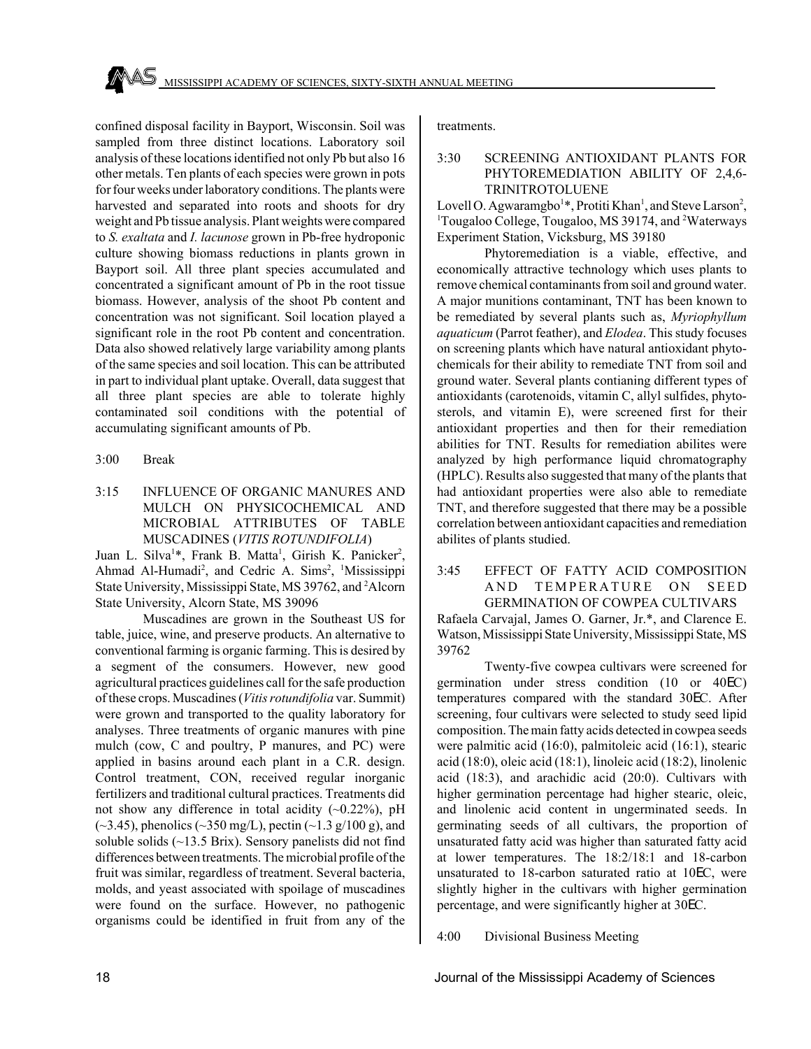confined disposal facility in Bayport, Wisconsin. Soil was sampled from three distinct locations. Laboratory soil analysis of these locations identified not only Pb but also 16 other metals. Ten plants of each species were grown in pots for four weeks under laboratory conditions. The plants were harvested and separated into roots and shoots for dry weight and Pb tissue analysis. Plant weights were compared to *S. exaltata* and *I. lacunose* grown in Pb-free hydroponic culture showing biomass reductions in plants grown in Bayport soil. All three plant species accumulated and concentrated a significant amount of Pb in the root tissue biomass. However, analysis of the shoot Pb content and concentration was not significant. Soil location played a significant role in the root Pb content and concentration. Data also showed relatively large variability among plants of the same species and soil location. This can be attributed in part to individual plant uptake. Overall, data suggest that all three plant species are able to tolerate highly contaminated soil conditions with the potential of accumulating significant amounts of Pb.

3:00 Break

3:15 INFLUENCE OF ORGANIC MANURES AND MULCH ON PHYSICOCHEMICAL AND MICROBIAL ATTRIBUTES OF TABLE MUSCADINES (*VITIS ROTUNDIFOLIA*)

Juan L. Silva[1]*, Frank B. Matta[1], Girish K. Panicker[2], Ahmad Al-Humadi[2], and Cedric A. Sims[2], [1]Mississippi State University, Mississippi State, MS 39762, and [2]Alcorn State University, Alcorn State, MS 39096

Muscadines are grown in the Southeast US for table, juice, wine, and preserve products. An alternative to conventional farming is organic farming. This is desired by a segment of the consumers. However, new good agricultural practices guidelines call for the safe production of these crops. Muscadines (*Vitis rotundifolia* var. Summit) were grown and transported to the quality laboratory for analyses. Three treatments of organic manures with pine mulch (cow, C and poultry, P manures, and PC) were applied in basins around each plant in a C.R. design. Control treatment, CON, received regular inorganic fertilizers and traditional cultural practices. Treatments did not show any difference in total acidity (~0.22%), pH (~3.45), phenolics (~350 mg/L), pectin (~1.3 g/100 g), and soluble solids (~13.5 Brix). Sensory panelists did not find differences between treatments. The microbial profile of the fruit was similar, regardless of treatment. Several bacteria, molds, and yeast associated with spoilage of muscadines were found on the surface. However, no pathogenic organisms could be identified in fruit from any of the treatments.

3:30 SCREENING ANTIOXIDANT PLANTS FOR PHYTOREMEDIATION ABILITY OF 2,4,6-TRINITROTOLUENE

Lovell O. Agwaramgbo[1]*, Protiti Khan[1], and Steve Larson[2], [1]Tougaloo College, Tougaloo, MS 39174, and [2]Waterways Experiment Station, Vicksburg, MS 39180

Phytoremediation is a viable, effective, and economically attractive technology which uses plants to remove chemical contaminants from soil and ground water. A major munitions contaminant, TNT has been known to be remediated by several plants such as, *Myriophyllum aquaticum* (Parrot feather), and *Elodea*. This study focuses on screening plants which have natural antioxidant phytochemicals for their ability to remediate TNT from soil and ground water. Several plants contianing different types of antioxidants (carotenoids, vitamin C, allyl sulfides, phytosterols, and vitamin E), were screened first for their antioxidant properties and then for their remediation abilities for TNT. Results for remediation abilites were analyzed by high performance liquid chromatography (HPLC). Results also suggested that many of the plants that had antioxidant properties were also able to remediate TNT, and therefore suggested that there may be a possible correlation between antioxidant capacities and remediation abilites of plants studied.

3:45 EFFECT OF FATTY ACID COMPOSITION AND TEMPERATURE ON SEED GERMINATION OF COWPEA CULTIVARS

Rafaela Carvajal, James O. Garner, Jr.*, and Clarence E. Watson, Mississippi State University, Mississippi State, MS 39762

Twenty-five cowpea cultivars were screened for germination under stress condition (10 or 40ЕC) temperatures compared with the standard 30ЕC. After screening, four cultivars were selected to study seed lipid composition. The main fatty acids detected in cowpea seeds were palmitic acid (16:0), palmitoleic acid (16:1), stearic acid (18:0), oleic acid (18:1), linoleic acid (18:2), linolenic acid (18:3), and arachidic acid (20:0). Cultivars with higher germination percentage had higher stearic, oleic, and linolenic acid content in ungerminated seeds. In germinating seeds of all cultivars, the proportion of unsaturated fatty acid was higher than saturated fatty acid at lower temperatures. The 18:2/18:1 and 18-carbon unsaturated to 18-carbon saturated ratio at 10ЕC, were slightly higher in the cultivars with higher germination percentage, and were significantly higher at 30ЕC.

4:00 Divisional Business Meeting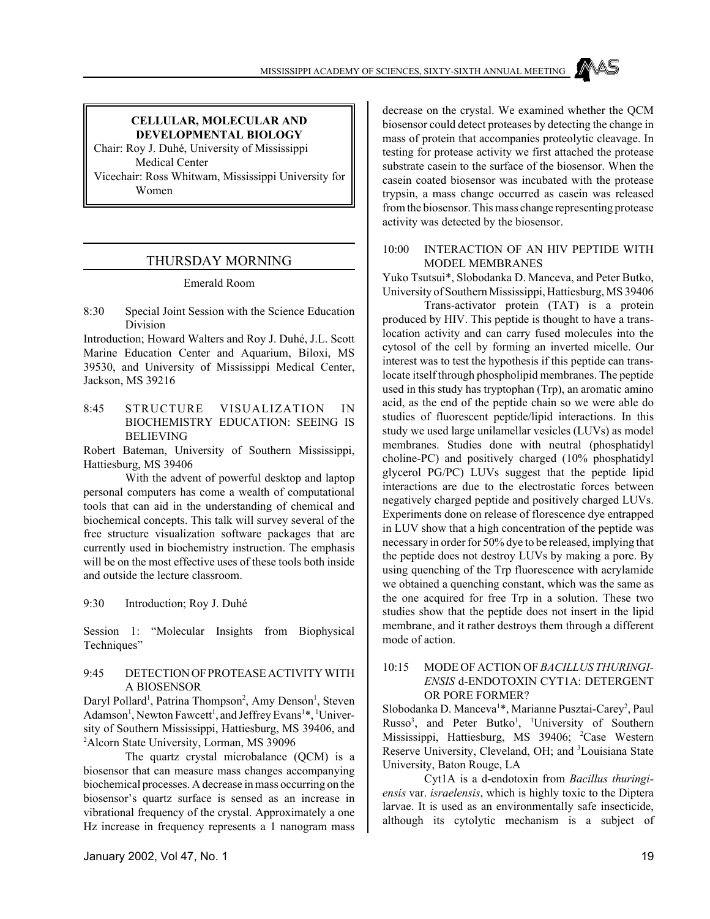**CELLULAR, MOLECULAR AND DEVELOPMENTAL BIOLOGY**

Chair: Roy J. Duhé, University of Mississippi Medical Center

Vicechair: Ross Whitwam, Mississippi University for Women

## THURSDAY MORNING

Emerald Room

8:30 Special Joint Session with the Science Education Division

Introduction; Howard Walters and Roy J. Duhé, J.L. Scott Marine Education Center and Aquarium, Biloxi, MS 39530, and University of Mississippi Medical Center, Jackson, MS 39216

8:45 STRUCTURE VISUALIZATION IN BIOCHEMISTRY EDUCATION: SEEING IS BELIEVING

Robert Bateman, University of Southern Mississippi, Hattiesburg, MS 39406

With the advent of powerful desktop and laptop personal computers has come a wealth of computational tools that can aid in the understanding of chemical and biochemical concepts. This talk will survey several of the free structure visualization software packages that are currently used in biochemistry instruction. The emphasis will be on the most effective uses of these tools both inside and outside the lecture classroom.

9:30 Introduction; Roy J. Duhé

Session 1: "Molecular Insights from Biophysical Techniques"

9:45 DETECTION OF PROTEASE ACTIVITY WITH A BIOSENSOR

Daryl Pollard[1], Patrina Thompson[2], Amy Denson[1], Steven Adamson[1], Newton Fawcett[1], and Jeffrey Evans[1]*, [1]University of Southern Mississippi, Hattiesburg, MS 39406, and [2]Alcorn State University, Lorman, MS 39096

The quartz crystal microbalance (QCM) is a biosensor that can measure mass changes accompanying biochemical processes. A decrease in mass occurring on the biosensor's quartz surface is sensed as an increase in vibrational frequency of the crystal. Approximately a one Hz increase in frequency represents a 1 nanogram mass decrease on the crystal. We examined whether the QCM biosensor could detect proteases by detecting the change in mass of protein that accompanies proteolytic cleavage. In testing for protease activity we first attached the protease substrate casein to the surface of the biosensor. When the casein coated biosensor was incubated with the protease trypsin, a mass change occurred as casein was released from the biosensor. This mass change representing protease activity was detected by the biosensor.

10:00 INTERACTION OF AN HIV PEPTIDE WITH MODEL MEMBRANES

Yuko Tsutsui*, Slobodanka D. Manceva, and Peter Butko, University of Southern Mississippi, Hattiesburg, MS 39406

Trans-activator protein (TAT) is a protein produced by HIV. This peptide is thought to have a translocation activity and can carry fused molecules into the cytosol of the cell by forming an inverted micelle. Our interest was to test the hypothesis if this peptide can translocate itself through phospholipid membranes. The peptide used in this study has tryptophan (Trp), an aromatic amino acid, as the end of the peptide chain so we were able do studies of fluorescent peptide/lipid interactions. In this study we used large unilamellar vesicles (LUVs) as model membranes. Studies done with neutral (phosphatidyl choline-PC) and positively charged (10% phosphatidyl glycerol PG/PC) LUVs suggest that the peptide lipid interactions are due to the electrostatic forces between negatively charged peptide and positively charged LUVs. Experiments done on release of florescence dye entrapped in LUV show that a high concentration of the peptide was necessary in order for 50% dye to be released, implying that the peptide does not destroy LUVs by making a pore. By using quenching of the Trp fluorescence with acrylamide we obtained a quenching constant, which was the same as the one acquired for free Trp in a solution. These two studies show that the peptide does not insert in the lipid membrane, and it rather destroys them through a different mode of action.

10:15 MODE OF ACTION OF *BACILLUS THURINGIENSIS* d-ENDOTOXIN CYT1A: DETERGENT OR PORE FORMER?

Slobodanka D. Manceva[1]*, Marianne Pusztai-Carey[2], Paul Russo[3], and Peter Butko[1], [1]University of Southern Mississippi, Hattiesburg, MS 39406; [2]Case Western Reserve University, Cleveland, OH; and [3]Louisiana State University, Baton Rouge, LA

Cyt1A is a d-endotoxin from *Bacillus thuringiensis* var. *israelensis*, which is highly toxic to the Diptera larvae. It is used as an environmentally safe insecticide, although its cytolytic mechanism is a subject of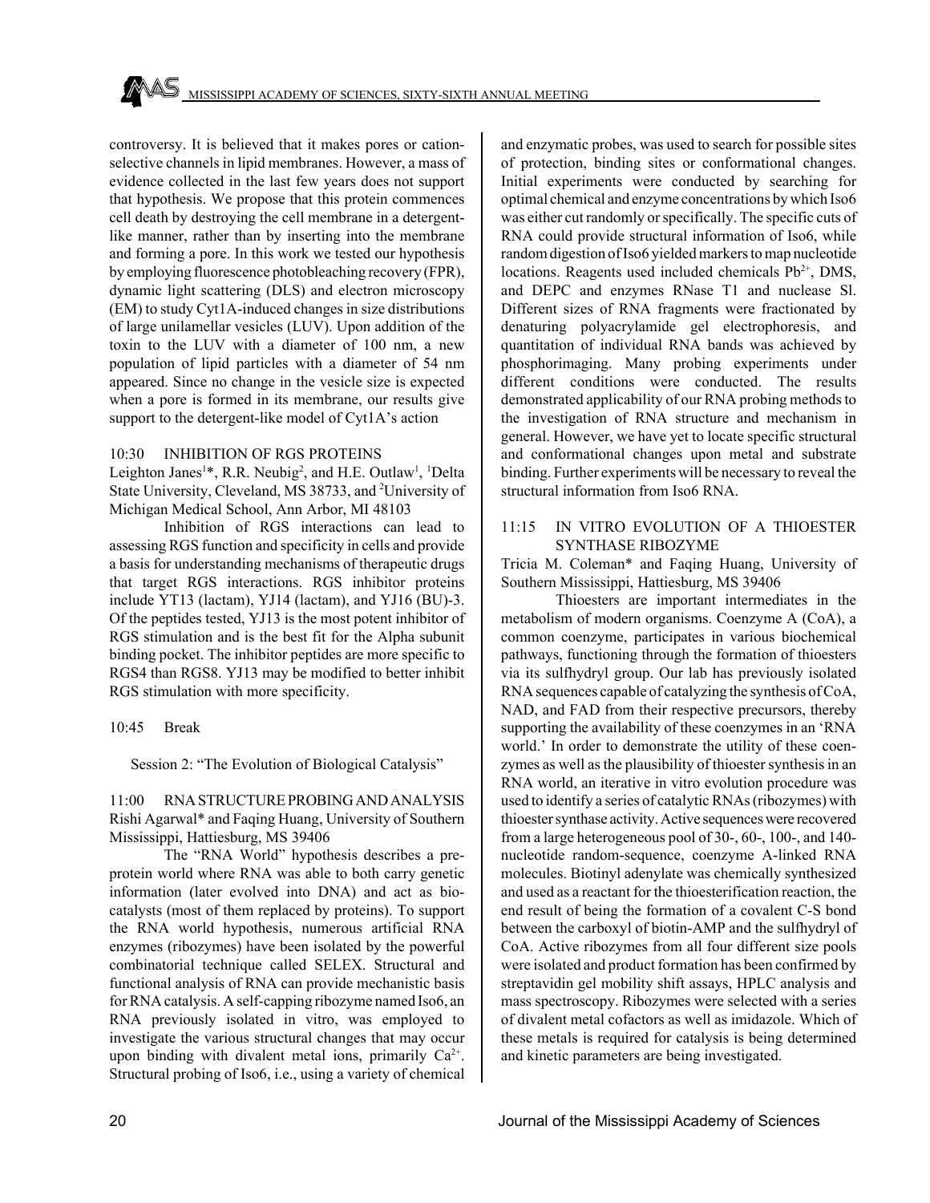controversy. It is believed that it makes pores or cation-selective channels in lipid membranes. However, a mass of evidence collected in the last few years does not support that hypothesis. We propose that this protein commences cell death by destroying the cell membrane in a detergent-like manner, rather than by inserting into the membrane and forming a pore. In this work we tested our hypothesis by employing fluorescence photobleaching recovery (FPR), dynamic light scattering (DLS) and electron microscopy (EM) to study Cyt1A-induced changes in size distributions of large unilamellar vesicles (LUV). Upon addition of the toxin to the LUV with a diameter of 100 nm, a new population of lipid particles with a diameter of 54 nm appeared. Since no change in the vesicle size is expected when a pore is formed in its membrane, our results give support to the detergent-like model of Cyt1A's action

10:30 INHIBITION OF RGS PROTEINS

Leighton Janes[1]*, R.R. Neubig[2], and H.E. Outlaw[1], [1]Delta State University, Cleveland, MS 38733, and [2]University of Michigan Medical School, Ann Arbor, MI 48103

Inhibition of RGS interactions can lead to assessing RGS function and specificity in cells and provide a basis for understanding mechanisms of therapeutic drugs that target RGS interactions. RGS inhibitor proteins include YT13 (lactam), YJ14 (lactam), and YJ16 (BU)-3. Of the peptides tested, YJ13 is the most potent inhibitor of RGS stimulation and is the best fit for the Alpha subunit binding pocket. The inhibitor peptides are more specific to RGS4 than RGS8. YJ13 may be modified to better inhibit RGS stimulation with more specificity.

10:45 Break

Session 2: "The Evolution of Biological Catalysis"

11:00 RNA STRUCTURE PROBING AND ANALYSIS

Rishi Agarwal* and Faqing Huang, University of Southern Mississippi, Hattiesburg, MS 39406

The "RNA World" hypothesis describes a pre-protein world where RNA was able to both carry genetic information (later evolved into DNA) and act as bio-catalysts (most of them replaced by proteins). To support the RNA world hypothesis, numerous artificial RNA enzymes (ribozymes) have been isolated by the powerful combinatorial technique called SELEX. Structural and functional analysis of RNA can provide mechanistic basis for RNA catalysis. A self-capping ribozyme named Iso6, an RNA previously isolated in vitro, was employed to investigate the various structural changes that may occur upon binding with divalent metal ions, primarily $Ca^{2+}$. Structural probing of Iso6, i.e., using a variety of chemical and enzymatic probes, was used to search for possible sites of protection, binding sites or conformational changes. Initial experiments were conducted by searching for optimal chemical and enzyme concentrations by which Iso6 was either cut randomly or specifically. The specific cuts of RNA could provide structural information of Iso6, while random digestion of Iso6 yielded markers to map nucleotide locations. Reagents used included chemicals $Pb^{2+}$, DMS, and DEPC and enzymes RNase T1 and nuclease Sl. Different sizes of RNA fragments were fractionated by denaturing polyacrylamide gel electrophoresis, and quantitation of individual RNA bands was achieved by phosphorimaging. Many probing experiments under different conditions were conducted. The results demonstrated applicability of our RNA probing methods to the investigation of RNA structure and mechanism in general. However, we have yet to locate specific structural and conformational changes upon metal and substrate binding. Further experiments will be necessary to reveal the structural information from Iso6 RNA.

11:15 IN VITRO EVOLUTION OF A THIOESTER SYNTHASE RIBOZYME

Tricia M. Coleman* and Faqing Huang, University of Southern Mississippi, Hattiesburg, MS 39406

Thioesters are important intermediates in the metabolism of modern organisms. Coenzyme A (CoA), a common coenzyme, participates in various biochemical pathways, functioning through the formation of thioesters via its sulfhydryl group. Our lab has previously isolated RNA sequences capable of catalyzing the synthesis of CoA, NAD, and FAD from their respective precursors, thereby supporting the availability of these coenzymes in an 'RNA world.' In order to demonstrate the utility of these coenzymes as well as the plausibility of thioester synthesis in an RNA world, an iterative in vitro evolution procedure was used to identify a series of catalytic RNAs (ribozymes) with thioester synthase activity. Active sequences were recovered from a large heterogeneous pool of 30-, 60-, 100-, and 140-nucleotide random-sequence, coenzyme A-linked RNA molecules. Biotinyl adenylate was chemically synthesized and used as a reactant for the thioesterification reaction, the end result of being the formation of a covalent C-S bond between the carboxyl of biotin-AMP and the sulfhydryl of CoA. Active ribozymes from all four different size pools were isolated and product formation has been confirmed by streptavidin gel mobility shift assays, HPLC analysis and mass spectroscopy. Ribozymes were selected with a series of divalent metal cofactors as well as imidazole. Which of these metals is required for catalysis is being determined and kinetic parameters are being investigated.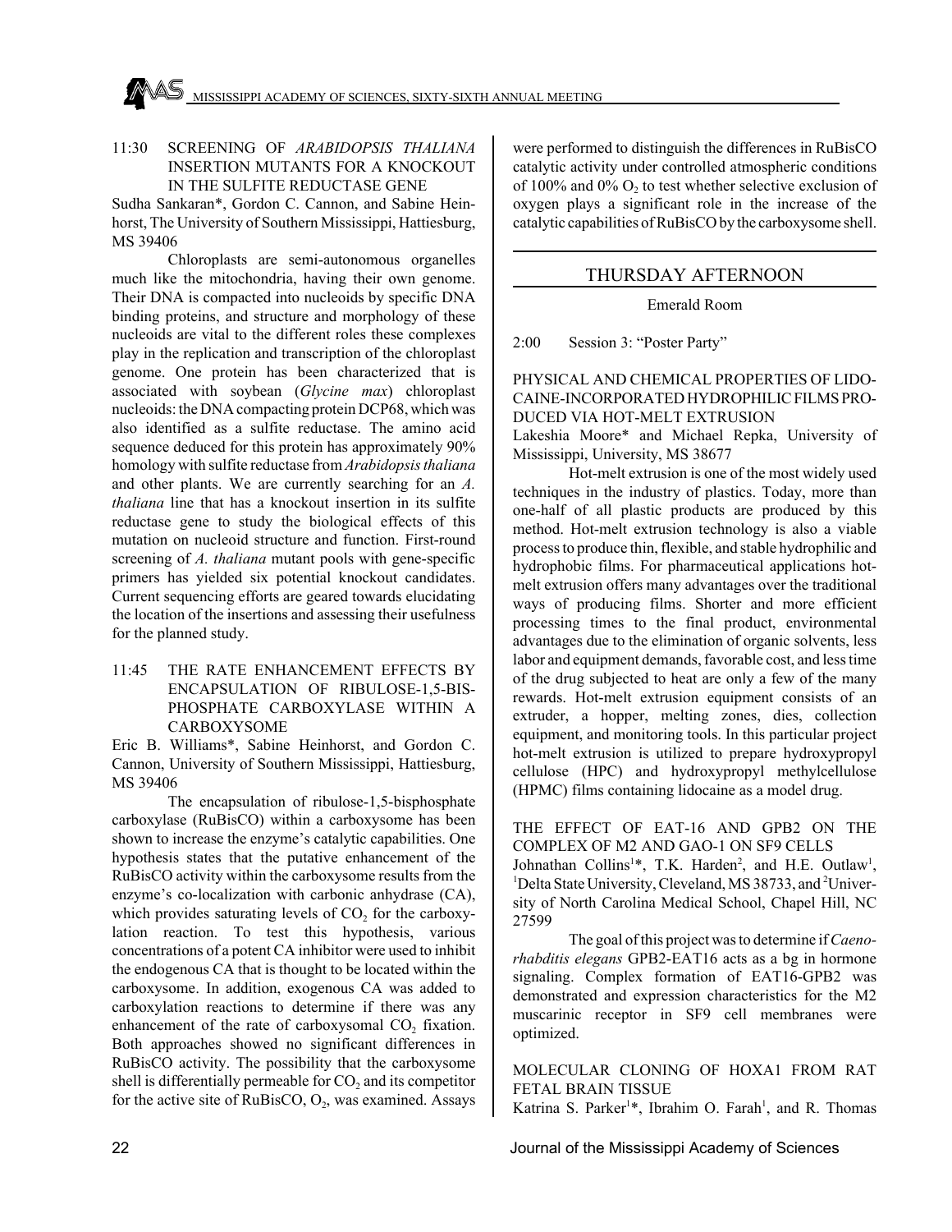11:30 SCREENING OF *ARABIDOPSIS THALIANA* INSERTION MUTANTS FOR A KNOCKOUT IN THE SULFITE REDUCTASE GENE

Sudha Sankaran*, Gordon C. Cannon, and Sabine Heinhorst, The University of Southern Mississippi, Hattiesburg, MS 39406

Chloroplasts are semi-autonomous organelles much like the mitochondria, having their own genome. Their DNA is compacted into nucleoids by specific DNA binding proteins, and structure and morphology of these nucleoids are vital to the different roles these complexes play in the replication and transcription of the chloroplast genome. One protein has been characterized that is associated with soybean (*Glycine max*) chloroplast nucleoids: the DNA compacting protein DCP68, which was also identified as a sulfite reductase. The amino acid sequence deduced for this protein has approximately 90% homology with sulfite reductase from *Arabidopsis thaliana* and other plants. We are currently searching for an *A. thaliana* line that has a knockout insertion in its sulfite reductase gene to study the biological effects of this mutation on nucleoid structure and function. First-round screening of *A. thaliana* mutant pools with gene-specific primers has yielded six potential knockout candidates. Current sequencing efforts are geared towards elucidating the location of the insertions and assessing their usefulness for the planned study.

11:45 THE RATE ENHANCEMENT EFFECTS BY ENCAPSULATION OF RIBULOSE-1,5-BISPHOSPHATE CARBOXYLASE WITHIN A CARBOXYSOME

Eric B. Williams*, Sabine Heinhorst, and Gordon C. Cannon, University of Southern Mississippi, Hattiesburg, MS 39406

The encapsulation of ribulose-1,5-bisphosphate carboxylase (RuBisCO) within a carboxysome has been shown to increase the enzyme's catalytic capabilities. One hypothesis states that the putative enhancement of the RuBisCO activity within the carboxysome results from the enzyme's co-localization with carbonic anhydrase (CA), which provides saturating levels of $CO_2$ for the carboxylation reaction. To test this hypothesis, various concentrations of a potent CA inhibitor were used to inhibit the endogenous CA that is thought to be located within the carboxysome. In addition, exogenous CA was added to carboxylation reactions to determine if there was any enhancement of the rate of carboxysomal $CO_2$ fixation. Both approaches showed no significant differences in RuBisCO activity. The possibility that the carboxysome shell is differentially permeable for $CO_2$ and its competitor for the active site of RuBisCO, $O_2$, was examined. Assays were performed to distinguish the differences in RuBisCO catalytic activity under controlled atmospheric conditions of 100% and 0% $O_2$ to test whether selective exclusion of oxygen plays a significant role in the increase of the catalytic capabilities of RuBisCO by the carboxysome shell.

## THURSDAY AFTERNOON

Emerald Room

2:00 Session 3: "Poster Party"

PHYSICAL AND CHEMICAL PROPERTIES OF LIDOCAINE-INCORPORATED HYDROPHILIC FILMS PRODUCED VIA HOT-MELT EXTRUSION

Lakeshia Moore* and Michael Repka, University of Mississippi, University, MS 38677

Hot-melt extrusion is one of the most widely used techniques in the industry of plastics. Today, more than one-half of all plastic products are produced by this method. Hot-melt extrusion technology is also a viable process to produce thin, flexible, and stable hydrophilic and hydrophobic films. For pharmaceutical applications hot-melt extrusion offers many advantages over the traditional ways of producing films. Shorter and more efficient processing times to the final product, environmental advantages due to the elimination of organic solvents, less labor and equipment demands, favorable cost, and less time of the drug subjected to heat are only a few of the many rewards. Hot-melt extrusion equipment consists of an extruder, a hopper, melting zones, dies, collection equipment, and monitoring tools. In this particular project hot-melt extrusion is utilized to prepare hydroxypropyl cellulose (HPC) and hydroxypropyl methylcellulose (HPMC) films containing lidocaine as a model drug.

THE EFFECT OF EAT-16 AND GPB2 ON THE COMPLEX OF M2 AND GAO-1 ON SF9 CELLS

Johnathan Collins[1]*, T.K. Harden[2], and H.E. Outlaw[1], [1]Delta State University, Cleveland, MS 38733, and [2]University of North Carolina Medical School, Chapel Hill, NC 27599

The goal of this project was to determine if *Caenorhabditis elegans* GPB2-EAT16 acts as a bg in hormone signaling. Complex formation of EAT16-GPB2 was demonstrated and expression characteristics for the M2 muscarinic receptor in SF9 cell membranes were optimized.

MOLECULAR CLONING OF HOXA1 FROM RAT FETAL BRAIN TISSUE

Katrina S. Parker[1]*, Ibrahim O. Farah[1], and R. Thomas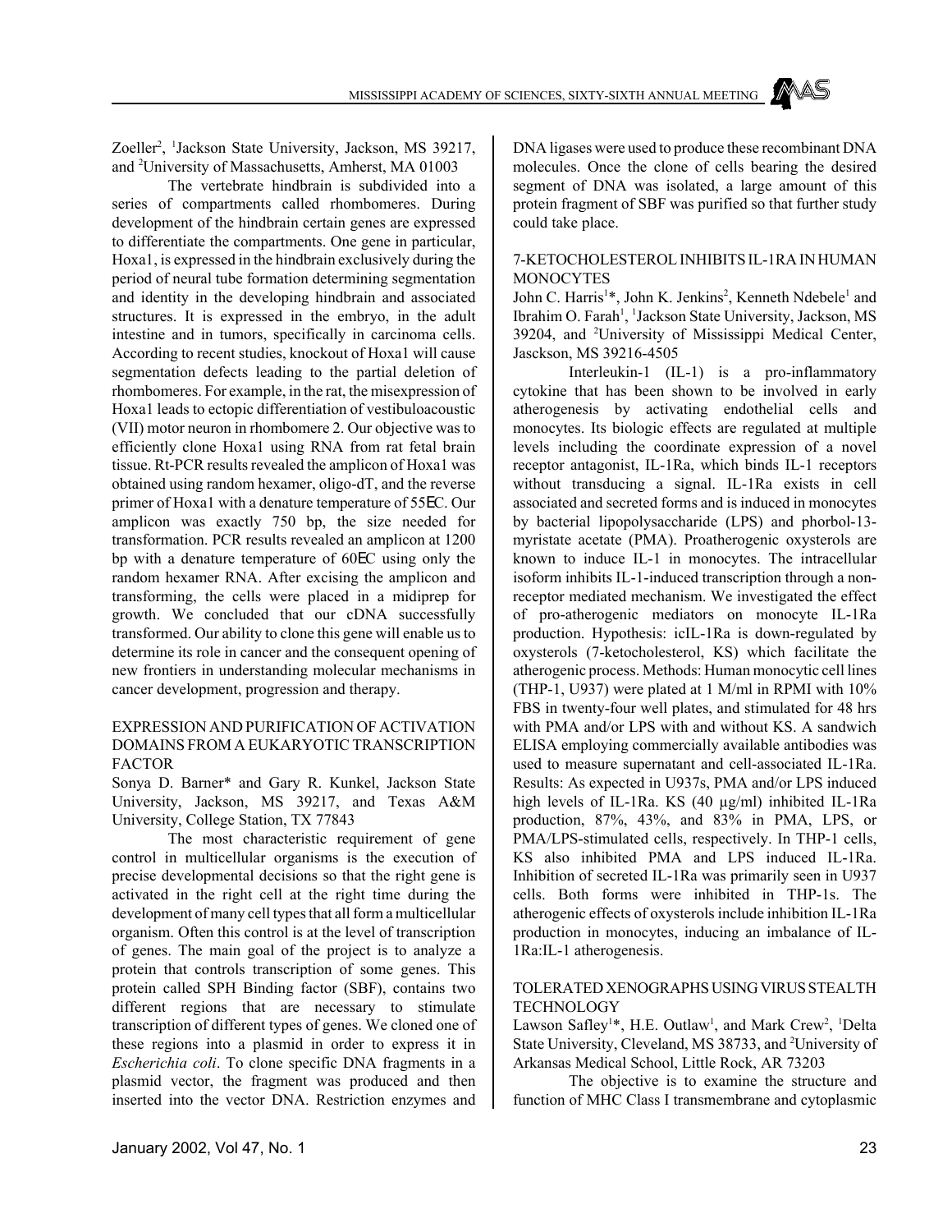Zoeller[2], [1]Jackson State University, Jackson, MS 39217, and [2]University of Massachusetts, Amherst, MA 01003

The vertebrate hindbrain is subdivided into a series of compartments called rhombomeres. During development of the hindbrain certain genes are expressed to differentiate the compartments. One gene in particular, Hoxa1, is expressed in the hindbrain exclusively during the period of neural tube formation determining segmentation and identity in the developing hindbrain and associated structures. It is expressed in the embryo, in the adult intestine and in tumors, specifically in carcinoma cells. According to recent studies, knockout of Hoxa1 will cause segmentation defects leading to the partial deletion of rhombomeres. For example, in the rat, the misexpression of Hoxa1 leads to ectopic differentiation of vestibuloacoustic (VII) motor neuron in rhombomere 2. Our objective was to efficiently clone Hoxa1 using RNA from rat fetal brain tissue. Rt-PCR results revealed the amplicon of Hoxa1 was obtained using random hexamer, oligo-dT, and the reverse primer of Hoxa1 with a denature temperature of 55EC. Our amplicon was exactly 750 bp, the size needed for transformation. PCR results revealed an amplicon at 1200 bp with a denature temperature of 60EC using only the random hexamer RNA. After excising the amplicon and transforming, the cells were placed in a midiprep for growth. We concluded that our cDNA successfully transformed. Our ability to clone this gene will enable us to determine its role in cancer and the consequent opening of new frontiers in understanding molecular mechanisms in cancer development, progression and therapy.

## EXPRESSION AND PURIFICATION OF ACTIVATION DOMAINS FROM A EUKARYOTIC TRANSCRIPTION FACTOR

Sonya D. Barner* and Gary R. Kunkel, Jackson State University, Jackson, MS 39217, and Texas A&M University, College Station, TX 77843

The most characteristic requirement of gene control in multicellular organisms is the execution of precise developmental decisions so that the right gene is activated in the right cell at the right time during the development of many cell types that all form a multicellular organism. Often this control is at the level of transcription of genes. The main goal of the project is to analyze a protein that controls transcription of some genes. This protein called SPH Binding factor (SBF), contains two different regions that are necessary to stimulate transcription of different types of genes. We cloned one of these regions into a plasmid in order to express it in *Escherichia coli*. To clone specific DNA fragments in a plasmid vector, the fragment was produced and then inserted into the vector DNA. Restriction enzymes and DNA ligases were used to produce these recombinant DNA molecules. Once the clone of cells bearing the desired segment of DNA was isolated, a large amount of this protein fragment of SBF was purified so that further study could take place.

## 7-KETOCHOLESTEROL INHIBITS IL-1RA IN HUMAN MONOCYTES

John C. Harris[1]*, John K. Jenkins[2], Kenneth Ndebele[1] and Ibrahim O. Farah[1], [1]Jackson State University, Jackson, MS 39204, and [2]University of Mississippi Medical Center, Jasckson, MS 39216-4505

Interleukin-1 (IL-1) is a pro-inflammatory cytokine that has been shown to be involved in early atherogenesis by activating endothelial cells and monocytes. Its biologic effects are regulated at multiple levels including the coordinate expression of a novel receptor antagonist, IL-1Ra, which binds IL-1 receptors without transducing a signal. IL-1Ra exists in cell associated and secreted forms and is induced in monocytes by bacterial lipopolysaccharide (LPS) and phorbol-13-myristate acetate (PMA). Proatherogenic oxysterols are known to induce IL-1 in monocytes. The intracellular isoform inhibits IL-1-induced transcription through a non-receptor mediated mechanism. We investigated the effect of pro-atherogenic mediators on monocyte IL-1Ra production. Hypothesis: icIL-1Ra is down-regulated by oxysterols (7-ketocholesterol, KS) which facilitate the atherogenic process. Methods: Human monocytic cell lines (THP-1, U937) were plated at 1 M/ml in RPMI with 10% FBS in twenty-four well plates, and stimulated for 48 hrs with PMA and/or LPS with and without KS. A sandwich ELISA employing commercially available antibodies was used to measure supernatant and cell-associated IL-1Ra. Results: As expected in U937s, PMA and/or LPS induced high levels of IL-1Ra. KS (40 µg/ml) inhibited IL-1Ra production, 87%, 43%, and 83% in PMA, LPS, or PMA/LPS-stimulated cells, respectively. In THP-1 cells, KS also inhibited PMA and LPS induced IL-1Ra. Inhibition of secreted IL-1Ra was primarily seen in U937 cells. Both forms were inhibited in THP-1s. The atherogenic effects of oxysterols include inhibition IL-1Ra production in monocytes, inducing an imbalance of IL-1Ra:IL-1 atherogenesis.

## TOLERATED XENOGRAPHS USING VIRUS STEALTH TECHNOLOGY

Lawson Safley[1]*, H.E. Outlaw[1], and Mark Crew[2], [1]Delta State University, Cleveland, MS 38733, and [2]University of Arkansas Medical School, Little Rock, AR 73203

The objective is to examine the structure and function of MHC Class I transmembrane and cytoplasmic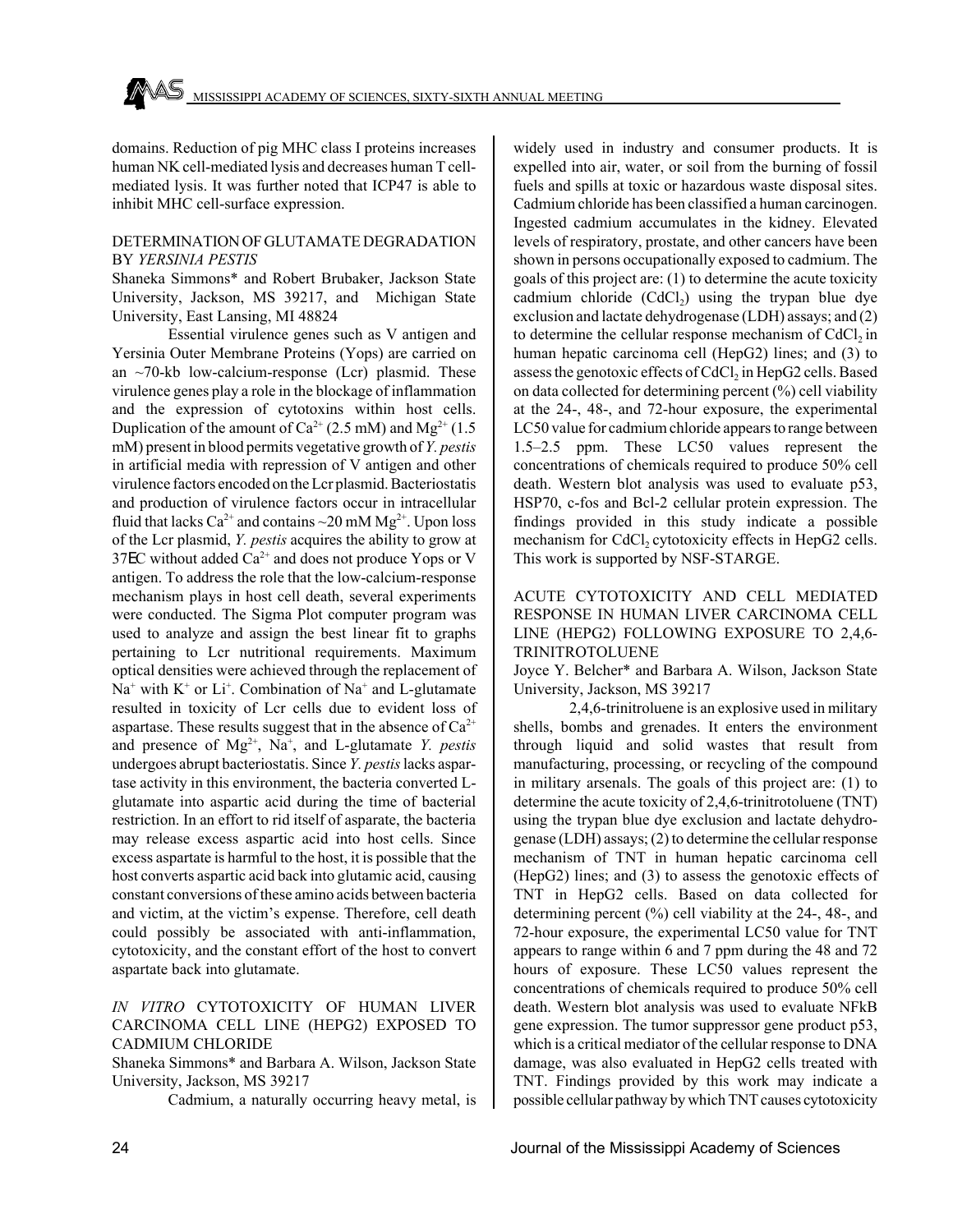domains. Reduction of pig MHC class I proteins increases human NK cell-mediated lysis and decreases human T cell-mediated lysis. It was further noted that ICP47 is able to inhibit MHC cell-surface expression.

## DETERMINATION OF GLUTAMATE DEGRADATION BY *YERSINIA PESTIS*

Shaneka Simmons* and Robert Brubaker, Jackson State University, Jackson, MS 39217, and Michigan State University, East Lansing, MI 48824

Essential virulence genes such as V antigen and Yersinia Outer Membrane Proteins (Yops) are carried on an ~70-kb low-calcium-response (Lcr) plasmid. These virulence genes play a role in the blockage of inflammation and the expression of cytotoxins within host cells. Duplication of the amount of $Ca^{2+}$ (2.5 mM) and $Mg^{2+}$ (1.5 mM) present in blood permits vegetative growth of *Y. pestis* in artificial media with repression of V antigen and other virulence factors encoded on the Lcr plasmid. Bacteriostatis and production of virulence factors occur in intracellular fluid that lacks $Ca^{2+}$ and contains ~20 mM $Mg^{2+}$. Upon loss of the Lcr plasmid, *Y. pestis* acquires the ability to grow at 37EC without added $Ca^{2+}$ and does not produce Yops or V antigen. To address the role that the low-calcium-response mechanism plays in host cell death, several experiments were conducted. The Sigma Plot computer program was used to analyze and assign the best linear fit to graphs pertaining to Lcr nutritional requirements. Maximum optical densities were achieved through the replacement of $Na^{+}$ with $K^{+}$ or $Li^{+}$. Combination of $Na^{+}$ and L-glutamate resulted in toxicity of Lcr cells due to evident loss of aspartase. These results suggest that in the absence of $Ca^{2+}$ and presence of $Mg^{2+}$, $Na^{+}$, and L-glutamate *Y. pestis* undergoes abrupt bacteriostatis. Since *Y. pestis* lacks aspartase activity in this environment, the bacteria converted L-glutamate into aspartic acid during the time of bacterial restriction. In an effort to rid itself of asparate, the bacteria may release excess aspartic acid into host cells. Since excess aspartate is harmful to the host, it is possible that the host converts aspartic acid back into glutamic acid, causing constant conversions of these amino acids between bacteria and victim, at the victim's expense. Therefore, cell death could possibly be associated with anti-inflammation, cytotoxicity, and the constant effort of the host to convert aspartate back into glutamate.

## *IN VITRO* CYTOTOXICITY OF HUMAN LIVER CARCINOMA CELL LINE (HEPG2) EXPOSED TO CADMIUM CHLORIDE

Shaneka Simmons* and Barbara A. Wilson, Jackson State University, Jackson, MS 39217

Cadmium, a naturally occurring heavy metal, is widely used in industry and consumer products. It is expelled into air, water, or soil from the burning of fossil fuels and spills at toxic or hazardous waste disposal sites. Cadmium chloride has been classified a human carcinogen. Ingested cadmium accumulates in the kidney. Elevated levels of respiratory, prostate, and other cancers have been shown in persons occupationally exposed to cadmium. The goals of this project are: (1) to determine the acute toxicity cadmium chloride ($CdCl_2$) using the trypan blue dye exclusion and lactate dehydrogenase (LDH) assays; and (2) to determine the cellular response mechanism of $CdCl_2$ in human hepatic carcinoma cell (HepG2) lines; and (3) to assess the genotoxic effects of $CdCl_2$ in HepG2 cells. Based on data collected for determining percent (%) cell viability at the 24-, 48-, and 72-hour exposure, the experimental LC50 value for cadmium chloride appears to range between 1.5–2.5 ppm. These LC50 values represent the concentrations of chemicals required to produce 50% cell death. Western blot analysis was used to evaluate p53, HSP70, c-fos and Bcl-2 cellular protein expression. The findings provided in this study indicate a possible mechanism for $CdCl_2$ cytotoxicity effects in HepG2 cells. This work is supported by NSF-STARGE.

## ACUTE CYTOTOXICITY AND CELL MEDIATED RESPONSE IN HUMAN LIVER CARCINOMA CELL LINE (HEPG2) FOLLOWING EXPOSURE TO 2,4,6-TRINITROTOLUENE

Joyce Y. Belcher* and Barbara A. Wilson, Jackson State University, Jackson, MS 39217

2,4,6-trinitroluene is an explosive used in military shells, bombs and grenades. It enters the environment through liquid and solid wastes that result from manufacturing, processing, or recycling of the compound in military arsenals. The goals of this project are: (1) to determine the acute toxicity of 2,4,6-trinitrotoluene (TNT) using the trypan blue dye exclusion and lactate dehydrogenase (LDH) assays; (2) to determine the cellular response mechanism of TNT in human hepatic carcinoma cell (HepG2) lines; and (3) to assess the genotoxic effects of TNT in HepG2 cells. Based on data collected for determining percent (%) cell viability at the 24-, 48-, and 72-hour exposure, the experimental LC50 value for TNT appears to range within 6 and 7 ppm during the 48 and 72 hours of exposure. These LC50 values represent the concentrations of chemicals required to produce 50% cell death. Western blot analysis was used to evaluate NFkB gene expression. The tumor suppressor gene product p53, which is a critical mediator of the cellular response to DNA damage, was also evaluated in HepG2 cells treated with TNT. Findings provided by this work may indicate a possible cellular pathway by which TNT causes cytotoxicity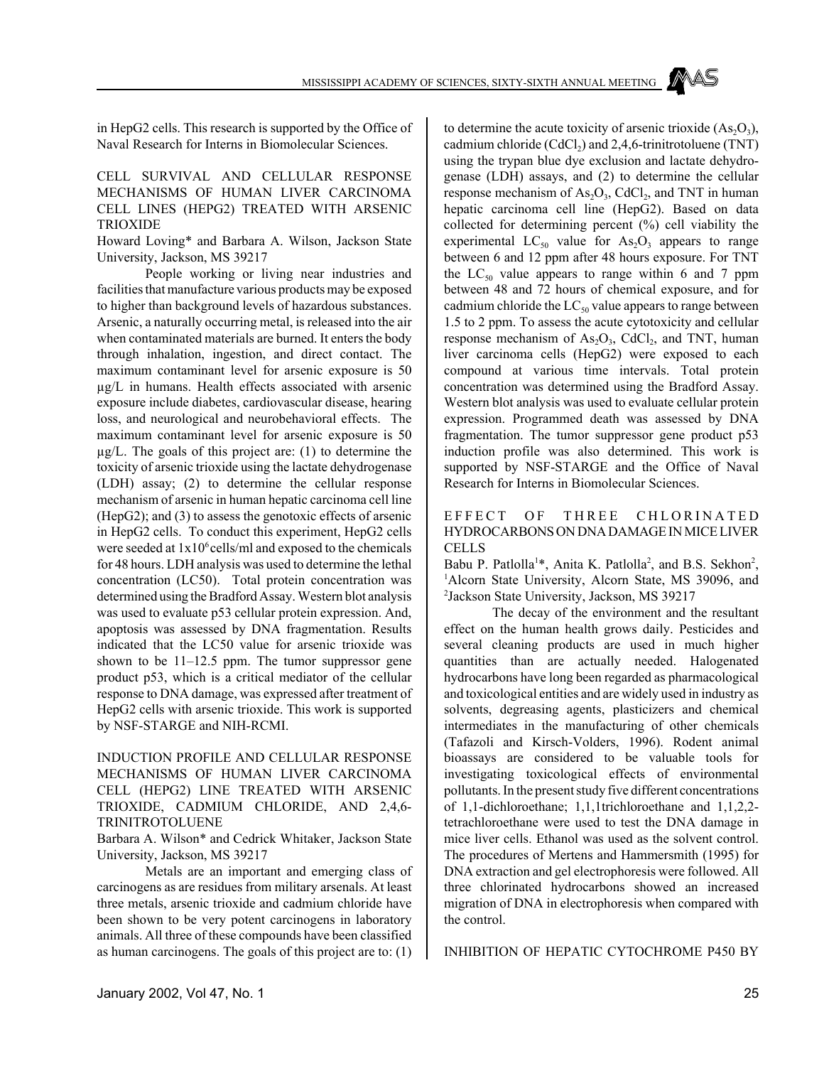in HepG2 cells. This research is supported by the Office of Naval Research for Interns in Biomolecular Sciences.

## CELL SURVIVAL AND CELLULAR RESPONSE MECHANISMS OF HUMAN LIVER CARCINOMA CELL LINES (HEPG2) TREATED WITH ARSENIC TRIOXIDE

Howard Loving* and Barbara A. Wilson, Jackson State University, Jackson, MS 39217

People working or living near industries and facilities that manufacture various products may be exposed to higher than background levels of hazardous substances. Arsenic, a naturally occurring metal, is released into the air when contaminated materials are burned. It enters the body through inhalation, ingestion, and direct contact. The maximum contaminant level for arsenic exposure is 50 µg/L in humans. Health effects associated with arsenic exposure include diabetes, cardiovascular disease, hearing loss, and neurological and neurobehavioral effects. The maximum contaminant level for arsenic exposure is 50 µg/L. The goals of this project are: (1) to determine the toxicity of arsenic trioxide using the lactate dehydrogenase (LDH) assay; (2) to determine the cellular response mechanism of arsenic in human hepatic carcinoma cell line (HepG2); and (3) to assess the genotoxic effects of arsenic in HepG2 cells. To conduct this experiment, HepG2 cells were seeded at $1x10^6$ cells/ml and exposed to the chemicals for 48 hours. LDH analysis was used to determine the lethal concentration (LC50). Total protein concentration was determined using the Bradford Assay. Western blot analysis was used to evaluate p53 cellular protein expression. And, apoptosis was assessed by DNA fragmentation. Results indicated that the LC50 value for arsenic trioxide was shown to be 11–12.5 ppm. The tumor suppressor gene product p53, which is a critical mediator of the cellular response to DNA damage, was expressed after treatment of HepG2 cells with arsenic trioxide. This work is supported by NSF-STARGE and NIH-RCMI.

## INDUCTION PROFILE AND CELLULAR RESPONSE MECHANISMS OF HUMAN LIVER CARCINOMA CELL (HEPG2) LINE TREATED WITH ARSENIC TRIOXIDE, CADMIUM CHLORIDE, AND 2,4,6-TRINITROTOLUENE

Barbara A. Wilson* and Cedrick Whitaker, Jackson State University, Jackson, MS 39217

Metals are an important and emerging class of carcinogens as are residues from military arsenals. At least three metals, arsenic trioxide and cadmium chloride have been shown to be very potent carcinogens in laboratory animals. All three of these compounds have been classified as human carcinogens. The goals of this project are to: (1) to determine the acute toxicity of arsenic trioxide ($As_2O_3$), cadmium chloride ($CdCl_2$) and 2,4,6-trinitrotoluene (TNT) using the trypan blue dye exclusion and lactate dehydrogenase (LDH) assays, and (2) to determine the cellular response mechanism of $As_2O_3$, $CdCl_2$, and TNT in human hepatic carcinoma cell line (HepG2). Based on data collected for determining percent (%) cell viability the experimental $LC_{50}$ value for $As_2O_3$ appears to range between 6 and 12 ppm after 48 hours exposure. For TNT the $LC_{50}$ value appears to range within 6 and 7 ppm between 48 and 72 hours of chemical exposure, and for cadmium chloride the $LC_{50}$ value appears to range between 1.5 to 2 ppm. To assess the acute cytotoxicity and cellular response mechanism of $As_2O_3$, $CdCl_2$, and TNT, human liver carcinoma cells (HepG2) were exposed to each compound at various time intervals. Total protein concentration was determined using the Bradford Assay. Western blot analysis was used to evaluate cellular protein expression. Programmed death was assessed by DNA fragmentation. The tumor suppressor gene product p53 induction profile was also determined. This work is supported by NSF-STARGE and the Office of Naval Research for Interns in Biomolecular Sciences.

## EFFECT OF THREE CHLORINATED HYDROCARBONS ON DNA DAMAGE IN MICE LIVER CELLS

Babu P. Patlolla[1]*, Anita K. Patlolla[2], and B.S. Sekhon[2], [1]Alcorn State University, Alcorn State, MS 39096, and [2]Jackson State University, Jackson, MS 39217

The decay of the environment and the resultant effect on the human health grows daily. Pesticides and several cleaning products are used in much higher quantities than are actually needed. Halogenated hydrocarbons have long been regarded as pharmacological and toxicological entities and are widely used in industry as solvents, degreasing agents, plasticizers and chemical intermediates in the manufacturing of other chemicals (Tafazoli and Kirsch-Volders, 1996). Rodent animal bioassays are considered to be valuable tools for investigating toxicological effects of environmental pollutants. In the present study five different concentrations of 1,1-dichloroethane; 1,1,1trichloroethane and 1,1,2,2-tetrachloroethane were used to test the DNA damage in mice liver cells. Ethanol was used as the solvent control. The procedures of Mertens and Hammersmith (1995) for DNA extraction and gel electrophoresis were followed. All three chlorinated hydrocarbons showed an increased migration of DNA in electrophoresis when compared with the control.

## INHIBITION OF HEPATIC CYTOCHROME P450 BY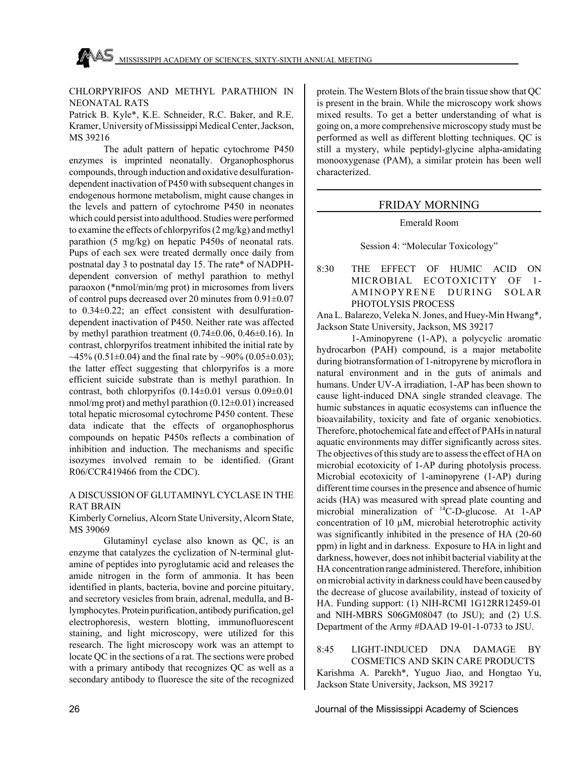CHLORPYRIFOS AND METHYL PARATHION IN NEONATAL RATS

Patrick B. Kyle*, K.E. Schneider, R.C. Baker, and R.E. Kramer, University of Mississippi Medical Center, Jackson, MS 39216

The adult pattern of hepatic cytochrome P450 enzymes is imprinted neonatally. Organophosphorus compounds, through induction and oxidative desulfuration-dependent inactivation of P450 with subsequent changes in endogenous hormone metabolism, might cause changes in the levels and pattern of cytochrome P450 in neonates which could persist into adulthood. Studies were performed to examine the effects of chlorpyrifos (2 mg/kg) and methyl parathion (5 mg/kg) on hepatic P450s of neonatal rats. Pups of each sex were treated dermally once daily from postnatal day 3 to postnatal day 15. The rate* of NADPH-dependent conversion of methyl parathion to methyl paraoxon (*nmol/min/mg prot) in microsomes from livers of control pups decreased over 20 minutes from 0.91±0.07 to 0.34±0.22; an effect consistent with desulfuration-dependent inactivation of P450. Neither rate was affected by methyl parathion treatment (0.74±0.06, 0.46±0.16). In contrast, chlorpyrifos treatment inhibited the initial rate by ~45% (0.51±0.04) and the final rate by ~90% (0.05±0.03); the latter effect suggesting that chlorpyrifos is a more efficient suicide substrate than is methyl parathion. In contrast, both chlorpyrifos (0.14±0.01 versus 0.09±0.01 nmol/mg prot) and methyl parathion (0.12±0.01) increased total hepatic microsomal cytochrome P450 content. These data indicate that the effects of organophosphorus compounds on hepatic P450s reflects a combination of inhibition and induction. The mechanisms and specific isozymes involved remain to be identified. (Grant R06/CCR419466 from the CDC).

A DISCUSSION OF GLUTAMINYL CYCLASE IN THE RAT BRAIN

Kimberly Cornelius, Alcorn State University, Alcorn State, MS 39069

Glutaminyl cyclase also known as QC, is an enzyme that catalyzes the cyclization of N-terminal glutamine of peptides into pyroglutamic acid and releases the amide nitrogen in the form of ammonia. It has been identified in plants, bacteria, bovine and porcine pituitary, and secretory vesicles from brain, adrenal, medulla, and B-lymphocytes. Protein purification, antibody purification, gel electrophoresis, western blotting, immunofluorescent staining, and light microscopy, were utilized for this research. The light microscopy work was an attempt to locate QC in the sections of a rat. The sections were probed with a primary antibody that recognizes QC as well as a secondary antibody to fluoresce the site of the recognized protein. The Western Blots of the brain tissue show that QC is present in the brain. While the microscopy work shows mixed results. To get a better understanding of what is going on, a more comprehensive microscopy study must be performed as well as different blotting techniques. QC is still a mystery, while peptidyl-glycine alpha-amidating monooxygenase (PAM), a similar protein has been well characterized.

## FRIDAY MORNING

Emerald Room

Session 4: "Molecular Toxicology"

8:30 THE EFFECT OF HUMIC ACID ON MICROBIAL ECOTOXICITY OF 1-AMINOPYRENE DURING SOLAR PHOTOLYSIS PROCESS

Ana L. Balarezo, Veleka N. Jones, and Huey-Min Hwang*, Jackson State University, Jackson, MS 39217

1-Aminopyrene (1-AP), a polycyclic aromatic hydrocarbon (PAH) compound, is a major metabolite during biotransformation of 1-nitropyrene by microflora in natural environment and in the guts of animals and humans. Under UV-A irradiation, 1-AP has been shown to cause light-induced DNA single stranded cleavage. The humic substances in aquatic ecosystems can influence the bioavailability, toxicity and fate of organic xenobiotics. Therefore, photochemical fate and effect of PAHs in natural aquatic environments may differ significantly across sites. The objectives of this study are to assess the effect of HA on microbial ecotoxicity of 1-AP during photolysis process. Microbial ecotoxicity of 1-aminopyrene (1-AP) during different time courses in the presence and absence of humic acids (HA) was measured with spread plate counting and microbial mineralization of $^{14}$C-D-glucose. At 1-AP concentration of 10 µM, microbial heterotrophic activity was significantly inhibited in the presence of HA (20-60 ppm) in light and in darkness. Exposure to HA in light and darkness, however, does not inhibit bacterial viability at the HA concentration range administered. Therefore, inhibition on microbial activity in darkness could have been caused by the decrease of glucose availability, instead of toxicity of HA. Funding support: (1) NIH-RCMI 1G12RR12459-01 and NIH-MBRS S06GM08047 (to JSU); and (2) U.S. Department of the Army #DAAD 19-01-1-0733 to JSU.

8:45 LIGHT-INDUCED DNA DAMAGE BY COSMETICS AND SKIN CARE PRODUCTS

Karishma A. Parekh*, Yuguo Jiao, and Hongtao Yu, Jackson State University, Jackson, MS 39217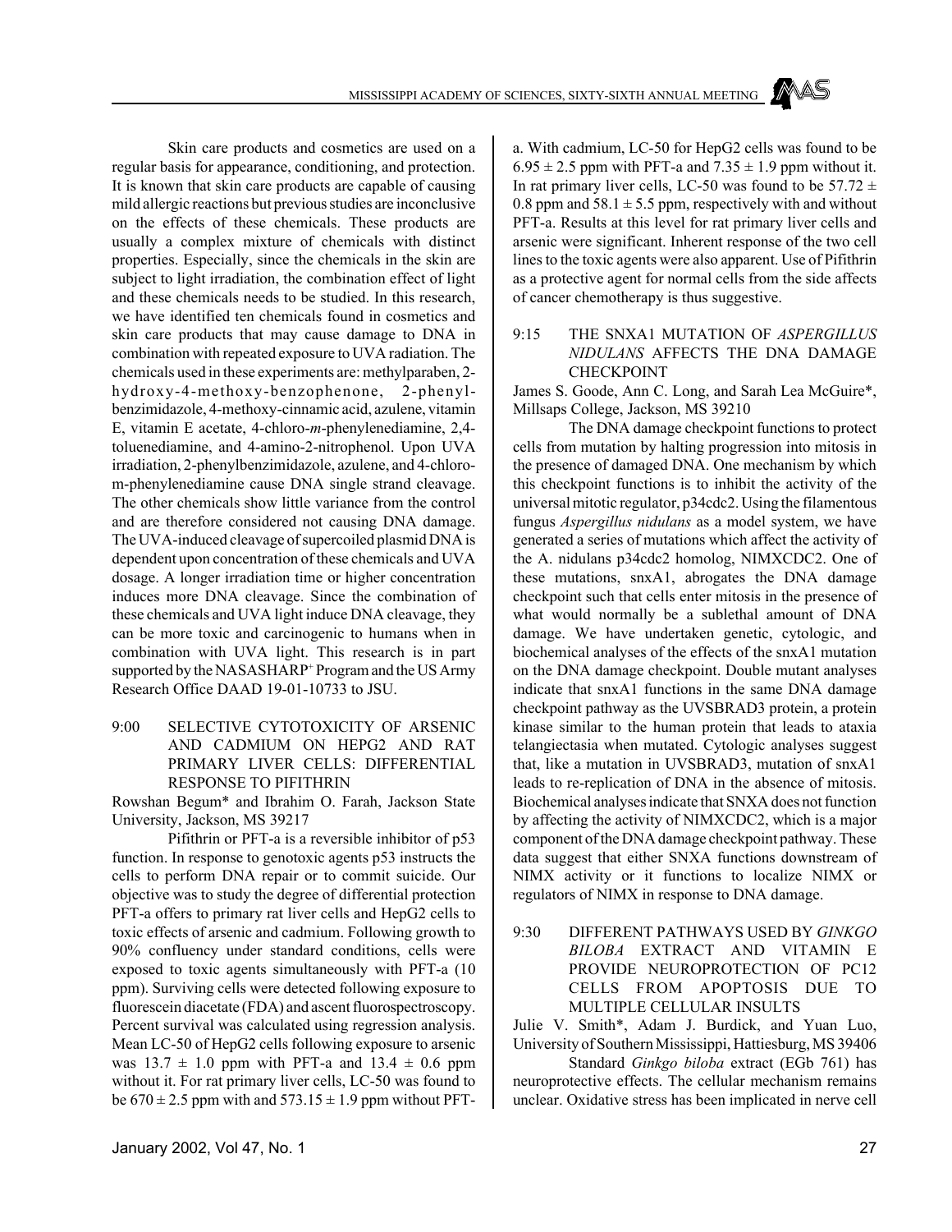Skin care products and cosmetics are used on a regular basis for appearance, conditioning, and protection. It is known that skin care products are capable of causing mild allergic reactions but previous studies are inconclusive on the effects of these chemicals. These products are usually a complex mixture of chemicals with distinct properties. Especially, since the chemicals in the skin are subject to light irradiation, the combination effect of light and these chemicals needs to be studied. In this research, we have identified ten chemicals found in cosmetics and skin care products that may cause damage to DNA in combination with repeated exposure to UVA radiation. The chemicals used in these experiments are: methylparaben, 2-hydroxy-4-methoxy-benzophenone, 2-phenylbenzimidazole, 4-methoxy-cinnamic acid, azulene, vitamin E, vitamin E acetate, 4-chloro-*m*-phenylenediamine, 2,4-toluenediamine, and 4-amino-2-nitrophenol. Upon UVA irradiation, 2-phenylbenzimidazole, azulene, and 4-chloro-m-phenylenediamine cause DNA single strand cleavage. The other chemicals show little variance from the control and are therefore considered not causing DNA damage. The UVA-induced cleavage of supercoiled plasmid DNA is dependent upon concentration of these chemicals and UVA dosage. A longer irradiation time or higher concentration induces more DNA cleavage. Since the combination of these chemicals and UVA light induce DNA cleavage, they can be more toxic and carcinogenic to humans when in combination with UVA light. This research is in part supported by the NASASHARP+ Program and the US Army Research Office DAAD 19-01-10733 to JSU.

## 9:00 SELECTIVE CYTOTOXICITY OF ARSENIC AND CADMIUM ON HEPG2 AND RAT PRIMARY LIVER CELLS: DIFFERENTIAL RESPONSE TO PIFITHRIN

Rowshan Begum* and Ibrahim O. Farah, Jackson State University, Jackson, MS 39217

Pifithrin or PFT-a is a reversible inhibitor of p53 function. In response to genotoxic agents p53 instructs the cells to perform DNA repair or to commit suicide. Our objective was to study the degree of differential protection PFT-a offers to primary rat liver cells and HepG2 cells to toxic effects of arsenic and cadmium. Following growth to 90% confluency under standard conditions, cells were exposed to toxic agents simultaneously with PFT-a (10 ppm). Surviving cells were detected following exposure to fluorescein diacetate (FDA) and ascent fluorospectroscopy. Percent survival was calculated using regression analysis. Mean LC-50 of HepG2 cells following exposure to arsenic was $13.7 \pm 1.0$ ppm with PFT-a and $13.4 \pm 0.6$ ppm without it. For rat primary liver cells, LC-50 was found to be $670 \pm 2.5$ ppm with and $573.15 \pm 1.9$ ppm without PFT-a. With cadmium, LC-50 for HepG2 cells was found to be $6.95 \pm 2.5$ ppm with PFT-a and $7.35 \pm 1.9$ ppm without it. In rat primary liver cells, LC-50 was found to be $57.72 \pm 0.8$ ppm and $58.1 \pm 5.5$ ppm, respectively with and without PFT-a. Results at this level for rat primary liver cells and arsenic were significant. Inherent response of the two cell lines to the toxic agents were also apparent. Use of Pifithrin as a protective agent for normal cells from the side affects of cancer chemotherapy is thus suggestive.

## 9:15 THE SNXA1 MUTATION OF *ASPERGILLUS NIDULANS* AFFECTS THE DNA DAMAGE CHECKPOINT

James S. Goode, Ann C. Long, and Sarah Lea McGuire*, Millsaps College, Jackson, MS 39210

The DNA damage checkpoint functions to protect cells from mutation by halting progression into mitosis in the presence of damaged DNA. One mechanism by which this checkpoint functions is to inhibit the activity of the universal mitotic regulator, p34cdc2. Using the filamentous fungus *Aspergillus nidulans* as a model system, we have generated a series of mutations which affect the activity of the A. nidulans p34cdc2 homolog, NIMXCDC2. One of these mutations, snxA1, abrogates the DNA damage checkpoint such that cells enter mitosis in the presence of what would normally be a sublethal amount of DNA damage. We have undertaken genetic, cytologic, and biochemical analyses of the effects of the snxA1 mutation on the DNA damage checkpoint. Double mutant analyses indicate that snxA1 functions in the same DNA damage checkpoint pathway as the UVSBRAD3 protein, a protein kinase similar to the human protein that leads to ataxia telangiectasia when mutated. Cytologic analyses suggest that, like a mutation in UVSBRAD3, mutation of snxA1 leads to re-replication of DNA in the absence of mitosis. Biochemical analyses indicate that SNXA does not function by affecting the activity of NIMXCDC2, which is a major component of the DNA damage checkpoint pathway. These data suggest that either SNXA functions downstream of NIMX activity or it functions to localize NIMX or regulators of NIMX in response to DNA damage.

## 9:30 DIFFERENT PATHWAYS USED BY *GINKGO BILOBA* EXTRACT AND VITAMIN E PROVIDE NEUROPROTECTION OF PC12 CELLS FROM APOPTOSIS DUE TO MULTIPLE CELLULAR INSULTS

Julie V. Smith*, Adam J. Burdick, and Yuan Luo, University of Southern Mississippi, Hattiesburg, MS 39406

Standard *Ginkgo biloba* extract (EGb 761) has neuroprotective effects. The cellular mechanism remains unclear. Oxidative stress has been implicated in nerve cell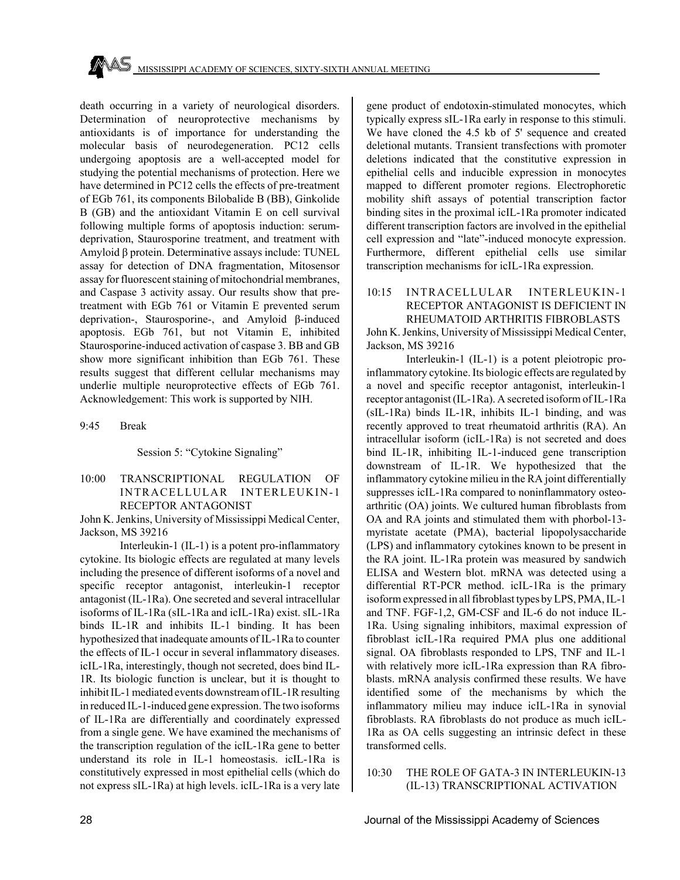death occurring in a variety of neurological disorders. Determination of neuroprotective mechanisms by antioxidants is of importance for understanding the molecular basis of neurodegeneration. PC12 cells undergoing apoptosis are a well-accepted model for studying the potential mechanisms of protection. Here we have determined in PC12 cells the effects of pre-treatment of EGb 761, its components Bilobalide B (BB), Ginkolide B (GB) and the antioxidant Vitamin E on cell survival following multiple forms of apoptosis induction: serum-deprivation, Staurosporine treatment, and treatment with Amyloid β protein. Determinative assays include: TUNEL assay for detection of DNA fragmentation, Mitosensor assay for fluorescent staining of mitochondrial membranes, and Caspase 3 activity assay. Our results show that pre-treatment with EGb 761 or Vitamin E prevented serum deprivation-, Staurosporine-, and Amyloid β-induced apoptosis. EGb 761, but not Vitamin E, inhibited Staurosporine-induced activation of caspase 3. BB and GB show more significant inhibition than EGb 761. These results suggest that different cellular mechanisms may underlie multiple neuroprotective effects of EGb 761. Acknowledgement: This work is supported by NIH.

9:45 Break

## Session 5: "Cytokine Signaling"

### 10:00 TRANSCRIPTIONAL REGULATION OF INTRACELLULAR INTERLEUKIN-1 RECEPTOR ANTAGONIST

John K. Jenkins, University of Mississippi Medical Center, Jackson, MS 39216

Interleukin-1 (IL-1) is a potent pro-inflammatory cytokine. Its biologic effects are regulated at many levels including the presence of different isoforms of a novel and specific receptor antagonist, interleukin-1 receptor antagonist (IL-1Ra). One secreted and several intracellular isoforms of IL-1Ra (sIL-1Ra and icIL-1Ra) exist. sIL-1Ra binds IL-1R and inhibits IL-1 binding. It has been hypothesized that inadequate amounts of IL-1Ra to counter the effects of IL-1 occur in several inflammatory diseases. icIL-1Ra, interestingly, though not secreted, does bind IL-1R. Its biologic function is unclear, but it is thought to inhibit IL-1 mediated events downstream of IL-1R resulting in reduced IL-1-induced gene expression. The two isoforms of IL-1Ra are differentially and coordinately expressed from a single gene. We have examined the mechanisms of the transcription regulation of the icIL-1Ra gene to better understand its role in IL-1 homeostasis. icIL-1Ra is constitutively expressed in most epithelial cells (which do not express sIL-1Ra) at high levels. icIL-1Ra is a very late gene product of endotoxin-stimulated monocytes, which typically express sIL-1Ra early in response to this stimuli. We have cloned the 4.5 kb of 5' sequence and created deletional mutants. Transient transfections with promoter deletions indicated that the constitutive expression in epithelial cells and inducible expression in monocytes mapped to different promoter regions. Electrophoretic mobility shift assays of potential transcription factor binding sites in the proximal icIL-1Ra promoter indicated different transcription factors are involved in the epithelial cell expression and "late"-induced monocyte expression. Furthermore, different epithelial cells use similar transcription mechanisms for icIL-1Ra expression.

### 10:15 INTRACELLULAR INTERLEUKIN-1 RECEPTOR ANTAGONIST IS DEFICIENT IN RHEUMATOID ARTHRITIS FIBROBLASTS

John K. Jenkins, University of Mississippi Medical Center, Jackson, MS 39216

Interleukin-1 (IL-1) is a potent pleiotropic pro-inflammatory cytokine. Its biologic effects are regulated by a novel and specific receptor antagonist, interleukin-1 receptor antagonist (IL-1Ra). A secreted isoform of IL-1Ra (sIL-1Ra) binds IL-1R, inhibits IL-1 binding, and was recently approved to treat rheumatoid arthritis (RA). An intracellular isoform (icIL-1Ra) is not secreted and does bind IL-1R, inhibiting IL-1-induced gene transcription downstream of IL-1R. We hypothesized that the inflammatory cytokine milieu in the RA joint differentially suppresses icIL-1Ra compared to noninflammatory osteo-arthritic (OA) joints. We cultured human fibroblasts from OA and RA joints and stimulated them with phorbol-13-myristate acetate (PMA), bacterial lipopolysaccharide (LPS) and inflammatory cytokines known to be present in the RA joint. IL-1Ra protein was measured by sandwich ELISA and Western blot. mRNA was detected using a differential RT-PCR method. icIL-1Ra is the primary isoform expressed in all fibroblast types by LPS, PMA, IL-1 and TNF. FGF-1,2, GM-CSF and IL-6 do not induce IL-1Ra. Using signaling inhibitors, maximal expression of fibroblast icIL-1Ra required PMA plus one additional signal. OA fibroblasts responded to LPS, TNF and IL-1 with relatively more icIL-1Ra expression than RA fibroblasts. mRNA analysis confirmed these results. We have identified some of the mechanisms by which the inflammatory milieu may induce icIL-1Ra in synovial fibroblasts. RA fibroblasts do not produce as much icIL-1Ra as OA cells suggesting an intrinsic defect in these transformed cells.

### 10:30 THE ROLE OF GATA-3 IN INTERLEUKIN-13 (IL-13) TRANSCRIPTIONAL ACTIVATION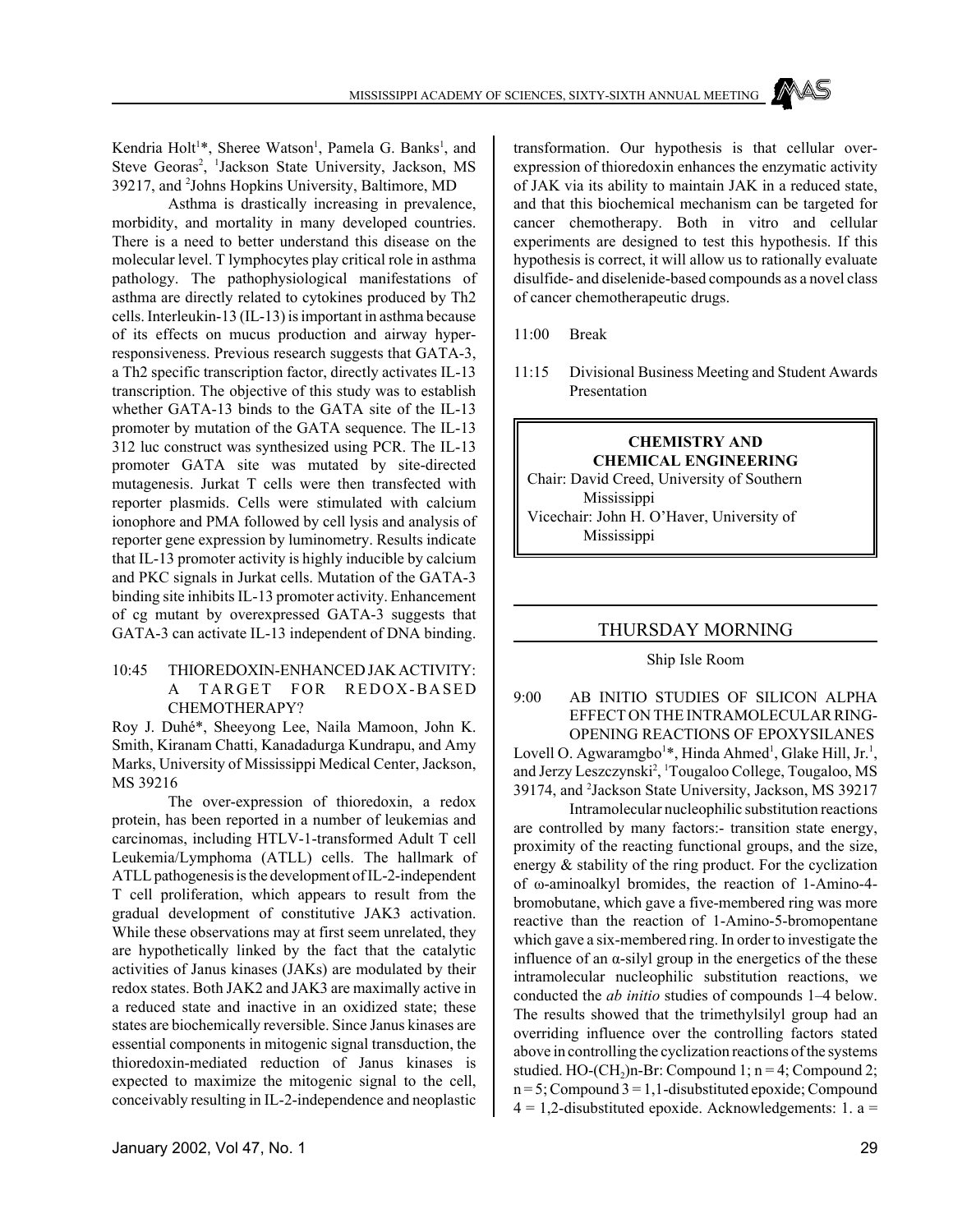Kendria Holt[1]*, Sheree Watson[1], Pamela G. Banks[1], and Steve Georas[2], [1]Jackson State University, Jackson, MS 39217, and [2]Johns Hopkins University, Baltimore, MD

Asthma is drastically increasing in prevalence, morbidity, and mortality in many developed countries. There is a need to better understand this disease on the molecular level. T lymphocytes play critical role in asthma pathology. The pathophysiological manifestations of asthma are directly related to cytokines produced by Th2 cells. Interleukin-13 (IL-13) is important in asthma because of its effects on mucus production and airway hyper-responsiveness. Previous research suggests that GATA-3, a Th2 specific transcription factor, directly activates IL-13 transcription. The objective of this study was to establish whether GATA-13 binds to the GATA site of the IL-13 promoter by mutation of the GATA sequence. The IL-13 312 luc construct was synthesized using PCR. The IL-13 promoter GATA site was mutated by site-directed mutagenesis. Jurkat T cells were then transfected with reporter plasmids. Cells were stimulated with calcium ionophore and PMA followed by cell lysis and analysis of reporter gene expression by luminometry. Results indicate that IL-13 promoter activity is highly inducible by calcium and PKC signals in Jurkat cells. Mutation of the GATA-3 binding site inhibits IL-13 promoter activity. Enhancement of cg mutant by overexpressed GATA-3 suggests that GATA-3 can activate IL-13 independent of DNA binding.

10:45 THIOREDOXIN-ENHANCED JAK ACTIVITY: A TARGET FOR REDOX-BASED CHEMOTHERAPY?

Roy J. Duhé*, Sheeyong Lee, Naila Mamoon, John K. Smith, Kiranam Chatti, Kanadadurga Kundrapu, and Amy Marks, University of Mississippi Medical Center, Jackson, MS 39216

The over-expression of thioredoxin, a redox protein, has been reported in a number of leukemias and carcinomas, including HTLV-1-transformed Adult T cell Leukemia/Lymphoma (ATLL) cells. The hallmark of ATLL pathogenesis is the development of IL-2-independent T cell proliferation, which appears to result from the gradual development of constitutive JAK3 activation. While these observations may at first seem unrelated, they are hypothetically linked by the fact that the catalytic activities of Janus kinases (JAKs) are modulated by their redox states. Both JAK2 and JAK3 are maximally active in a reduced state and inactive in an oxidized state; these states are biochemically reversible. Since Janus kinases are essential components in mitogenic signal transduction, the thioredoxin-mediated reduction of Janus kinases is expected to maximize the mitogenic signal to the cell, conceivably resulting in IL-2-independence and neoplastic transformation. Our hypothesis is that cellular over-expression of thioredoxin enhances the enzymatic activity of JAK via its ability to maintain JAK in a reduced state, and that this biochemical mechanism can be targeted for cancer chemotherapy. Both in vitro and cellular experiments are designed to test this hypothesis. If this hypothesis is correct, it will allow us to rationally evaluate disulfide- and diselenide-based compounds as a novel class of cancer chemotherapeutic drugs.

11:00 Break

11:15 Divisional Business Meeting and Student Awards Presentation

## CHEMISTRY AND CHEMICAL ENGINEERING

Chair: David Creed, University of Southern Mississippi

Vicechair: John H. O'Haver, University of Mississippi

## THURSDAY MORNING

Ship Isle Room

9:00 AB INITIO STUDIES OF SILICON ALPHA EFFECT ON THE INTRAMOLECULAR RING-OPENING REACTIONS OF EPOXYSILANES

Lovell O. Agwaramgbo[1]*, Hinda Ahmed[1], Glake Hill, Jr.[1], and Jerzy Leszczynski[2], [1]Tougaloo College, Tougaloo, MS 39174, and [2]Jackson State University, Jackson, MS 39217

Intramolecular nucleophilic substitution reactions are controlled by many factors:- transition state energy, proximity of the reacting functional groups, and the size, energy & stability of the ring product. For the cyclization of ω-aminoalkyl bromides, the reaction of 1-Amino-4-bromobutane, which gave a five-membered ring was more reactive than the reaction of 1-Amino-5-bromopentane which gave a six-membered ring. In order to investigate the influence of an α-silyl group in the energetics of the these intramolecular nucleophilic substitution reactions, we conducted the *ab initio* studies of compounds 1–4 below. The results showed that the trimethylsilyl group had an overriding influence over the controlling factors stated above in controlling the cyclization reactions of the systems studied. HO-$(CH_2)_n$-Br: Compound 1; $n = 4$; Compound 2; $n = 5$; Compound 3 = 1,1-disubstituted epoxide; Compound 4 = 1,2-disubstituted epoxide. Acknowledgements: 1. a =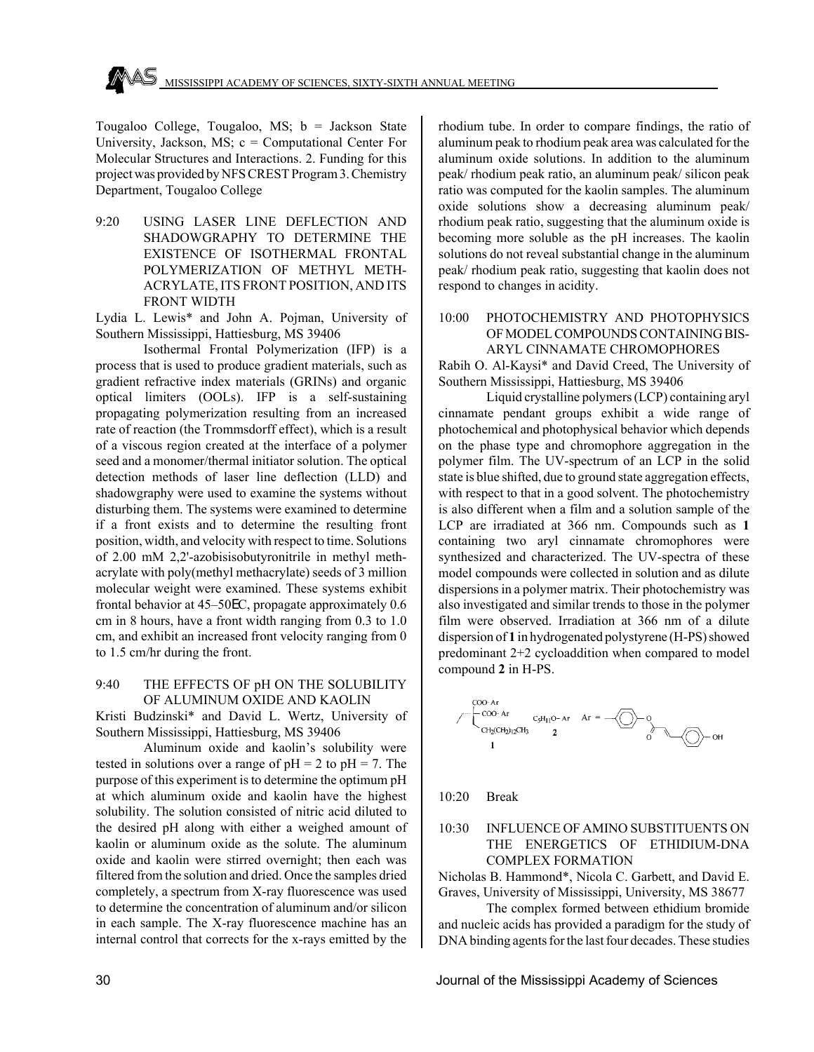Tougaloo College, Tougaloo, MS; b = Jackson State University, Jackson, MS; c = Computational Center For Molecular Structures and Interactions. 2. Funding for this project was provided by NFS CREST Program 3. Chemistry Department, Tougaloo College

9:20 USING LASER LINE DEFLECTION AND SHADOWGRAPHY TO DETERMINE THE EXISTENCE OF ISOTHERMAL FRONTAL POLYMERIZATION OF METHYL METHACRYLATE, ITS FRONT POSITION, AND ITS FRONT WIDTH

Lydia L. Lewis* and John A. Pojman, University of Southern Mississippi, Hattiesburg, MS 39406

Isothermal Frontal Polymerization (IFP) is a process that is used to produce gradient materials, such as gradient refractive index materials (GRINs) and organic optical limiters (OOLs). IFP is a self-sustaining propagating polymerization resulting from an increased rate of reaction (the Trommsdorff effect), which is a result of a viscous region created at the interface of a polymer seed and a monomer/thermal initiator solution. The optical detection methods of laser line deflection (LLD) and shadowgraphy were used to examine the systems without disturbing them. The systems were examined to determine if a front exists and to determine the resulting front position, width, and velocity with respect to time. Solutions of 2.00 mM 2,2'-azobisisobutyronitrile in methyl methacrylate with poly(methyl methacrylate) seeds of 3 million molecular weight were examined. These systems exhibit frontal behavior at 45–50EC, propagate approximately 0.6 cm in 8 hours, have a front width ranging from 0.3 to 1.0 cm, and exhibit an increased front velocity ranging from 0 to 1.5 cm/hr during the front.

9:40 THE EFFECTS OF pH ON THE SOLUBILITY OF ALUMINUM OXIDE AND KAOLIN

Kristi Budzinski* and David L. Wertz, University of Southern Mississippi, Hattiesburg, MS 39406

Aluminum oxide and kaolin's solubility were tested in solutions over a range of pH = 2 to pH = 7. The purpose of this experiment is to determine the optimum pH at which aluminum oxide and kaolin have the highest solubility. The solution consisted of nitric acid diluted to the desired pH along with either a weighed amount of kaolin or aluminum oxide as the solute. The aluminum oxide and kaolin were stirred overnight; then each was filtered from the solution and dried. Once the samples dried completely, a spectrum from X-ray fluorescence was used to determine the concentration of aluminum and/or silicon in each sample. The X-ray fluorescence machine has an internal control that corrects for the x-rays emitted by the rhodium tube. In order to compare findings, the ratio of aluminum peak to rhodium peak area was calculated for the aluminum oxide solutions. In addition to the aluminum peak/ rhodium peak ratio, an aluminum peak/ silicon peak ratio was computed for the kaolin samples. The aluminum oxide solutions show a decreasing aluminum peak/ rhodium peak ratio, suggesting that the aluminum oxide is becoming more soluble as the pH increases. The kaolin solutions do not reveal substantial change in the aluminum peak/ rhodium peak ratio, suggesting that kaolin does not respond to changes in acidity.

10:00 PHOTOCHEMISTRY AND PHOTOPHYSICS OF MODEL COMPOUNDS CONTAINING BIS-ARYL CINNAMATE CHROMOPHORES

Rabih O. Al-Kaysi* and David Creed, The University of Southern Mississippi, Hattiesburg, MS 39406

Liquid crystalline polymers (LCP) containing aryl cinnamate pendant groups exhibit a wide range of photochemical and photophysical behavior which depends on the phase type and chromophore aggregation in the polymer film. The UV-spectrum of an LCP in the solid state is blue shifted, due to ground state aggregation effects, with respect to that in a good solvent. The photochemistry is also different when a film and a solution sample of the LCP are irradiated at 366 nm. Compounds such as **1** containing two aryl cinnamate chromophores were synthesized and characterized. The UV-spectra of these model compounds were collected in solution and as dilute dispersions in a polymer matrix. Their photochemistry was also investigated and similar trends to those in the polymer film were observed. Irradiation at 366 nm of a dilute dispersion of **1** in hydrogenated polystyrene (H-PS) showed predominant 2+2 cycloaddition when compared to model compound **2** in H-PS.

COO-Ar, COO-Ar, $CH_2(CH_2)_{12}CH_3$ **1** $C_5H_{11}O$–Ar **2** Ar = (aryl cinnamate, OH)

10:20 Break

10:30 INFLUENCE OF AMINO SUBSTITUENTS ON THE ENERGETICS OF ETHIDIUM-DNA COMPLEX FORMATION

Nicholas B. Hammond*, Nicola C. Garbett, and David E. Graves, University of Mississippi, University, MS 38677

The complex formed between ethidium bromide and nucleic acids has provided a paradigm for the study of DNA binding agents for the last four decades. These studies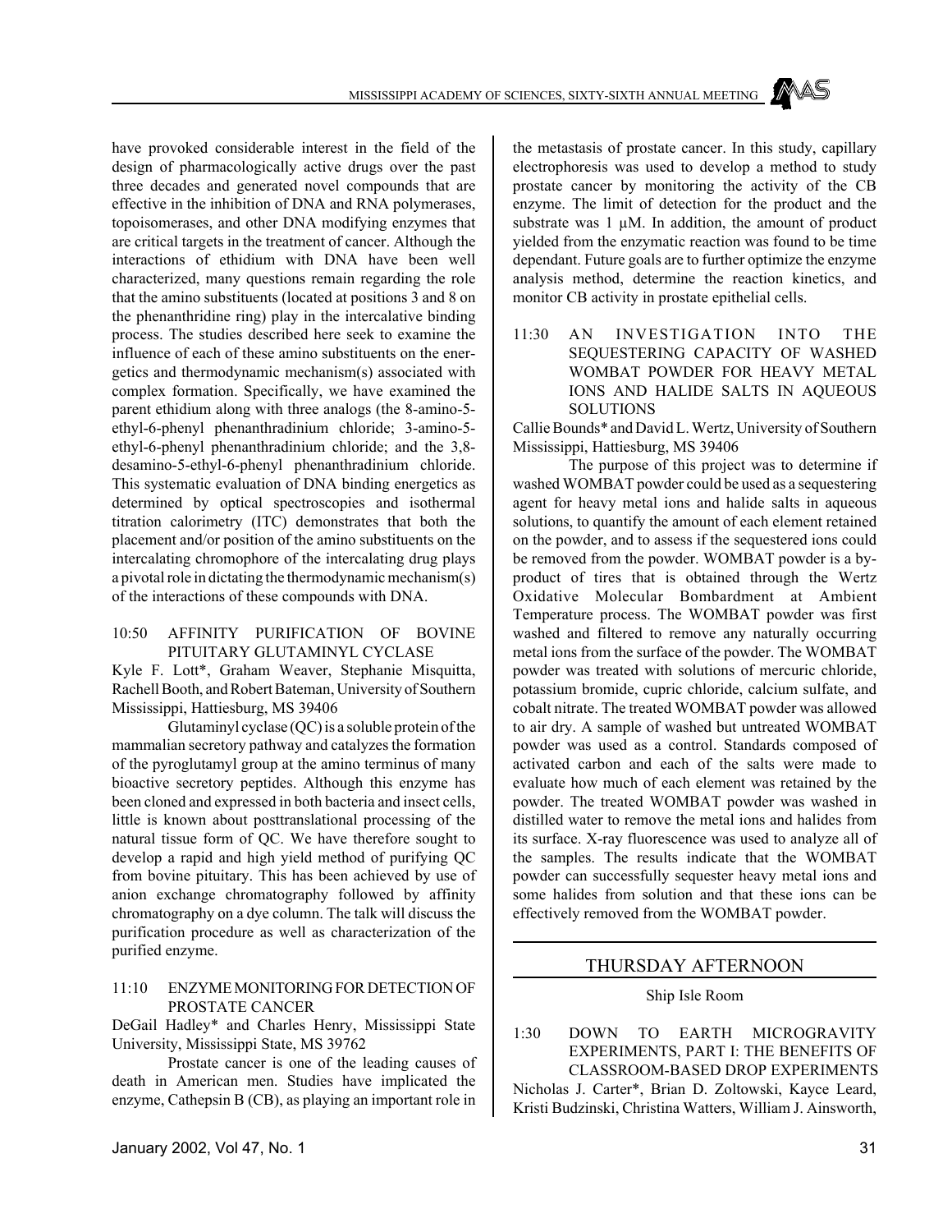have provoked considerable interest in the field of the design of pharmacologically active drugs over the past three decades and generated novel compounds that are effective in the inhibition of DNA and RNA polymerases, topoisomerases, and other DNA modifying enzymes that are critical targets in the treatment of cancer. Although the interactions of ethidium with DNA have been well characterized, many questions remain regarding the role that the amino substituents (located at positions 3 and 8 on the phenanthridine ring) play in the intercalative binding process. The studies described here seek to examine the influence of each of these amino substituents on the energetics and thermodynamic mechanism(s) associated with complex formation. Specifically, we have examined the parent ethidium along with three analogs (the 8-amino-5-ethyl-6-phenyl phenanthradinium chloride; 3-amino-5-ethyl-6-phenyl phenanthradinium chloride; and the 3,8-desamino-5-ethyl-6-phenyl phenanthradinium chloride. This systematic evaluation of DNA binding energetics as determined by optical spectroscopies and isothermal titration calorimetry (ITC) demonstrates that both the placement and/or position of the amino substituents on the intercalating chromophore of the intercalating drug plays a pivotal role in dictating the thermodynamic mechanism(s) of the interactions of these compounds with DNA.

10:50 AFFINITY PURIFICATION OF BOVINE PITUITARY GLUTAMINYL CYCLASE

Kyle F. Lott*, Graham Weaver, Stephanie Misquitta, Rachell Booth, and Robert Bateman, University of Southern Mississippi, Hattiesburg, MS 39406

Glutaminyl cyclase (QC) is a soluble protein of the mammalian secretory pathway and catalyzes the formation of the pyroglutamyl group at the amino terminus of many bioactive secretory peptides. Although this enzyme has been cloned and expressed in both bacteria and insect cells, little is known about posttranslational processing of the natural tissue form of QC. We have therefore sought to develop a rapid and high yield method of purifying QC from bovine pituitary. This has been achieved by use of anion exchange chromatography followed by affinity chromatography on a dye column. The talk will discuss the purification procedure as well as characterization of the purified enzyme.

11:10 ENZYME MONITORING FOR DETECTION OF PROSTATE CANCER

DeGail Hadley* and Charles Henry, Mississippi State University, Mississippi State, MS 39762

Prostate cancer is one of the leading causes of death in American men. Studies have implicated the enzyme, Cathepsin B (CB), as playing an important role in the metastasis of prostate cancer. In this study, capillary electrophoresis was used to develop a method to study prostate cancer by monitoring the activity of the CB enzyme. The limit of detection for the product and the substrate was 1 μM. In addition, the amount of product yielded from the enzymatic reaction was found to be time dependant. Future goals are to further optimize the enzyme analysis method, determine the reaction kinetics, and monitor CB activity in prostate epithelial cells.

11:30 AN INVESTIGATION INTO THE SEQUESTERING CAPACITY OF WASHED WOMBAT POWDER FOR HEAVY METAL IONS AND HALIDE SALTS IN AQUEOUS SOLUTIONS

Callie Bounds* and David L. Wertz, University of Southern Mississippi, Hattiesburg, MS 39406

The purpose of this project was to determine if washed WOMBAT powder could be used as a sequestering agent for heavy metal ions and halide salts in aqueous solutions, to quantify the amount of each element retained on the powder, and to assess if the sequestered ions could be removed from the powder. WOMBAT powder is a by-product of tires that is obtained through the Wertz Oxidative Molecular Bombardment at Ambient Temperature process. The WOMBAT powder was first washed and filtered to remove any naturally occurring metal ions from the surface of the powder. The WOMBAT powder was treated with solutions of mercuric chloride, potassium bromide, cupric chloride, calcium sulfate, and cobalt nitrate. The treated WOMBAT powder was allowed to air dry. A sample of washed but untreated WOMBAT powder was used as a control. Standards composed of activated carbon and each of the salts were made to evaluate how much of each element was retained by the powder. The treated WOMBAT powder was washed in distilled water to remove the metal ions and halides from its surface. X-ray fluorescence was used to analyze all of the samples. The results indicate that the WOMBAT powder can successfully sequester heavy metal ions and some halides from solution and that these ions can be effectively removed from the WOMBAT powder.

## THURSDAY AFTERNOON

Ship Isle Room

1:30 DOWN TO EARTH MICROGRAVITY EXPERIMENTS, PART I: THE BENEFITS OF CLASSROOM-BASED DROP EXPERIMENTS

Nicholas J. Carter*, Brian D. Zoltowski, Kayce Leard, Kristi Budzinski, Christina Watters, William J. Ainsworth,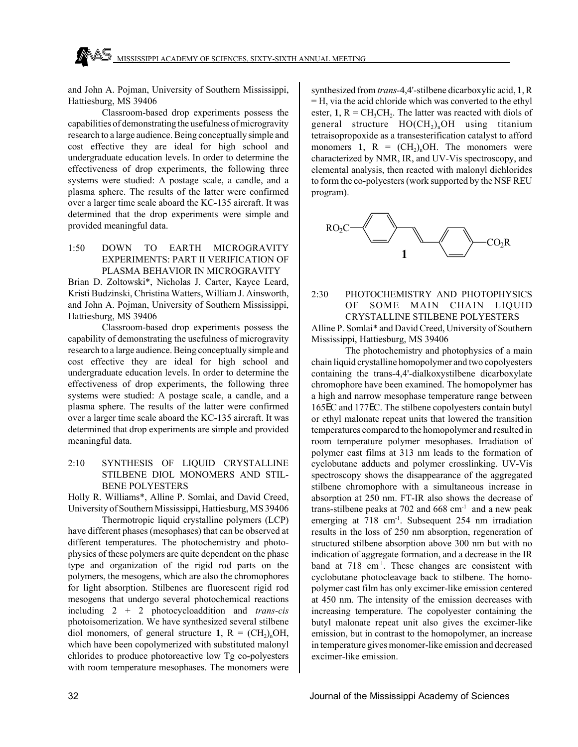and John A. Pojman, University of Southern Mississippi, Hattiesburg, MS 39406

Classroom-based drop experiments possess the capabilities of demonstrating the usefulness of microgravity research to a large audience. Being conceptually simple and cost effective they are ideal for high school and undergraduate education levels. In order to determine the effectiveness of drop experiments, the following three systems were studied: A postage scale, a candle, and a plasma sphere. The results of the latter were confirmed over a larger time scale aboard the KC-135 aircraft. It was determined that the drop experiments were simple and provided meaningful data.

1:50 DOWN TO EARTH MICROGRAVITY EXPERIMENTS: PART II VERIFICATION OF PLASMA BEHAVIOR IN MICROGRAVITY

Brian D. Zoltowski*, Nicholas J. Carter, Kayce Leard, Kristi Budzinski, Christina Watters, William J. Ainsworth, and John A. Pojman, University of Southern Mississippi, Hattiesburg, MS 39406

Classroom-based drop experiments possess the capability of demonstrating the usefulness of microgravity research to a large audience. Being conceptually simple and cost effective they are ideal for high school and undergraduate education levels. In order to determine the effectiveness of drop experiments, the following three systems were studied: A postage scale, a candle, and a plasma sphere. The results of the latter were confirmed over a larger time scale aboard the KC-135 aircraft. It was determined that drop experiments are simple and provided meaningful data.

2:10 SYNTHESIS OF LIQUID CRYSTALLINE STILBENE DIOL MONOMERS AND STILBENE POLYESTERS

Holly R. Williams*, Alline P. Somlai, and David Creed, University of Southern Mississippi, Hattiesburg, MS 39406

Thermotropic liquid crystalline polymers (LCP) have different phases (mesophases) that can be observed at different temperatures. The photochemistry and photophysics of these polymers are quite dependent on the phase type and organization of the rigid rod parts on the polymers, the mesogens, which are also the chromophores for light absorption. Stilbenes are fluorescent rigid rod mesogens that undergo several photochemical reactions including 2 + 2 photocycloaddition and *trans-cis* photoisomerization. We have synthesized several stilbene diol monomers, of general structure **1**, R = $(CH_2)_nOH$, which have been copolymerized with substituted malonyl chlorides to produce photoreactive low Tg co-polyesters with room temperature mesophases. The monomers were synthesized from *trans*-4,4'-stilbene dicarboxylic acid, **1**, R = H, via the acid chloride which was converted to the ethyl ester, **1**, R = $CH_3CH_2$. The latter was reacted with diols of general structure $HO(CH_2)_nOH$ using titanium tetraisopropoxide as a transesterification catalyst to afford monomers **1**, R = $(CH_2)_nOH$. The monomers were characterized by NMR, IR, and UV-Vis spectroscopy, and elemental analysis, then reacted with malonyl dichlorides to form the co-polyesters (work supported by the NSF REU program).

$RO_2C$–(stilbene)–$CO_2R$

**1**

2:30 PHOTOCHEMISTRY AND PHOTOPHYSICS OF SOME MAIN CHAIN LIQUID CRYSTALLINE STILBENE POLYESTERS

Alline P. Somlai* and David Creed, University of Southern Mississippi, Hattiesburg, MS 39406

The photochemistry and photophysics of a main chain liquid crystalline homopolymer and two copolyesters containing the trans-4,4'-dialkoxystilbene dicarboxylate chromophore have been examined. The homopolymer has a high and narrow mesophase temperature range between 165ºC and 177ºC. The stilbene copolyesters contain butyl or ethyl malonate repeat units that lowered the transition temperatures compared to the homopolymer and resulted in room temperature polymer mesophases. Irradiation of polymer cast films at 313 nm leads to the formation of cyclobutane adducts and polymer crosslinking. UV-Vis spectroscopy shows the disappearance of the aggregated stilbene chromophore with a simultaneous increase in absorption at 250 nm. FT-IR also shows the decrease of trans-stilbene peaks at 702 and 668 $cm^{-1}$ and a new peak emerging at 718 $cm^{-1}$. Subsequent 254 nm irradiation results in the loss of 250 nm absorption, regeneration of structured stilbene absorption above 300 nm but with no indication of aggregate formation, and a decrease in the IR band at 718 $cm^{-1}$. These changes are consistent with cyclobutane photocleavage back to stilbene. The homopolymer cast film has only excimer-like emission centered at 450 nm. The intensity of the emission decreases with increasing temperature. The copolyester containing the butyl malonate repeat unit also gives the excimer-like emission, but in contrast to the homopolymer, an increase in temperature gives monomer-like emission and decreased excimer-like emission.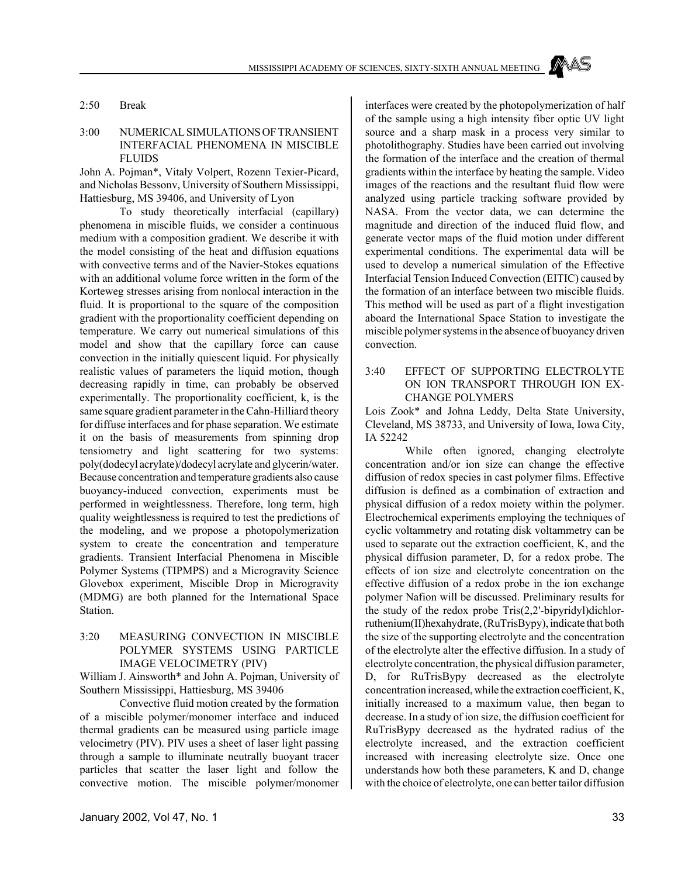2:50 Break

### 3:00 NUMERICAL SIMULATIONS OF TRANSIENT INTERFACIAL PHENOMENA IN MISCIBLE FLUIDS

John A. Pojman*, Vitaly Volpert, Rozenn Texier-Picard, and Nicholas Bessonv, University of Southern Mississippi, Hattiesburg, MS 39406, and University of Lyon

To study theoretically interfacial (capillary) phenomena in miscible fluids, we consider a continuous medium with a composition gradient. We describe it with the model consisting of the heat and diffusion equations with convective terms and of the Navier-Stokes equations with an additional volume force written in the form of the Korteweg stresses arising from nonlocal interaction in the fluid. It is proportional to the square of the composition gradient with the proportionality coefficient depending on temperature. We carry out numerical simulations of this model and show that the capillary force can cause convection in the initially quiescent liquid. For physically realistic values of parameters the liquid motion, though decreasing rapidly in time, can probably be observed experimentally. The proportionality coefficient, k, is the same square gradient parameter in the Cahn-Hilliard theory for diffuse interfaces and for phase separation. We estimate it on the basis of measurements from spinning drop tensiometry and light scattering for two systems: poly(dodecyl acrylate)/dodecyl acrylate and glycerin/water. Because concentration and temperature gradients also cause buoyancy-induced convection, experiments must be performed in weightlessness. Therefore, long term, high quality weightlessness is required to test the predictions of the modeling, and we propose a photopolymerization system to create the concentration and temperature gradients. Transient Interfacial Phenomena in Miscible Polymer Systems (TIPMPS) and a Microgravity Science Glovebox experiment, Miscible Drop in Microgravity (MDMG) are both planned for the International Space Station.

### 3:20 MEASURING CONVECTION IN MISCIBLE POLYMER SYSTEMS USING PARTICLE IMAGE VELOCIMETRY (PIV)

William J. Ainsworth* and John A. Pojman, University of Southern Mississippi, Hattiesburg, MS 39406

Convective fluid motion created by the formation of a miscible polymer/monomer interface and induced thermal gradients can be measured using particle image velocimetry (PIV). PIV uses a sheet of laser light passing through a sample to illuminate neutrally buoyant tracer particles that scatter the laser light and follow the convective motion. The miscible polymer/monomer interfaces were created by the photopolymerization of half of the sample using a high intensity fiber optic UV light source and a sharp mask in a process very similar to photolithography. Studies have been carried out involving the formation of the interface and the creation of thermal gradients within the interface by heating the sample. Video images of the reactions and the resultant fluid flow were analyzed using particle tracking software provided by NASA. From the vector data, we can determine the magnitude and direction of the induced fluid flow, and generate vector maps of the fluid motion under different experimental conditions. The experimental data will be used to develop a numerical simulation of the Effective Interfacial Tension Induced Convection (EITIC) caused by the formation of an interface between two miscible fluids. This method will be used as part of a flight investigation aboard the International Space Station to investigate the miscible polymer systems in the absence of buoyancy driven convection.

### 3:40 EFFECT OF SUPPORTING ELECTROLYTE ON ION TRANSPORT THROUGH ION EXCHANGE POLYMERS

Lois Zook* and Johna Leddy, Delta State University, Cleveland, MS 38733, and University of Iowa, Iowa City, IA 52242

While often ignored, changing electrolyte concentration and/or ion size can change the effective diffusion of redox species in cast polymer films. Effective diffusion is defined as a combination of extraction and physical diffusion of a redox moiety within the polymer. Electrochemical experiments employing the techniques of cyclic voltammetry and rotating disk voltammetry can be used to separate out the extraction coefficient, K, and the physical diffusion parameter, D, for a redox probe. The effects of ion size and electrolyte concentration on the effective diffusion of a redox probe in the ion exchange polymer Nafion will be discussed. Preliminary results for the study of the redox probe Tris(2,2'-bipyridyl)dichlorruthenium(II)hexahydrate, (RuTrisBypy), indicate that both the size of the supporting electrolyte and the concentration of the electrolyte alter the effective diffusion. In a study of electrolyte concentration, the physical diffusion parameter, D, for RuTrisBypy decreased as the electrolyte concentration increased, while the extraction coefficient, K, initially increased to a maximum value, then began to decrease. In a study of ion size, the diffusion coefficient for RuTrisBypy decreased as the hydrated radius of the electrolyte increased, and the extraction coefficient increased with increasing electrolyte size. Once one understands how both these parameters, K and D, change with the choice of electrolyte, one can better tailor diffusion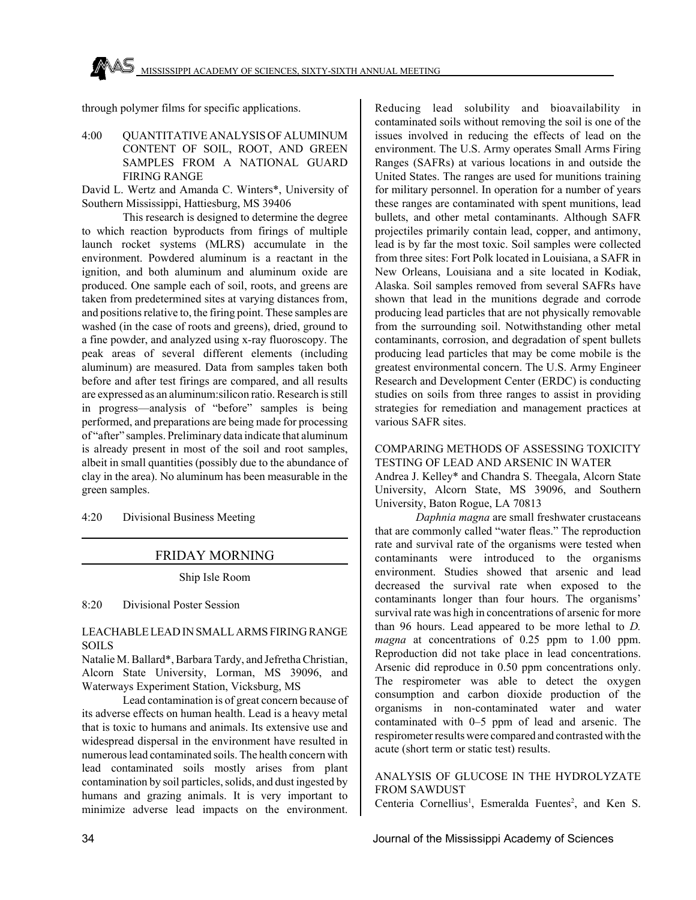through polymer films for specific applications.

4:00 QUANTITATIVE ANALYSIS OF ALUMINUM CONTENT OF SOIL, ROOT, AND GREEN SAMPLES FROM A NATIONAL GUARD FIRING RANGE

David L. Wertz and Amanda C. Winters*, University of Southern Mississippi, Hattiesburg, MS 39406

This research is designed to determine the degree to which reaction byproducts from firings of multiple launch rocket systems (MLRS) accumulate in the environment. Powdered aluminum is a reactant in the ignition, and both aluminum and aluminum oxide are produced. One sample each of soil, roots, and greens are taken from predetermined sites at varying distances from, and positions relative to, the firing point. These samples are washed (in the case of roots and greens), dried, ground to a fine powder, and analyzed using x-ray fluoroscopy. The peak areas of several different elements (including aluminum) are measured. Data from samples taken both before and after test firings are compared, and all results are expressed as an aluminum:silicon ratio. Research is still in progress—analysis of "before" samples is being performed, and preparations are being made for processing of "after" samples. Preliminary data indicate that aluminum is already present in most of the soil and root samples, albeit in small quantities (possibly due to the abundance of clay in the area). No aluminum has been measurable in the green samples.

4:20 Divisional Business Meeting

## FRIDAY MORNING

Ship Isle Room

8:20 Divisional Poster Session

### LEACHABLE LEAD IN SMALL ARMS FIRING RANGE SOILS

Natalie M. Ballard*, Barbara Tardy, and Jefretha Christian, Alcorn State University, Lorman, MS 39096, and Waterways Experiment Station, Vicksburg, MS

Lead contamination is of great concern because of its adverse effects on human health. Lead is a heavy metal that is toxic to humans and animals. Its extensive use and widespread dispersal in the environment have resulted in numerous lead contaminated soils. The health concern with lead contaminated soils mostly arises from plant contamination by soil particles, solids, and dust ingested by humans and grazing animals. It is very important to minimize adverse lead impacts on the environment. Reducing lead solubility and bioavailability in contaminated soils without removing the soil is one of the issues involved in reducing the effects of lead on the environment. The U.S. Army operates Small Arms Firing Ranges (SAFRs) at various locations in and outside the United States. The ranges are used for munitions training for military personnel. In operation for a number of years these ranges are contaminated with spent munitions, lead bullets, and other metal contaminants. Although SAFR projectiles primarily contain lead, copper, and antimony, lead is by far the most toxic. Soil samples were collected from three sites: Fort Polk located in Louisiana, a SAFR in New Orleans, Louisiana and a site located in Kodiak, Alaska. Soil samples removed from several SAFRs have shown that lead in the munitions degrade and corrode producing lead particles that are not physically removable from the surrounding soil. Notwithstanding other metal contaminants, corrosion, and degradation of spent bullets producing lead particles that may be come mobile is the greatest environmental concern. The U.S. Army Engineer Research and Development Center (ERDC) is conducting studies on soils from three ranges to assist in providing strategies for remediation and management practices at various SAFR sites.

### COMPARING METHODS OF ASSESSING TOXICITY TESTING OF LEAD AND ARSENIC IN WATER

Andrea J. Kelley* and Chandra S. Theegala, Alcorn State University, Alcorn State, MS 39096, and Southern University, Baton Rogue, LA 70813

*Daphnia magna* are small freshwater crustaceans that are commonly called "water fleas." The reproduction rate and survival rate of the organisms were tested when contaminants were introduced to the organisms environment. Studies showed that arsenic and lead decreased the survival rate when exposed to the contaminants longer than four hours. The organisms' survival rate was high in concentrations of arsenic for more than 96 hours. Lead appeared to be more lethal to *D. magna* at concentrations of 0.25 ppm to 1.00 ppm. Reproduction did not take place in lead concentrations. Arsenic did reproduce in 0.50 ppm concentrations only. The respirometer was able to detect the oxygen consumption and carbon dioxide production of the organisms in non-contaminated water and water contaminated with 0–5 ppm of lead and arsenic. The respirometer results were compared and contrasted with the acute (short term or static test) results.

### ANALYSIS OF GLUCOSE IN THE HYDROLYZATE FROM SAWDUST

Centeria Cornellius[1], Esmeralda Fuentes[2], and Ken S.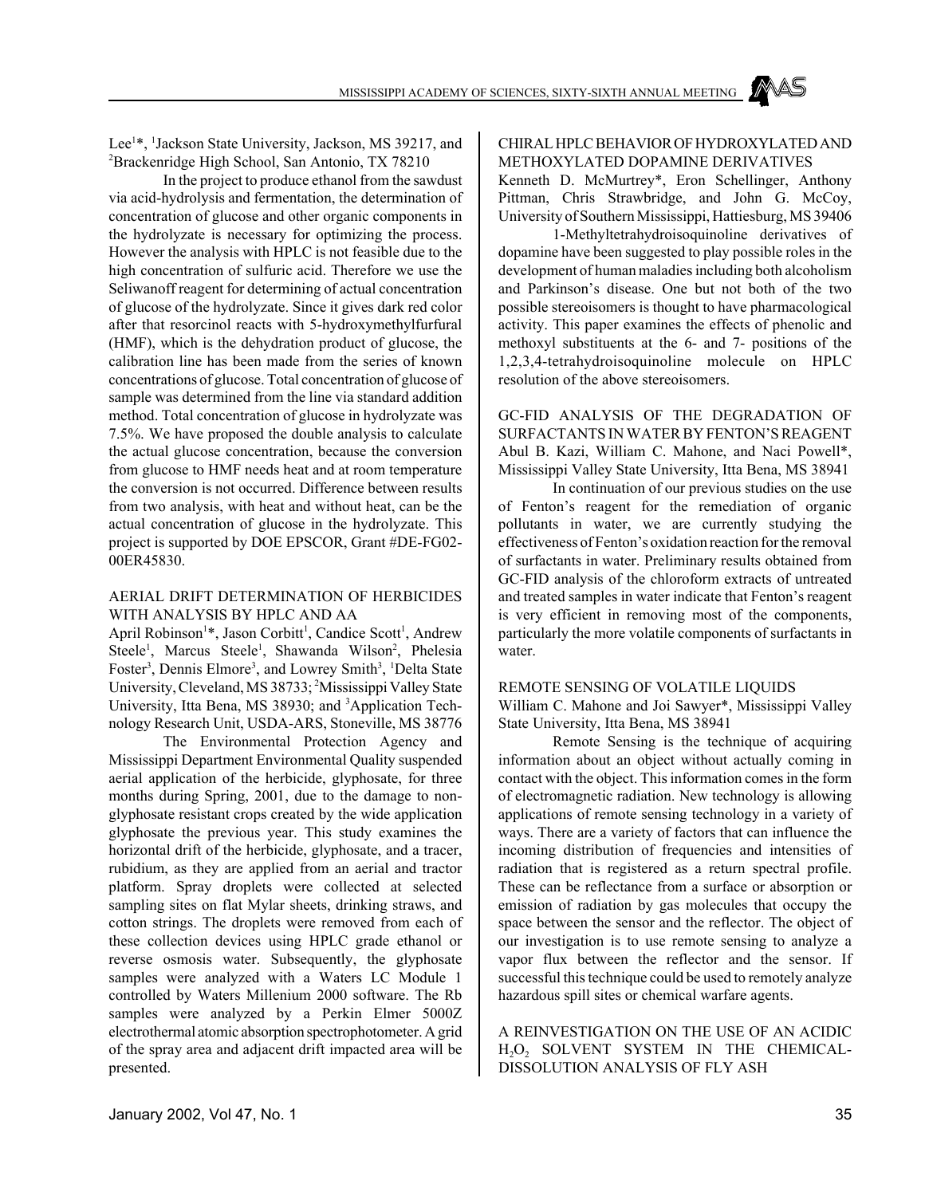Lee[1]*, [1]Jackson State University, Jackson, MS 39217, and [2]Brackenridge High School, San Antonio, TX 78210

In the project to produce ethanol from the sawdust via acid-hydrolysis and fermentation, the determination of concentration of glucose and other organic components in the hydrolyzate is necessary for optimizing the process. However the analysis with HPLC is not feasible due to the high concentration of sulfuric acid. Therefore we use the Seliwanoff reagent for determining of actual concentration of glucose of the hydrolyzate. Since it gives dark red color after that resorcinol reacts with 5-hydroxymethylfurfural (HMF), which is the dehydration product of glucose, the calibration line has been made from the series of known concentrations of glucose. Total concentration of glucose of sample was determined from the line via standard addition method. Total concentration of glucose in hydrolyzate was 7.5%. We have proposed the double analysis to calculate the actual glucose concentration, because the conversion from glucose to HMF needs heat and at room temperature the conversion is not occurred. Difference between results from two analysis, with heat and without heat, can be the actual concentration of glucose in the hydrolyzate. This project is supported by DOE EPSCOR, Grant #DE-FG02-00ER45830.

## AERIAL DRIFT DETERMINATION OF HERBICIDES WITH ANALYSIS BY HPLC AND AA

April Robinson[1]*, Jason Corbitt[1], Candice Scott[1], Andrew Steele[1], Marcus Steele[1], Shawanda Wilson[2], Phelesia Foster[3], Dennis Elmore[3], and Lowrey Smith[3], [1]Delta State University, Cleveland, MS 38733; [2]Mississippi Valley State University, Itta Bena, MS 38930; and [3]Application Technology Research Unit, USDA-ARS, Stoneville, MS 38776

The Environmental Protection Agency and Mississippi Department Environmental Quality suspended aerial application of the herbicide, glyphosate, for three months during Spring, 2001, due to the damage to non-glyphosate resistant crops created by the wide application glyphosate the previous year. This study examines the horizontal drift of the herbicide, glyphosate, and a tracer, rubidium, as they are applied from an aerial and tractor platform. Spray droplets were collected at selected sampling sites on flat Mylar sheets, drinking straws, and cotton strings. The droplets were removed from each of these collection devices using HPLC grade ethanol or reverse osmosis water. Subsequently, the glyphosate samples were analyzed with a Waters LC Module 1 controlled by Waters Millenium 2000 software. The Rb samples were analyzed by a Perkin Elmer 5000Z electrothermal atomic absorption spectrophotometer. A grid of the spray area and adjacent drift impacted area will be presented.

## CHIRAL HPLC BEHAVIOR OF HYDROXYLATED AND METHOXYLATED DOPAMINE DERIVATIVES

Kenneth D. McMurtrey*, Eron Schellinger, Anthony Pittman, Chris Strawbridge, and John G. McCoy, University of Southern Mississippi, Hattiesburg, MS 39406

1-Methyltetrahydroisoquinoline derivatives of dopamine have been suggested to play possible roles in the development of human maladies including both alcoholism and Parkinson's disease. One but not both of the two possible stereoisomers is thought to have pharmacological activity. This paper examines the effects of phenolic and methoxyl substituents at the 6- and 7- positions of the 1,2,3,4-tetrahydroisoquinoline molecule on HPLC resolution of the above stereoisomers.

## GC-FID ANALYSIS OF THE DEGRADATION OF SURFACTANTS IN WATER BY FENTON'S REAGENT

Abul B. Kazi, William C. Mahone, and Naci Powell*, Mississippi Valley State University, Itta Bena, MS 38941

In continuation of our previous studies on the use of Fenton's reagent for the remediation of organic pollutants in water, we are currently studying the effectiveness of Fenton's oxidation reaction for the removal of surfactants in water. Preliminary results obtained from GC-FID analysis of the chloroform extracts of untreated and treated samples in water indicate that Fenton's reagent is very efficient in removing most of the components, particularly the more volatile components of surfactants in water.

## REMOTE SENSING OF VOLATILE LIQUIDS

William C. Mahone and Joi Sawyer*, Mississippi Valley State University, Itta Bena, MS 38941

Remote Sensing is the technique of acquiring information about an object without actually coming in contact with the object. This information comes in the form of electromagnetic radiation. New technology is allowing applications of remote sensing technology in a variety of ways. There are a variety of factors that can influence the incoming distribution of frequencies and intensities of radiation that is registered as a return spectral profile. These can be reflectance from a surface or absorption or emission of radiation by gas molecules that occupy the space between the sensor and the reflector. The object of our investigation is to use remote sensing to analyze a vapor flux between the reflector and the sensor. If successful this technique could be used to remotely analyze hazardous spill sites or chemical warfare agents.

## A REINVESTIGATION ON THE USE OF AN ACIDIC $H_2O_2$ SOLVENT SYSTEM IN THE CHEMICAL-DISSOLUTION ANALYSIS OF FLY ASH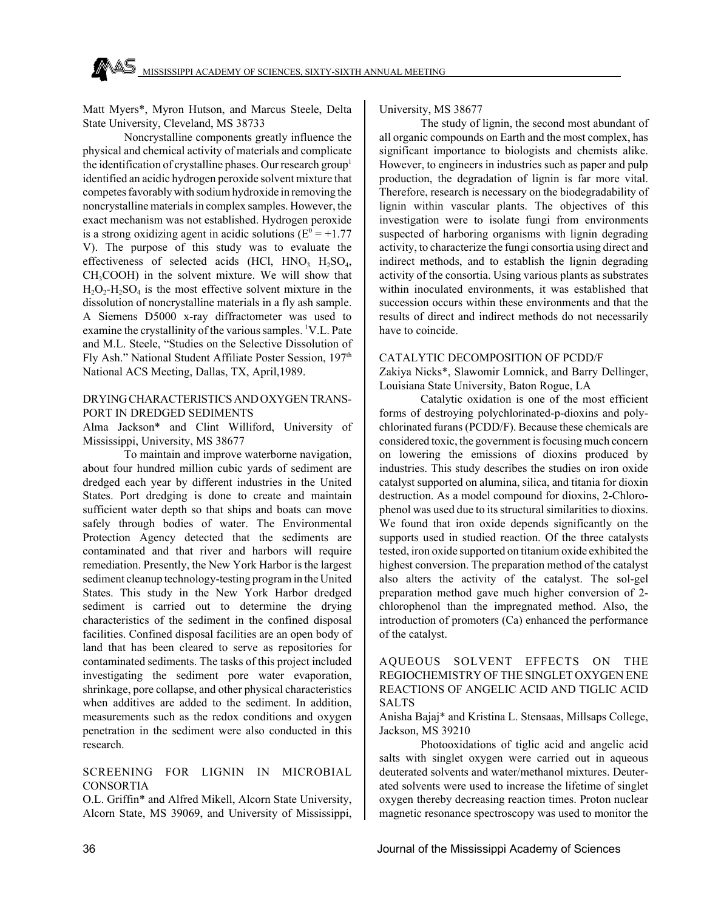Matt Myers*, Myron Hutson, and Marcus Steele, Delta State University, Cleveland, MS 38733

Noncrystalline components greatly influence the physical and chemical activity of materials and complicate the identification of crystalline phases. Our research group[1] identified an acidic hydrogen peroxide solvent mixture that competes favorably with sodium hydroxide in removing the noncrystalline materials in complex samples. However, the exact mechanism was not established. Hydrogen peroxide is a strong oxidizing agent in acidic solutions ($E^0 = +1.77$ V). The purpose of this study was to evaluate the effectiveness of selected acids (HCl, $HNO_3$ $H_2SO_4$, $CH_3COOH$) in the solvent mixture. We will show that $H_2O_2$-$H_2SO_4$ is the most effective solvent mixture in the dissolution of noncrystalline materials in a fly ash sample. A Siemens D5000 x-ray diffractometer was used to examine the crystallinity of the various samples. [1]V.L. Pate and M.L. Steele, "Studies on the Selective Dissolution of Fly Ash." National Student Affiliate Poster Session, 197th National ACS Meeting, Dallas, TX, April,1989.

## DRYING CHARACTERISTICS AND OXYGEN TRANSPORT IN DREDGED SEDIMENTS

Alma Jackson* and Clint Williford, University of Mississippi, University, MS 38677

To maintain and improve waterborne navigation, about four hundred million cubic yards of sediment are dredged each year by different industries in the United States. Port dredging is done to create and maintain sufficient water depth so that ships and boats can move safely through bodies of water. The Environmental Protection Agency detected that the sediments are contaminated and that river and harbors will require remediation. Presently, the New York Harbor is the largest sediment cleanup technology-testing program in the United States. This study in the New York Harbor dredged sediment is carried out to determine the drying characteristics of the sediment in the confined disposal facilities. Confined disposal facilities are an open body of land that has been cleared to serve as repositories for contaminated sediments. The tasks of this project included investigating the sediment pore water evaporation, shrinkage, pore collapse, and other physical characteristics when additives are added to the sediment. In addition, measurements such as the redox conditions and oxygen penetration in the sediment were also conducted in this research.

## SCREENING FOR LIGNIN IN MICROBIAL CONSORTIA

O.L. Griffin* and Alfred Mikell, Alcorn State University, Alcorn State, MS 39069, and University of Mississippi, University, MS 38677

The study of lignin, the second most abundant of all organic compounds on Earth and the most complex, has significant importance to biologists and chemists alike. However, to engineers in industries such as paper and pulp production, the degradation of lignin is far more vital. Therefore, research is necessary on the biodegradability of lignin within vascular plants. The objectives of this investigation were to isolate fungi from environments suspected of harboring organisms with lignin degrading activity, to characterize the fungi consortia using direct and indirect methods, and to establish the lignin degrading activity of the consortia. Using various plants as substrates within inoculated environments, it was established that succession occurs within these environments and that the results of direct and indirect methods do not necessarily have to coincide.

## CATALYTIC DECOMPOSITION OF PCDD/F

Zakiya Nicks*, Slawomir Lomnick, and Barry Dellinger, Louisiana State University, Baton Rouge, LA

Catalytic oxidation is one of the most efficient forms of destroying polychlorinated-p-dioxins and polychlorinated furans (PCDD/F). Because these chemicals are considered toxic, the government is focusing much concern on lowering the emissions of dioxins produced by industries. This study describes the studies on iron oxide catalyst supported on alumina, silica, and titania for dioxin destruction. As a model compound for dioxins, 2-Chlorophenol was used due to its structural similarities to dioxins. We found that iron oxide depends significantly on the supports used in studied reaction. Of the three catalysts tested, iron oxide supported on titanium oxide exhibited the highest conversion. The preparation method of the catalyst also alters the activity of the catalyst. The sol-gel preparation method gave much higher conversion of 2-chlorophenol than the impregnated method. Also, the introduction of promoters (Ca) enhanced the performance of the catalyst.

## AQUEOUS SOLVENT EFFECTS ON THE REGIOCHEMISTRY OF THE SINGLET OXYGEN ENE REACTIONS OF ANGELIC ACID AND TIGLIC ACID SALTS

Anisha Bajaj* and Kristina L. Stensaas, Millsaps College, Jackson, MS 39210

Photooxidations of tiglic acid and angelic acid salts with singlet oxygen were carried out in aqueous deuterated solvents and water/methanol mixtures. Deuterated solvents were used to increase the lifetime of singlet oxygen thereby decreasing reaction times. Proton nuclear magnetic resonance spectroscopy was used to monitor the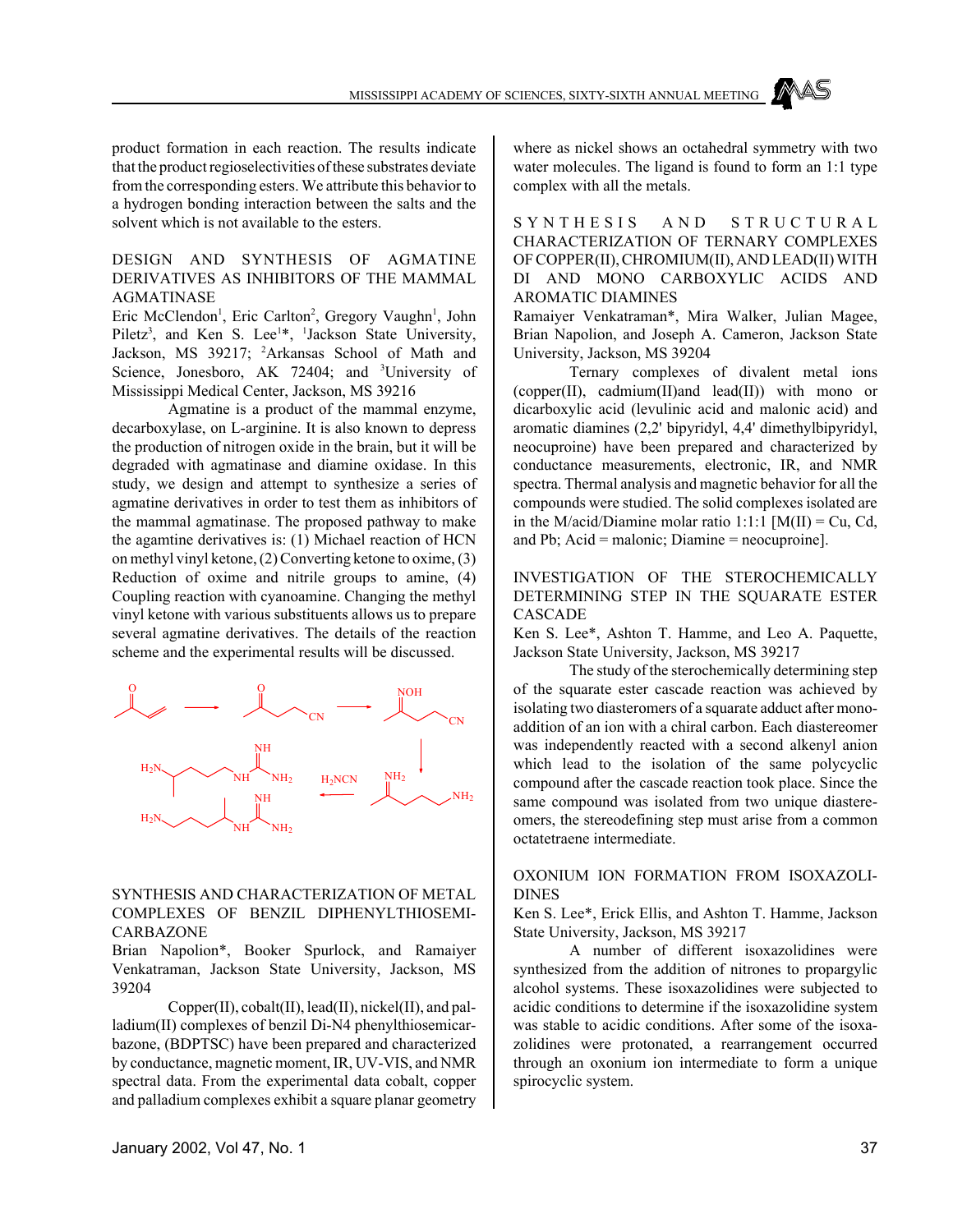product formation in each reaction. The results indicate that the product regioselectivities of these substrates deviate from the corresponding esters. We attribute this behavior to a hydrogen bonding interaction between the salts and the solvent which is not available to the esters.

## DESIGN AND SYNTHESIS OF AGMATINE DERIVATIVES AS INHIBITORS OF THE MAMMAL AGMATINASE

Eric McClendon[1], Eric Carlton[2], Gregory Vaughn[1], John Piletz[3], and Ken S. Lee[1]*, [1]Jackson State University, Jackson, MS 39217; [2]Arkansas School of Math and Science, Jonesboro, AK 72404; and [3]University of Mississippi Medical Center, Jackson, MS 39216

Agmatine is a product of the mammal enzyme, decarboxylase, on L-arginine. It is also known to depress the production of nitrogen oxide in the brain, but it will be degraded with agmatinase and diamine oxidase. In this study, we design and attempt to synthesize a series of agmatine derivatives in order to test them as inhibitors of the mammal agmatinase. The proposed pathway to make the agamtine derivatives is: (1) Michael reaction of HCN on methyl vinyl ketone, (2) Converting ketone to oxime, (3) Reduction of oxime and nitrile groups to amine, (4) Coupling reaction with cyanoamine. Changing the methyl vinyl ketone with various substituents allows us to prepare several agmatine derivatives. The details of the reaction scheme and the experimental results will be discussed.

## SYNTHESIS AND CHARACTERIZATION OF METAL COMPLEXES OF BENZIL DIPHENYLTHIOSEMICARBAZONE

Brian Napolion*, Booker Spurlock, and Ramaiyer Venkatraman, Jackson State University, Jackson, MS 39204

Copper(II), cobalt(II), lead(II), nickel(II), and palladium(II) complexes of benzil Di-N4 phenylthiosemicarbazone, (BDPTSC) have been prepared and characterized by conductance, magnetic moment, IR, UV-VIS, and NMR spectral data. From the experimental data cobalt, copper and palladium complexes exhibit a square planar geometry where as nickel shows an octahedral symmetry with two water molecules. The ligand is found to form an 1:1 type complex with all the metals.

## SYNTHESIS AND STRUCTURAL CHARACTERIZATION OF TERNARY COMPLEXES OF COPPER(II), CHROMIUM(II), AND LEAD(II) WITH DI AND MONO CARBOXYLIC ACIDS AND AROMATIC DIAMINES

Ramaiyer Venkatraman*, Mira Walker, Julian Magee, Brian Napolion, and Joseph A. Cameron, Jackson State University, Jackson, MS 39204

Ternary complexes of divalent metal ions (copper(II), cadmium(II)and lead(II)) with mono or dicarboxylic acid (levulinic acid and malonic acid) and aromatic diamines (2,2' bipyridyl, 4,4' dimethylbipyridyl, neocuproine) have been prepared and characterized by conductance measurements, electronic, IR, and NMR spectra. Thermal analysis and magnetic behavior for all the compounds were studied. The solid complexes isolated are in the M/acid/Diamine molar ratio 1:1:1 [M(II) = Cu, Cd, and Pb; Acid = malonic; Diamine = neocuproine].

## INVESTIGATION OF THE STEROCHEMICALLY DETERMINING STEP IN THE SQUARATE ESTER CASCADE

Ken S. Lee*, Ashton T. Hamme, and Leo A. Paquette, Jackson State University, Jackson, MS 39217

The study of the sterochemically determining step of the squarate ester cascade reaction was achieved by isolating two diasteromers of a squarate adduct after mono-addition of an ion with a chiral carbon. Each diastereomer was independently reacted with a second alkenyl anion which lead to the isolation of the same polycyclic compound after the cascade reaction took place. Since the same compound was isolated from two unique diastereomers, the stereodefining step must arise from a common octatetraene intermediate.

## OXONIUM ION FORMATION FROM ISOXAZOLIDINES

Ken S. Lee*, Erick Ellis, and Ashton T. Hamme, Jackson State University, Jackson, MS 39217

A number of different isoxazolidines were synthesized from the addition of nitrones to propargylic alcohol systems. These isoxazolidines were subjected to acidic conditions to determine if the isoxazolidine system was stable to acidic conditions. After some of the isoxazolidines were protonated, a rearrangement occurred through an oxonium ion intermediate to form a unique spirocyclic system.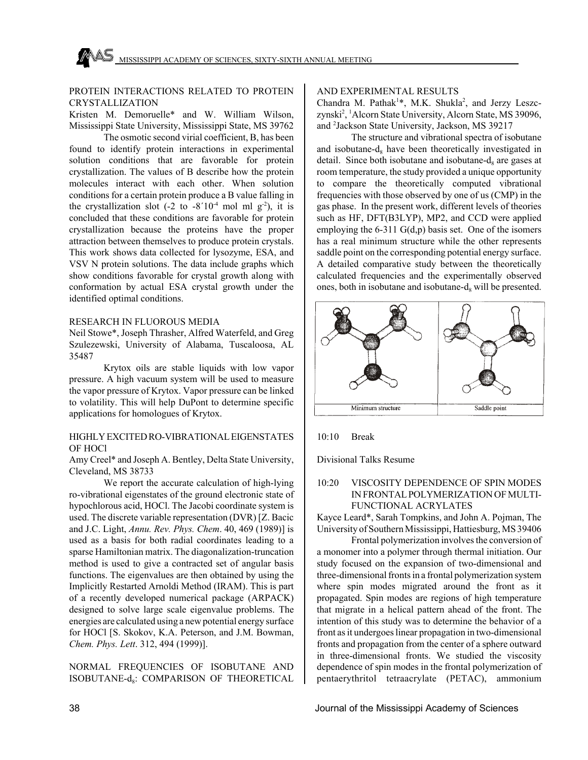### PROTEIN INTERACTIONS RELATED TO PROTEIN CRYSTALLIZATION

Kristen M. Demoruelle* and W. William Wilson, Mississippi State University, Mississippi State, MS 39762

The osmotic second virial coefficient, B, has been found to identify protein interactions in experimental solution conditions that are favorable for protein crystallization. The values of B describe how the protein molecules interact with each other. When solution conditions for a certain protein produce a B value falling in the crystallization slot (-2 to $-8 \times 10^{-4}$ mol ml $g^{-2}$), it is concluded that these conditions are favorable for protein crystallization because the proteins have the proper attraction between themselves to produce protein crystals. This work shows data collected for lysozyme, ESA, and VSV N protein solutions. The data include graphs which show conditions favorable for crystal growth along with conformation by actual ESA crystal growth under the identified optimal conditions.

### RESEARCH IN FLUOROUS MEDIA

Neil Stowe*, Joseph Thrasher, Alfred Waterfeld, and Greg Szulezewski, University of Alabama, Tuscaloosa, AL 35487

Krytox oils are stable liquids with low vapor pressure. A high vacuum system will be used to measure the vapor pressure of Krytox. Vapor pressure can be linked to volatility. This will help DuPont to determine specific applications for homologues of Krytox.

### HIGHLY EXCITED RO-VIBRATIONAL EIGENSTATES OF HOCl

Amy Creel* and Joseph A. Bentley, Delta State University, Cleveland, MS 38733

We report the accurate calculation of high-lying ro-vibrational eigenstates of the ground electronic state of hypochlorous acid, HOCl. The Jacobi coordinate system is used. The discrete variable representation (DVR) [Z. Bacic and J.C. Light, *Annu. Rev. Phys. Chem*. 40, 469 (1989)] is used as a basis for both radial coordinates leading to a sparse Hamiltonian matrix. The diagonalization-truncation method is used to give a contracted set of angular basis functions. The eigenvalues are then obtained by using the Implicitly Restarted Arnoldi Method (IRAM). This is part of a recently developed numerical package (ARPACK) designed to solve large scale eigenvalue problems. The energies are calculated using a new potential energy surface for HOCl [S. Skokov, K.A. Peterson, and J.M. Bowman, *Chem. Phys. Lett*. 312, 494 (1999)].

### NORMAL FREQUENCIES OF ISOBUTANE AND ISOBUTANE-$d_8$: COMPARISON OF THEORETICAL AND EXPERIMENTAL RESULTS

Chandra M. Pathak[1]*, M.K. Shukla[2], and Jerzy Leszczynski[2], [1]Alcorn State University, Alcorn State, MS 39096, and [2]Jackson State University, Jackson, MS 39217

The structure and vibrational spectra of isobutane and isobutane-$d_8$ have been theoretically investigated in detail. Since both isobutane and isobutane-$d_8$ are gases at room temperature, the study provided a unique opportunity to compare the theoretically computed vibrational frequencies with those observed by one of us (CMP) in the gas phase. In the present work, different levels of theories such as HF, DFT(B3LYP), MP2, and CCD were applied employing the 6-311 G(d,p) basis set. One of the isomers has a real minimum structure while the other represents saddle point on the corresponding potential energy surface. A detailed comparative study between the theoretically calculated frequencies and the experimentally observed ones, both in isobutane and isobutane-$d_8$ will be presented.

Minimum structure | Saddle point

10:10 Break

Divisional Talks Resume

### 10:20 VISCOSITY DEPENDENCE OF SPIN MODES IN FRONTAL POLYMERIZATION OF MULTI-FUNCTIONAL ACRYLATES

Kayce Leard*, Sarah Tompkins, and John A. Pojman, The University of Southern Mississippi, Hattiesburg, MS 39406

Frontal polymerization involves the conversion of a monomer into a polymer through thermal initiation. Our study focused on the expansion of two-dimensional and three-dimensional fronts in a frontal polymerization system where spin modes migrated around the front as it propagated. Spin modes are regions of high temperature that migrate in a helical pattern ahead of the front. The intention of this study was to determine the behavior of a front as it undergoes linear propagation in two-dimensional fronts and propagation from the center of a sphere outward in three-dimensional fronts. We studied the viscosity dependence of spin modes in the frontal polymerization of pentaerythritol tetraacrylate (PETAC), ammonium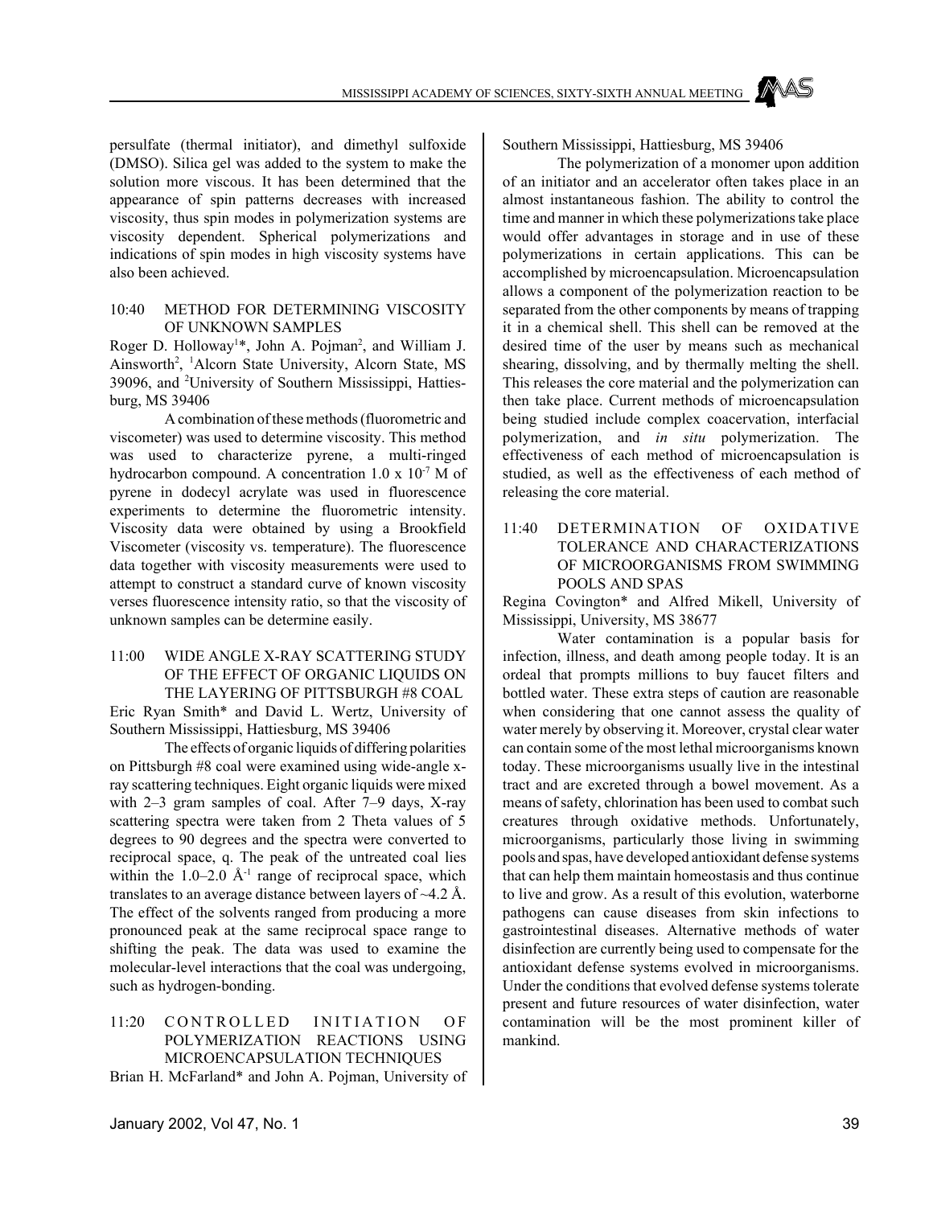persulfate (thermal initiator), and dimethyl sulfoxide (DMSO). Silica gel was added to the system to make the solution more viscous. It has been determined that the appearance of spin patterns decreases with increased viscosity, thus spin modes in polymerization systems are viscosity dependent. Spherical polymerizations and indications of spin modes in high viscosity systems have also been achieved.

10:40 METHOD FOR DETERMINING VISCOSITY OF UNKNOWN SAMPLES

Roger D. Holloway[1]*, John A. Pojman[2], and William J. Ainsworth[2], [1]Alcorn State University, Alcorn State, MS 39096, and [2]University of Southern Mississippi, Hattiesburg, MS 39406

A combination of these methods (fluorometric and viscometer) was used to determine viscosity. This method was used to characterize pyrene, a multi-ringed hydrocarbon compound. A concentration $1.0 \times 10^{-7}$ M of pyrene in dodecyl acrylate was used in fluorescence experiments to determine the fluorometric intensity. Viscosity data were obtained by using a Brookfield Viscometer (viscosity vs. temperature). The fluorescence data together with viscosity measurements were used to attempt to construct a standard curve of known viscosity verses fluorescence intensity ratio, so that the viscosity of unknown samples can be determine easily.

11:00 WIDE ANGLE X-RAY SCATTERING STUDY OF THE EFFECT OF ORGANIC LIQUIDS ON THE LAYERING OF PITTSBURGH #8 COAL

Eric Ryan Smith* and David L. Wertz, University of Southern Mississippi, Hattiesburg, MS 39406

The effects of organic liquids of differing polarities on Pittsburgh #8 coal were examined using wide-angle x-ray scattering techniques. Eight organic liquids were mixed with 2–3 gram samples of coal. After 7–9 days, X-ray scattering spectra were taken from 2 Theta values of 5 degrees to 90 degrees and the spectra were converted to reciprocal space, q. The peak of the untreated coal lies within the 1.0–2.0 $Å^{-1}$ range of reciprocal space, which translates to an average distance between layers of ~4.2 Å. The effect of the solvents ranged from producing a more pronounced peak at the same reciprocal space range to shifting the peak. The data was used to examine the molecular-level interactions that the coal was undergoing, such as hydrogen-bonding.

11:20 CONTROLLED INITIATION OF POLYMERIZATION REACTIONS USING MICROENCAPSULATION TECHNIQUES

Brian H. McFarland* and John A. Pojman, University of Southern Mississippi, Hattiesburg, MS 39406

The polymerization of a monomer upon addition of an initiator and an accelerator often takes place in an almost instantaneous fashion. The ability to control the time and manner in which these polymerizations take place would offer advantages in storage and in use of these polymerizations in certain applications. This can be accomplished by microencapsulation. Microencapsulation allows a component of the polymerization reaction to be separated from the other components by means of trapping it in a chemical shell. This shell can be removed at the desired time of the user by means such as mechanical shearing, dissolving, and by thermally melting the shell. This releases the core material and the polymerization can then take place. Current methods of microencapsulation being studied include complex coacervation, interfacial polymerization, and *in situ* polymerization. The effectiveness of each method of microencapsulation is studied, as well as the effectiveness of each method of releasing the core material.

11:40 DETERMINATION OF OXIDATIVE TOLERANCE AND CHARACTERIZATIONS OF MICROORGANISMS FROM SWIMMING POOLS AND SPAS

Regina Covington* and Alfred Mikell, University of Mississippi, University, MS 38677

Water contamination is a popular basis for infection, illness, and death among people today. It is an ordeal that prompts millions to buy faucet filters and bottled water. These extra steps of caution are reasonable when considering that one cannot assess the quality of water merely by observing it. Moreover, crystal clear water can contain some of the most lethal microorganisms known today. These microorganisms usually live in the intestinal tract and are excreted through a bowel movement. As a means of safety, chlorination has been used to combat such creatures through oxidative methods. Unfortunately, microorganisms, particularly those living in swimming pools and spas, have developed antioxidant defense systems that can help them maintain homeostasis and thus continue to live and grow. As a result of this evolution, waterborne pathogens can cause diseases from skin infections to gastrointestinal diseases. Alternative methods of water disinfection are currently being used to compensate for the antioxidant defense systems evolved in microorganisms. Under the conditions that evolved defense systems tolerate present and future resources of water disinfection, water contamination will be the most prominent killer of mankind.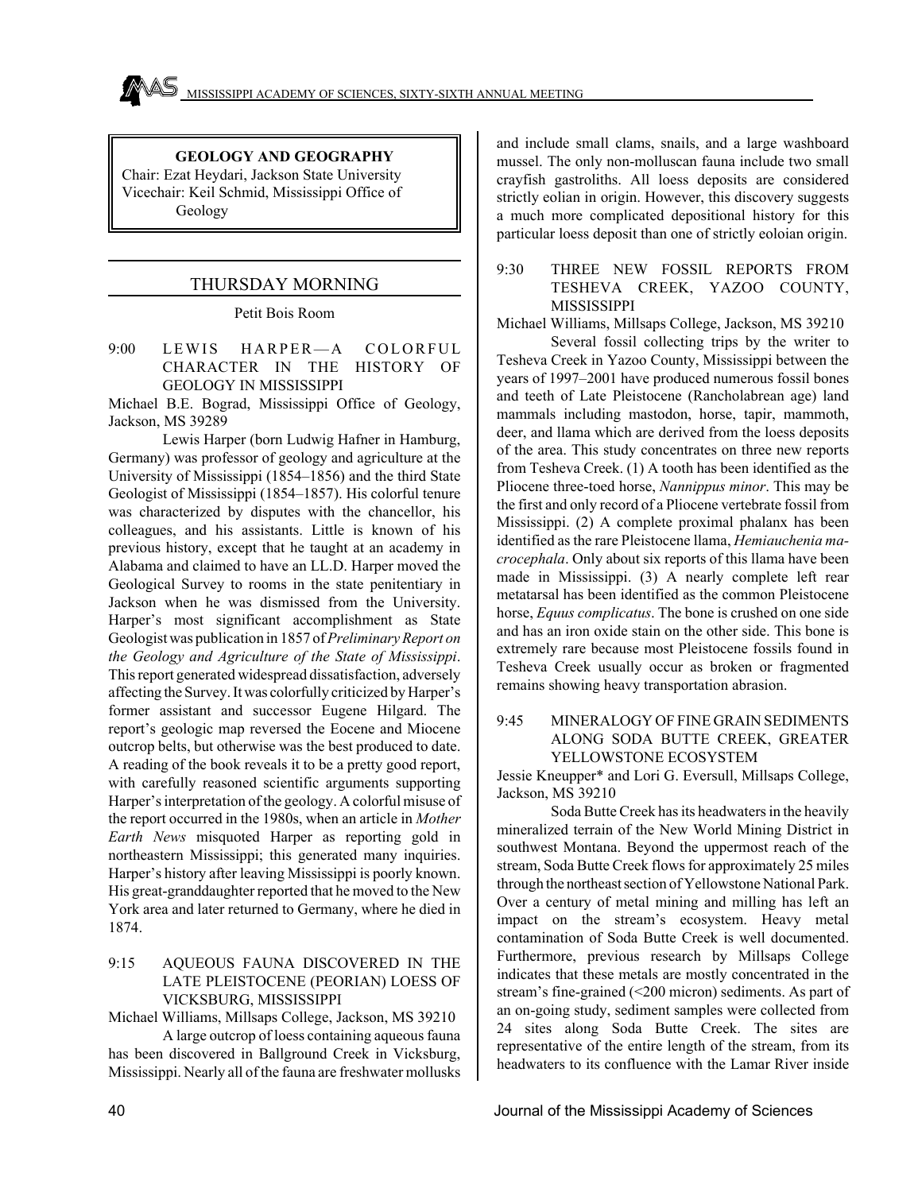## GEOLOGY AND GEOGRAPHY

Chair: Ezat Heydari, Jackson State University
Vicechair: Keil Schmid, Mississippi Office of Geology

### THURSDAY MORNING

Petit Bois Room

**9:00 LEWIS HARPER—A COLORFUL CHARACTER IN THE HISTORY OF GEOLOGY IN MISSISSIPPI**

Michael B.E. Bograd, Mississippi Office of Geology, Jackson, MS 39289

Lewis Harper (born Ludwig Hafner in Hamburg, Germany) was professor of geology and agriculture at the University of Mississippi (1854–1856) and the third State Geologist of Mississippi (1854–1857). His colorful tenure was characterized by disputes with the chancellor, his colleagues, and his assistants. Little is known of his previous history, except that he taught at an academy in Alabama and claimed to have an LL.D. Harper moved the Geological Survey to rooms in the state penitentiary in Jackson when he was dismissed from the University. Harper's most significant accomplishment as State Geologist was publication in 1857 of *Preliminary Report on the Geology and Agriculture of the State of Mississippi*. This report generated widespread dissatisfaction, adversely affecting the Survey. It was colorfully criticized by Harper's former assistant and successor Eugene Hilgard. The report's geologic map reversed the Eocene and Miocene outcrop belts, but otherwise was the best produced to date. A reading of the book reveals it to be a pretty good report, with carefully reasoned scientific arguments supporting Harper's interpretation of the geology. A colorful misuse of the report occurred in the 1980s, when an article in *Mother Earth News* misquoted Harper as reporting gold in northeastern Mississippi; this generated many inquiries. Harper's history after leaving Mississippi is poorly known. His great-granddaughter reported that he moved to the New York area and later returned to Germany, where he died in 1874.

**9:15 AQUEOUS FAUNA DISCOVERED IN THE LATE PLEISTOCENE (PEORIAN) LOESS OF VICKSBURG, MISSISSIPPI**

Michael Williams, Millsaps College, Jackson, MS 39210

A large outcrop of loess containing aqueous fauna has been discovered in Ballground Creek in Vicksburg, Mississippi. Nearly all of the fauna are freshwater mollusks and include small clams, snails, and a large washboard mussel. The only non-molluscan fauna include two small crayfish gastroliths. All loess deposits are considered strictly eolian in origin. However, this discovery suggests a much more complicated depositional history for this particular loess deposit than one of strictly eoloian origin.

**9:30 THREE NEW FOSSIL REPORTS FROM TESHEVA CREEK, YAZOO COUNTY, MISSISSIPPI**

Michael Williams, Millsaps College, Jackson, MS 39210

Several fossil collecting trips by the writer to Tesheva Creek in Yazoo County, Mississippi between the years of 1997–2001 have produced numerous fossil bones and teeth of Late Pleistocene (Rancholabrean age) land mammals including mastodon, horse, tapir, mammoth, deer, and llama which are derived from the loess deposits of the area. This study concentrates on three new reports from Tesheva Creek. (1) A tooth has been identified as the Pliocene three-toed horse, *Nannippus minor*. This may be the first and only record of a Pliocene vertebrate fossil from Mississippi. (2) A complete proximal phalanx has been identified as the rare Pleistocene llama, *Hemiauchenia macrocephala*. Only about six reports of this llama have been made in Mississippi. (3) A nearly complete left rear metatarsal has been identified as the common Pleistocene horse, *Equus complicatus*. The bone is crushed on one side and has an iron oxide stain on the other side. This bone is extremely rare because most Pleistocene fossils found in Tesheva Creek usually occur as broken or fragmented remains showing heavy transportation abrasion.

**9:45 MINERALOGY OF FINE GRAIN SEDIMENTS ALONG SODA BUTTE CREEK, GREATER YELLOWSTONE ECOSYSTEM**

Jessie Kneupper* and Lori G. Eversull, Millsaps College, Jackson, MS 39210

Soda Butte Creek has its headwaters in the heavily mineralized terrain of the New World Mining District in southwest Montana. Beyond the uppermost reach of the stream, Soda Butte Creek flows for approximately 25 miles through the northeast section of Yellowstone National Park. Over a century of metal mining and milling has left an impact on the stream's ecosystem. Heavy metal contamination of Soda Butte Creek is well documented. Furthermore, previous research by Millsaps College indicates that these metals are mostly concentrated in the stream's fine-grained (<200 micron) sediments. As part of an on-going study, sediment samples were collected from 24 sites along Soda Butte Creek. The sites are representative of the entire length of the stream, from its headwaters to its confluence with the Lamar River inside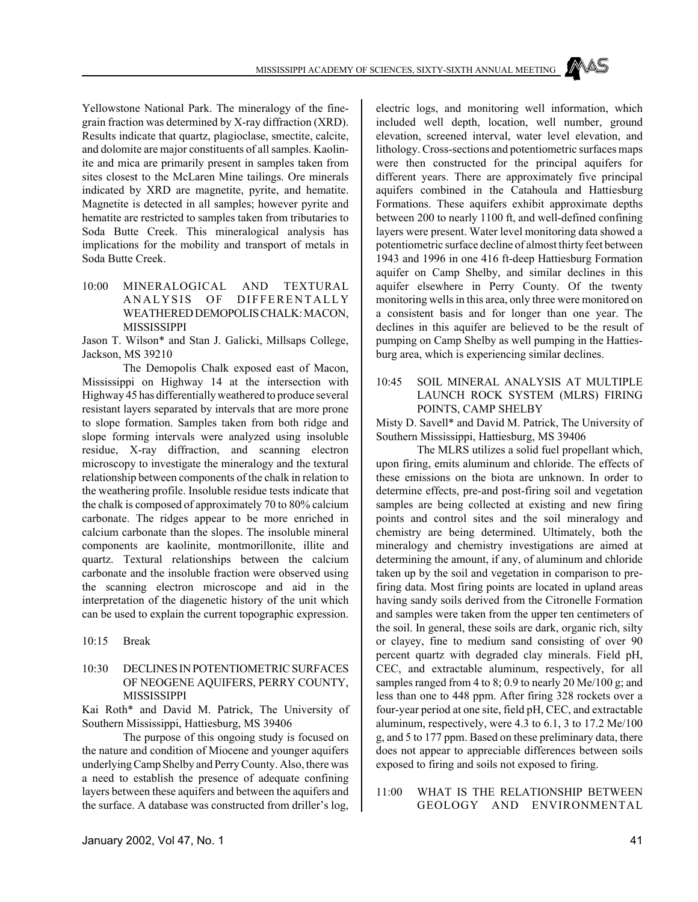Yellowstone National Park. The mineralogy of the fine-grain fraction was determined by X-ray diffraction (XRD). Results indicate that quartz, plagioclase, smectite, calcite, and dolomite are major constituents of all samples. Kaolinite and mica are primarily present in samples taken from sites closest to the McLaren Mine tailings. Ore minerals indicated by XRD are magnetite, pyrite, and hematite. Magnetite is detected in all samples; however pyrite and hematite are restricted to samples taken from tributaries to Soda Butte Creek. This mineralogical analysis has implications for the mobility and transport of metals in Soda Butte Creek.

10:00 MINERALOGICAL AND TEXTURAL ANALYSIS OF DIFFERENTALLY WEATHERED DEMOPOLIS CHALK: MACON, MISSISSIPPI

Jason T. Wilson* and Stan J. Galicki, Millsaps College, Jackson, MS 39210

The Demopolis Chalk exposed east of Macon, Mississippi on Highway 14 at the intersection with Highway 45 has differentially weathered to produce several resistant layers separated by intervals that are more prone to slope formation. Samples taken from both ridge and slope forming intervals were analyzed using insoluble residue, X-ray diffraction, and scanning electron microscopy to investigate the mineralogy and the textural relationship between components of the chalk in relation to the weathering profile. Insoluble residue tests indicate that the chalk is composed of approximately 70 to 80% calcium carbonate. The ridges appear to be more enriched in calcium carbonate than the slopes. The insoluble mineral components are kaolinite, montmorillonite, illite and quartz. Textural relationships between the calcium carbonate and the insoluble fraction were observed using the scanning electron microscope and aid in the interpretation of the diagenetic history of the unit which can be used to explain the current topographic expression.

10:15 Break

10:30 DECLINES IN POTENTIOMETRIC SURFACES OF NEOGENE AQUIFERS, PERRY COUNTY, MISSISSIPPI

Kai Roth* and David M. Patrick, The University of Southern Mississippi, Hattiesburg, MS 39406

The purpose of this ongoing study is focused on the nature and condition of Miocene and younger aquifers underlying Camp Shelby and Perry County. Also, there was a need to establish the presence of adequate confining layers between these aquifers and between the aquifers and the surface. A database was constructed from driller's log, electric logs, and monitoring well information, which included well depth, location, well number, ground elevation, screened interval, water level elevation, and lithology. Cross-sections and potentiometric surfaces maps were then constructed for the principal aquifers for different years. There are approximately five principal aquifers combined in the Catahoula and Hattiesburg Formations. These aquifers exhibit approximate depths between 200 to nearly 1100 ft, and well-defined confining layers were present. Water level monitoring data showed a potentiometric surface decline of almost thirty feet between 1943 and 1996 in one 416 ft-deep Hattiesburg Formation aquifer on Camp Shelby, and similar declines in this aquifer elsewhere in Perry County. Of the twenty monitoring wells in this area, only three were monitored on a consistent basis and for longer than one year. The declines in this aquifer are believed to be the result of pumping on Camp Shelby as well pumping in the Hattiesburg area, which is experiencing similar declines.

10:45 SOIL MINERAL ANALYSIS AT MULTIPLE LAUNCH ROCK SYSTEM (MLRS) FIRING POINTS, CAMP SHELBY

Misty D. Savell* and David M. Patrick, The University of Southern Mississippi, Hattiesburg, MS 39406

The MLRS utilizes a solid fuel propellant which, upon firing, emits aluminum and chloride. The effects of these emissions on the biota are unknown. In order to determine effects, pre-and post-firing soil and vegetation samples are being collected at existing and new firing points and control sites and the soil mineralogy and chemistry are being determined. Ultimately, both the mineralogy and chemistry investigations are aimed at determining the amount, if any, of aluminum and chloride taken up by the soil and vegetation in comparison to pre-firing data. Most firing points are located in upland areas having sandy soils derived from the Citronelle Formation and samples were taken from the upper ten centimeters of the soil. In general, these soils are dark, organic rich, silty or clayey, fine to medium sand consisting of over 90 percent quartz with degraded clay minerals. Field pH, CEC, and extractable aluminum, respectively, for all samples ranged from 4 to 8; 0.9 to nearly 20 Me/100 g; and less than one to 448 ppm. After firing 328 rockets over a four-year period at one site, field pH, CEC, and extractable aluminum, respectively, were 4.3 to 6.1, 3 to 17.2 Me/100 g, and 5 to 177 ppm. Based on these preliminary data, there does not appear to appreciable differences between soils exposed to firing and soils not exposed to firing.

11:00 WHAT IS THE RELATIONSHIP BETWEEN GEOLOGY AND ENVIRONMENTAL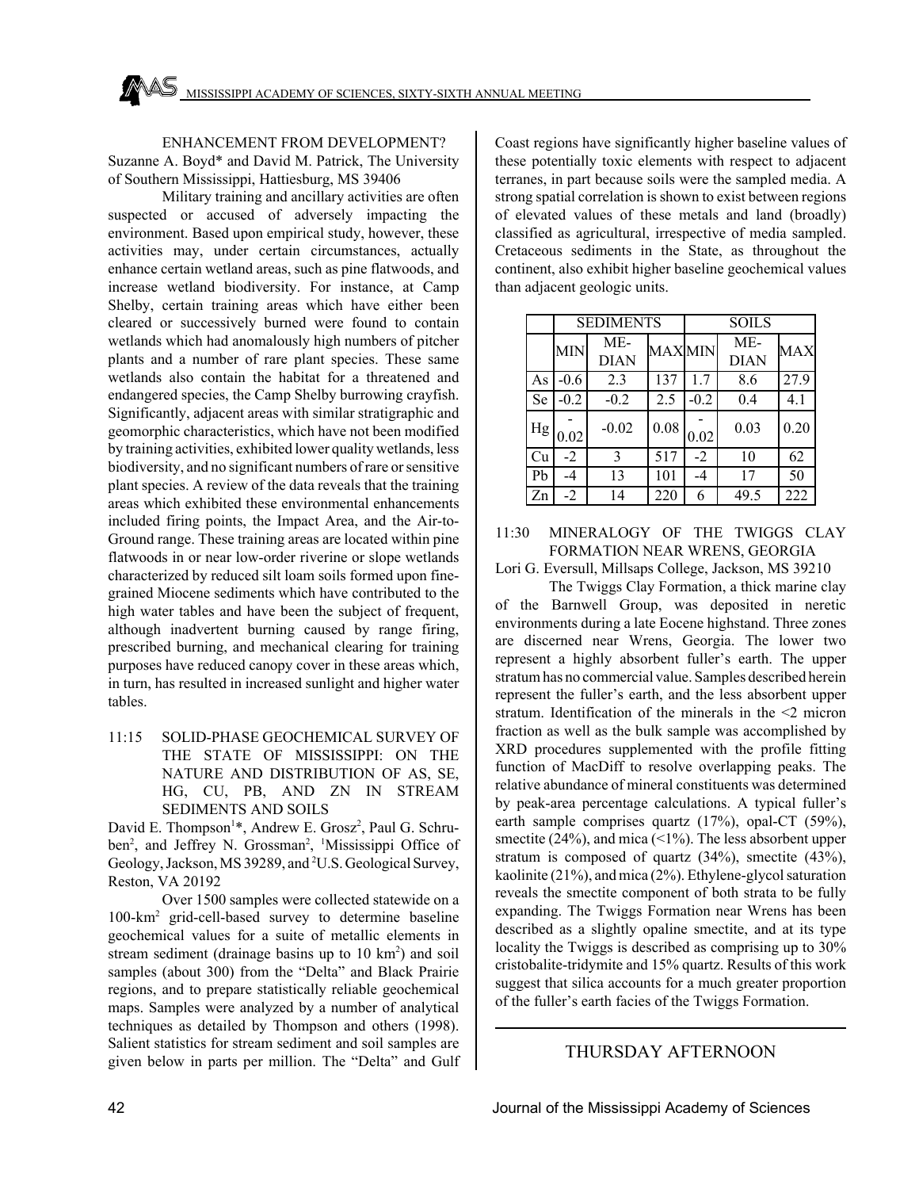ENHANCEMENT FROM DEVELOPMENT?

Suzanne A. Boyd* and David M. Patrick, The University of Southern Mississippi, Hattiesburg, MS 39406

Military training and ancillary activities are often suspected or accused of adversely impacting the environment. Based upon empirical study, however, these activities may, under certain circumstances, actually enhance certain wetland areas, such as pine flatwoods, and increase wetland biodiversity. For instance, at Camp Shelby, certain training areas which have either been cleared or successively burned were found to contain wetlands which had anomalously high numbers of pitcher plants and a number of rare plant species. These same wetlands also contain the habitat for a threatened and endangered species, the Camp Shelby burrowing crayfish. Significantly, adjacent areas with similar stratigraphic and geomorphic characteristics, which have not been modified by training activities, exhibited lower quality wetlands, less biodiversity, and no significant numbers of rare or sensitive plant species. A review of the data reveals that the training areas which exhibited these environmental enhancements included firing points, the Impact Area, and the Air-to-Ground range. These training areas are located within pine flatwoods in or near low-order riverine or slope wetlands characterized by reduced silt loam soils formed upon fine-grained Miocene sediments which have contributed to the high water tables and have been the subject of frequent, although inadvertent burning caused by range firing, prescribed burning, and mechanical clearing for training purposes have reduced canopy cover in these areas which, in turn, has resulted in increased sunlight and higher water tables.

## 11:15 SOLID-PHASE GEOCHEMICAL SURVEY OF THE STATE OF MISSISSIPPI: ON THE NATURE AND DISTRIBUTION OF AS, SE, HG, CU, PB, AND ZN IN STREAM SEDIMENTS AND SOILS

David E. Thompson[1]*, Andrew E. Grosz[2], Paul G. Schruben[2], and Jeffrey N. Grossman[2], [1]Mississippi Office of Geology, Jackson, MS 39289, and [2]U.S. Geological Survey, Reston, VA 20192

Over 1500 samples were collected statewide on a 100-km$^2$ grid-cell-based survey to determine baseline geochemical values for a suite of metallic elements in stream sediment (drainage basins up to 10 km$^2$) and soil samples (about 300) from the "Delta" and Black Prairie regions, and to prepare statistically reliable geochemical maps. Samples were analyzed by a number of analytical techniques as detailed by Thompson and others (1998). Salient statistics for stream sediment and soil samples are given below in parts per million. The "Delta" and Gulf Coast regions have significantly higher baseline values of these potentially toxic elements with respect to adjacent terranes, in part because soils were the sampled media. A strong spatial correlation is shown to exist between regions of elevated values of these metals and land (broadly) classified as agricultural, irrespective of media sampled. Cretaceous sediments in the State, as throughout the continent, also exhibit higher baseline geochemical values than adjacent geologic units.

| | SEDIMENTS | | | SOILS | | |
|---|---|---|---|---|---|---|
| | MIN | MEDIAN | MAX | MIN | MEDIAN | MAX |
| As | -0.6 | 2.3 | 137 | 1.7 | 8.6 | 27.9 |
| Se | -0.2 | -0.2 | 2.5 | -0.2 | 0.4 | 4.1 |
| Hg | -0.02 | -0.02 | 0.08 | -0.02 | 0.03 | 0.20 |
| Cu | -2 | 3 | 517 | -2 | 10 | 62 |
| Pb | -4 | 13 | 101 | -4 | 17 | 50 |
| Zn | -2 | 14 | 220 | 6 | 49.5 | 222 |

## 11:30 MINERALOGY OF THE TWIGGS CLAY FORMATION NEAR WRENS, GEORGIA

Lori G. Eversull, Millsaps College, Jackson, MS 39210

The Twiggs Clay Formation, a thick marine clay of the Barnwell Group, was deposited in neretic environments during a late Eocene highstand. Three zones are discerned near Wrens, Georgia. The lower two represent a highly absorbent fuller's earth. The upper stratum has no commercial value. Samples described herein represent the fuller's earth, and the less absorbent upper stratum. Identification of the minerals in the <2 micron fraction as well as the bulk sample was accomplished by XRD procedures supplemented with the profile fitting function of MacDiff to resolve overlapping peaks. The relative abundance of mineral constituents was determined by peak-area percentage calculations. A typical fuller's earth sample comprises quartz (17%), opal-CT (59%), smectite (24%), and mica (<1%). The less absorbent upper stratum is composed of quartz (34%), smectite (43%), kaolinite (21%), and mica (2%). Ethylene-glycol saturation reveals the smectite component of both strata to be fully expanding. The Twiggs Formation near Wrens has been described as a slightly opaline smectite, and at its type locality the Twiggs is described as comprising up to 30% cristobalite-tridymite and 15% quartz. Results of this work suggest that silica accounts for a much greater proportion of the fuller's earth facies of the Twiggs Formation.

# THURSDAY AFTERNOON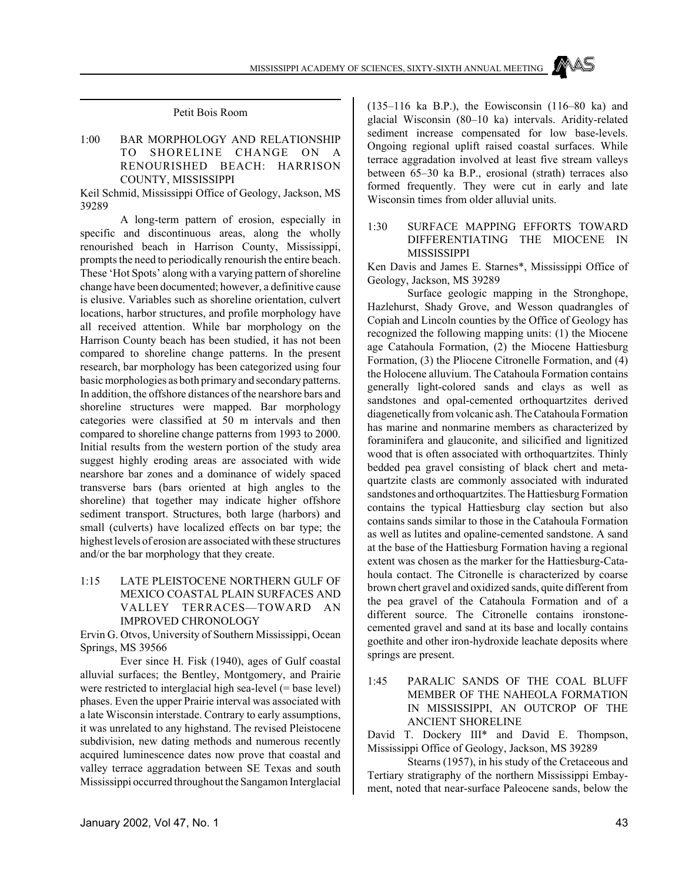Petit Bois Room

1:00 BAR MORPHOLOGY AND RELATIONSHIP TO SHORELINE CHANGE ON A RENOURISHED BEACH: HARRISON COUNTY, MISSISSIPPI

Keil Schmid, Mississippi Office of Geology, Jackson, MS 39289

A long-term pattern of erosion, especially in specific and discontinuous areas, along the wholly renourished beach in Harrison County, Mississippi, prompts the need to periodically renourish the entire beach. These 'Hot Spots' along with a varying pattern of shoreline change have been documented; however, a definitive cause is elusive. Variables such as shoreline orientation, culvert locations, harbor structures, and profile morphology have all received attention. While bar morphology on the Harrison County beach has been studied, it has not been compared to shoreline change patterns. In the present research, bar morphology has been categorized using four basic morphologies as both primary and secondary patterns. In addition, the offshore distances of the nearshore bars and shoreline structures were mapped. Bar morphology categories were classified at 50 m intervals and then compared to shoreline change patterns from 1993 to 2000. Initial results from the western portion of the study area suggest highly eroding areas are associated with wide nearshore bar zones and a dominance of widely spaced transverse bars (bars oriented at high angles to the shoreline) that together may indicate higher offshore sediment transport. Structures, both large (harbors) and small (culverts) have localized effects on bar type; the highest levels of erosion are associated with these structures and/or the bar morphology that they create.

1:15 LATE PLEISTOCENE NORTHERN GULF OF MEXICO COASTAL PLAIN SURFACES AND VALLEY TERRACES—TOWARD AN IMPROVED CHRONOLOGY

Ervin G. Otvos, University of Southern Mississippi, Ocean Springs, MS 39566

Ever since H. Fisk (1940), ages of Gulf coastal alluvial surfaces; the Bentley, Montgomery, and Prairie were restricted to interglacial high sea-level (= base level) phases. Even the upper Prairie interval was associated with a late Wisconsin interstade. Contrary to early assumptions, it was unrelated to any highstand. The revised Pleistocene subdivision, new dating methods and numerous recently acquired luminescence dates now prove that coastal and valley terrace aggradation between SE Texas and south Mississippi occurred throughout the Sangamon Interglacial (135–116 ka B.P.), the Eowisconsin (116–80 ka) and glacial Wisconsin (80–10 ka) intervals. Aridity-related sediment increase compensated for low base-levels. Ongoing regional uplift raised coastal surfaces. While terrace aggradation involved at least five stream valleys between 65–30 ka B.P., erosional (strath) terraces also formed frequently. They were cut in early and late Wisconsin times from older alluvial units.

1:30 SURFACE MAPPING EFFORTS TOWARD DIFFERENTIATING THE MIOCENE IN MISSISSIPPI

Ken Davis and James E. Starnes*, Mississippi Office of Geology, Jackson, MS 39289

Surface geologic mapping in the Stronghope, Hazlehurst, Shady Grove, and Wesson quadrangles of Copiah and Lincoln counties by the Office of Geology has recognized the following mapping units: (1) the Miocene age Catahoula Formation, (2) the Miocene Hattiesburg Formation, (3) the Pliocene Citronelle Formation, and (4) the Holocene alluvium. The Catahoula Formation contains generally light-colored sands and clays as well as sandstones and opal-cemented orthoquartzites derived diagenetically from volcanic ash. The Catahoula Formation has marine and nonmarine members as characterized by foraminifera and glauconite, and silicified and lignitized wood that is often associated with orthoquartzites. Thinly bedded pea gravel consisting of black chert and meta-quartzite clasts are commonly associated with indurated sandstones and orthoquartzites. The Hattiesburg Formation contains the typical Hattiesburg clay section but also contains sands similar to those in the Catahoula Formation as well as lutites and opaline-cemented sandstone. A sand at the base of the Hattiesburg Formation having a regional extent was chosen as the marker for the Hattiesburg-Catahoula contact. The Citronelle is characterized by coarse brown chert gravel and oxidized sands, quite different from the pea gravel of the Catahoula Formation and of a different source. The Citronelle contains ironstone-cemented gravel and sand at its base and locally contains goethite and other iron-hydroxide leachate deposits where springs are present.

1:45 PARALIC SANDS OF THE COAL BLUFF MEMBER OF THE NAHEOLA FORMATION IN MISSISSIPPI, AN OUTCROP OF THE ANCIENT SHORELINE

David T. Dockery III* and David E. Thompson, Mississippi Office of Geology, Jackson, MS 39289

Stearns (1957), in his study of the Cretaceous and Tertiary stratigraphy of the northern Mississippi Embayment, noted that near-surface Paleocene sands, below the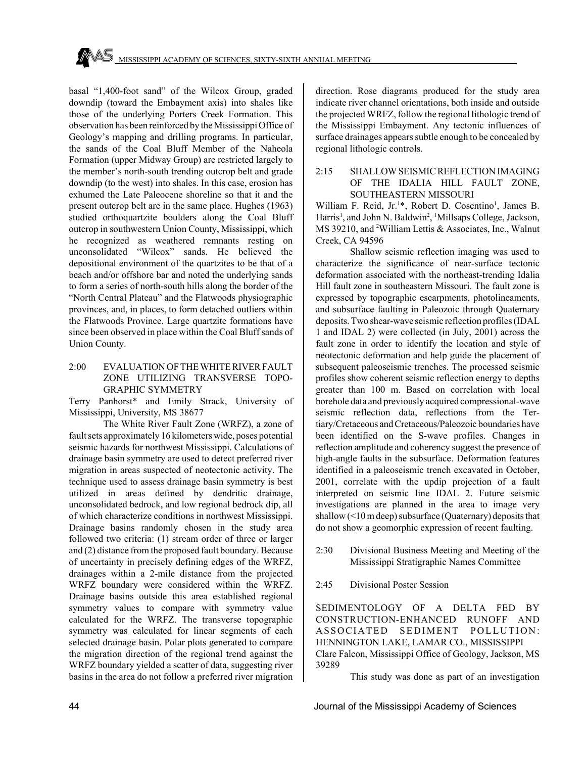basal "1,400-foot sand" of the Wilcox Group, graded downdip (toward the Embayment axis) into shales like those of the underlying Porters Creek Formation. This observation has been reinforced by the Mississippi Office of Geology's mapping and drilling programs. In particular, the sands of the Coal Bluff Member of the Naheola Formation (upper Midway Group) are restricted largely to the member's north-south trending outcrop belt and grade downdip (to the west) into shales. In this case, erosion has exhumed the Late Paleocene shoreline so that it and the present outcrop belt are in the same place. Hughes (1963) studied orthoquartzite boulders along the Coal Bluff outcrop in southwestern Union County, Mississippi, which he recognized as weathered remnants resting on unconsolidated "Wilcox" sands. He believed the depositional environment of the quartzites to be that of a beach and/or offshore bar and noted the underlying sands to form a series of north-south hills along the border of the "North Central Plateau" and the Flatwoods physiographic provinces, and, in places, to form detached outliers within the Flatwoods Province. Large quartzite formations have since been observed in place within the Coal Bluff sands of Union County.

### 2:00 EVALUATION OF THE WHITE RIVER FAULT ZONE UTILIZING TRANSVERSE TOPOGRAPHIC SYMMETRY

Terry Panhorst* and Emily Strack, University of Mississippi, University, MS 38677

The White River Fault Zone (WRFZ), a zone of fault sets approximately 16 kilometers wide, poses potential seismic hazards for northwest Mississippi. Calculations of drainage basin symmetry are used to detect preferred river migration in areas suspected of neotectonic activity. The technique used to assess drainage basin symmetry is best utilized in areas defined by dendritic drainage, unconsolidated bedrock, and low regional bedrock dip, all of which characterize conditions in northwest Mississippi. Drainage basins randomly chosen in the study area followed two criteria: (1) stream order of three or larger and (2) distance from the proposed fault boundary. Because of uncertainty in precisely defining edges of the WRFZ, drainages within a 2-mile distance from the projected WRFZ boundary were considered within the WRFZ. Drainage basins outside this area established regional symmetry values to compare with symmetry value calculated for the WRFZ. The transverse topographic symmetry was calculated for linear segments of each selected drainage basin. Polar plots generated to compare the migration direction of the regional trend against the WRFZ boundary yielded a scatter of data, suggesting river basins in the area do not follow a preferred river migration direction. Rose diagrams produced for the study area indicate river channel orientations, both inside and outside the projected WRFZ, follow the regional lithologic trend of the Mississippi Embayment. Any tectonic influences of surface drainages appears subtle enough to be concealed by regional lithologic controls.

### 2:15 SHALLOW SEISMIC REFLECTION IMAGING OF THE IDALIA HILL FAULT ZONE, SOUTHEASTERN MISSOURI

William F. Reid, Jr.[1]*, Robert D. Cosentino[1], James B. Harris[1], and John N. Baldwin[2], [1]Millsaps College, Jackson, MS 39210, and [2]William Lettis & Associates, Inc., Walnut Creek, CA 94596

Shallow seismic reflection imaging was used to characterize the significance of near-surface tectonic deformation associated with the northeast-trending Idalia Hill fault zone in southeastern Missouri. The fault zone is expressed by topographic escarpments, photolineaments, and subsurface faulting in Paleozoic through Quaternary deposits. Two shear-wave seismic reflection profiles (IDAL 1 and IDAL 2) were collected (in July, 2001) across the fault zone in order to identify the location and style of neotectonic deformation and help guide the placement of subsequent paleoseismic trenches. The processed seismic profiles show coherent seismic reflection energy to depths greater than 100 m. Based on correlation with local borehole data and previously acquired compressional-wave seismic reflection data, reflections from the Tertiary/Cretaceous and Cretaceous/Paleozoic boundaries have been identified on the S-wave profiles. Changes in reflection amplitude and coherency suggest the presence of high-angle faults in the subsurface. Deformation features identified in a paleoseismic trench excavated in October, 2001, correlate with the updip projection of a fault interpreted on seismic line IDAL 2. Future seismic investigations are planned in the area to image very shallow (<10 m deep) subsurface (Quaternary) deposits that do not show a geomorphic expression of recent faulting.

2:30 Divisional Business Meeting and Meeting of the Mississippi Stratigraphic Names Committee

2:45 Divisional Poster Session

### SEDIMENTOLOGY OF A DELTA FED BY CONSTRUCTION-ENHANCED RUNOFF AND ASSOCIATED SEDIMENT POLLUTION: HENNINGTON LAKE, LAMAR CO., MISSISSIPPI

Clare Falcon, Mississippi Office of Geology, Jackson, MS 39289

This study was done as part of an investigation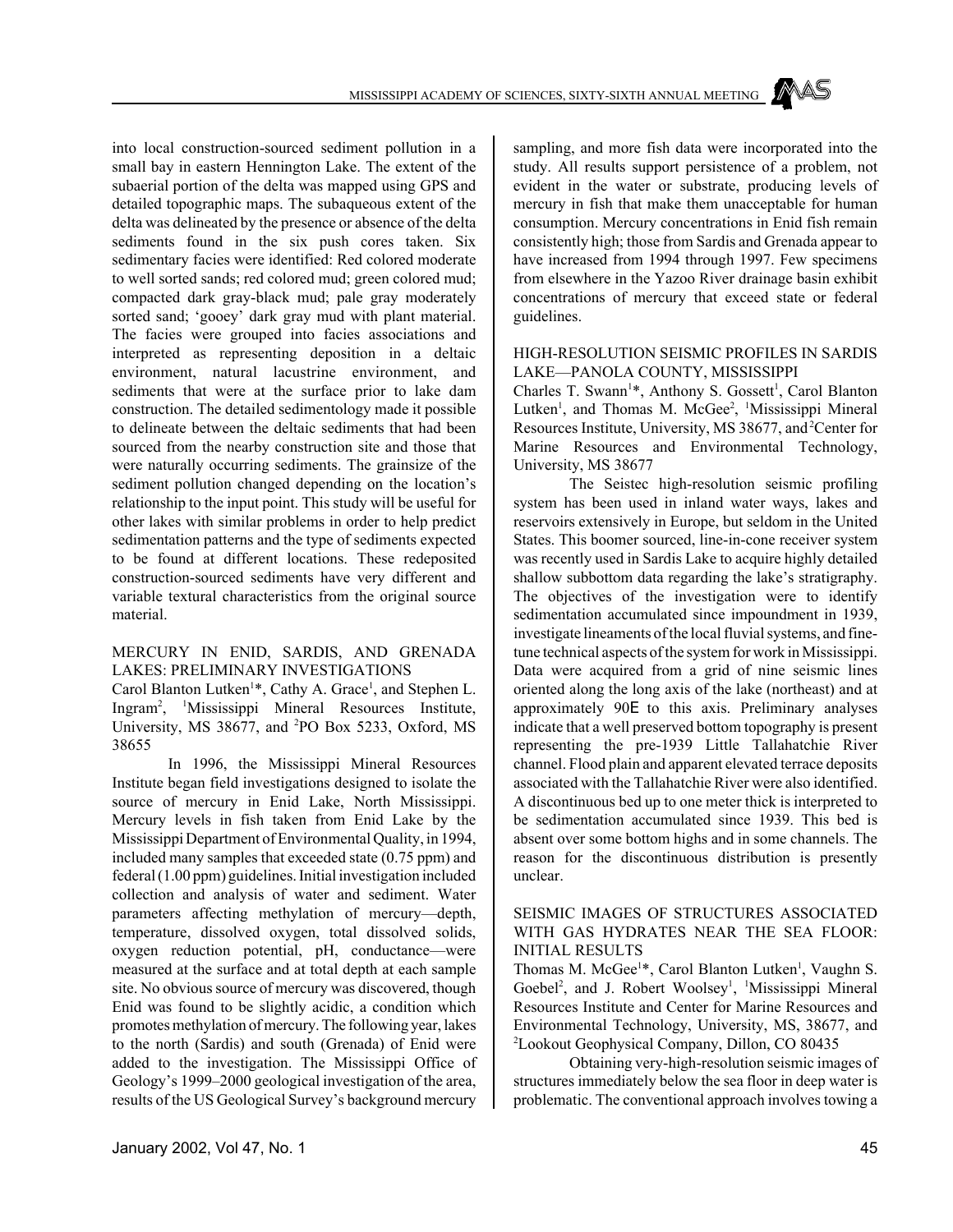into local construction-sourced sediment pollution in a small bay in eastern Hennington Lake. The extent of the subaerial portion of the delta was mapped using GPS and detailed topographic maps. The subaqueous extent of the delta was delineated by the presence or absence of the delta sediments found in the six push cores taken. Six sedimentary facies were identified: Red colored moderate to well sorted sands; red colored mud; green colored mud; compacted dark gray-black mud; pale gray moderately sorted sand; 'gooey' dark gray mud with plant material. The facies were grouped into facies associations and interpreted as representing deposition in a deltaic environment, natural lacustrine environment, and sediments that were at the surface prior to lake dam construction. The detailed sedimentology made it possible to delineate between the deltaic sediments that had been sourced from the nearby construction site and those that were naturally occurring sediments. The grainsize of the sediment pollution changed depending on the location's relationship to the input point. This study will be useful for other lakes with similar problems in order to help predict sedimentation patterns and the type of sediments expected to be found at different locations. These redeposited construction-sourced sediments have very different and variable textural characteristics from the original source material.

## MERCURY IN ENID, SARDIS, AND GRENADA LAKES: PRELIMINARY INVESTIGATIONS

Carol Blanton Lutken[1]*, Cathy A. Grace[1], and Stephen L. Ingram[2], [1]Mississippi Mineral Resources Institute, University, MS 38677, and [2]PO Box 5233, Oxford, MS 38655

In 1996, the Mississippi Mineral Resources Institute began field investigations designed to isolate the source of mercury in Enid Lake, North Mississippi. Mercury levels in fish taken from Enid Lake by the Mississippi Department of Environmental Quality, in 1994, included many samples that exceeded state (0.75 ppm) and federal (1.00 ppm) guidelines. Initial investigation included collection and analysis of water and sediment. Water parameters affecting methylation of mercury—depth, temperature, dissolved oxygen, total dissolved solids, oxygen reduction potential, pH, conductance—were measured at the surface and at total depth at each sample site. No obvious source of mercury was discovered, though Enid was found to be slightly acidic, a condition which promotes methylation of mercury. The following year, lakes to the north (Sardis) and south (Grenada) of Enid were added to the investigation. The Mississippi Office of Geology's 1999–2000 geological investigation of the area, results of the US Geological Survey's background mercury sampling, and more fish data were incorporated into the study. All results support persistence of a problem, not evident in the water or substrate, producing levels of mercury in fish that make them unacceptable for human consumption. Mercury concentrations in Enid fish remain consistently high; those from Sardis and Grenada appear to have increased from 1994 through 1997. Few specimens from elsewhere in the Yazoo River drainage basin exhibit concentrations of mercury that exceed state or federal guidelines.

## HIGH-RESOLUTION SEISMIC PROFILES IN SARDIS LAKE—PANOLA COUNTY, MISSISSIPPI

Charles T. Swann[1]*, Anthony S. Gossett[1], Carol Blanton Lutken[1], and Thomas M. McGee[2], [1]Mississippi Mineral Resources Institute, University, MS 38677, and [2]Center for Marine Resources and Environmental Technology, University, MS 38677

The Seistec high-resolution seismic profiling system has been used in inland water ways, lakes and reservoirs extensively in Europe, but seldom in the United States. This boomer sourced, line-in-cone receiver system was recently used in Sardis Lake to acquire highly detailed shallow subbottom data regarding the lake's stratigraphy. The objectives of the investigation were to identify sedimentation accumulated since impoundment in 1939, investigate lineaments of the local fluvial systems, and fine-tune technical aspects of the system for work in Mississippi. Data were acquired from a grid of nine seismic lines oriented along the long axis of the lake (northeast) and at approximately 90E to this axis. Preliminary analyses indicate that a well preserved bottom topography is present representing the pre-1939 Little Tallahatchie River channel. Flood plain and apparent elevated terrace deposits associated with the Tallahatchie River were also identified. A discontinuous bed up to one meter thick is interpreted to be sedimentation accumulated since 1939. This bed is absent over some bottom highs and in some channels. The reason for the discontinuous distribution is presently unclear.

## SEISMIC IMAGES OF STRUCTURES ASSOCIATED WITH GAS HYDRATES NEAR THE SEA FLOOR: INITIAL RESULTS

Thomas M. McGee[1]*, Carol Blanton Lutken[1], Vaughn S. Goebel[2], and J. Robert Woolsey[1], [1]Mississippi Mineral Resources Institute and Center for Marine Resources and Environmental Technology, University, MS, 38677, and [2]Lookout Geophysical Company, Dillon, CO 80435

Obtaining very-high-resolution seismic images of structures immediately below the sea floor in deep water is problematic. The conventional approach involves towing a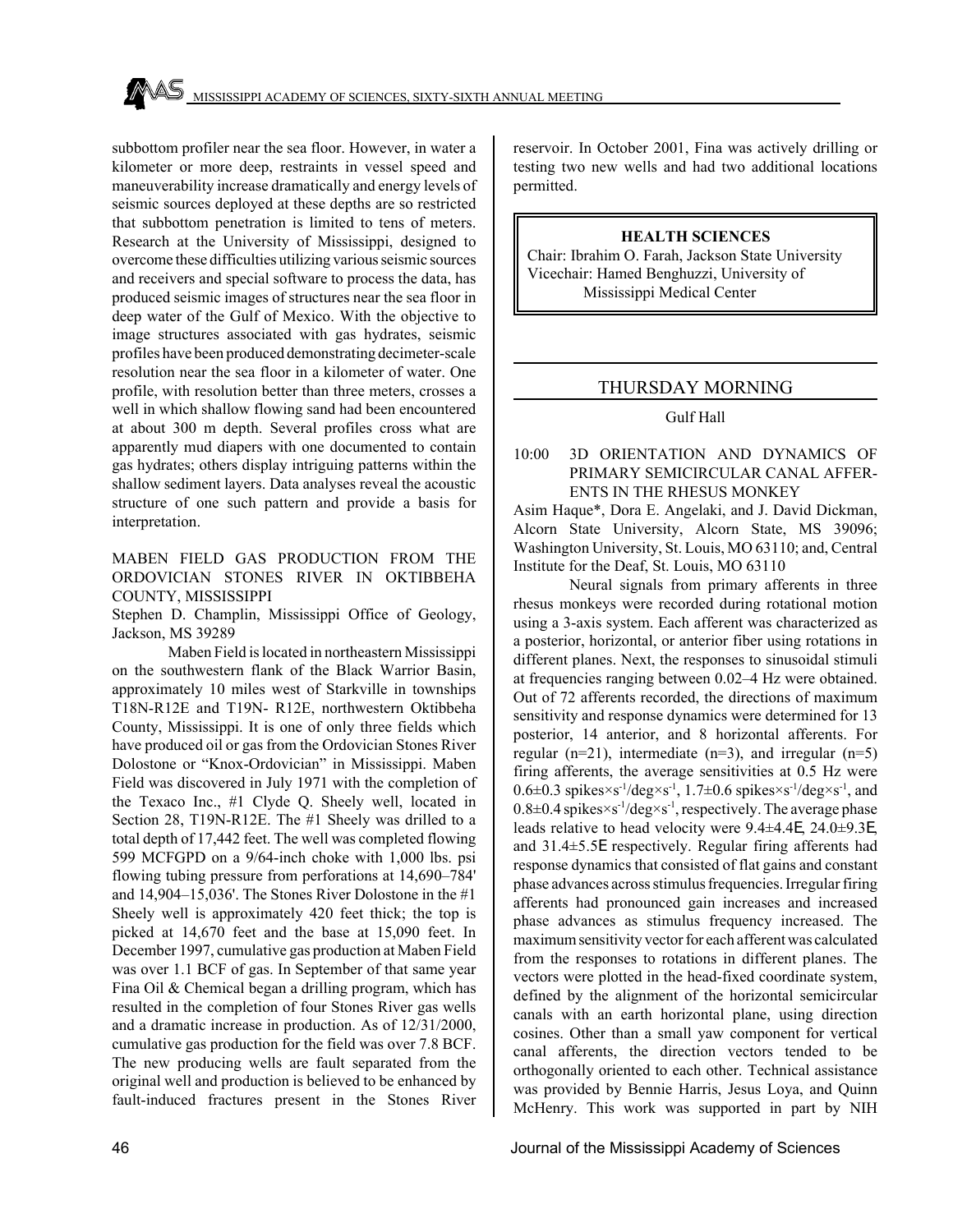subbottom profiler near the sea floor. However, in water a kilometer or more deep, restraints in vessel speed and maneuverability increase dramatically and energy levels of seismic sources deployed at these depths are so restricted that subbottom penetration is limited to tens of meters. Research at the University of Mississippi, designed to overcome these difficulties utilizing various seismic sources and receivers and special software to process the data, has produced seismic images of structures near the sea floor in deep water of the Gulf of Mexico. With the objective to image structures associated with gas hydrates, seismic profiles have been produced demonstrating decimeter-scale resolution near the sea floor in a kilometer of water. One profile, with resolution better than three meters, crosses a well in which shallow flowing sand had been encountered at about 300 m depth. Several profiles cross what are apparently mud diapers with one documented to contain gas hydrates; others display intriguing patterns within the shallow sediment layers. Data analyses reveal the acoustic structure of one such pattern and provide a basis for interpretation.

MABEN FIELD GAS PRODUCTION FROM THE ORDOVICIAN STONES RIVER IN OKTIBBEHA COUNTY, MISSISSIPPI

Stephen D. Champlin, Mississippi Office of Geology, Jackson, MS 39289

Maben Field is located in northeastern Mississippi on the southwestern flank of the Black Warrior Basin, approximately 10 miles west of Starkville in townships T18N-R12E and T19N- R12E, northwestern Oktibbeha County, Mississippi. It is one of only three fields which have produced oil or gas from the Ordovician Stones River Dolostone or "Knox-Ordovician" in Mississippi. Maben Field was discovered in July 1971 with the completion of the Texaco Inc., #1 Clyde Q. Sheely well, located in Section 28, T19N-R12E. The #1 Sheely was drilled to a total depth of 17,442 feet. The well was completed flowing 599 MCFGPD on a 9/64-inch choke with 1,000 lbs. psi flowing tubing pressure from perforations at 14,690–784' and 14,904–15,036'. The Stones River Dolostone in the #1 Sheely well is approximately 420 feet thick; the top is picked at 14,670 feet and the base at 15,090 feet. In December 1997, cumulative gas production at Maben Field was over 1.1 BCF of gas. In September of that same year Fina Oil & Chemical began a drilling program, which has resulted in the completion of four Stones River gas wells and a dramatic increase in production. As of 12/31/2000, cumulative gas production for the field was over 7.8 BCF. The new producing wells are fault separated from the original well and production is believed to be enhanced by fault-induced fractures present in the Stones River reservoir. In October 2001, Fina was actively drilling or testing two new wells and had two additional locations permitted.

## HEALTH SCIENCES

Chair: Ibrahim O. Farah, Jackson State University
Vicechair: Hamed Benghuzzi, University of Mississippi Medical Center

## THURSDAY MORNING

Gulf Hall

10:00 3D ORIENTATION AND DYNAMICS OF PRIMARY SEMICIRCULAR CANAL AFFERENTS IN THE RHESUS MONKEY

Asim Haque*, Dora E. Angelaki, and J. David Dickman, Alcorn State University, Alcorn State, MS 39096; Washington University, St. Louis, MO 63110; and, Central Institute for the Deaf, St. Louis, MO 63110

Neural signals from primary afferents in three rhesus monkeys were recorded during rotational motion using a 3-axis system. Each afferent was characterized as a posterior, horizontal, or anterior fiber using rotations in different planes. Next, the responses to sinusoidal stimuli at frequencies ranging between 0.02–4 Hz were obtained. Out of 72 afferents recorded, the directions of maximum sensitivity and response dynamics were determined for 13 posterior, 14 anterior, and 8 horizontal afferents. For regular (n=21), intermediate (n=3), and irregular (n=5) firing afferents, the average sensitivities at 0.5 Hz were 0.6±0.3 spikes×s$^{-1}$/deg×s$^{-1}$, 1.7±0.6 spikes×s$^{-1}$/deg×s$^{-1}$, and 0.8±0.4 spikes×s$^{-1}$/deg×s$^{-1}$, respectively. The average phase leads relative to head velocity were 9.4±4.4E, 24.0±9.3E, and 31.4±5.5E respectively. Regular firing afferents had response dynamics that consisted of flat gains and constant phase advances across stimulus frequencies. Irregular firing afferents had pronounced gain increases and increased phase advances as stimulus frequency increased. The maximum sensitivity vector for each afferent was calculated from the responses to rotations in different planes. The vectors were plotted in the head-fixed coordinate system, defined by the alignment of the horizontal semicircular canals with an earth horizontal plane, using direction cosines. Other than a small yaw component for vertical canal afferents, the direction vectors tended to be orthogonally oriented to each other. Technical assistance was provided by Bennie Harris, Jesus Loya, and Quinn McHenry. This work was supported in part by NIH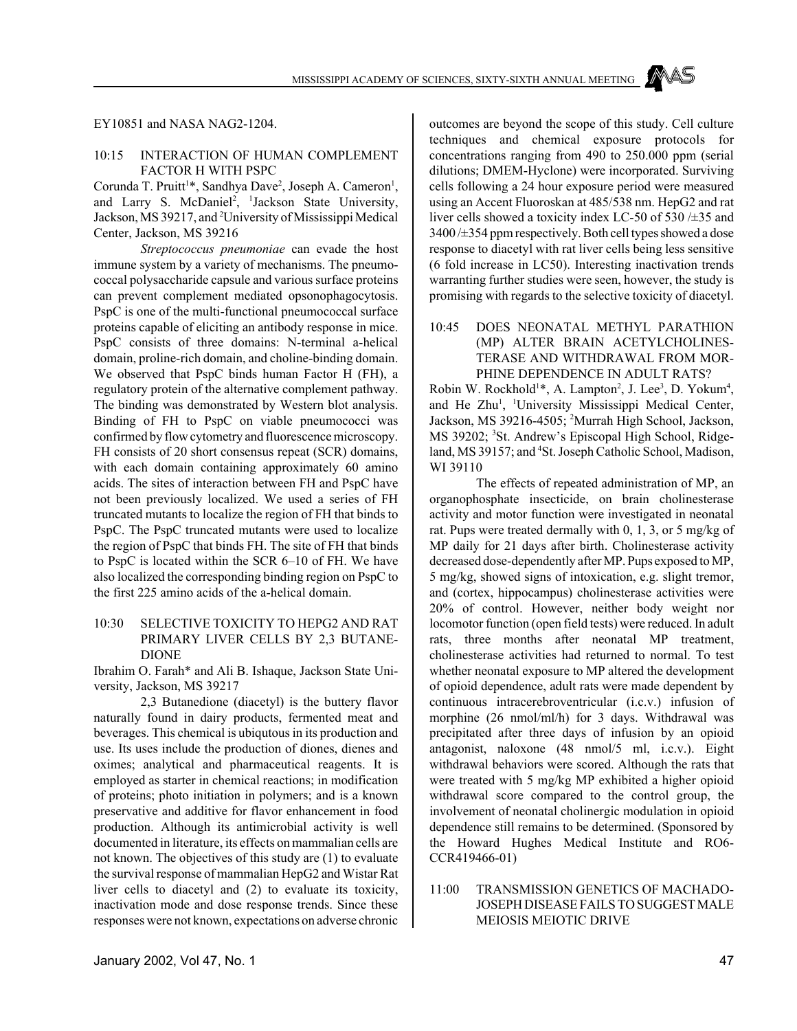EY10851 and NASA NAG2-1204.

### 10:15 INTERACTION OF HUMAN COMPLEMENT FACTOR H WITH PSPC

Corunda T. Pruitt[1]*, Sandhya Dave[2], Joseph A. Cameron[1], and Larry S. McDaniel[2], [1]Jackson State University, Jackson, MS 39217, and [2]University of Mississippi Medical Center, Jackson, MS 39216

*Streptococcus pneumoniae* can evade the host immune system by a variety of mechanisms. The pneumococcal polysaccharide capsule and various surface proteins can prevent complement mediated opsonophagocytosis. PspC is one of the multi-functional pneumococcal surface proteins capable of eliciting an antibody response in mice. PspC consists of three domains: N-terminal a-helical domain, proline-rich domain, and choline-binding domain. We observed that PspC binds human Factor H (FH), a regulatory protein of the alternative complement pathway. The binding was demonstrated by Western blot analysis. Binding of FH to PspC on viable pneumococci was confirmed by flow cytometry and fluorescence microscopy. FH consists of 20 short consensus repeat (SCR) domains, with each domain containing approximately 60 amino acids. The sites of interaction between FH and PspC have not been previously localized. We used a series of FH truncated mutants to localize the region of FH that binds to PspC. The PspC truncated mutants were used to localize the region of PspC that binds FH. The site of FH that binds to PspC is located within the SCR 6–10 of FH. We have also localized the corresponding binding region on PspC to the first 225 amino acids of the a-helical domain.

### 10:30 SELECTIVE TOXICITY TO HEPG2 AND RAT PRIMARY LIVER CELLS BY 2,3 BUTANEDIONE

Ibrahim O. Farah* and Ali B. Ishaque, Jackson State University, Jackson, MS 39217

2,3 Butanedione (diacetyl) is the buttery flavor naturally found in dairy products, fermented meat and beverages. This chemical is ubiqutous in its production and use. Its uses include the production of diones, dienes and oximes; analytical and pharmaceutical reagents. It is employed as starter in chemical reactions; in modification of proteins; photo initiation in polymers; and is a known preservative and additive for flavor enhancement in food production. Although its antimicrobial activity is well documented in literature, its effects on mammalian cells are not known. The objectives of this study are (1) to evaluate the survival response of mammalian HepG2 and Wistar Rat liver cells to diacetyl and (2) to evaluate its toxicity, inactivation mode and dose response trends. Since these responses were not known, expectations on adverse chronic outcomes are beyond the scope of this study. Cell culture techniques and chemical exposure protocols for concentrations ranging from 490 to 250.000 ppm (serial dilutions; DMEM-Hyclone) were incorporated. Surviving cells following a 24 hour exposure period were measured using an Accent Fluoroskan at 485/538 nm. HepG2 and rat liver cells showed a toxicity index LC-50 of 530 /±35 and 3400 /±354 ppm respectively. Both cell types showed a dose response to diacetyl with rat liver cells being less sensitive (6 fold increase in LC50). Interesting inactivation trends warranting further studies were seen, however, the study is promising with regards to the selective toxicity of diacetyl.

### 10:45 DOES NEONATAL METHYL PARATHION (MP) ALTER BRAIN ACETYLCHOLINESTERASE AND WITHDRAWAL FROM MORPHINE DEPENDENCE IN ADULT RATS?

Robin W. Rockhold[1]*, A. Lampton[2], J. Lee[3], D. Yokum[4], and He Zhu[1], [1]University Mississippi Medical Center, Jackson, MS 39216-4505; [2]Murrah High School, Jackson, MS 39202; [3]St. Andrew's Episcopal High School, Ridgeland, MS 39157; and [4]St. Joseph Catholic School, Madison, WI 39110

The effects of repeated administration of MP, an organophosphate insecticide, on brain cholinesterase activity and motor function were investigated in neonatal rat. Pups were treated dermally with 0, 1, 3, or 5 mg/kg of MP daily for 21 days after birth. Cholinesterase activity decreased dose-dependently after MP. Pups exposed to MP, 5 mg/kg, showed signs of intoxication, e.g. slight tremor, and (cortex, hippocampus) cholinesterase activities were 20% of control. However, neither body weight nor locomotor function (open field tests) were reduced. In adult rats, three months after neonatal MP treatment, cholinesterase activities had returned to normal. To test whether neonatal exposure to MP altered the development of opioid dependence, adult rats were made dependent by continuous intracerebroventricular (i.c.v.) infusion of morphine (26 nmol/ml/h) for 3 days. Withdrawal was precipitated after three days of infusion by an opioid antagonist, naloxone (48 nmol/5 ml, i.c.v.). Eight withdrawal behaviors were scored. Although the rats that were treated with 5 mg/kg MP exhibited a higher opioid withdrawal score compared to the control group, the involvement of neonatal cholinergic modulation in opioid dependence still remains to be determined. (Sponsored by the Howard Hughes Medical Institute and RO6-CCR419466-01)

### 11:00 TRANSMISSION GENETICS OF MACHADO-JOSEPH DISEASE FAILS TO SUGGEST MALE MEIOSIS MEIOTIC DRIVE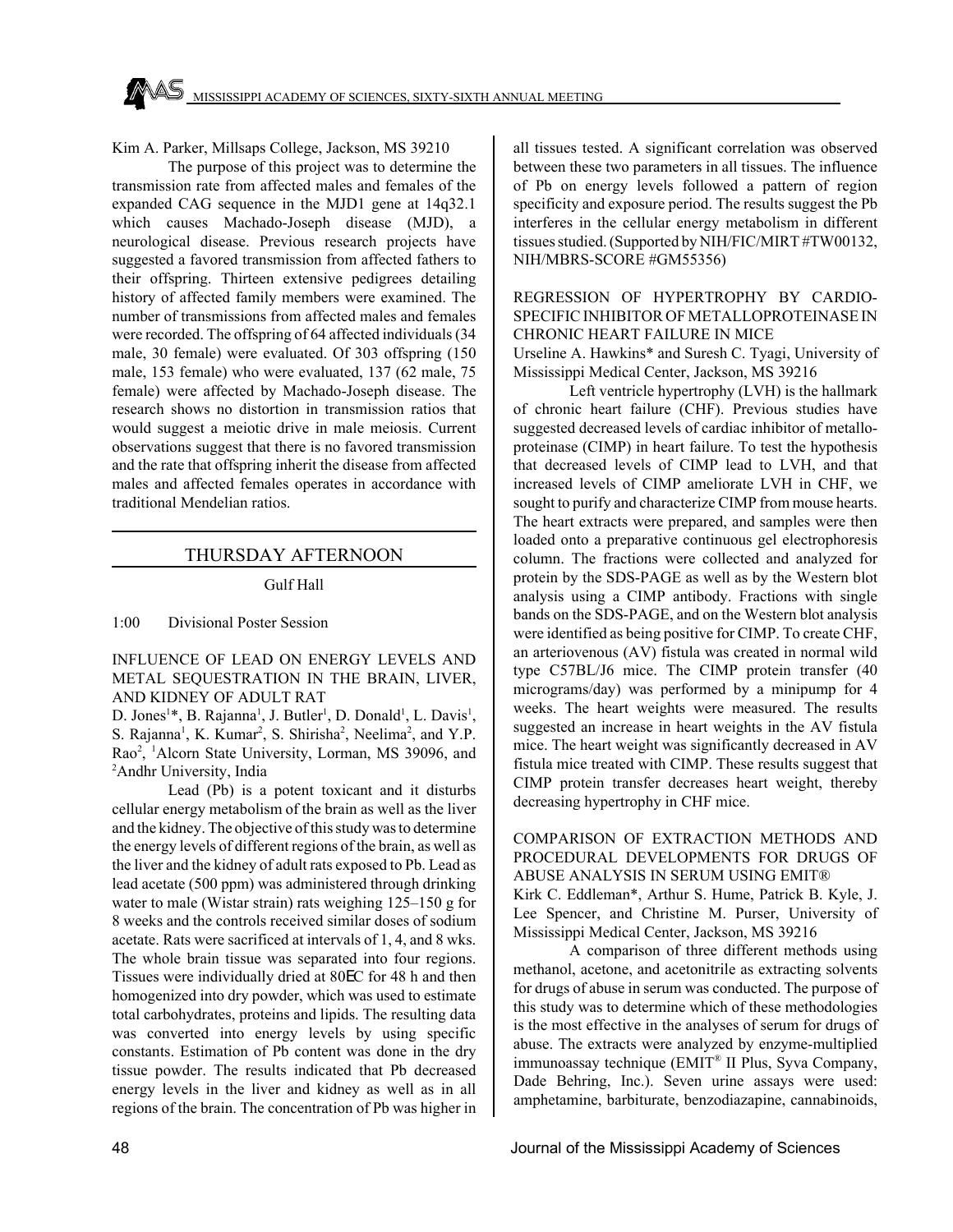Kim A. Parker, Millsaps College, Jackson, MS 39210

The purpose of this project was to determine the transmission rate from affected males and females of the expanded CAG sequence in the MJD1 gene at 14q32.1 which causes Machado-Joseph disease (MJD), a neurological disease. Previous research projects have suggested a favored transmission from affected fathers to their offspring. Thirteen extensive pedigrees detailing history of affected family members were examined. The number of transmissions from affected males and females were recorded. The offspring of 64 affected individuals (34 male, 30 female) were evaluated. Of 303 offspring (150 male, 153 female) who were evaluated, 137 (62 male, 75 female) were affected by Machado-Joseph disease. The research shows no distortion in transmission ratios that would suggest a meiotic drive in male meiosis. Current observations suggest that there is no favored transmission and the rate that offspring inherit the disease from affected males and affected females operates in accordance with traditional Mendelian ratios.

## THURSDAY AFTERNOON

Gulf Hall

1:00 Divisional Poster Session

### INFLUENCE OF LEAD ON ENERGY LEVELS AND METAL SEQUESTRATION IN THE BRAIN, LIVER, AND KIDNEY OF ADULT RAT

D. Jones[1]*, B. Rajanna[1], J. Butler[1], D. Donald[1], L. Davis[1], S. Rajanna[1], K. Kumar[2], S. Shirisha[2], Neelima[2], and Y.P. Rao[2], [1]Alcorn State University, Lorman, MS 39096, and [2]Andhr University, India

Lead (Pb) is a potent toxicant and it disturbs cellular energy metabolism of the brain as well as the liver and the kidney. The objective of this study was to determine the energy levels of different regions of the brain, as well as the liver and the kidney of adult rats exposed to Pb. Lead as lead acetate (500 ppm) was administered through drinking water to male (Wistar strain) rats weighing 125–150 g for 8 weeks and the controls received similar doses of sodium acetate. Rats were sacrificed at intervals of 1, 4, and 8 wks. The whole brain tissue was separated into four regions. Tissues were individually dried at 80ΕC for 48 h and then homogenized into dry powder, which was used to estimate total carbohydrates, proteins and lipids. The resulting data was converted into energy levels by using specific constants. Estimation of Pb content was done in the dry tissue powder. The results indicated that Pb decreased energy levels in the liver and kidney as well as in all regions of the brain. The concentration of Pb was higher in all tissues tested. A significant correlation was observed between these two parameters in all tissues. The influence of Pb on energy levels followed a pattern of region specificity and exposure period. The results suggest the Pb interferes in the cellular energy metabolism in different tissues studied. (Supported by NIH/FIC/MIRT #TW00132, NIH/MBRS-SCORE #GM55356)

### REGRESSION OF HYPERTROPHY BY CARDIO-SPECIFIC INHIBITOR OF METALLOPROTEINASE IN CHRONIC HEART FAILURE IN MICE

Urseline A. Hawkins* and Suresh C. Tyagi, University of Mississippi Medical Center, Jackson, MS 39216

Left ventricle hypertrophy (LVH) is the hallmark of chronic heart failure (CHF). Previous studies have suggested decreased levels of cardiac inhibitor of metallo-proteinase (CIMP) in heart failure. To test the hypothesis that decreased levels of CIMP lead to LVH, and that increased levels of CIMP ameliorate LVH in CHF, we sought to purify and characterize CIMP from mouse hearts. The heart extracts were prepared, and samples were then loaded onto a preparative continuous gel electrophoresis column. The fractions were collected and analyzed for protein by the SDS-PAGE as well as by the Western blot analysis using a CIMP antibody. Fractions with single bands on the SDS-PAGE, and on the Western blot analysis were identified as being positive for CIMP. To create CHF, an arteriovenous (AV) fistula was created in normal wild type C57BL/J6 mice. The CIMP protein transfer (40 micrograms/day) was performed by a minipump for 4 weeks. The heart weights were measured. The results suggested an increase in heart weights in the AV fistula mice. The heart weight was significantly decreased in AV fistula mice treated with CIMP. These results suggest that CIMP protein transfer decreases heart weight, thereby decreasing hypertrophy in CHF mice.

### COMPARISON OF EXTRACTION METHODS AND PROCEDURAL DEVELOPMENTS FOR DRUGS OF ABUSE ANALYSIS IN SERUM USING EMIT®

Kirk C. Eddleman*, Arthur S. Hume, Patrick B. Kyle, J. Lee Spencer, and Christine M. Purser, University of Mississippi Medical Center, Jackson, MS 39216

A comparison of three different methods using methanol, acetone, and acetonitrile as extracting solvents for drugs of abuse in serum was conducted. The purpose of this study was to determine which of these methodologies is the most effective in the analyses of serum for drugs of abuse. The extracts were analyzed by enzyme-multiplied immunoassay technique (EMIT® II Plus, Syva Company, Dade Behring, Inc.). Seven urine assays were used: amphetamine, barbiturate, benzodiazapine, cannabinoids,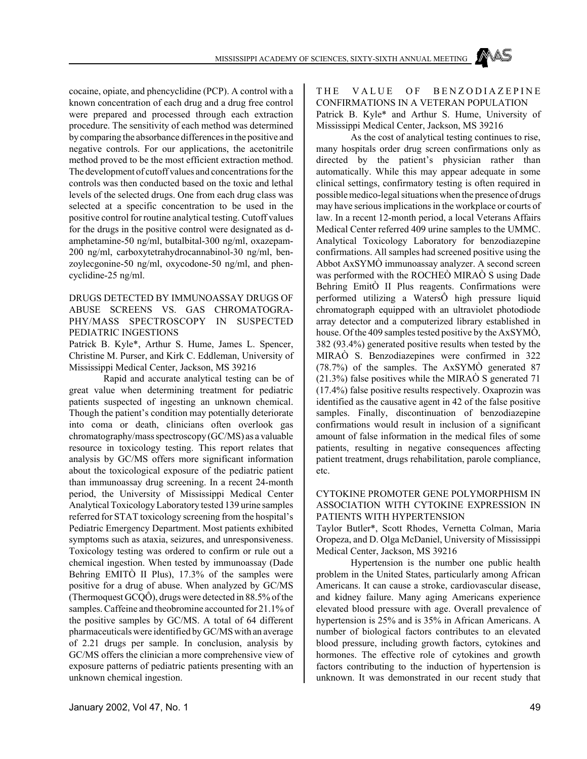cocaine, opiate, and phencyclidine (PCP). A control with a known concentration of each drug and a drug free control were prepared and processed through each extraction procedure. The sensitivity of each method was determined by comparing the absorbance differences in the positive and negative controls. For our applications, the acetonitrile method proved to be the most efficient extraction method. The development of cutoff values and concentrations for the controls was then conducted based on the toxic and lethal levels of the selected drugs. One from each drug class was selected at a specific concentration to be used in the positive control for routine analytical testing. Cutoff values for the drugs in the positive control were designated as d-amphetamine-50 ng/ml, butalbital-300 ng/ml, oxazepam-200 ng/ml, carboxytetrahydrocannabinol-30 ng/ml, benzoylecgonine-50 ng/ml, oxycodone-50 ng/ml, and phencyclidine-25 ng/ml.

### DRUGS DETECTED BY IMMUNOASSAY DRUGS OF ABUSE SCREENS VS. GAS CHROMATOGRAPHY/MASS SPECTROSCOPY IN SUSPECTED PEDIATRIC INGESTIONS

Patrick B. Kyle*, Arthur S. Hume, James L. Spencer, Christine M. Purser, and Kirk C. Eddleman, University of Mississippi Medical Center, Jackson, MS 39216

Rapid and accurate analytical testing can be of great value when determining treatment for pediatric patients suspected of ingesting an unknown chemical. Though the patient's condition may potentially deteriorate into coma or death, clinicians often overlook gas chromatography/mass spectroscopy (GC/MS) as a valuable resource in toxicology testing. This report relates that analysis by GC/MS offers more significant information about the toxicological exposure of the pediatric patient than immunoassay drug screening. In a recent 24-month period, the University of Mississippi Medical Center Analytical Toxicology Laboratory tested 139 urine samples referred for STAT toxicology screening from the hospital's Pediatric Emergency Department. Most patients exhibited symptoms such as ataxia, seizures, and unresponsiveness. Toxicology testing was ordered to confirm or rule out a chemical ingestion. When tested by immunoassay (Dade Behring EMITÒ II Plus), 17.3% of the samples were positive for a drug of abuse. When analyzed by GC/MS (Thermoquest GCQÔ), drugs were detected in 88.5% of the samples. Caffeine and theobromine accounted for 21.1% of the positive samples by GC/MS. A total of 64 different pharmaceuticals were identified by GC/MS with an average of 2.21 drugs per sample. In conclusion, analysis by GC/MS offers the clinician a more comprehensive view of exposure patterns of pediatric patients presenting with an unknown chemical ingestion.

### THE VALUE OF BENZODIAZEPINE CONFIRMATIONS IN A VETERAN POPULATION

Patrick B. Kyle* and Arthur S. Hume, University of Mississippi Medical Center, Jackson, MS 39216

As the cost of analytical testing continues to rise, many hospitals order drug screen confirmations only as directed by the patient's physician rather than automatically. While this may appear adequate in some clinical settings, confirmatory testing is often required in possible medico-legal situations when the presence of drugs may have serious implications in the workplace or courts of law. In a recent 12-month period, a local Veterans Affairs Medical Center referred 409 urine samples to the UMMC Analytical Toxicology Laboratory for benzodiazepine confirmations. All samples had screened positive using the Abbot AxSYMÒ immunoassay analyzer. A second screen was performed with the ROCHEÒ MIRAÒ S using Dade Behring EmitÒ II Plus reagents. Confirmations were performed utilizing a WatersÔ high pressure liquid chromatograph equipped with an ultraviolet photodiode array detector and a computerized library established in house. Of the 409 samples tested positive by the AxSYMÒ, 382 (93.4%) generated positive results when tested by the MIRAÒ S. Benzodiazepines were confirmed in 322 (78.7%) of the samples. The AxSYMÒ generated 87 (21.3%) false positives while the MIRAÒ S generated 71 (17.4%) false positive results respectively. Oxaprozin was identified as the causative agent in 42 of the false positive samples. Finally, discontinuation of benzodiazepine confirmations would result in inclusion of a significant amount of false information in the medical files of some patients, resulting in negative consequences affecting patient treatment, drugs rehabilitation, parole compliance, etc.

### CYTOKINE PROMOTER GENE POLYMORPHISM IN ASSOCIATION WITH CYTOKINE EXPRESSION IN PATIENTS WITH HYPERTENSION

Taylor Butler*, Scott Rhodes, Vernetta Colman, Maria Oropeza, and D. Olga McDaniel, University of Mississippi Medical Center, Jackson, MS 39216

Hypertension is the number one public health problem in the United States, particularly among African Americans. It can cause a stroke, cardiovascular disease, and kidney failure. Many aging Americans experience elevated blood pressure with age. Overall prevalence of hypertension is 25% and is 35% in African Americans. A number of biological factors contributes to an elevated blood pressure, including growth factors, cytokines and hormones. The effective role of cytokines and growth factors contributing to the induction of hypertension is unknown. It was demonstrated in our recent study that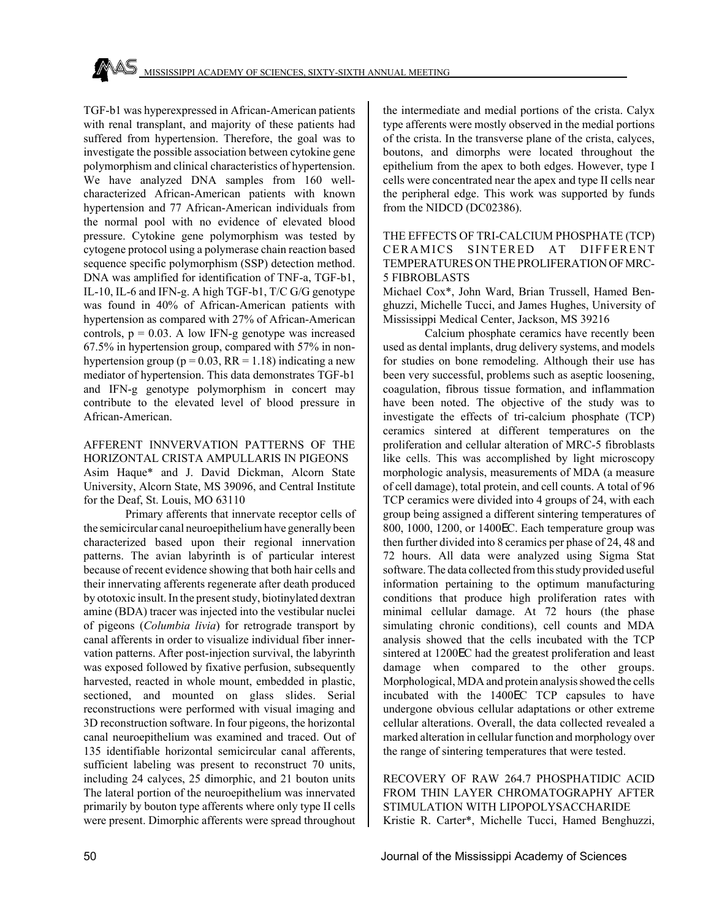TGF-b1 was hyperexpressed in African-American patients with renal transplant, and majority of these patients had suffered from hypertension. Therefore, the goal was to investigate the possible association between cytokine gene polymorphism and clinical characteristics of hypertension. We have analyzed DNA samples from 160 well-characterized African-American patients with known hypertension and 77 African-American individuals from the normal pool with no evidence of elevated blood pressure. Cytokine gene polymorphism was tested by cytogene protocol using a polymerase chain reaction based sequence specific polymorphism (SSP) detection method. DNA was amplified for identification of TNF-a, TGF-b1, IL-10, IL-6 and IFN-g. A high TGF-b1, T/C G/G genotype was found in 40% of African-American patients with hypertension as compared with 27% of African-American controls, $p = 0.03$. A low IFN-g genotype was increased 67.5% in hypertension group, compared with 57% in non-hypertension group ($p = 0.03$, $RR = 1.18$) indicating a new mediator of hypertension. This data demonstrates TGF-b1 and IFN-g genotype polymorphism in concert may contribute to the elevated level of blood pressure in African-American.

## AFFERENT INNVERVATION PATTERNS OF THE HORIZONTAL CRISTA AMPULLARIS IN PIGEONS

Asim Haque* and J. David Dickman, Alcorn State University, Alcorn State, MS 39096, and Central Institute for the Deaf, St. Louis, MO 63110

Primary afferents that innervate receptor cells of the semicircular canal neuroepithelium have generally been characterized based upon their regional innervation patterns. The avian labyrinth is of particular interest because of recent evidence showing that both hair cells and their innervating afferents regenerate after death produced by ototoxic insult. In the present study, biotinylated dextran amine (BDA) tracer was injected into the vestibular nuclei of pigeons (*Columbia livia*) for retrograde transport by canal afferents in order to visualize individual fiber innervation patterns. After post-injection survival, the labyrinth was exposed followed by fixative perfusion, subsequently harvested, reacted in whole mount, embedded in plastic, sectioned, and mounted on glass slides. Serial reconstructions were performed with visual imaging and 3D reconstruction software. In four pigeons, the horizontal canal neuroepithelium was examined and traced. Out of 135 identifiable horizontal semicircular canal afferents, sufficient labeling was present to reconstruct 70 units, including 24 calyces, 25 dimorphic, and 21 bouton units The lateral portion of the neuroepithelium was innervated primarily by bouton type afferents where only type II cells were present. Dimorphic afferents were spread throughout the intermediate and medial portions of the crista. Calyx type afferents were mostly observed in the medial portions of the crista. In the transverse plane of the crista, calyces, boutons, and dimorphs were located throughout the epithelium from the apex to both edges. However, type I cells were concentrated near the apex and type II cells near the peripheral edge. This work was supported by funds from the NIDCD (DC02386).

## THE EFFECTS OF TRI-CALCIUM PHOSPHATE (TCP) CERAMICS SINTERED AT DIFFERENT TEMPERATURES ON THE PROLIFERATION OF MRC-5 FIBROBLASTS

Michael Cox*, John Ward, Brian Trussell, Hamed Benghuzzi, Michelle Tucci, and James Hughes, University of Mississippi Medical Center, Jackson, MS 39216

Calcium phosphate ceramics have recently been used as dental implants, drug delivery systems, and models for studies on bone remodeling. Although their use has been very successful, problems such as aseptic loosening, coagulation, fibrous tissue formation, and inflammation have been noted. The objective of the study was to investigate the effects of tri-calcium phosphate (TCP) ceramics sintered at different temperatures on the proliferation and cellular alteration of MRC-5 fibroblasts like cells. This was accomplished by light microscopy morphologic analysis, measurements of MDA (a measure of cell damage), total protein, and cell counts. A total of 96 TCP ceramics were divided into 4 groups of 24, with each group being assigned a different sintering temperatures of 800, 1000, 1200, or 1400EC. Each temperature group was then further divided into 8 ceramics per phase of 24, 48 and 72 hours. All data were analyzed using Sigma Stat software. The data collected from this study provided useful information pertaining to the optimum manufacturing conditions that produce high proliferation rates with minimal cellular damage. At 72 hours (the phase simulating chronic conditions), cell counts and MDA analysis showed that the cells incubated with the TCP sintered at 1200EC had the greatest proliferation and least damage when compared to the other groups. Morphological, MDA and protein analysis showed the cells incubated with the 1400EC TCP capsules to have undergone obvious cellular adaptations or other extreme cellular alterations. Overall, the data collected revealed a marked alteration in cellular function and morphology over the range of sintering temperatures that were tested.

## RECOVERY OF RAW 264.7 PHOSPHATIDIC ACID FROM THIN LAYER CHROMATOGRAPHY AFTER STIMULATION WITH LIPOPOLYSACCHARIDE

Kristie R. Carter*, Michelle Tucci, Hamed Benghuzzi,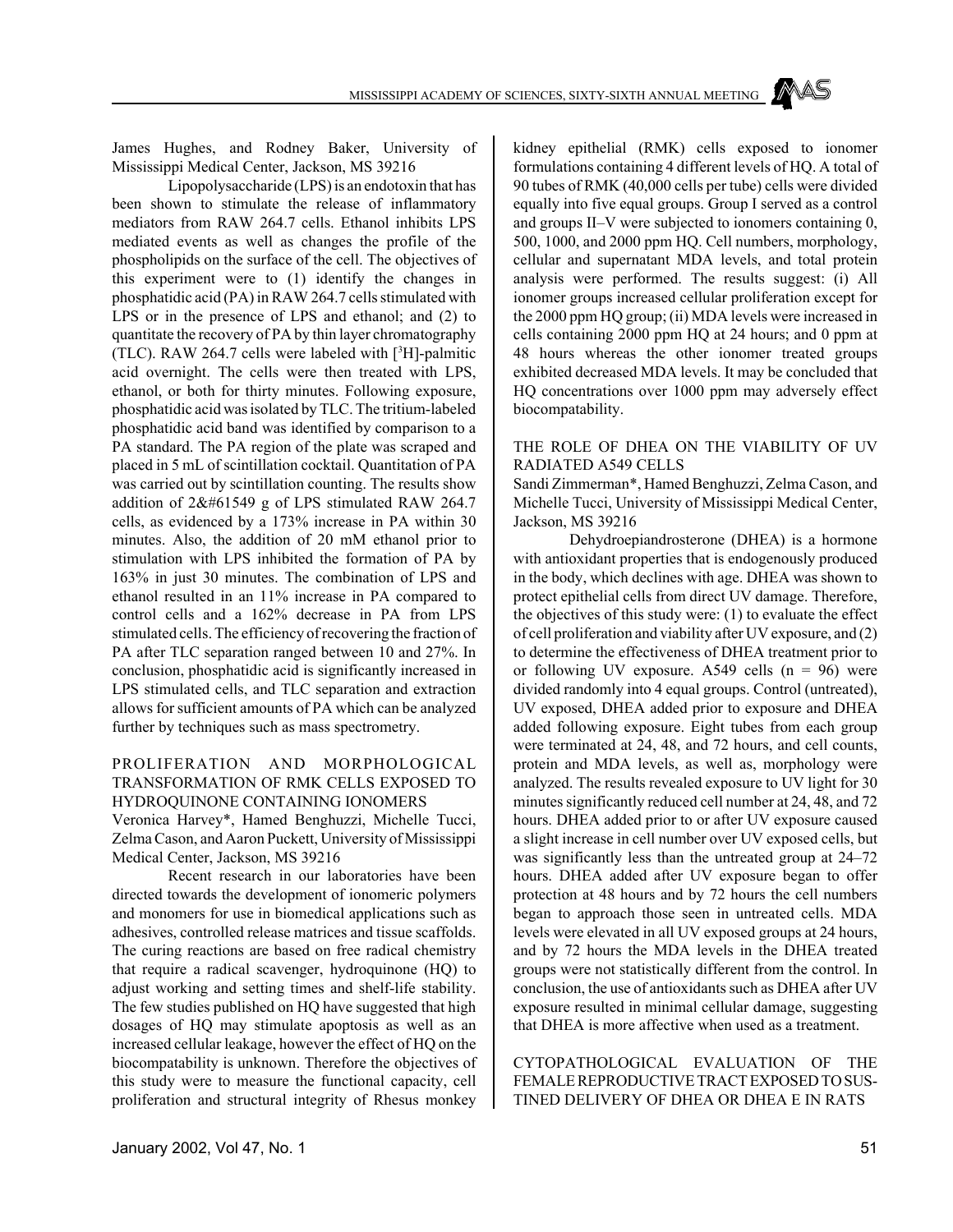James Hughes, and Rodney Baker, University of Mississippi Medical Center, Jackson, MS 39216

Lipopolysaccharide (LPS) is an endotoxin that has been shown to stimulate the release of inflammatory mediators from RAW 264.7 cells. Ethanol inhibits LPS mediated events as well as changes the profile of the phospholipids on the surface of the cell. The objectives of this experiment were to (1) identify the changes in phosphatidic acid (PA) in RAW 264.7 cells stimulated with LPS or in the presence of LPS and ethanol; and (2) to quantitate the recovery of PA by thin layer chromatography (TLC). RAW 264.7 cells were labeled with [$^3$H]-palmitic acid overnight. The cells were then treated with LPS, ethanol, or both for thirty minutes. Following exposure, phosphatidic acid was isolated by TLC. The tritium-labeled phosphatidic acid band was identified by comparison to a PA standard. The PA region of the plate was scraped and placed in 5 mL of scintillation cocktail. Quantitation of PA was carried out by scintillation counting. The results show addition of 2&#61549 g of LPS stimulated RAW 264.7 cells, as evidenced by a 173% increase in PA within 30 minutes. Also, the addition of 20 mM ethanol prior to stimulation with LPS inhibited the formation of PA by 163% in just 30 minutes. The combination of LPS and ethanol resulted in an 11% increase in PA compared to control cells and a 162% decrease in PA from LPS stimulated cells. The efficiency of recovering the fraction of PA after TLC separation ranged between 10 and 27%. In conclusion, phosphatidic acid is significantly increased in LPS stimulated cells, and TLC separation and extraction allows for sufficient amounts of PA which can be analyzed further by techniques such as mass spectrometry.

## PROLIFERATION AND MORPHOLOGICAL TRANSFORMATION OF RMK CELLS EXPOSED TO HYDROQUINONE CONTAINING IONOMERS

Veronica Harvey*, Hamed Benghuzzi, Michelle Tucci, Zelma Cason, and Aaron Puckett, University of Mississippi Medical Center, Jackson, MS 39216

Recent research in our laboratories have been directed towards the development of ionomeric polymers and monomers for use in biomedical applications such as adhesives, controlled release matrices and tissue scaffolds. The curing reactions are based on free radical chemistry that require a radical scavenger, hydroquinone (HQ) to adjust working and setting times and shelf-life stability. The few studies published on HQ have suggested that high dosages of HQ may stimulate apoptosis as well as an increased cellular leakage, however the effect of HQ on the biocompatability is unknown. Therefore the objectives of this study were to measure the functional capacity, cell proliferation and structural integrity of Rhesus monkey kidney epithelial (RMK) cells exposed to ionomer formulations containing 4 different levels of HQ. A total of 90 tubes of RMK (40,000 cells per tube) cells were divided equally into five equal groups. Group I served as a control and groups II–V were subjected to ionomers containing 0, 500, 1000, and 2000 ppm HQ. Cell numbers, morphology, cellular and supernatant MDA levels, and total protein analysis were performed. The results suggest: (i) All ionomer groups increased cellular proliferation except for the 2000 ppm HQ group; (ii) MDA levels were increased in cells containing 2000 ppm HQ at 24 hours; and 0 ppm at 48 hours whereas the other ionomer treated groups exhibited decreased MDA levels. It may be concluded that HQ concentrations over 1000 ppm may adversely effect biocompatability.

## THE ROLE OF DHEA ON THE VIABILITY OF UV RADIATED A549 CELLS

Sandi Zimmerman*, Hamed Benghuzzi, Zelma Cason, and Michelle Tucci, University of Mississippi Medical Center, Jackson, MS 39216

Dehydroepiandrosterone (DHEA) is a hormone with antioxidant properties that is endogenously produced in the body, which declines with age. DHEA was shown to protect epithelial cells from direct UV damage. Therefore, the objectives of this study were: (1) to evaluate the effect of cell proliferation and viability after UV exposure, and (2) to determine the effectiveness of DHEA treatment prior to or following UV exposure. A549 cells (n = 96) were divided randomly into 4 equal groups. Control (untreated), UV exposed, DHEA added prior to exposure and DHEA added following exposure. Eight tubes from each group were terminated at 24, 48, and 72 hours, and cell counts, protein and MDA levels, as well as, morphology were analyzed. The results revealed exposure to UV light for 30 minutes significantly reduced cell number at 24, 48, and 72 hours. DHEA added prior to or after UV exposure caused a slight increase in cell number over UV exposed cells, but was significantly less than the untreated group at 24–72 hours. DHEA added after UV exposure began to offer protection at 48 hours and by 72 hours the cell numbers began to approach those seen in untreated cells. MDA levels were elevated in all UV exposed groups at 24 hours, and by 72 hours the MDA levels in the DHEA treated groups were not statistically different from the control. In conclusion, the use of antioxidants such as DHEA after UV exposure resulted in minimal cellular damage, suggesting that DHEA is more affective when used as a treatment.

## CYTOPATHOLOGICAL EVALUATION OF THE FEMALE REPRODUCTIVE TRACT EXPOSED TO SUSTINED DELIVERY OF DHEA OR DHEA E IN RATS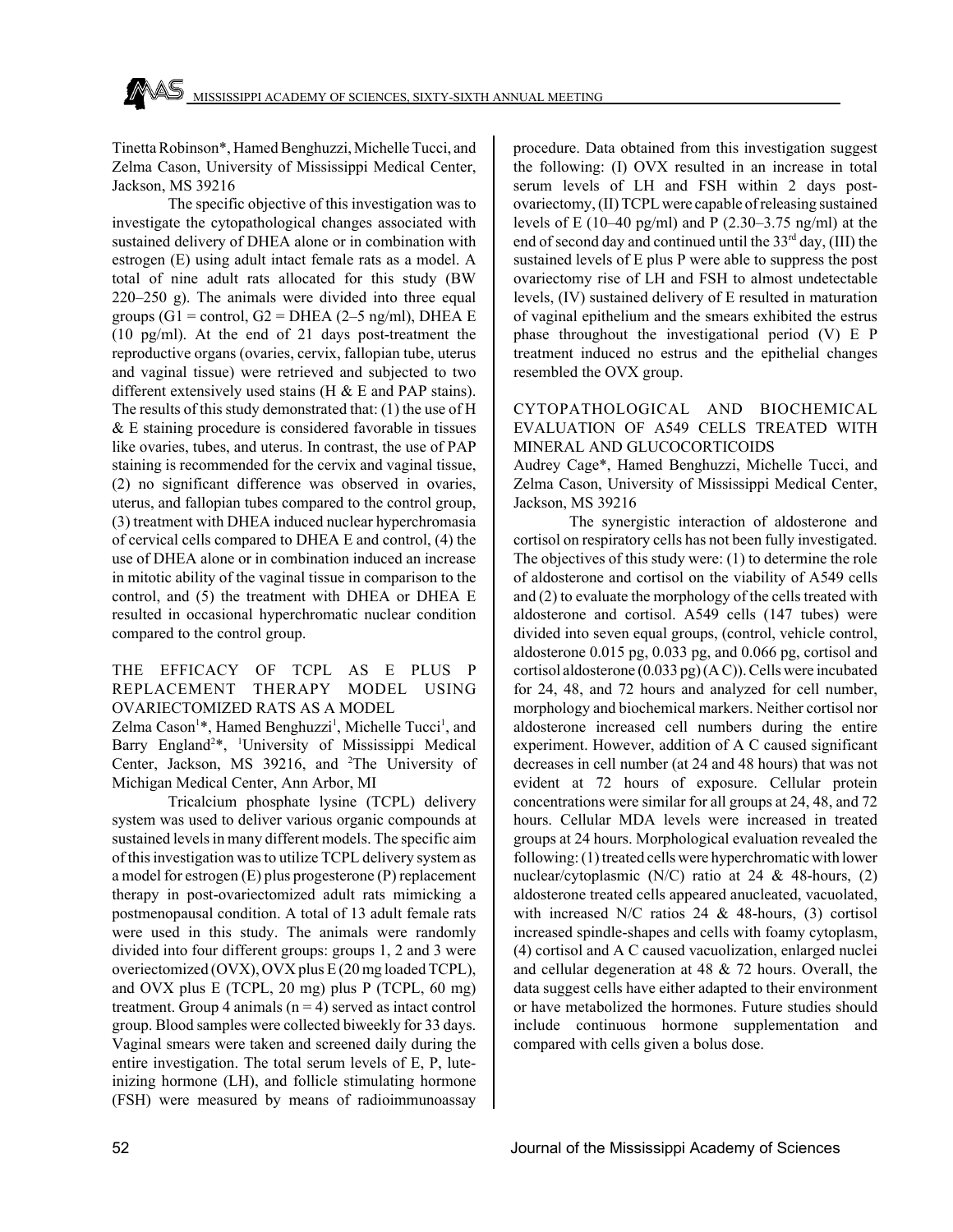Tinetta Robinson*, Hamed Benghuzzi, Michelle Tucci, and Zelma Cason, University of Mississippi Medical Center, Jackson, MS 39216

The specific objective of this investigation was to investigate the cytopathological changes associated with sustained delivery of DHEA alone or in combination with estrogen (E) using adult intact female rats as a model. A total of nine adult rats allocated for this study (BW 220–250 g). The animals were divided into three equal groups (G1 = control, G2 = DHEA (2–5 ng/ml), DHEA E (10 pg/ml). At the end of 21 days post-treatment the reproductive organs (ovaries, cervix, fallopian tube, uterus and vaginal tissue) were retrieved and subjected to two different extensively used stains (H & E and PAP stains). The results of this study demonstrated that: (1) the use of H & E staining procedure is considered favorable in tissues like ovaries, tubes, and uterus. In contrast, the use of PAP staining is recommended for the cervix and vaginal tissue, (2) no significant difference was observed in ovaries, uterus, and fallopian tubes compared to the control group, (3) treatment with DHEA induced nuclear hyperchromasia of cervical cells compared to DHEA E and control, (4) the use of DHEA alone or in combination induced an increase in mitotic ability of the vaginal tissue in comparison to the control, and (5) the treatment with DHEA or DHEA E resulted in occasional hyperchromatic nuclear condition compared to the control group.

## THE EFFICACY OF TCPL AS E PLUS P REPLACEMENT THERAPY MODEL USING OVARIECTOMIZED RATS AS A MODEL

Zelma Cason[1]*, Hamed Benghuzzi[1], Michelle Tucci[1], and Barry England[2]*, [1]University of Mississippi Medical Center, Jackson, MS 39216, and [2]The University of Michigan Medical Center, Ann Arbor, MI

Tricalcium phosphate lysine (TCPL) delivery system was used to deliver various organic compounds at sustained levels in many different models. The specific aim of this investigation was to utilize TCPL delivery system as a model for estrogen (E) plus progesterone (P) replacement therapy in post-ovariectomized adult rats mimicking a postmenopausal condition. A total of 13 adult female rats were used in this study. The animals were randomly divided into four different groups: groups 1, 2 and 3 were overiectomized (OVX), OVX plus E (20 mg loaded TCPL), and OVX plus E (TCPL, 20 mg) plus P (TCPL, 60 mg) treatment. Group 4 animals (n = 4) served as intact control group. Blood samples were collected biweekly for 33 days. Vaginal smears were taken and screened daily during the entire investigation. The total serum levels of E, P, luteinizing hormone (LH), and follicle stimulating hormone (FSH) were measured by means of radioimmunoassay procedure. Data obtained from this investigation suggest the following: (I) OVX resulted in an increase in total serum levels of LH and FSH within 2 days post-ovariectomy, (II) TCPL were capable of releasing sustained levels of E (10–40 pg/ml) and P (2.30–3.75 ng/ml) at the end of second day and continued until the 33$^{rd}$ day, (III) the sustained levels of E plus P were able to suppress the post ovariectomy rise of LH and FSH to almost undetectable levels, (IV) sustained delivery of E resulted in maturation of vaginal epithelium and the smears exhibited the estrus phase throughout the investigational period (V) E P treatment induced no estrus and the epithelial changes resembled the OVX group.

## CYTOPATHOLOGICAL AND BIOCHEMICAL EVALUATION OF A549 CELLS TREATED WITH MINERAL AND GLUCOCORTICOIDS

Audrey Cage*, Hamed Benghuzzi, Michelle Tucci, and Zelma Cason, University of Mississippi Medical Center, Jackson, MS 39216

The synergistic interaction of aldosterone and cortisol on respiratory cells has not been fully investigated. The objectives of this study were: (1) to determine the role of aldosterone and cortisol on the viability of A549 cells and (2) to evaluate the morphology of the cells treated with aldosterone and cortisol. A549 cells (147 tubes) were divided into seven equal groups, (control, vehicle control, aldosterone 0.015 pg, 0.033 pg, and 0.066 pg, cortisol and cortisol aldosterone (0.033 pg) (A C)). Cells were incubated for 24, 48, and 72 hours and analyzed for cell number, morphology and biochemical markers. Neither cortisol nor aldosterone increased cell numbers during the entire experiment. However, addition of A C caused significant decreases in cell number (at 24 and 48 hours) that was not evident at 72 hours of exposure. Cellular protein concentrations were similar for all groups at 24, 48, and 72 hours. Cellular MDA levels were increased in treated groups at 24 hours. Morphological evaluation revealed the following: (1) treated cells were hyperchromatic with lower nuclear/cytoplasmic (N/C) ratio at 24 & 48-hours, (2) aldosterone treated cells appeared anucleated, vacuolated, with increased N/C ratios 24 & 48-hours, (3) cortisol increased spindle-shapes and cells with foamy cytoplasm, (4) cortisol and A C caused vacuolization, enlarged nuclei and cellular degeneration at 48 & 72 hours. Overall, the data suggest cells have either adapted to their environment or have metabolized the hormones. Future studies should include continuous hormone supplementation and compared with cells given a bolus dose.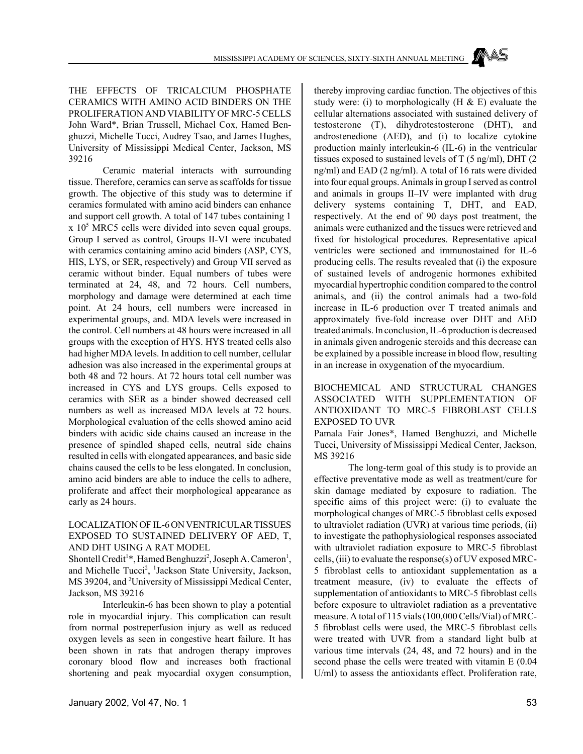## THE EFFECTS OF TRICALCIUM PHOSPHATE CERAMICS WITH AMINO ACID BINDERS ON THE PROLIFERATION AND VIABILITY OF MRC-5 CELLS

John Ward*, Brian Trussell, Michael Cox, Hamed Benghuzzi, Michelle Tucci, Audrey Tsao, and James Hughes, University of Mississippi Medical Center, Jackson, MS 39216

Ceramic material interacts with surrounding tissue. Therefore, ceramics can serve as scaffolds for tissue growth. The objective of this study was to determine if ceramics formulated with amino acid binders can enhance and support cell growth. A total of 147 tubes containing 1 x $10^5$ MRC5 cells were divided into seven equal groups. Group I served as control, Groups II-VI were incubated with ceramics containing amino acid binders (ASP, CYS, HIS, LYS, or SER, respectively) and Group VII served as ceramic without binder. Equal numbers of tubes were terminated at 24, 48, and 72 hours. Cell numbers, morphology and damage were determined at each time point. At 24 hours, cell numbers were increased in experimental groups, and. MDA levels were increased in the control. Cell numbers at 48 hours were increased in all groups with the exception of HYS. HYS treated cells also had higher MDA levels. In addition to cell number, cellular adhesion was also increased in the experimental groups at both 48 and 72 hours. At 72 hours total cell number was increased in CYS and LYS groups. Cells exposed to ceramics with SER as a binder showed decreased cell numbers as well as increased MDA levels at 72 hours. Morphological evaluation of the cells showed amino acid binders with acidic side chains caused an increase in the presence of spindled shaped cells, neutral side chains resulted in cells with elongated appearances, and basic side chains caused the cells to be less elongated. In conclusion, amino acid binders are able to induce the cells to adhere, proliferate and affect their morphological appearance as early as 24 hours.

## LOCALIZATION OF IL-6 ON VENTRICULAR TISSUES EXPOSED TO SUSTAINED DELIVERY OF AED, T, AND DHT USING A RAT MODEL

Shontell Credit[1]*, Hamed Benghuzzi[2], Joseph A. Cameron[1], and Michelle Tucci[2], [1]Jackson State University, Jackson, MS 39204, and [2]University of Mississippi Medical Center, Jackson, MS 39216

Interleukin-6 has been shown to play a potential role in myocardial injury. This complication can result from normal postreperfusion injury as well as reduced oxygen levels as seen in congestive heart failure. It has been shown in rats that androgen therapy improves coronary blood flow and increases both fractional shortening and peak myocardial oxygen consumption, thereby improving cardiac function. The objectives of this study were: (i) to morphologically (H & E) evaluate the cellular alternations associated with sustained delivery of testosterone (T), dihydrotestosterone (DHT), and androstenedione (AED), and (i) to localize cytokine production mainly interleukin-6 (IL-6) in the ventricular tissues exposed to sustained levels of T (5 ng/ml), DHT (2 ng/ml) and EAD (2 ng/ml). A total of 16 rats were divided into four equal groups. Animals in group I served as control and animals in groups II–IV were implanted with drug delivery systems containing T, DHT, and EAD, respectively. At the end of 90 days post treatment, the animals were euthanized and the tissues were retrieved and fixed for histological procedures. Representative apical ventricles were sectioned and immunostained for IL-6 producing cells. The results revealed that (i) the exposure of sustained levels of androgenic hormones exhibited myocardial hypertrophic condition compared to the control animals, and (ii) the control animals had a two-fold increase in IL-6 production over T treated animals and approximately five-fold increase over DHT and AED treated animals. In conclusion, IL-6 production is decreased in animals given androgenic steroids and this decrease can be explained by a possible increase in blood flow, resulting in an increase in oxygenation of the myocardium.

## BIOCHEMICAL AND STRUCTURAL CHANGES ASSOCIATED WITH SUPPLEMENTATION OF ANTIOXIDANT TO MRC-5 FIBROBLAST CELLS EXPOSED TO UVR

Pamala Fair Jones*, Hamed Benghuzzi, and Michelle Tucci, University of Mississippi Medical Center, Jackson, MS 39216

The long-term goal of this study is to provide an effective preventative mode as well as treatment/cure for skin damage mediated by exposure to radiation. The specific aims of this project were: (i) to evaluate the morphological changes of MRC-5 fibroblast cells exposed to ultraviolet radiation (UVR) at various time periods, (ii) to investigate the pathophysiological responses associated with ultraviolet radiation exposure to MRC-5 fibroblast cells, (iii) to evaluate the response(s) of UV exposed MRC-5 fibroblast cells to antioxidant supplementation as a treatment measure, (iv) to evaluate the effects of supplementation of antioxidants to MRC-5 fibroblast cells before exposure to ultraviolet radiation as a preventative measure. A total of 115 vials (100,000 Cells/Vial) of MRC-5 fibroblast cells were used, the MRC-5 fibroblast cells were treated with UVR from a standard light bulb at various time intervals (24, 48, and 72 hours) and in the second phase the cells were treated with vitamin E (0.04 U/ml) to assess the antioxidants effect. Proliferation rate,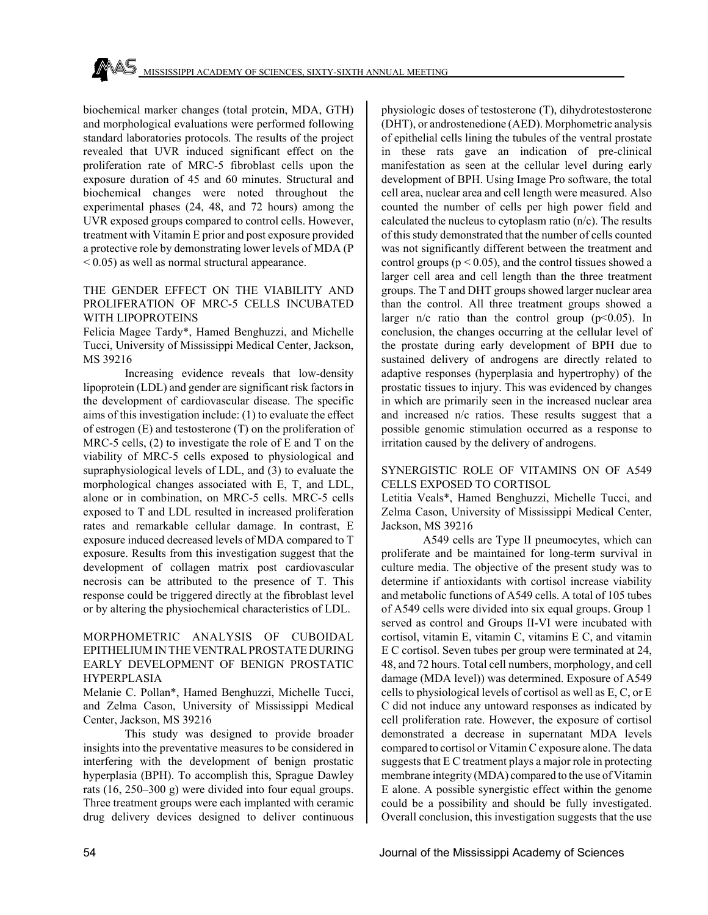biochemical marker changes (total protein, MDA, GTH) and morphological evaluations were performed following standard laboratories protocols. The results of the project revealed that UVR induced significant effect on the proliferation rate of MRC-5 fibroblast cells upon the exposure duration of 45 and 60 minutes. Structural and biochemical changes were noted throughout the experimental phases (24, 48, and 72 hours) among the UVR exposed groups compared to control cells. However, treatment with Vitamin E prior and post exposure provided a protective role by demonstrating lower levels of MDA ($P < 0.05$) as well as normal structural appearance.

### THE GENDER EFFECT ON THE VIABILITY AND PROLIFERATION OF MRC-5 CELLS INCUBATED WITH LIPOPROTEINS

Felicia Magee Tardy*, Hamed Benghuzzi, and Michelle Tucci, University of Mississippi Medical Center, Jackson, MS 39216

Increasing evidence reveals that low-density lipoprotein (LDL) and gender are significant risk factors in the development of cardiovascular disease. The specific aims of this investigation include: (1) to evaluate the effect of estrogen (E) and testosterone (T) on the proliferation of MRC-5 cells, (2) to investigate the role of E and T on the viability of MRC-5 cells exposed to physiological and supraphysiological levels of LDL, and (3) to evaluate the morphological changes associated with E, T, and LDL, alone or in combination, on MRC-5 cells. MRC-5 cells exposed to T and LDL resulted in increased proliferation rates and remarkable cellular damage. In contrast, E exposure induced decreased levels of MDA compared to T exposure. Results from this investigation suggest that the development of collagen matrix post cardiovascular necrosis can be attributed to the presence of T. This response could be triggered directly at the fibroblast level or by altering the physiochemical characteristics of LDL.

### MORPHOMETRIC ANALYSIS OF CUBOIDAL EPITHELIUM IN THE VENTRAL PROSTATE DURING EARLY DEVELOPMENT OF BENIGN PROSTATIC HYPERPLASIA

Melanie C. Pollan*, Hamed Benghuzzi, Michelle Tucci, and Zelma Cason, University of Mississippi Medical Center, Jackson, MS 39216

This study was designed to provide broader insights into the preventative measures to be considered in interfering with the development of benign prostatic hyperplasia (BPH). To accomplish this, Sprague Dawley rats (16, 250–300 g) were divided into four equal groups. Three treatment groups were each implanted with ceramic drug delivery devices designed to deliver continuous physiologic doses of testosterone (T), dihydrotestosterone (DHT), or androstenedione (AED). Morphometric analysis of epithelial cells lining the tubules of the ventral prostate in these rats gave an indication of pre-clinical manifestation as seen at the cellular level during early development of BPH. Using Image Pro software, the total cell area, nuclear area and cell length were measured. Also counted the number of cells per high power field and calculated the nucleus to cytoplasm ratio (n/c). The results of this study demonstrated that the number of cells counted was not significantly different between the treatment and control groups ($p < 0.05$), and the control tissues showed a larger cell area and cell length than the three treatment groups. The T and DHT groups showed larger nuclear area than the control. All three treatment groups showed a larger n/c ratio than the control group ($p<0.05$). In conclusion, the changes occurring at the cellular level of the prostate during early development of BPH due to sustained delivery of androgens are directly related to adaptive responses (hyperplasia and hypertrophy) of the prostatic tissues to injury. This was evidenced by changes in which are primarily seen in the increased nuclear area and increased n/c ratios. These results suggest that a possible genomic stimulation occurred as a response to irritation caused by the delivery of androgens.

### SYNERGISTIC ROLE OF VITAMINS ON OF A549 CELLS EXPOSED TO CORTISOL

Letitia Veals*, Hamed Benghuzzi, Michelle Tucci, and Zelma Cason, University of Mississippi Medical Center, Jackson, MS 39216

A549 cells are Type II pneumocytes, which can proliferate and be maintained for long-term survival in culture media. The objective of the present study was to determine if antioxidants with cortisol increase viability and metabolic functions of A549 cells. A total of 105 tubes of A549 cells were divided into six equal groups. Group 1 served as control and Groups II-VI were incubated with cortisol, vitamin E, vitamin C, vitamins E C, and vitamin E C cortisol. Seven tubes per group were terminated at 24, 48, and 72 hours. Total cell numbers, morphology, and cell damage (MDA level)) was determined. Exposure of A549 cells to physiological levels of cortisol as well as E, C, or E C did not induce any untoward responses as indicated by cell proliferation rate. However, the exposure of cortisol demonstrated a decrease in supernatant MDA levels compared to cortisol or Vitamin C exposure alone. The data suggests that E C treatment plays a major role in protecting membrane integrity (MDA) compared to the use of Vitamin E alone. A possible synergistic effect within the genome could be a possibility and should be fully investigated. Overall conclusion, this investigation suggests that the use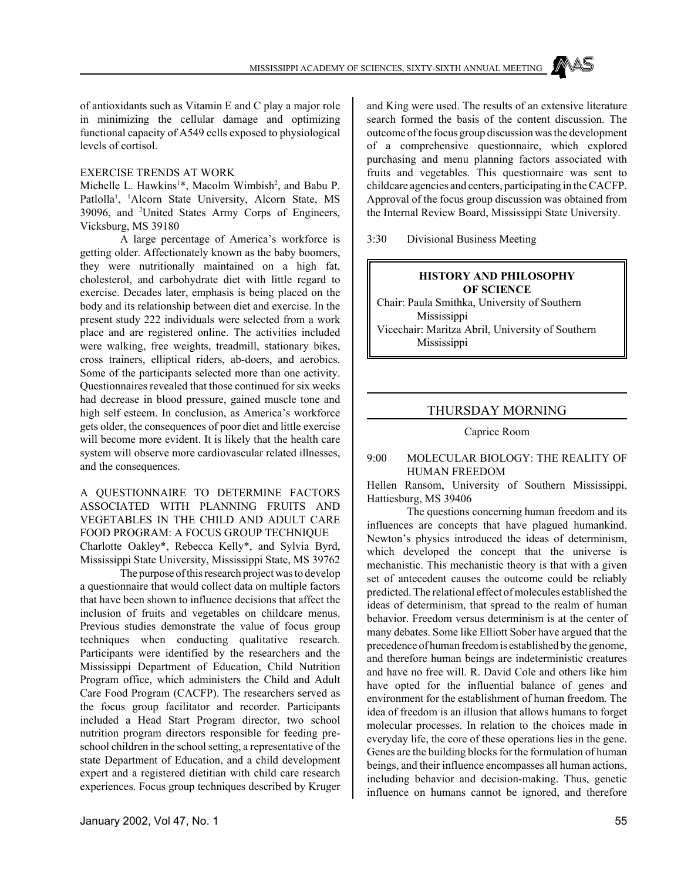of antioxidants such as Vitamin E and C play a major role in minimizing the cellular damage and optimizing functional capacity of A549 cells exposed to physiological levels of cortisol.

EXERCISE TRENDS AT WORK

Michelle L. Hawkins[1]*, Macolm Wimbish[2], and Babu P. Patlolla[1], [1]Alcorn State University, Alcorn State, MS 39096, and [2]United States Army Corps of Engineers, Vicksburg, MS 39180

A large percentage of America's workforce is getting older. Affectionately known as the baby boomers, they were nutritionally maintained on a high fat, cholesterol, and carbohydrate diet with little regard to exercise. Decades later, emphasis is being placed on the body and its relationship between diet and exercise. In the present study 222 individuals were selected from a work place and are registered online. The activities included were walking, free weights, treadmill, stationary bikes, cross trainers, elliptical riders, ab-doers, and aerobics. Some of the participants selected more than one activity. Questionnaires revealed that those continued for six weeks had decrease in blood pressure, gained muscle tone and high self esteem. In conclusion, as America's workforce gets older, the consequences of poor diet and little exercise will become more evident. It is likely that the health care system will observe more cardiovascular related illnesses, and the consequences.

A QUESTIONNAIRE TO DETERMINE FACTORS ASSOCIATED WITH PLANNING FRUITS AND VEGETABLES IN THE CHILD AND ADULT CARE FOOD PROGRAM: A FOCUS GROUP TECHNIQUE

Charlotte Oakley*, Rebecca Kelly*, and Sylvia Byrd, Mississippi State University, Mississippi State, MS 39762

The purpose of this research project was to develop a questionnaire that would collect data on multiple factors that have been shown to influence decisions that affect the inclusion of fruits and vegetables on childcare menus. Previous studies demonstrate the value of focus group techniques when conducting qualitative research. Participants were identified by the researchers and the Mississippi Department of Education, Child Nutrition Program office, which administers the Child and Adult Care Food Program (CACFP). The researchers served as the focus group facilitator and recorder. Participants included a Head Start Program director, two school nutrition program directors responsible for feeding pre-school children in the school setting, a representative of the state Department of Education, and a child development expert and a registered dietitian with child care research experiences. Focus group techniques described by Kruger and King were used. The results of an extensive literature search formed the basis of the content discussion. The outcome of the focus group discussion was the development of a comprehensive questionnaire, which explored purchasing and menu planning factors associated with fruits and vegetables. This questionnaire was sent to childcare agencies and centers, participating in the CACFP. Approval of the focus group discussion was obtained from the Internal Review Board, Mississippi State University.

3:30 Divisional Business Meeting

## HISTORY AND PHILOSOPHY OF SCIENCE

Chair: Paula Smithka, University of Southern Mississippi

Vicechair: Maritza Abril, University of Southern Mississippi

## THURSDAY MORNING

Caprice Room

9:00 MOLECULAR BIOLOGY: THE REALITY OF HUMAN FREEDOM

Hellen Ransom, University of Southern Mississippi, Hattiesburg, MS 39406

The questions concerning human freedom and its influences are concepts that have plagued humankind. Newton's physics introduced the ideas of determinism, which developed the concept that the universe is mechanistic. This mechanistic theory is that with a given set of antecedent causes the outcome could be reliably predicted. The relational effect of molecules established the ideas of determinism, that spread to the realm of human behavior. Freedom versus determinism is at the center of many debates. Some like Elliott Sober have argued that the precedence of human freedom is established by the genome, and therefore human beings are indeterministic creatures and have no free will. R. David Cole and others like him have opted for the influential balance of genes and environment for the establishment of human freedom. The idea of freedom is an illusion that allows humans to forget molecular processes. In relation to the choices made in everyday life, the core of these operations lies in the gene. Genes are the building blocks for the formulation of human beings, and their influence encompasses all human actions, including behavior and decision-making. Thus, genetic influence on humans cannot be ignored, and therefore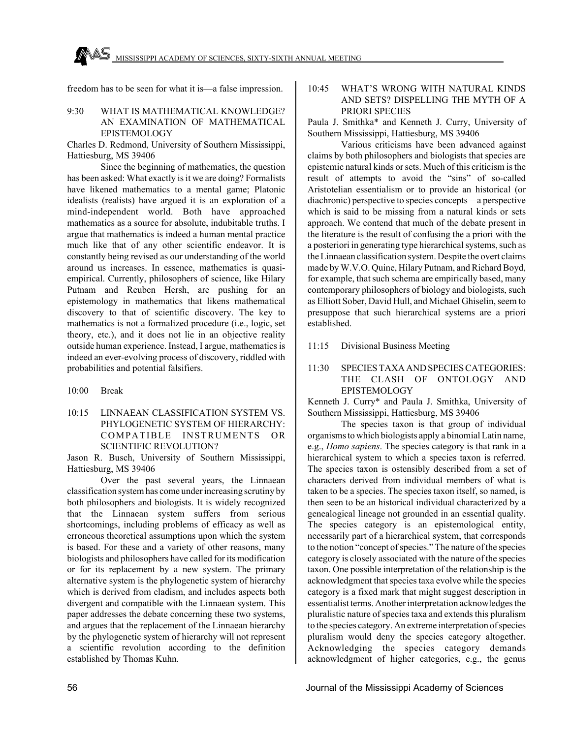freedom has to be seen for what it is—a false impression.

9:30 WHAT IS MATHEMATICAL KNOWLEDGE? AN EXAMINATION OF MATHEMATICAL EPISTEMOLOGY

Charles D. Redmond, University of Southern Mississippi, Hattiesburg, MS 39406

Since the beginning of mathematics, the question has been asked: What exactly is it we are doing? Formalists have likened mathematics to a mental game; Platonic idealists (realists) have argued it is an exploration of a mind-independent world. Both have approached mathematics as a source for absolute, indubitable truths. I argue that mathematics is indeed a human mental practice much like that of any other scientific endeavor. It is constantly being revised as our understanding of the world around us increases. In essence, mathematics is quasi-empirical. Currently, philosophers of science, like Hilary Putnam and Reuben Hersh, are pushing for an epistemology in mathematics that likens mathematical discovery to that of scientific discovery. The key to mathematics is not a formalized procedure (i.e., logic, set theory, etc.), and it does not lie in an objective reality outside human experience. Instead, I argue, mathematics is indeed an ever-evolving process of discovery, riddled with probabilities and potential falsifiers.

10:00 Break

10:15 LINNAEAN CLASSIFICATION SYSTEM VS. PHYLOGENETIC SYSTEM OF HIERARCHY: COMPATIBLE INSTRUMENTS OR SCIENTIFIC REVOLUTION?

Jason R. Busch, University of Southern Mississippi, Hattiesburg, MS 39406

Over the past several years, the Linnaean classification system has come under increasing scrutiny by both philosophers and biologists. It is widely recognized that the Linnaean system suffers from serious shortcomings, including problems of efficacy as well as erroneous theoretical assumptions upon which the system is based. For these and a variety of other reasons, many biologists and philosophers have called for its modification or for its replacement by a new system. The primary alternative system is the phylogenetic system of hierarchy which is derived from cladism, and includes aspects both divergent and compatible with the Linnaean system. This paper addresses the debate concerning these two systems, and argues that the replacement of the Linnaean hierarchy by the phylogenetic system of hierarchy will not represent a scientific revolution according to the definition established by Thomas Kuhn.

10:45 WHAT'S WRONG WITH NATURAL KINDS AND SETS? DISPELLING THE MYTH OF A PRIORI SPECIES

Paula J. Smithka* and Kenneth J. Curry, University of Southern Mississippi, Hattiesburg, MS 39406

Various criticisms have been advanced against claims by both philosophers and biologists that species are epistemic natural kinds or sets. Much of this criticism is the result of attempts to avoid the "sins" of so-called Aristotelian essentialism or to provide an historical (or diachronic) perspective to species concepts—a perspective which is said to be missing from a natural kinds or sets approach. We contend that much of the debate present in the literature is the result of confusing the a priori with the a posteriori in generating type hierarchical systems, such as the Linnaean classification system. Despite the overt claims made by W.V.O. Quine, Hilary Putnam, and Richard Boyd, for example, that such schema are empirically based, many contemporary philosophers of biology and biologists, such as Elliott Sober, David Hull, and Michael Ghiselin, seem to presuppose that such hierarchical systems are a priori established.

11:15 Divisional Business Meeting

11:30 SPECIES TAXA AND SPECIES CATEGORIES: THE CLASH OF ONTOLOGY AND EPISTEMOLOGY

Kenneth J. Curry* and Paula J. Smithka, University of Southern Mississippi, Hattiesburg, MS 39406

The species taxon is that group of individual organisms to which biologists apply a binomial Latin name, e.g., *Homo sapiens*. The species category is that rank in a hierarchical system to which a species taxon is referred. The species taxon is ostensibly described from a set of characters derived from individual members of what is taken to be a species. The species taxon itself, so named, is then seen to be an historical individual characterized by a genealogical lineage not grounded in an essential quality. The species category is an epistemological entity, necessarily part of a hierarchical system, that corresponds to the notion "concept of species." The nature of the species category is closely associated with the nature of the species taxon. One possible interpretation of the relationship is the acknowledgment that species taxa evolve while the species category is a fixed mark that might suggest description in essentialist terms. Another interpretation acknowledges the pluralistic nature of species taxa and extends this pluralism to the species category. An extreme interpretation of species pluralism would deny the species category altogether. Acknowledging the species category demands acknowledgment of higher categories, e.g., the genus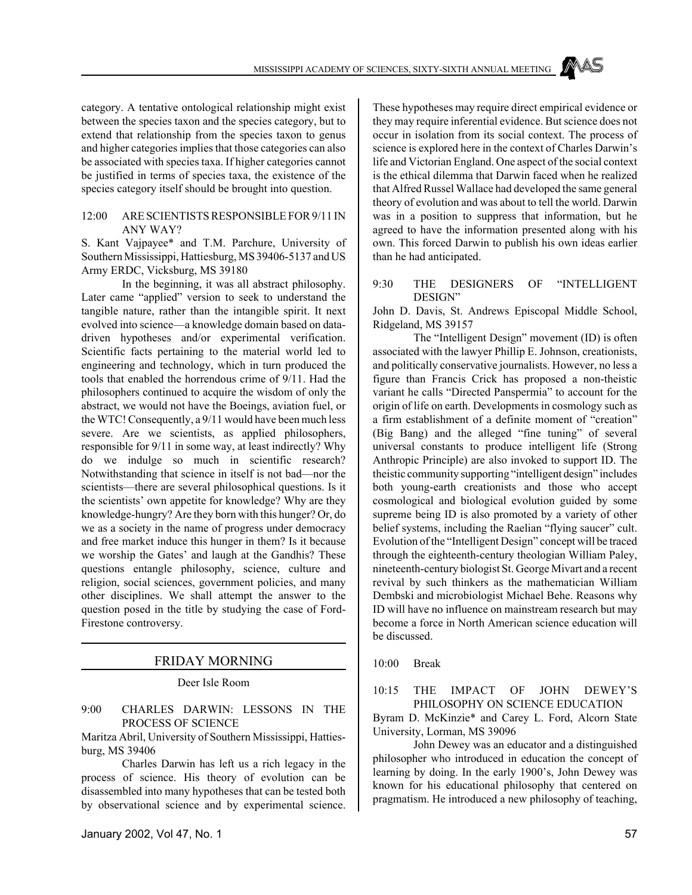category. A tentative ontological relationship might exist between the species taxon and the species category, but to extend that relationship from the species taxon to genus and higher categories implies that those categories can also be associated with species taxa. If higher categories cannot be justified in terms of species taxa, the existence of the species category itself should be brought into question.

12:00 ARE SCIENTISTS RESPONSIBLE FOR 9/11 IN ANY WAY?

S. Kant Vajpayee* and T.M. Parchure, University of Southern Mississippi, Hattiesburg, MS 39406-5137 and US Army ERDC, Vicksburg, MS 39180

In the beginning, it was all abstract philosophy. Later came "applied" version to seek to understand the tangible nature, rather than the intangible spirit. It next evolved into science—a knowledge domain based on data-driven hypotheses and/or experimental verification. Scientific facts pertaining to the material world led to engineering and technology, which in turn produced the tools that enabled the horrendous crime of 9/11. Had the philosophers continued to acquire the wisdom of only the abstract, we would not have the Boeings, aviation fuel, or the WTC! Consequently, a 9/11 would have been much less severe. Are we scientists, as applied philosophers, responsible for 9/11 in some way, at least indirectly? Why do we indulge so much in scientific research? Notwithstanding that science in itself is not bad—nor the scientists—there are several philosophical questions. Is it the scientists' own appetite for knowledge? Why are they knowledge-hungry? Are they born with this hunger? Or, do we as a society in the name of progress under democracy and free market induce this hunger in them? Is it because we worship the Gates' and laugh at the Gandhis? These questions entangle philosophy, science, culture and religion, social sciences, government policies, and many other disciplines. We shall attempt the answer to the question posed in the title by studying the case of Ford-Firestone controversy.

## FRIDAY MORNING

Deer Isle Room

9:00 CHARLES DARWIN: LESSONS IN THE PROCESS OF SCIENCE

Maritza Abril, University of Southern Mississippi, Hattiesburg, MS 39406

Charles Darwin has left us a rich legacy in the process of science. His theory of evolution can be disassembled into many hypotheses that can be tested both by observational science and by experimental science. These hypotheses may require direct empirical evidence or they may require inferential evidence. But science does not occur in isolation from its social context. The process of science is explored here in the context of Charles Darwin's life and Victorian England. One aspect of the social context is the ethical dilemma that Darwin faced when he realized that Alfred Russel Wallace had developed the same general theory of evolution and was about to tell the world. Darwin was in a position to suppress that information, but he agreed to have the information presented along with his own. This forced Darwin to publish his own ideas earlier than he had anticipated.

9:30 THE DESIGNERS OF "INTELLIGENT DESIGN"

John D. Davis, St. Andrews Episcopal Middle School, Ridgeland, MS 39157

The "Intelligent Design" movement (ID) is often associated with the lawyer Phillip E. Johnson, creationists, and politically conservative journalists. However, no less a figure than Francis Crick has proposed a non-theistic variant he calls "Directed Panspermia" to account for the origin of life on earth. Developments in cosmology such as a firm establishment of a definite moment of "creation" (Big Bang) and the alleged "fine tuning" of several universal constants to produce intelligent life (Strong Anthropic Principle) are also invoked to support ID. The theistic community supporting "intelligent design" includes both young-earth creationists and those who accept cosmological and biological evolution guided by some supreme being ID is also promoted by a variety of other belief systems, including the Raelian "flying saucer" cult. Evolution of the "Intelligent Design" concept will be traced through the eighteenth-century theologian William Paley, nineteenth-century biologist St. George Mivart and a recent revival by such thinkers as the mathematician William Dembski and microbiologist Michael Behe. Reasons why ID will have no influence on mainstream research but may become a force in North American science education will be discussed.

10:00 Break

10:15 THE IMPACT OF JOHN DEWEY'S PHILOSOPHY ON SCIENCE EDUCATION

Byram D. McKinzie* and Carey L. Ford, Alcorn State University, Lorman, MS 39096

John Dewey was an educator and a distinguished philosopher who introduced in education the concept of learning by doing. In the early 1900's, John Dewey was known for his educational philosophy that centered on pragmatism. He introduced a new philosophy of teaching,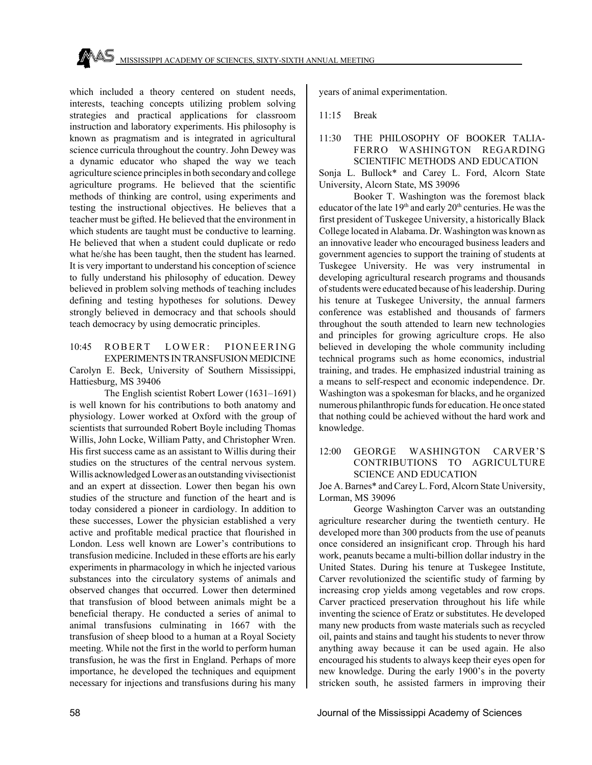which included a theory centered on student needs, interests, teaching concepts utilizing problem solving strategies and practical applications for classroom instruction and laboratory experiments. His philosophy is known as pragmatism and is integrated in agricultural science curricula throughout the country. John Dewey was a dynamic educator who shaped the way we teach agriculture science principles in both secondary and college agriculture programs. He believed that the scientific methods of thinking are control, using experiments and testing the instructional objectives. He believes that a teacher must be gifted. He believed that the environment in which students are taught must be conductive to learning. He believed that when a student could duplicate or redo what he/she has been taught, then the student has learned. It is very important to understand his conception of science to fully understand his philosophy of education. Dewey believed in problem solving methods of teaching includes defining and testing hypotheses for solutions. Dewey strongly believed in democracy and that schools should teach democracy by using democratic principles.

10:45 ROBERT LOWER: PIONEERING EXPERIMENTS IN TRANSFUSION MEDICINE

Carolyn E. Beck, University of Southern Mississippi, Hattiesburg, MS 39406

The English scientist Robert Lower (1631–1691) is well known for his contributions to both anatomy and physiology. Lower worked at Oxford with the group of scientists that surrounded Robert Boyle including Thomas Willis, John Locke, William Patty, and Christopher Wren. His first success came as an assistant to Willis during their studies on the structures of the central nervous system. Willis acknowledged Lower as an outstanding vivisectionist and an expert at dissection. Lower then began his own studies of the structure and function of the heart and is today considered a pioneer in cardiology. In addition to these successes, Lower the physician established a very active and profitable medical practice that flourished in London. Less well known are Lower's contributions to transfusion medicine. Included in these efforts are his early experiments in pharmacology in which he injected various substances into the circulatory systems of animals and observed changes that occurred. Lower then determined that transfusion of blood between animals might be a beneficial therapy. He conducted a series of animal to animal transfusions culminating in 1667 with the transfusion of sheep blood to a human at a Royal Society meeting. While not the first in the world to perform human transfusion, he was the first in England. Perhaps of more importance, he developed the techniques and equipment necessary for injections and transfusions during his many years of animal experimentation.

11:15 Break

11:30 THE PHILOSOPHY OF BOOKER TALIAFERRO WASHINGTON REGARDING SCIENTIFIC METHODS AND EDUCATION

Sonja L. Bullock* and Carey L. Ford, Alcorn State University, Alcorn State, MS 39096

Booker T. Washington was the foremost black educator of the late 19th and early 20th centuries. He was the first president of Tuskegee University, a historically Black College located in Alabama. Dr. Washington was known as an innovative leader who encouraged business leaders and government agencies to support the training of students at Tuskegee University. He was very instrumental in developing agricultural research programs and thousands of students were educated because of his leadership. During his tenure at Tuskegee University, the annual farmers conference was established and thousands of farmers throughout the south attended to learn new technologies and principles for growing agriculture crops. He also believed in developing the whole community including technical programs such as home economics, industrial training, and trades. He emphasized industrial training as a means to self-respect and economic independence. Dr. Washington was a spokesman for blacks, and he organized numerous philanthropic funds for education. He once stated that nothing could be achieved without the hard work and knowledge.

12:00 GEORGE WASHINGTON CARVER'S CONTRIBUTIONS TO AGRICULTURE SCIENCE AND EDUCATION

Joe A. Barnes* and Carey L. Ford, Alcorn State University, Lorman, MS 39096

George Washington Carver was an outstanding agriculture researcher during the twentieth century. He developed more than 300 products from the use of peanuts once considered an insignificant crop. Through his hard work, peanuts became a multi-billion dollar industry in the United States. During his tenure at Tuskegee Institute, Carver revolutionized the scientific study of farming by increasing crop yields among vegetables and row crops. Carver practiced preservation throughout his life while inventing the science of Eratz or substitutes. He developed many new products from waste materials such as recycled oil, paints and stains and taught his students to never throw anything away because it can be used again. He also encouraged his students to always keep their eyes open for new knowledge. During the early 1900's in the poverty stricken south, he assisted farmers in improving their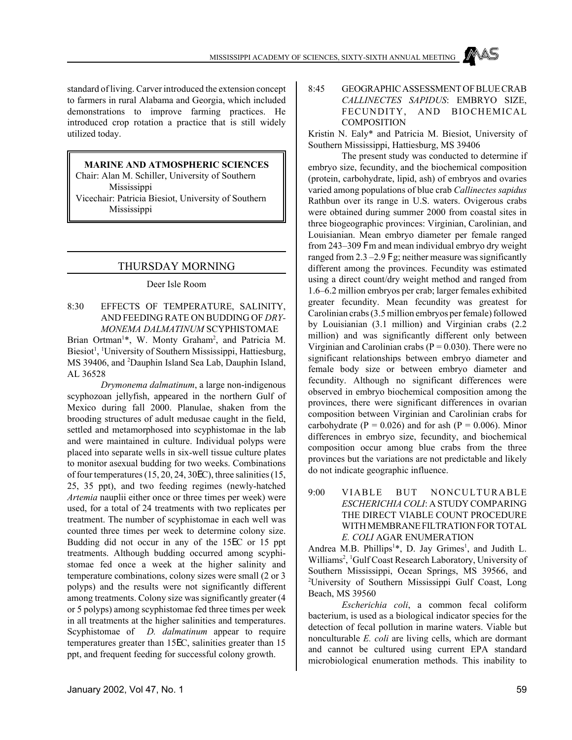standard of living. Carver introduced the extension concept to farmers in rural Alabama and Georgia, which included demonstrations to improve farming practices. He introduced crop rotation a practice that is still widely utilized today.

**MARINE AND ATMOSPHERIC SCIENCES**

Chair: Alan M. Schiller, University of Southern Mississippi

Vicechair: Patricia Biesiot, University of Southern Mississippi

## THURSDAY MORNING

Deer Isle Room

8:30 EFFECTS OF TEMPERATURE, SALINITY, AND FEEDING RATE ON BUDDING OF *DRYMONEMA DALMATINUM* SCYPHISTOMAE

Brian Ortman[1]*, W. Monty Graham[2], and Patricia M. Biesiot[1], [1]University of Southern Mississippi, Hattiesburg, MS 39406, and [2]Dauphin Island Sea Lab, Dauphin Island, AL 36528

*Drymonema dalmatinum*, a large non-indigenous scyphozoan jellyfish, appeared in the northern Gulf of Mexico during fall 2000. Planulae, shaken from the brooding structures of adult medusae caught in the field, settled and metamorphosed into scyphistomae in the lab and were maintained in culture. Individual polyps were placed into separate wells in six-well tissue culture plates to monitor asexual budding for two weeks. Combinations of four temperatures (15, 20, 24, 30EC), three salinities (15, 25, 35 ppt), and two feeding regimes (newly-hatched *Artemia* nauplii either once or three times per week) were used, for a total of 24 treatments with two replicates per treatment. The number of scyphistomae in each well was counted three times per week to determine colony size. Budding did not occur in any of the 15EC or 15 ppt treatments. Although budding occurred among scyphistomae fed once a week at the higher salinity and temperature combinations, colony sizes were small (2 or 3 polyps) and the results were not significantly different among treatments. Colony size was significantly greater (4 or 5 polyps) among scyphistomae fed three times per week in all treatments at the higher salinities and temperatures. Scyphistomae of *D. dalmatinum* appear to require temperatures greater than 15EC, salinities greater than 15 ppt, and frequent feeding for successful colony growth.

8:45 GEOGRAPHIC ASSESSMENT OF BLUE CRAB *CALLINECTES SAPIDUS*: EMBRYO SIZE, FECUNDITY, AND BIOCHEMICAL COMPOSITION

Kristin N. Ealy* and Patricia M. Biesiot, University of Southern Mississippi, Hattiesburg, MS 39406

The present study was conducted to determine if embryo size, fecundity, and the biochemical composition (protein, carbohydrate, lipid, ash) of embryos and ovaries varied among populations of blue crab *Callinectes sapidus* Rathbun over its range in U.S. waters. Ovigerous crabs were obtained during summer 2000 from coastal sites in three biogeographic provinces: Virginian, Carolinian, and Louisianian. Mean embryo diameter per female ranged from 243–309 Fm and mean individual embryo dry weight ranged from 2.3 –2.9 Fg; neither measure was significantly different among the provinces. Fecundity was estimated using a direct count/dry weight method and ranged from 1.6–6.2 million embryos per crab; larger females exhibited greater fecundity. Mean fecundity was greatest for Carolinian crabs (3.5 million embryos per female) followed by Louisianian (3.1 million) and Virginian crabs (2.2 million) and was significantly different only between Virginian and Carolinian crabs ($P = 0.030$). There were no significant relationships between embryo diameter and female body size or between embryo diameter and fecundity. Although no significant differences were observed in embryo biochemical composition among the provinces, there were significant differences in ovarian composition between Virginian and Carolinian crabs for carbohydrate ($P = 0.026$) and for ash ($P = 0.006$). Minor differences in embryo size, fecundity, and biochemical composition occur among blue crabs from the three provinces but the variations are not predictable and likely do not indicate geographic influence.

9:00 VIABLE BUT NONCULTURABLE *ESCHERICHIA COLI*: A STUDY COMPARING THE DIRECT VIABLE COUNT PROCEDURE WITH MEMBRANE FILTRATION FOR TOTAL *E. COLI* AGAR ENUMERATION

Andrea M.B. Phillips[1]*, D. Jay Grimes[1], and Judith L. Williams[2], [1]Gulf Coast Research Laboratory, University of Southern Mississippi, Ocean Springs, MS 39566, and [2]University of Southern Mississippi Gulf Coast, Long Beach, MS 39560

*Escherichia coli*, a common fecal coliform bacterium, is used as a biological indicator species for the detection of fecal pollution in marine waters. Viable but nonculturable *E. coli* are living cells, which are dormant and cannot be cultured using current EPA standard microbiological enumeration methods. This inability to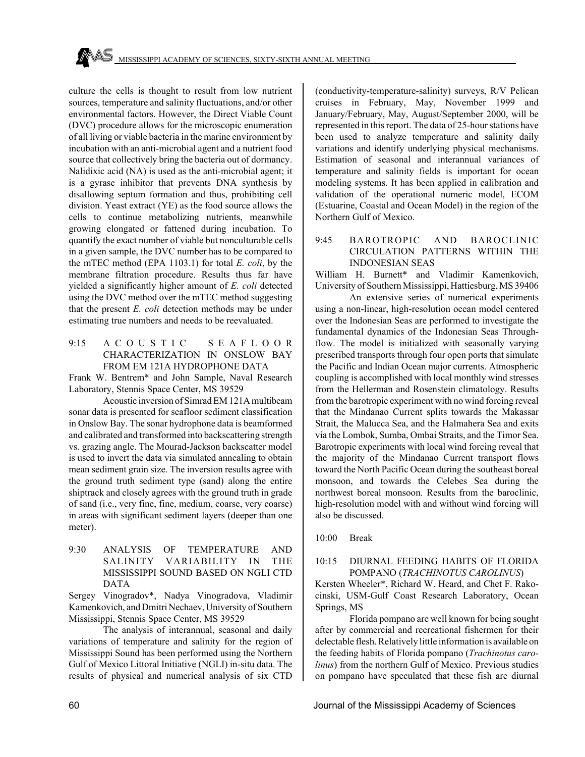culture the cells is thought to result from low nutrient sources, temperature and salinity fluctuations, and/or other environmental factors. However, the Direct Viable Count (DVC) procedure allows for the microscopic enumeration of all living or viable bacteria in the marine environment by incubation with an anti-microbial agent and a nutrient food source that collectively bring the bacteria out of dormancy. Nalidixic acid (NA) is used as the anti-microbial agent; it is a gyrase inhibitor that prevents DNA synthesis by disallowing septum formation and thus, prohibiting cell division. Yeast extract (YE) as the food source allows the cells to continue metabolizing nutrients, meanwhile growing elongated or fattened during incubation. To quantify the exact number of viable but nonculturable cells in a given sample, the DVC number has to be compared to the mTEC method (EPA 1103.1) for total *E. coli*, by the membrane filtration procedure. Results thus far have yielded a significantly higher amount of *E. coli* detected using the DVC method over the mTEC method suggesting that the present *E. coli* detection methods may be under estimating true numbers and needs to be reevaluated.

9:15 ACOUSTIC SEAFLOOR CHARACTERIZATION IN ONSLOW BAY FROM EM 121A HYDROPHONE DATA

Frank W. Bentrem* and John Sample, Naval Research Laboratory, Stennis Space Center, MS 39529

Acoustic inversion of Simrad EM 121A multibeam sonar data is presented for seafloor sediment classification in Onslow Bay. The sonar hydrophone data is beamformed and calibrated and transformed into backscattering strength vs. grazing angle. The Mourad-Jackson backscatter model is used to invert the data via simulated annealing to obtain mean sediment grain size. The inversion results agree with the ground truth sediment type (sand) along the entire shiptrack and closely agrees with the ground truth in grade of sand (i.e., very fine, fine, medium, coarse, very coarse) in areas with significant sediment layers (deeper than one meter).

9:30 ANALYSIS OF TEMPERATURE AND SALINITY VARIABILITY IN THE MISSISSIPPI SOUND BASED ON NGLI CTD DATA

Sergey Vinogradov*, Nadya Vinogradova, Vladimir Kamenkovich, and Dmitri Nechaev, University of Southern Mississippi, Stennis Space Center, MS 39529

The analysis of interannual, seasonal and daily variations of temperature and salinity for the region of Mississippi Sound has been performed using the Northern Gulf of Mexico Littoral Initiative (NGLI) in-situ data. The results of physical and numerical analysis of six CTD (conductivity-temperature-salinity) surveys, R/V Pelican cruises in February, May, November 1999 and January/February, May, August/September 2000, will be represented in this report. The data of 25-hour stations have been used to analyze temperature and salinity daily variations and identify underlying physical mechanisms. Estimation of seasonal and interannual variances of temperature and salinity fields is important for ocean modeling systems. It has been applied in calibration and validation of the operational numeric model, ECOM (Estuarine, Coastal and Ocean Model) in the region of the Northern Gulf of Mexico.

9:45 BAROTROPIC AND BAROCLINIC CIRCULATION PATTERNS WITHIN THE INDONESIAN SEAS

William H. Burnett* and Vladimir Kamenkovich, University of Southern Mississippi, Hattiesburg, MS 39406

An extensive series of numerical experiments using a non-linear, high-resolution ocean model centered over the Indonesian Seas are performed to investigate the fundamental dynamics of the Indonesian Seas Throughflow. The model is initialized with seasonally varying prescribed transports through four open ports that simulate the Pacific and Indian Ocean major currents. Atmospheric coupling is accomplished with local monthly wind stresses from the Hellerman and Rosenstein climatology. Results from the barotropic experiment with no wind forcing reveal that the Mindanao Current splits towards the Makassar Strait, the Malucca Sea, and the Halmahera Sea and exits via the Lombok, Sumba, Ombai Straits, and the Timor Sea. Barotropic experiments with local wind forcing reveal that the majority of the Mindanao Current transport flows toward the North Pacific Ocean during the southeast boreal monsoon, and towards the Celebes Sea during the northwest boreal monsoon. Results from the baroclinic, high-resolution model with and without wind forcing will also be discussed.

10:00 Break

10:15 DIURNAL FEEDING HABITS OF FLORIDA POMPANO (*TRACHINOTUS CAROLINUS*)

Kersten Wheeler*, Richard W. Heard, and Chet F. Rakocinski, USM-Gulf Coast Research Laboratory, Ocean Springs, MS

Florida pompano are well known for being sought after by commercial and recreational fishermen for their delectable flesh. Relatively little information is available on the feeding habits of Florida pompano (*Trachinotus carolinus*) from the northern Gulf of Mexico. Previous studies on pompano have speculated that these fish are diurnal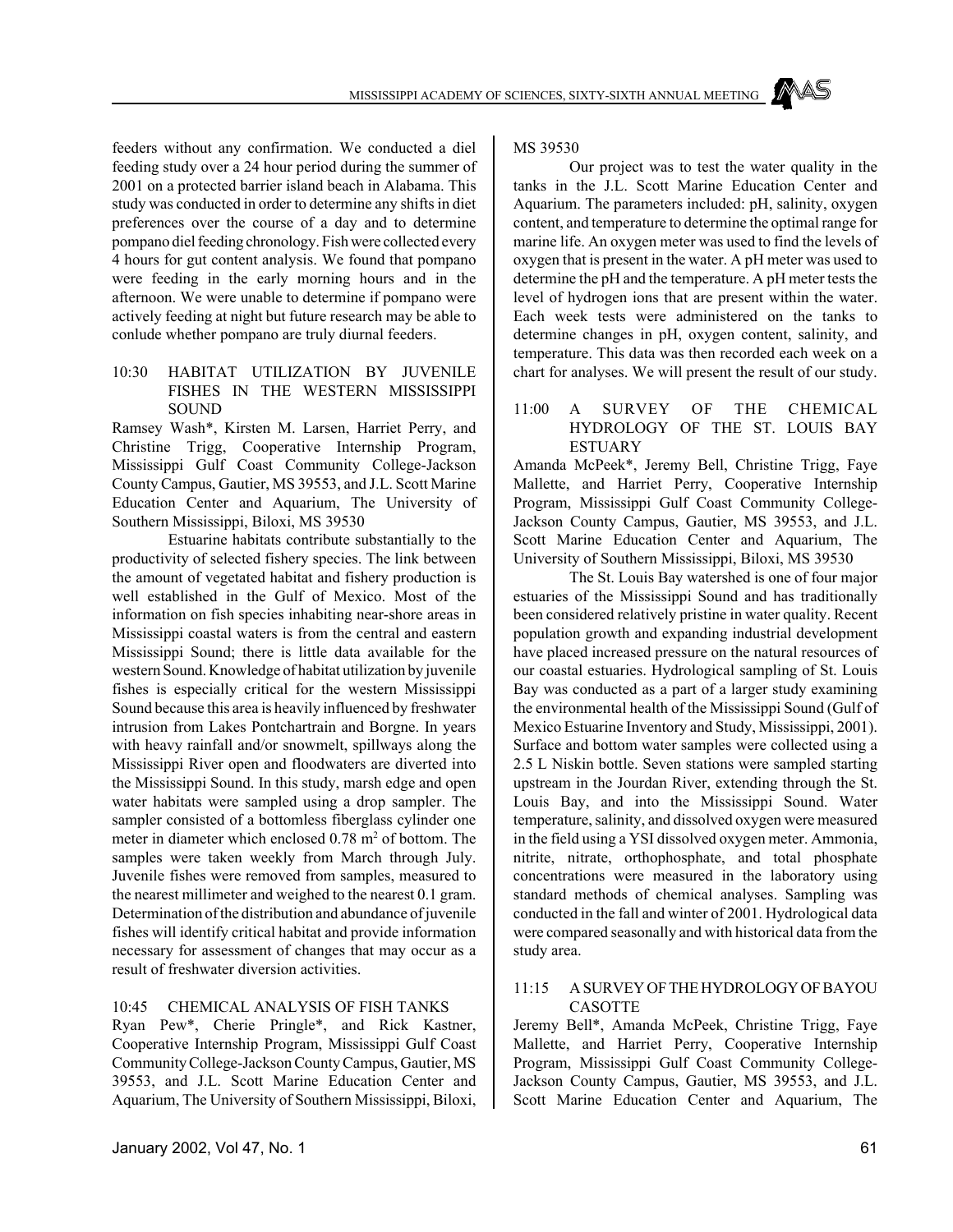feeders without any confirmation. We conducted a diel feeding study over a 24 hour period during the summer of 2001 on a protected barrier island beach in Alabama. This study was conducted in order to determine any shifts in diet preferences over the course of a day and to determine pompano diel feeding chronology. Fish were collected every 4 hours for gut content analysis. We found that pompano were feeding in the early morning hours and in the afternoon. We were unable to determine if pompano were actively feeding at night but future research may be able to conlude whether pompano are truly diurnal feeders.

### 10:30 HABITAT UTILIZATION BY JUVENILE FISHES IN THE WESTERN MISSISSIPPI SOUND

Ramsey Wash*, Kirsten M. Larsen, Harriet Perry, and Christine Trigg, Cooperative Internship Program, Mississippi Gulf Coast Community College-Jackson County Campus, Gautier, MS 39553, and J.L. Scott Marine Education Center and Aquarium, The University of Southern Mississippi, Biloxi, MS 39530

Estuarine habitats contribute substantially to the productivity of selected fishery species. The link between the amount of vegetated habitat and fishery production is well established in the Gulf of Mexico. Most of the information on fish species inhabiting near-shore areas in Mississippi coastal waters is from the central and eastern Mississippi Sound; there is little data available for the western Sound. Knowledge of habitat utilization by juvenile fishes is especially critical for the western Mississippi Sound because this area is heavily influenced by freshwater intrusion from Lakes Pontchartrain and Borgne. In years with heavy rainfall and/or snowmelt, spillways along the Mississippi River open and floodwaters are diverted into the Mississippi Sound. In this study, marsh edge and open water habitats were sampled using a drop sampler. The sampler consisted of a bottomless fiberglass cylinder one meter in diameter which enclosed 0.78 $m^2$ of bottom. The samples were taken weekly from March through July. Juvenile fishes were removed from samples, measured to the nearest millimeter and weighed to the nearest 0.1 gram. Determination of the distribution and abundance of juvenile fishes will identify critical habitat and provide information necessary for assessment of changes that may occur as a result of freshwater diversion activities.

### 10:45 CHEMICAL ANALYSIS OF FISH TANKS

Ryan Pew*, Cherie Pringle*, and Rick Kastner, Cooperative Internship Program, Mississippi Gulf Coast Community College-Jackson County Campus, Gautier, MS 39553, and J.L. Scott Marine Education Center and Aquarium, The University of Southern Mississippi, Biloxi, MS 39530

Our project was to test the water quality in the tanks in the J.L. Scott Marine Education Center and Aquarium. The parameters included: pH, salinity, oxygen content, and temperature to determine the optimal range for marine life. An oxygen meter was used to find the levels of oxygen that is present in the water. A pH meter was used to determine the pH and the temperature. A pH meter tests the level of hydrogen ions that are present within the water. Each week tests were administered on the tanks to determine changes in pH, oxygen content, salinity, and temperature. This data was then recorded each week on a chart for analyses. We will present the result of our study.

### 11:00 A SURVEY OF THE CHEMICAL HYDROLOGY OF THE ST. LOUIS BAY ESTUARY

Amanda McPeek*, Jeremy Bell, Christine Trigg, Faye Mallette, and Harriet Perry, Cooperative Internship Program, Mississippi Gulf Coast Community College-Jackson County Campus, Gautier, MS 39553, and J.L. Scott Marine Education Center and Aquarium, The University of Southern Mississippi, Biloxi, MS 39530

The St. Louis Bay watershed is one of four major estuaries of the Mississippi Sound and has traditionally been considered relatively pristine in water quality. Recent population growth and expanding industrial development have placed increased pressure on the natural resources of our coastal estuaries. Hydrological sampling of St. Louis Bay was conducted as a part of a larger study examining the environmental health of the Mississippi Sound (Gulf of Mexico Estuarine Inventory and Study, Mississippi, 2001). Surface and bottom water samples were collected using a 2.5 L Niskin bottle. Seven stations were sampled starting upstream in the Jourdan River, extending through the St. Louis Bay, and into the Mississippi Sound. Water temperature, salinity, and dissolved oxygen were measured in the field using a YSI dissolved oxygen meter. Ammonia, nitrite, nitrate, orthophosphate, and total phosphate concentrations were measured in the laboratory using standard methods of chemical analyses. Sampling was conducted in the fall and winter of 2001. Hydrological data were compared seasonally and with historical data from the study area.

### 11:15 A SURVEY OF THE HYDROLOGY OF BAYOU CASOTTE

Jeremy Bell*, Amanda McPeek, Christine Trigg, Faye Mallette, and Harriet Perry, Cooperative Internship Program, Mississippi Gulf Coast Community College-Jackson County Campus, Gautier, MS 39553, and J.L. Scott Marine Education Center and Aquarium, The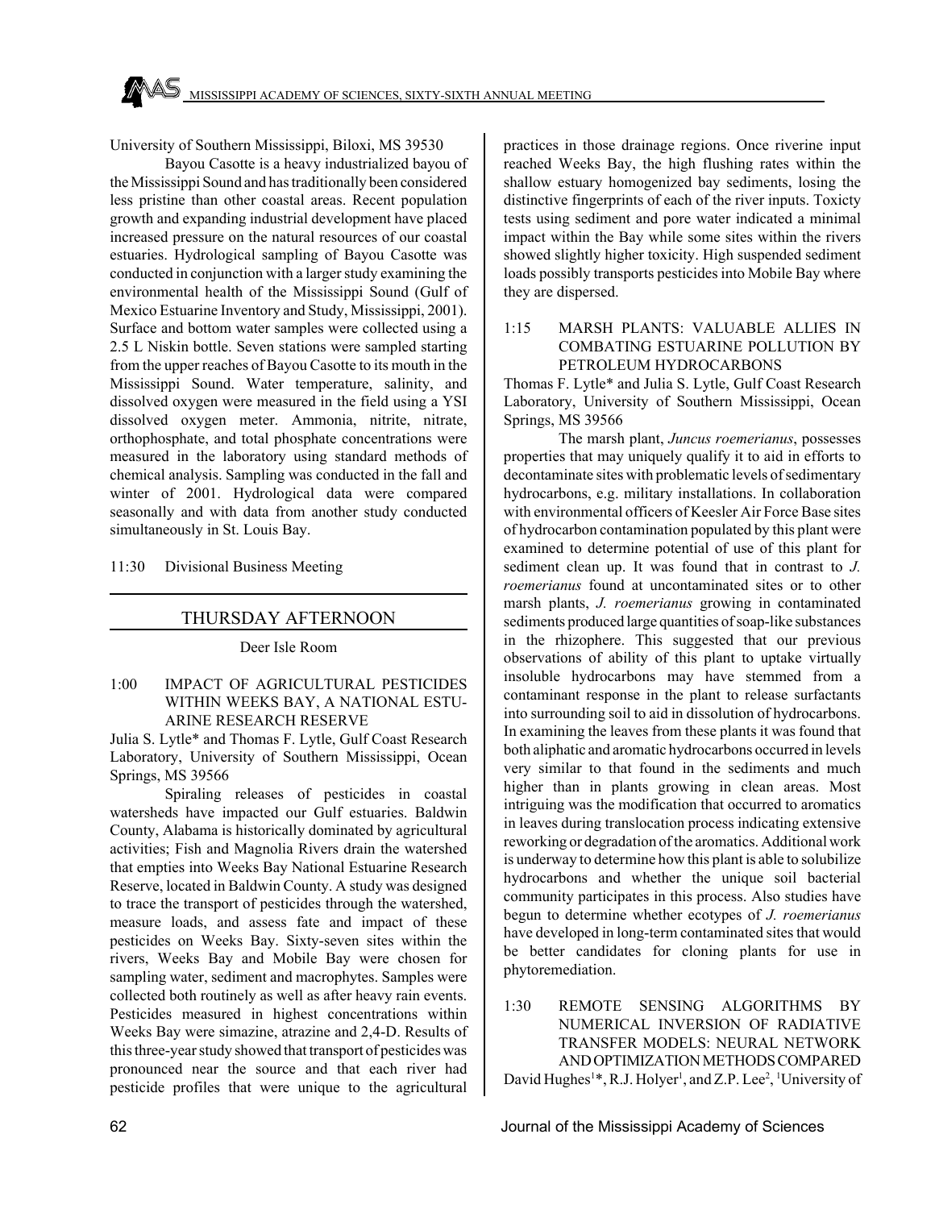University of Southern Mississippi, Biloxi, MS 39530

Bayou Casotte is a heavy industrialized bayou of the Mississippi Sound and has traditionally been considered less pristine than other coastal areas. Recent population growth and expanding industrial development have placed increased pressure on the natural resources of our coastal estuaries. Hydrological sampling of Bayou Casotte was conducted in conjunction with a larger study examining the environmental health of the Mississippi Sound (Gulf of Mexico Estuarine Inventory and Study, Mississippi, 2001). Surface and bottom water samples were collected using a 2.5 L Niskin bottle. Seven stations were sampled starting from the upper reaches of Bayou Casotte to its mouth in the Mississippi Sound. Water temperature, salinity, and dissolved oxygen were measured in the field using a YSI dissolved oxygen meter. Ammonia, nitrite, nitrate, orthophosphate, and total phosphate concentrations were measured in the laboratory using standard methods of chemical analysis. Sampling was conducted in the fall and winter of 2001. Hydrological data were compared seasonally and with data from another study conducted simultaneously in St. Louis Bay.

11:30 Divisional Business Meeting

## THURSDAY AFTERNOON

Deer Isle Room

1:00 IMPACT OF AGRICULTURAL PESTICIDES WITHIN WEEKS BAY, A NATIONAL ESTUARINE RESEARCH RESERVE

Julia S. Lytle* and Thomas F. Lytle, Gulf Coast Research Laboratory, University of Southern Mississippi, Ocean Springs, MS 39566

Spiraling releases of pesticides in coastal watersheds have impacted our Gulf estuaries. Baldwin County, Alabama is historically dominated by agricultural activities; Fish and Magnolia Rivers drain the watershed that empties into Weeks Bay National Estuarine Research Reserve, located in Baldwin County. A study was designed to trace the transport of pesticides through the watershed, measure loads, and assess fate and impact of these pesticides on Weeks Bay. Sixty-seven sites within the rivers, Weeks Bay and Mobile Bay were chosen for sampling water, sediment and macrophytes. Samples were collected both routinely as well as after heavy rain events. Pesticides measured in highest concentrations within Weeks Bay were simazine, atrazine and 2,4-D. Results of this three-year study showed that transport of pesticides was pronounced near the source and that each river had pesticide profiles that were unique to the agricultural practices in those drainage regions. Once riverine input reached Weeks Bay, the high flushing rates within the shallow estuary homogenized bay sediments, losing the distinctive fingerprints of each of the river inputs. Toxicty tests using sediment and pore water indicated a minimal impact within the Bay while some sites within the rivers showed slightly higher toxicity. High suspended sediment loads possibly transports pesticides into Mobile Bay where they are dispersed.

1:15 MARSH PLANTS: VALUABLE ALLIES IN COMBATING ESTUARINE POLLUTION BY PETROLEUM HYDROCARBONS

Thomas F. Lytle* and Julia S. Lytle, Gulf Coast Research Laboratory, University of Southern Mississippi, Ocean Springs, MS 39566

The marsh plant, *Juncus roemerianus*, possesses properties that may uniquely qualify it to aid in efforts to decontaminate sites with problematic levels of sedimentary hydrocarbons, e.g. military installations. In collaboration with environmental officers of Keesler Air Force Base sites of hydrocarbon contamination populated by this plant were examined to determine potential of use of this plant for sediment clean up. It was found that in contrast to *J. roemerianus* found at uncontaminated sites or to other marsh plants, *J. roemerianus* growing in contaminated sediments produced large quantities of soap-like substances in the rhizophere. This suggested that our previous observations of ability of this plant to uptake virtually insoluble hydrocarbons may have stemmed from a contaminant response in the plant to release surfactants into surrounding soil to aid in dissolution of hydrocarbons. In examining the leaves from these plants it was found that both aliphatic and aromatic hydrocarbons occurred in levels very similar to that found in the sediments and much higher than in plants growing in clean areas. Most intriguing was the modification that occurred to aromatics in leaves during translocation process indicating extensive reworking or degradation of the aromatics. Additional work is underway to determine how this plant is able to solubilize hydrocarbons and whether the unique soil bacterial community participates in this process. Also studies have begun to determine whether ecotypes of *J. roemerianus* have developed in long-term contaminated sites that would be better candidates for cloning plants for use in phytoremediation.

1:30 REMOTE SENSING ALGORITHMS BY NUMERICAL INVERSION OF RADIATIVE TRANSFER MODELS: NEURAL NETWORK AND OPTIMIZATION METHODS COMPARED

David Hughes[1]*, R.J. Holyer[1], and Z.P. Lee[2], [1]University of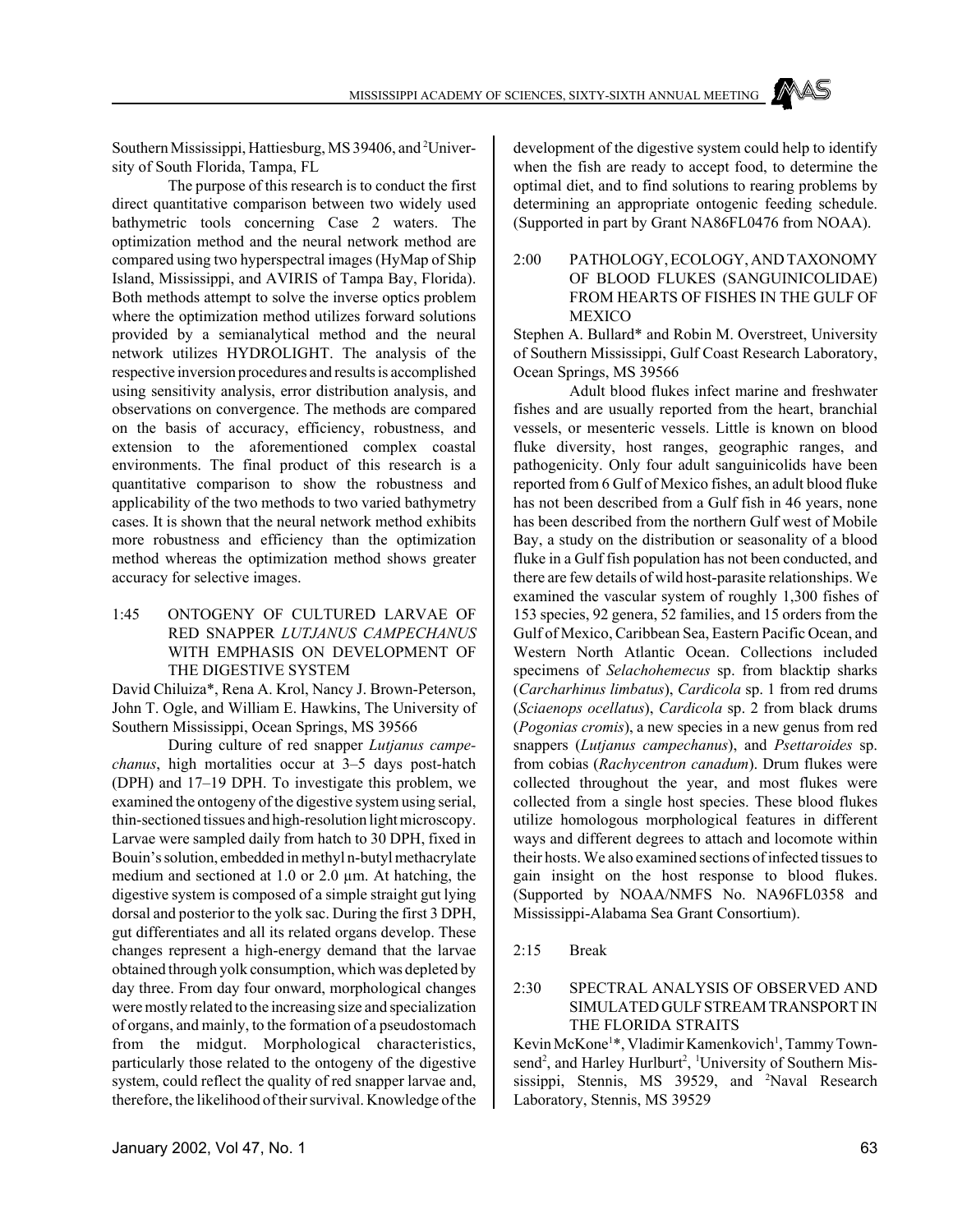Southern Mississippi, Hattiesburg, MS 39406, and [2]University of South Florida, Tampa, FL

The purpose of this research is to conduct the first direct quantitative comparison between two widely used bathymetric tools concerning Case 2 waters. The optimization method and the neural network method are compared using two hyperspectral images (HyMap of Ship Island, Mississippi, and AVIRIS of Tampa Bay, Florida). Both methods attempt to solve the inverse optics problem where the optimization method utilizes forward solutions provided by a semianalytical method and the neural network utilizes HYDROLIGHT. The analysis of the respective inversion procedures and results is accomplished using sensitivity analysis, error distribution analysis, and observations on convergence. The methods are compared on the basis of accuracy, efficiency, robustness, and extension to the aforementioned complex coastal environments. The final product of this research is a quantitative comparison to show the robustness and applicability of the two methods to two varied bathymetry cases. It is shown that the neural network method exhibits more robustness and efficiency than the optimization method whereas the optimization method shows greater accuracy for selective images.

## 1:45 ONTOGENY OF CULTURED LARVAE OF RED SNAPPER *LUTJANUS CAMPECHANUS* WITH EMPHASIS ON DEVELOPMENT OF THE DIGESTIVE SYSTEM

David Chiluiza*, Rena A. Krol, Nancy J. Brown-Peterson, John T. Ogle, and William E. Hawkins, The University of Southern Mississippi, Ocean Springs, MS 39566

During culture of red snapper *Lutjanus campechanus*, high mortalities occur at 3–5 days post-hatch (DPH) and 17–19 DPH. To investigate this problem, we examined the ontogeny of the digestive system using serial, thin-sectioned tissues and high-resolution light microscopy. Larvae were sampled daily from hatch to 30 DPH, fixed in Bouin's solution, embedded in methyl n-butyl methacrylate medium and sectioned at 1.0 or 2.0 µm. At hatching, the digestive system is composed of a simple straight gut lying dorsal and posterior to the yolk sac. During the first 3 DPH, gut differentiates and all its related organs develop. These changes represent a high-energy demand that the larvae obtained through yolk consumption, which was depleted by day three. From day four onward, morphological changes were mostly related to the increasing size and specialization of organs, and mainly, to the formation of a pseudostomach from the midgut. Morphological characteristics, particularly those related to the ontogeny of the digestive system, could reflect the quality of red snapper larvae and, therefore, the likelihood of their survival. Knowledge of the development of the digestive system could help to identify when the fish are ready to accept food, to determine the optimal diet, and to find solutions to rearing problems by determining an appropriate ontogenic feeding schedule. (Supported in part by Grant NA86FL0476 from NOAA).

## 2:00 PATHOLOGY, ECOLOGY, AND TAXONOMY OF BLOOD FLUKES (SANGUINICOLIDAE) FROM HEARTS OF FISHES IN THE GULF OF MEXICO

Stephen A. Bullard* and Robin M. Overstreet, University of Southern Mississippi, Gulf Coast Research Laboratory, Ocean Springs, MS 39566

Adult blood flukes infect marine and freshwater fishes and are usually reported from the heart, branchial vessels, or mesenteric vessels. Little is known on blood fluke diversity, host ranges, geographic ranges, and pathogenicity. Only four adult sanguinicolids have been reported from 6 Gulf of Mexico fishes, an adult blood fluke has not been described from a Gulf fish in 46 years, none has been described from the northern Gulf west of Mobile Bay, a study on the distribution or seasonality of a blood fluke in a Gulf fish population has not been conducted, and there are few details of wild host-parasite relationships. We examined the vascular system of roughly 1,300 fishes of 153 species, 92 genera, 52 families, and 15 orders from the Gulf of Mexico, Caribbean Sea, Eastern Pacific Ocean, and Western North Atlantic Ocean. Collections included specimens of *Selachohemecus* sp. from blacktip sharks (*Carcharhinus limbatus*), *Cardicola* sp. 1 from red drums (*Sciaenops ocellatus*), *Cardicola* sp. 2 from black drums (*Pogonias cromis*), a new species in a new genus from red snappers (*Lutjanus campechanus*), and *Psettaroides* sp. from cobias (*Rachycentron canadum*). Drum flukes were collected throughout the year, and most flukes were collected from a single host species. These blood flukes utilize homologous morphological features in different ways and different degrees to attach and locomote within their hosts. We also examined sections of infected tissues to gain insight on the host response to blood flukes. (Supported by NOAA/NMFS No. NA96FL0358 and Mississippi-Alabama Sea Grant Consortium).

## 2:15 Break

## 2:30 SPECTRAL ANALYSIS OF OBSERVED AND SIMULATED GULF STREAM TRANSPORT IN THE FLORIDA STRAITS

Kevin McKone[1]*, Vladimir Kamenkovich[1], Tammy Townsend[2], and Harley Hurlburt[2], [1]University of Southern Mississippi, Stennis, MS 39529, and [2]Naval Research Laboratory, Stennis, MS 39529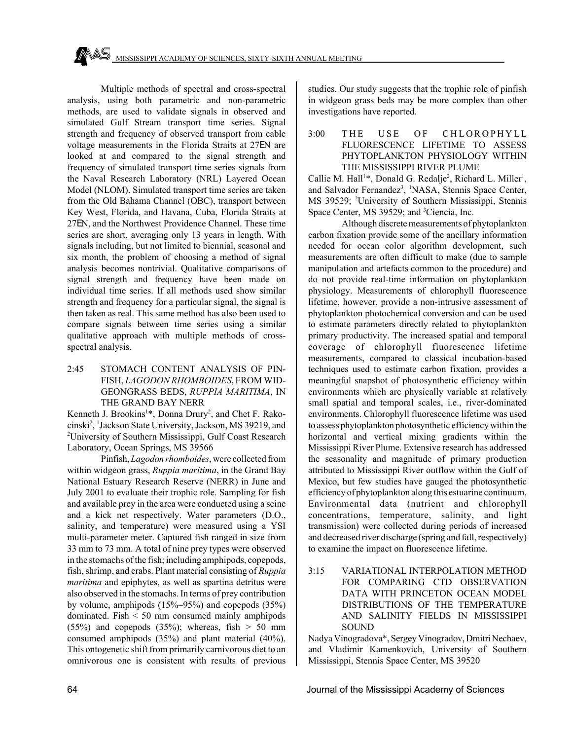Multiple methods of spectral and cross-spectral analysis, using both parametric and non-parametric methods, are used to validate signals in observed and simulated Gulf Stream transport time series. Signal strength and frequency of observed transport from cable voltage measurements in the Florida Straits at 27EN are looked at and compared to the signal strength and frequency of simulated transport time series signals from the Naval Research Laboratory (NRL) Layered Ocean Model (NLOM). Simulated transport time series are taken from the Old Bahama Channel (OBC), transport between Key West, Florida, and Havana, Cuba, Florida Straits at 27EN, and the Northwest Providence Channel. These time series are short, averaging only 13 years in length. With signals including, but not limited to biennial, seasonal and six month, the problem of choosing a method of signal analysis becomes nontrivial. Qualitative comparisons of signal strength and frequency have been made on individual time series. If all methods used show similar strength and frequency for a particular signal, the signal is then taken as real. This same method has also been used to compare signals between time series using a similar qualitative approach with multiple methods of cross-spectral analysis.

### 2:45 STOMACH CONTENT ANALYSIS OF PIN-FISH, *LAGODON RHOMBOIDES*, FROM WID-GEONGRASS BEDS, *RUPPIA MARITIMA*, IN THE GRAND BAY NERR

Kenneth J. Brookins[1]*, Donna Drury[2], and Chet F. Rakocinski[2], [1]Jackson State University, Jackson, MS 39219, and [2]University of Southern Mississippi, Gulf Coast Research Laboratory, Ocean Springs, MS 39566

Pinfish, *Lagodon rhomboides*, were collected from within widgeon grass, *Ruppia maritima*, in the Grand Bay National Estuary Research Reserve (NERR) in June and July 2001 to evaluate their trophic role. Sampling for fish and available prey in the area were conducted using a seine and a kick net respectively. Water parameters (D.O., salinity, and temperature) were measured using a YSI multi-parameter meter. Captured fish ranged in size from 33 mm to 73 mm. A total of nine prey types were observed in the stomachs of the fish; including amphipods, copepods, fish, shrimp, and crabs. Plant material consisting of *Ruppia maritima* and epiphytes, as well as spartina detritus were also observed in the stomachs. In terms of prey contribution by volume, amphipods (15%–95%) and copepods (35%) dominated. Fish < 50 mm consumed mainly amphipods (55%) and copepods (35%); whereas, fish > 50 mm consumed amphipods (35%) and plant material (40%). This ontogenetic shift from primarily carnivorous diet to an omnivorous one is consistent with results of previous studies. Our study suggests that the trophic role of pinfish in widgeon grass beds may be more complex than other investigations have reported.

### 3:00 THE USE OF CHLOROPHYLL FLUORESCENCE LIFETIME TO ASSESS PHYTOPLANKTON PHYSIOLOGY WITHIN THE MISSISSIPPI RIVER PLUME

Callie M. Hall[1]*, Donald G. Redalje[2], Richard L. Miller[1], and Salvador Fernandez[3], [1]NASA, Stennis Space Center, MS 39529; [2]University of Southern Mississippi, Stennis Space Center, MS 39529; and [3]Ciencia, Inc.

Although discrete measurements of phytoplankton carbon fixation provide some of the ancillary information needed for ocean color algorithm development, such measurements are often difficult to make (due to sample manipulation and artefacts common to the procedure) and do not provide real-time information on phytoplankton physiology. Measurements of chlorophyll fluorescence lifetime, however, provide a non-intrusive assessment of phytoplankton photochemical conversion and can be used to estimate parameters directly related to phytoplankton primary productivity. The increased spatial and temporal coverage of chlorophyll fluorescence lifetime measurements, compared to classical incubation-based techniques used to estimate carbon fixation, provides a meaningful snapshot of photosynthetic efficiency within environments which are physically variable at relatively small spatial and temporal scales, i.e., river-dominated environments. Chlorophyll fluorescence lifetime was used to assess phytoplankton photosynthetic efficiency within the horizontal and vertical mixing gradients within the Mississippi River Plume. Extensive research has addressed the seasonality and magnitude of primary production attributed to Mississippi River outflow within the Gulf of Mexico, but few studies have gauged the photosynthetic efficiency of phytoplankton along this estuarine continuum. Environmental data (nutrient and chlorophyll concentrations, temperature, salinity, and light transmission) were collected during periods of increased and decreased river discharge (spring and fall, respectively) to examine the impact on fluorescence lifetime.

### 3:15 VARIATIONAL INTERPOLATION METHOD FOR COMPARING CTD OBSERVATION DATA WITH PRINCETON OCEAN MODEL DISTRIBUTIONS OF THE TEMPERATURE AND SALINITY FIELDS IN MISSISSIPPI SOUND

Nadya Vinogradova*, Sergey Vinogradov, Dmitri Nechaev, and Vladimir Kamenkovich, University of Southern Mississippi, Stennis Space Center, MS 39520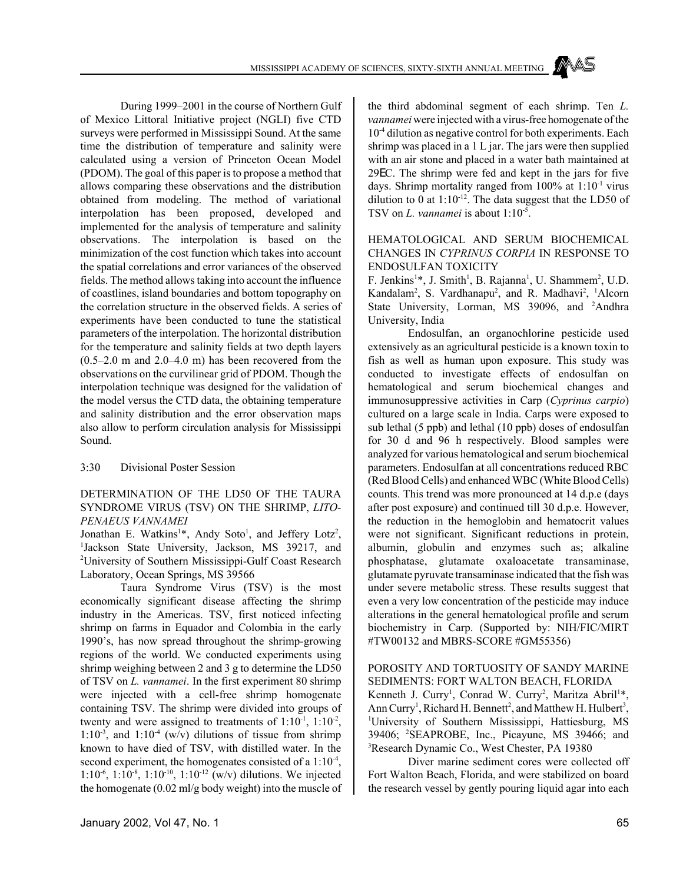During 1999–2001 in the course of Northern Gulf of Mexico Littoral Initiative project (NGLI) five CTD surveys were performed in Mississippi Sound. At the same time the distribution of temperature and salinity were calculated using a version of Princeton Ocean Model (PDOM). The goal of this paper is to propose a method that allows comparing these observations and the distribution obtained from modeling. The method of variational interpolation has been proposed, developed and implemented for the analysis of temperature and salinity observations. The interpolation is based on the minimization of the cost function which takes into account the spatial correlations and error variances of the observed fields. The method allows taking into account the influence of coastlines, island boundaries and bottom topography on the correlation structure in the observed fields. A series of experiments have been conducted to tune the statistical parameters of the interpolation. The horizontal distribution for the temperature and salinity fields at two depth layers (0.5–2.0 m and 2.0–4.0 m) has been recovered from the observations on the curvilinear grid of PDOM. Though the interpolation technique was designed for the validation of the model versus the CTD data, the obtaining temperature and salinity distribution and the error observation maps also allow to perform circulation analysis for Mississippi Sound.

3:30 Divisional Poster Session

## DETERMINATION OF THE LD50 OF THE TAURA SYNDROME VIRUS (TSV) ON THE SHRIMP, *LITOPENAEUS VANNAMEI*

Jonathan E. Watkins[1]*, Andy Soto[1], and Jeffery Lotz[2], [1]Jackson State University, Jackson, MS 39217, and [2]University of Southern Mississippi-Gulf Coast Research Laboratory, Ocean Springs, MS 39566

Taura Syndrome Virus (TSV) is the most economically significant disease affecting the shrimp industry in the Americas. TSV, first noticed infecting shrimp on farms in Equador and Colombia in the early 1990's, has now spread throughout the shrimp-growing regions of the world. We conducted experiments using shrimp weighing between 2 and 3 g to determine the LD50 of TSV on *L. vannamei*. In the first experiment 80 shrimp were injected with a cell-free shrimp homogenate containing TSV. The shrimp were divided into groups of twenty and were assigned to treatments of $1{:}10^{-1}$, $1{:}10^{-2}$, $1{:}10^{-3}$, and $1{:}10^{-4}$ (w/v) dilutions of tissue from shrimp known to have died of TSV, with distilled water. In the second experiment, the homogenates consisted of a $1{:}10^{-4}$, $1{:}10^{-6}$, $1{:}10^{-8}$, $1{:}10^{-10}$, $1{:}10^{-12}$ (w/v) dilutions. We injected the homogenate (0.02 ml/g body weight) into the muscle of the third abdominal segment of each shrimp. Ten *L. vannamei* were injected with a virus-free homogenate of the $10^{-4}$ dilution as negative control for both experiments. Each shrimp was placed in a 1 L jar. The jars were then supplied with an air stone and placed in a water bath maintained at 29ĒC. The shrimp were fed and kept in the jars for five days. Shrimp mortality ranged from 100% at $1{:}10^{-1}$ virus dilution to 0 at $1{:}10^{-12}$. The data suggest that the LD50 of TSV on *L. vannamei* is about $1{:}10^{-5}$.

## HEMATOLOGICAL AND SERUM BIOCHEMICAL CHANGES IN *CYPRINUS CORPIA* IN RESPONSE TO ENDOSULFAN TOXICITY

F. Jenkins[1]*, J. Smith[1], B. Rajanna[1], U. Shammem[2], U.D. Kandalam[2], S. Vardhanapu[2], and R. Madhavi[2], [1]Alcorn State University, Lorman, MS 39096, and [2]Andhra University, India

Endosulfan, an organochlorine pesticide used extensively as an agricultural pesticide is a known toxin to fish as well as human upon exposure. This study was conducted to investigate effects of endosulfan on hematological and serum biochemical changes and immunosuppressive activities in Carp (*Cyprinus carpio*) cultured on a large scale in India. Carps were exposed to sub lethal (5 ppb) and lethal (10 ppb) doses of endosulfan for 30 d and 96 h respectively. Blood samples were analyzed for various hematological and serum biochemical parameters. Endosulfan at all concentrations reduced RBC (Red Blood Cells) and enhanced WBC (White Blood Cells) counts. This trend was more pronounced at 14 d.p.e (days after post exposure) and continued till 30 d.p.e. However, the reduction in the hemoglobin and hematocrit values were not significant. Significant reductions in protein, albumin, globulin and enzymes such as; alkaline phosphatase, glutamate oxaloacetate transaminase, glutamate pyruvate transaminase indicated that the fish was under severe metabolic stress. These results suggest that even a very low concentration of the pesticide may induce alterations in the general hematological profile and serum biochemistry in Carp. (Supported by: NIH/FIC/MIRT #TW00132 and MBRS-SCORE #GM55356)

## POROSITY AND TORTUOSITY OF SANDY MARINE SEDIMENTS: FORT WALTON BEACH, FLORIDA

Kenneth J. Curry[1], Conrad W. Curry[2], Maritza Abril[1]*, Ann Curry[1], Richard H. Bennett[2], and Matthew H. Hulbert[3], [1]University of Southern Mississippi, Hattiesburg, MS 39406; [2]SEAPROBE, Inc., Picayune, MS 39466; and [3]Research Dynamic Co., West Chester, PA 19380

Diver marine sediment cores were collected off Fort Walton Beach, Florida, and were stabilized on board the research vessel by gently pouring liquid agar into each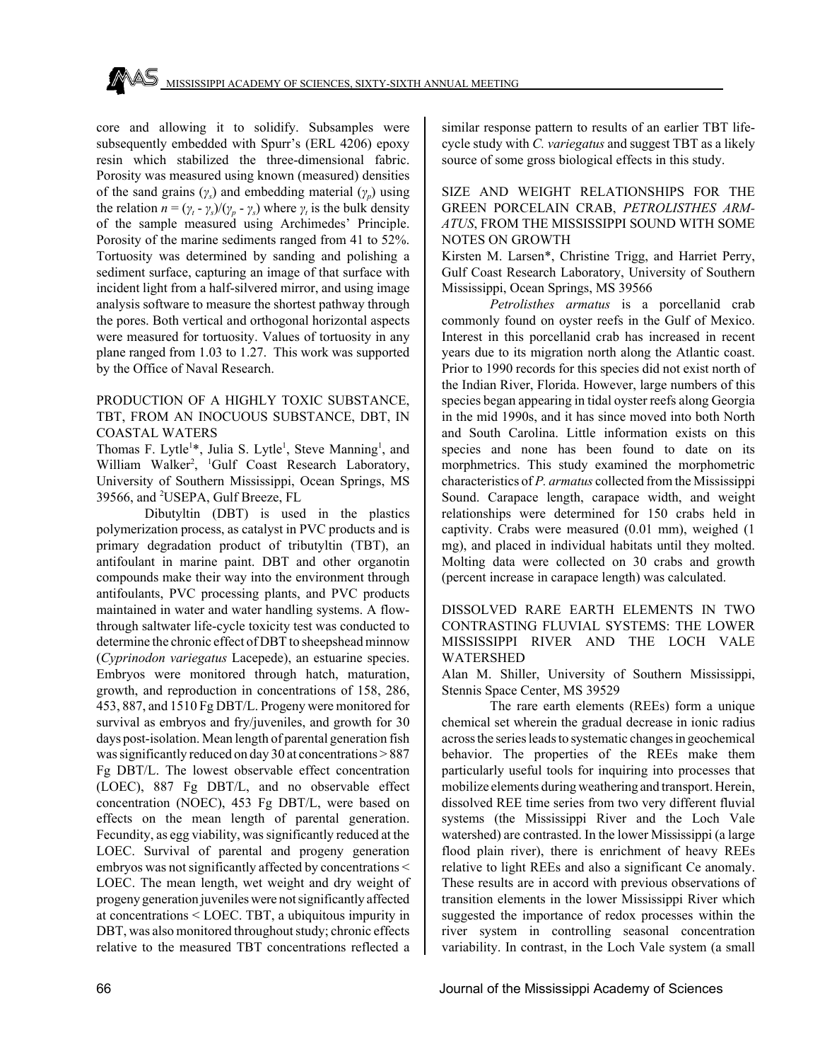core and allowing it to solidify. Subsamples were subsequently embedded with Spurr's (ERL 4206) epoxy resin which stabilized the three-dimensional fabric. Porosity was measured using known (measured) densities of the sand grains ($\gamma_s$) and embedding material ($\gamma_p$) using the relation $n = (\gamma_t - \gamma_s)/(\gamma_p - \gamma_s)$ where $\gamma_t$ is the bulk density of the sample measured using Archimedes' Principle. Porosity of the marine sediments ranged from 41 to 52%. Tortuosity was determined by sanding and polishing a sediment surface, capturing an image of that surface with incident light from a half-silvered mirror, and using image analysis software to measure the shortest pathway through the pores. Both vertical and orthogonal horizontal aspects were measured for tortuosity. Values of tortuosity in any plane ranged from 1.03 to 1.27. This work was supported by the Office of Naval Research.

## PRODUCTION OF A HIGHLY TOXIC SUBSTANCE, TBT, FROM AN INOCUOUS SUBSTANCE, DBT, IN COASTAL WATERS

Thomas F. Lytle[1]*, Julia S. Lytle[1], Steve Manning[1], and William Walker[2], [1]Gulf Coast Research Laboratory, University of Southern Mississippi, Ocean Springs, MS 39566, and [2]USEPA, Gulf Breeze, FL

Dibutyltin (DBT) is used in the plastics polymerization process, as catalyst in PVC products and is primary degradation product of tributyltin (TBT), an antifoulant in marine paint. DBT and other organotin compounds make their way into the environment through antifoulants, PVC processing plants, and PVC products maintained in water and water handling systems. A flow-through saltwater life-cycle toxicity test was conducted to determine the chronic effect of DBT to sheepshead minnow (*Cyprinodon variegatus* Lacepede), an estuarine species. Embryos were monitored through hatch, maturation, growth, and reproduction in concentrations of 158, 286, 453, 887, and 1510 Fg DBT/L. Progeny were monitored for survival as embryos and fry/juveniles, and growth for 30 days post-isolation. Mean length of parental generation fish was significantly reduced on day 30 at concentrations > 887 Fg DBT/L. The lowest observable effect concentration (LOEC), 887 Fg DBT/L, and no observable effect concentration (NOEC), 453 Fg DBT/L, were based on effects on the mean length of parental generation. Fecundity, as egg viability, was significantly reduced at the LOEC. Survival of parental and progeny generation embryos was not significantly affected by concentrations < LOEC. The mean length, wet weight and dry weight of progeny generation juveniles were not significantly affected at concentrations < LOEC. TBT, a ubiquitous impurity in DBT, was also monitored throughout study; chronic effects relative to the measured TBT concentrations reflected a similar response pattern to results of an earlier TBT life-cycle study with *C. variegatus* and suggest TBT as a likely source of some gross biological effects in this study.

## SIZE AND WEIGHT RELATIONSHIPS FOR THE GREEN PORCELAIN CRAB, *PETROLISTHES ARMATUS*, FROM THE MISSISSIPPI SOUND WITH SOME NOTES ON GROWTH

Kirsten M. Larsen*, Christine Trigg, and Harriet Perry, Gulf Coast Research Laboratory, University of Southern Mississippi, Ocean Springs, MS 39566

*Petrolisthes armatus* is a porcellanid crab commonly found on oyster reefs in the Gulf of Mexico. Interest in this porcellanid crab has increased in recent years due to its migration north along the Atlantic coast. Prior to 1990 records for this species did not exist north of the Indian River, Florida. However, large numbers of this species began appearing in tidal oyster reefs along Georgia in the mid 1990s, and it has since moved into both North and South Carolina. Little information exists on this species and none has been found to date on its morphmetrics. This study examined the morphometric characteristics of *P. armatus* collected from the Mississippi Sound. Carapace length, carapace width, and weight relationships were determined for 150 crabs held in captivity. Crabs were measured (0.01 mm), weighed (1 mg), and placed in individual habitats until they molted. Molting data were collected on 30 crabs and growth (percent increase in carapace length) was calculated.

## DISSOLVED RARE EARTH ELEMENTS IN TWO CONTRASTING FLUVIAL SYSTEMS: THE LOWER MISSISSIPPI RIVER AND THE LOCH VALE WATERSHED

Alan M. Shiller, University of Southern Mississippi, Stennis Space Center, MS 39529

The rare earth elements (REEs) form a unique chemical set wherein the gradual decrease in ionic radius across the series leads to systematic changes in geochemical behavior. The properties of the REEs make them particularly useful tools for inquiring into processes that mobilize elements during weathering and transport. Herein, dissolved REE time series from two very different fluvial systems (the Mississippi River and the Loch Vale watershed) are contrasted. In the lower Mississippi (a large flood plain river), there is enrichment of heavy REEs relative to light REEs and also a significant Ce anomaly. These results are in accord with previous observations of transition elements in the lower Mississippi River which suggested the importance of redox processes within the river system in controlling seasonal concentration variability. In contrast, in the Loch Vale system (a small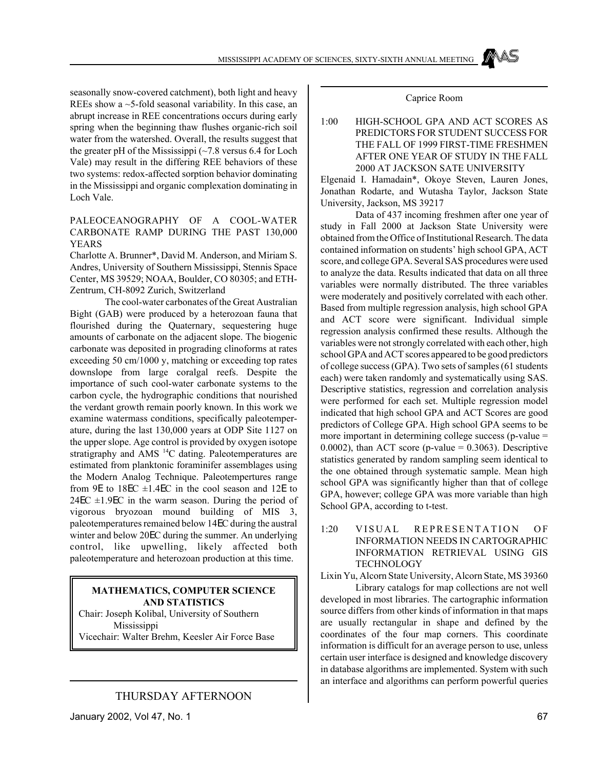seasonally snow-covered catchment), both light and heavy REEs show a ~5-fold seasonal variability. In this case, an abrupt increase in REE concentrations occurs during early spring when the beginning thaw flushes organic-rich soil water from the watershed. Overall, the results suggest that the greater pH of the Mississippi (~7.8 versus 6.4 for Loch Vale) may result in the differing REE behaviors of these two systems: redox-affected sorption behavior dominating in the Mississippi and organic complexation dominating in Loch Vale.

PALEOCEANOGRAPHY OF A COOL-WATER CARBONATE RAMP DURING THE PAST 130,000 YEARS

Charlotte A. Brunner*, David M. Anderson, and Miriam S. Andres, University of Southern Mississippi, Stennis Space Center, MS 39529; NOAA, Boulder, CO 80305; and ETH-Zentrum, CH-8092 Zurich, Switzerland

The cool-water carbonates of the Great Australian Bight (GAB) were produced by a heterozoan fauna that flourished during the Quaternary, sequestering huge amounts of carbonate on the adjacent slope. The biogenic carbonate was deposited in prograding clinoforms at rates exceeding 50 cm/1000 y, matching or exceeding top rates downslope from large coralgal reefs. Despite the importance of such cool-water carbonate systems to the carbon cycle, the hydrographic conditions that nourished the verdant growth remain poorly known. In this work we examine watermass conditions, specifically paleotemperature, during the last 130,000 years at ODP Site 1127 on the upper slope. Age control is provided by oxygen isotope stratigraphy and AMS $^{14}C$ dating. Paleotemperatures are estimated from planktonic foraminifer assemblages using the Modern Analog Technique. Paleotempertures range from 9E to 18EC ±1.4EC in the cool season and 12E to 24EC ±1.9EC in the warm season. During the period of vigorous bryozoan mound building of MIS 3, paleotemperatures remained below 14EC during the austral winter and below 20EC during the summer. An underlying control, like upwelling, likely affected both paleotemperature and heterozoan production at this time.

## MATHEMATICS, COMPUTER SCIENCE AND STATISTICS

Chair: Joseph Kolibal, University of Southern Mississippi

Vicechair: Walter Brehm, Keesler Air Force Base

### THURSDAY AFTERNOON

Caprice Room

1:00 HIGH-SCHOOL GPA AND ACT SCORES AS PREDICTORS FOR STUDENT SUCCESS FOR THE FALL OF 1999 FIRST-TIME FRESHMEN AFTER ONE YEAR OF STUDY IN THE FALL 2000 AT JACKSON SATE UNIVERSITY

Elgenaid I. Hamadain*, Okoye Steven, Lauren Jones, Jonathan Rodarte, and Wutasha Taylor, Jackson State University, Jackson, MS 39217

Data of 437 incoming freshmen after one year of study in Fall 2000 at Jackson State University were obtained from the Office of Institutional Research. The data contained information on students' high school GPA, ACT score, and college GPA. Several SAS procedures were used to analyze the data. Results indicated that data on all three variables were normally distributed. The three variables were moderately and positively correlated with each other. Based from multiple regression analysis, high school GPA and ACT score were significant. Individual simple regression analysis confirmed these results. Although the variables were not strongly correlated with each other, high school GPA and ACT scores appeared to be good predictors of college success (GPA). Two sets of samples (61 students each) were taken randomly and systematically using SAS. Descriptive statistics, regression and correlation analysis were performed for each set. Multiple regression model indicated that high school GPA and ACT Scores are good predictors of College GPA. High school GPA seems to be more important in determining college success (p-value = 0.0002), than ACT score (p-value = 0.3063). Descriptive statistics generated by random sampling seem identical to the one obtained through systematic sample. Mean high school GPA was significantly higher than that of college GPA, however; college GPA was more variable than high School GPA, according to t-test.

1:20 VISUAL REPRESENTATION OF INFORMATION NEEDS IN CARTOGRAPHIC INFORMATION RETRIEVAL USING GIS TECHNOLOGY

Lixin Yu, Alcorn State University, Alcorn State, MS 39360

Library catalogs for map collections are not well developed in most libraries. The cartographic information source differs from other kinds of information in that maps are usually rectangular in shape and defined by the coordinates of the four map corners. This coordinate information is difficult for an average person to use, unless certain user interface is designed and knowledge discovery in database algorithms are implemented. System with such an interface and algorithms can perform powerful queries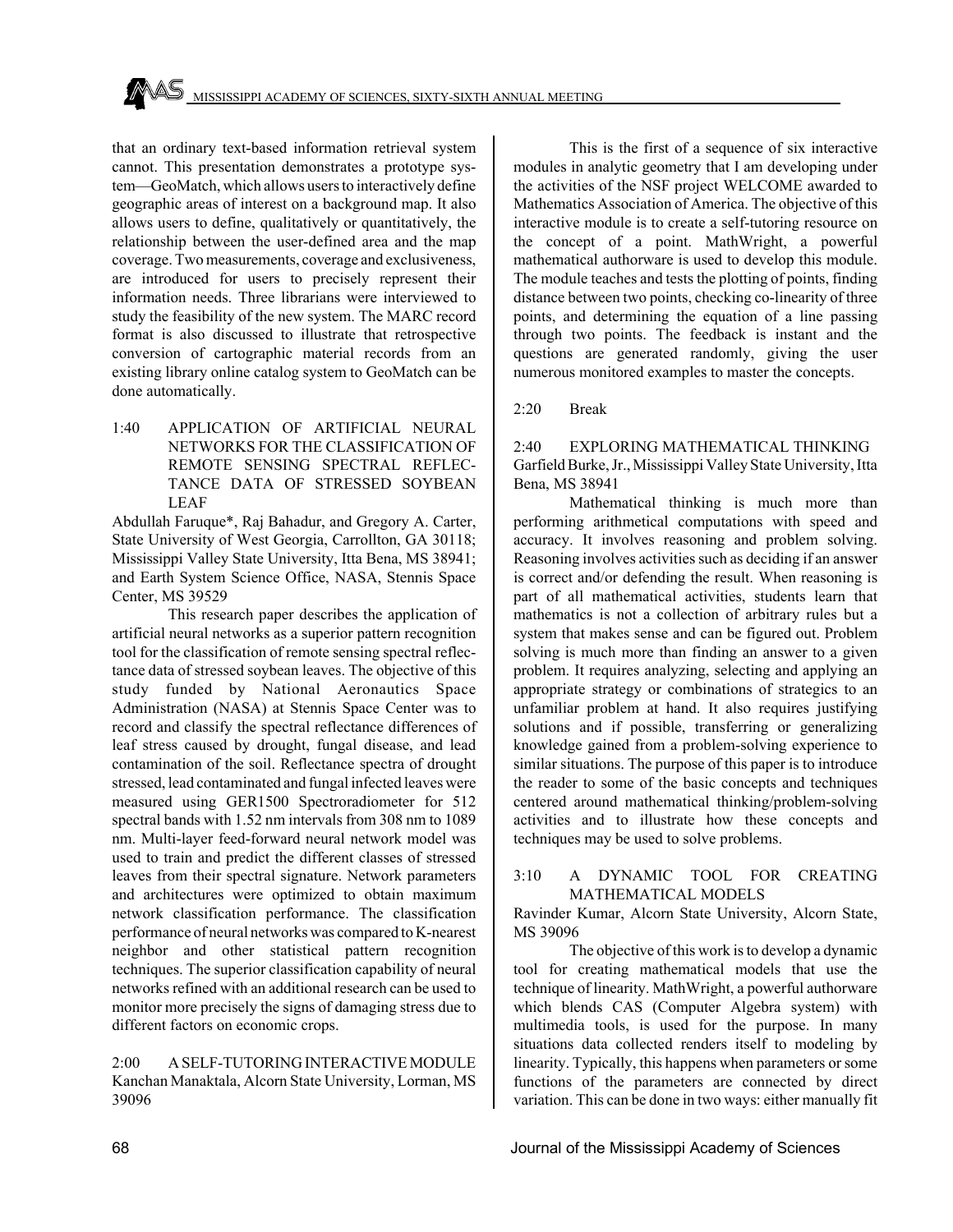that an ordinary text-based information retrieval system cannot. This presentation demonstrates a prototype system—GeoMatch, which allows users to interactively define geographic areas of interest on a background map. It also allows users to define, qualitatively or quantitatively, the relationship between the user-defined area and the map coverage. Two measurements, coverage and exclusiveness, are introduced for users to precisely represent their information needs. Three librarians were interviewed to study the feasibility of the new system. The MARC record format is also discussed to illustrate that retrospective conversion of cartographic material records from an existing library online catalog system to GeoMatch can be done automatically.

### 1:40 APPLICATION OF ARTIFICIAL NEURAL NETWORKS FOR THE CLASSIFICATION OF REMOTE SENSING SPECTRAL REFLECTANCE DATA OF STRESSED SOYBEAN LEAF

Abdullah Faruque*, Raj Bahadur, and Gregory A. Carter, State University of West Georgia, Carrollton, GA 30118; Mississippi Valley State University, Itta Bena, MS 38941; and Earth System Science Office, NASA, Stennis Space Center, MS 39529

This research paper describes the application of artificial neural networks as a superior pattern recognition tool for the classification of remote sensing spectral reflectance data of stressed soybean leaves. The objective of this study funded by National Aeronautics Space Administration (NASA) at Stennis Space Center was to record and classify the spectral reflectance differences of leaf stress caused by drought, fungal disease, and lead contamination of the soil. Reflectance spectra of drought stressed, lead contaminated and fungal infected leaves were measured using GER1500 Spectroradiometer for 512 spectral bands with 1.52 nm intervals from 308 nm to 1089 nm. Multi-layer feed-forward neural network model was used to train and predict the different classes of stressed leaves from their spectral signature. Network parameters and architectures were optimized to obtain maximum network classification performance. The classification performance of neural networks was compared to K-nearest neighbor and other statistical pattern recognition techniques. The superior classification capability of neural networks refined with an additional research can be used to monitor more precisely the signs of damaging stress due to different factors on economic crops.

### 2:00 A SELF-TUTORING INTERACTIVE MODULE

Kanchan Manaktala, Alcorn State University, Lorman, MS 39096

This is the first of a sequence of six interactive modules in analytic geometry that I am developing under the activities of the NSF project WELCOME awarded to Mathematics Association of America. The objective of this interactive module is to create a self-tutoring resource on the concept of a point. MathWright, a powerful mathematical authorware is used to develop this module. The module teaches and tests the plotting of points, finding distance between two points, checking co-linearity of three points, and determining the equation of a line passing through two points. The feedback is instant and the questions are generated randomly, giving the user numerous monitored examples to master the concepts.

### 2:20 Break

### 2:40 EXPLORING MATHEMATICAL THINKING

Garfield Burke, Jr., Mississippi Valley State University, Itta Bena, MS 38941

Mathematical thinking is much more than performing arithmetical computations with speed and accuracy. It involves reasoning and problem solving. Reasoning involves activities such as deciding if an answer is correct and/or defending the result. When reasoning is part of all mathematical activities, students learn that mathematics is not a collection of arbitrary rules but a system that makes sense and can be figured out. Problem solving is much more than finding an answer to a given problem. It requires analyzing, selecting and applying an appropriate strategy or combinations of strategics to an unfamiliar problem at hand. It also requires justifying solutions and if possible, transferring or generalizing knowledge gained from a problem-solving experience to similar situations. The purpose of this paper is to introduce the reader to some of the basic concepts and techniques centered around mathematical thinking/problem-solving activities and to illustrate how these concepts and techniques may be used to solve problems.

### 3:10 A DYNAMIC TOOL FOR CREATING MATHEMATICAL MODELS

Ravinder Kumar, Alcorn State University, Alcorn State, MS 39096

The objective of this work is to develop a dynamic tool for creating mathematical models that use the technique of linearity. MathWright, a powerful authorware which blends CAS (Computer Algebra system) with multimedia tools, is used for the purpose. In many situations data collected renders itself to modeling by linearity. Typically, this happens when parameters or some functions of the parameters are connected by direct variation. This can be done in two ways: either manually fit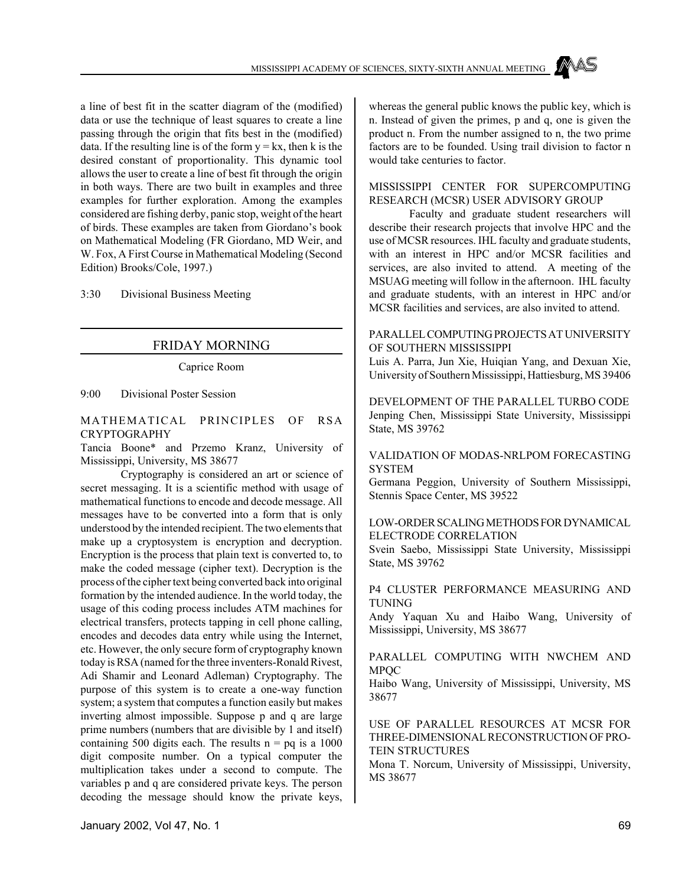a line of best fit in the scatter diagram of the (modified) data or use the technique of least squares to create a line passing through the origin that fits best in the (modified) data. If the resulting line is of the form $y = kx$, then k is the desired constant of proportionality. This dynamic tool allows the user to create a line of best fit through the origin in both ways. There are two built in examples and three examples for further exploration. Among the examples considered are fishing derby, panic stop, weight of the heart of birds. These examples are taken from Giordano's book on Mathematical Modeling (FR Giordano, MD Weir, and W. Fox, A First Course in Mathematical Modeling (Second Edition) Brooks/Cole, 1997.)

3:30 Divisional Business Meeting

## FRIDAY MORNING

Caprice Room

9:00 Divisional Poster Session

MATHEMATICAL PRINCIPLES OF RSA CRYPTOGRAPHY

Tancia Boone* and Przemo Kranz, University of Mississippi, University, MS 38677

Cryptography is considered an art or science of secret messaging. It is a scientific method with usage of mathematical functions to encode and decode message. All messages have to be converted into a form that is only understood by the intended recipient. The two elements that make up a cryptosystem is encryption and decryption. Encryption is the process that plain text is converted to, to make the coded message (cipher text). Decryption is the process of the cipher text being converted back into original formation by the intended audience. In the world today, the usage of this coding process includes ATM machines for electrical transfers, protects tapping in cell phone calling, encodes and decodes data entry while using the Internet, etc. However, the only secure form of cryptography known today is RSA (named for the three inventers-Ronald Rivest, Adi Shamir and Leonard Adleman) Cryptography. The purpose of this system is to create a one-way function system; a system that computes a function easily but makes inverting almost impossible. Suppose p and q are large prime numbers (numbers that are divisible by 1 and itself) containing 500 digits each. The results $n = pq$ is a 1000 digit composite number. On a typical computer the multiplication takes under a second to compute. The variables p and q are considered private keys. The person decoding the message should know the private keys, whereas the general public knows the public key, which is n. Instead of given the primes, p and q, one is given the product n. From the number assigned to n, the two prime factors are to be founded. Using trail division to factor n would take centuries to factor.

MISSISSIPPI CENTER FOR SUPERCOMPUTING RESEARCH (MCSR) USER ADVISORY GROUP

Faculty and graduate student researchers will describe their research projects that involve HPC and the use of MCSR resources. IHL faculty and graduate students, with an interest in HPC and/or MCSR facilities and services, are also invited to attend. A meeting of the MSUAG meeting will follow in the afternoon. IHL faculty and graduate students, with an interest in HPC and/or MCSR facilities and services, are also invited to attend.

PARALLEL COMPUTING PROJECTS AT UNIVERSITY OF SOUTHERN MISSISSIPPI

Luis A. Parra, Jun Xie, Huiqian Yang, and Dexuan Xie, University of Southern Mississippi, Hattiesburg, MS 39406

DEVELOPMENT OF THE PARALLEL TURBO CODE

Jenping Chen, Mississippi State University, Mississippi State, MS 39762

VALIDATION OF MODAS-NRLPOM FORECASTING SYSTEM

Germana Peggion, University of Southern Mississippi, Stennis Space Center, MS 39522

LOW-ORDER SCALING METHODS FOR DYNAMICAL ELECTRODE CORRELATION

Svein Saebo, Mississippi State University, Mississippi State, MS 39762

P4 CLUSTER PERFORMANCE MEASURING AND TUNING

Andy Yaquan Xu and Haibo Wang, University of Mississippi, University, MS 38677

PARALLEL COMPUTING WITH NWCHEM AND MPQC

Haibo Wang, University of Mississippi, University, MS 38677

USE OF PARALLEL RESOURCES AT MCSR FOR THREE-DIMENSIONAL RECONSTRUCTION OF PROTEIN STRUCTURES

Mona T. Norcum, University of Mississippi, University, MS 38677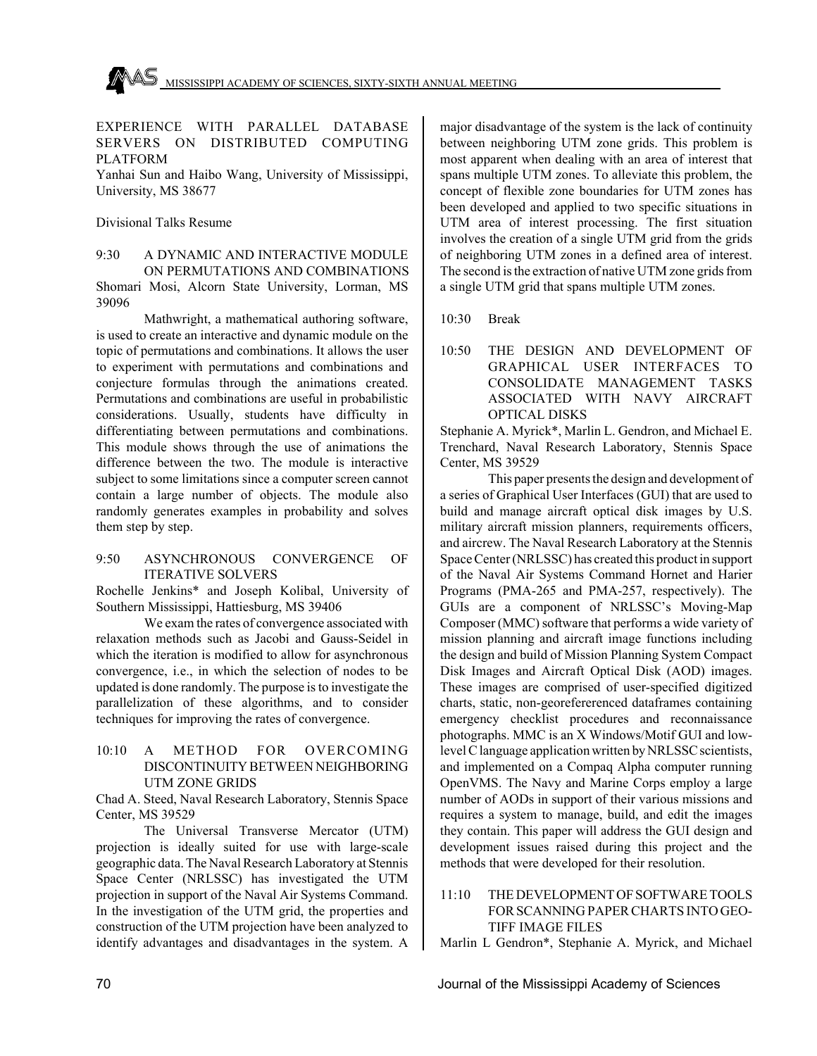EXPERIENCE WITH PARALLEL DATABASE SERVERS ON DISTRIBUTED COMPUTING PLATFORM

Yanhai Sun and Haibo Wang, University of Mississippi, University, MS 38677

Divisional Talks Resume

9:30 A DYNAMIC AND INTERACTIVE MODULE ON PERMUTATIONS AND COMBINATIONS

Shomari Mosi, Alcorn State University, Lorman, MS 39096

Mathwright, a mathematical authoring software, is used to create an interactive and dynamic module on the topic of permutations and combinations. It allows the user to experiment with permutations and combinations and conjecture formulas through the animations created. Permutations and combinations are useful in probabilistic considerations. Usually, students have difficulty in differentiating between permutations and combinations. This module shows through the use of animations the difference between the two. The module is interactive subject to some limitations since a computer screen cannot contain a large number of objects. The module also randomly generates examples in probability and solves them step by step.

9:50 ASYNCHRONOUS CONVERGENCE OF ITERATIVE SOLVERS

Rochelle Jenkins* and Joseph Kolibal, University of Southern Mississippi, Hattiesburg, MS 39406

We exam the rates of convergence associated with relaxation methods such as Jacobi and Gauss-Seidel in which the iteration is modified to allow for asynchronous convergence, i.e., in which the selection of nodes to be updated is done randomly. The purpose is to investigate the parallelization of these algorithms, and to consider techniques for improving the rates of convergence.

10:10 A METHOD FOR OVERCOMING DISCONTINUITY BETWEEN NEIGHBORING UTM ZONE GRIDS

Chad A. Steed, Naval Research Laboratory, Stennis Space Center, MS 39529

The Universal Transverse Mercator (UTM) projection is ideally suited for use with large-scale geographic data. The Naval Research Laboratory at Stennis Space Center (NRLSSC) has investigated the UTM projection in support of the Naval Air Systems Command. In the investigation of the UTM grid, the properties and construction of the UTM projection have been analyzed to identify advantages and disadvantages in the system. A major disadvantage of the system is the lack of continuity between neighboring UTM zone grids. This problem is most apparent when dealing with an area of interest that spans multiple UTM zones. To alleviate this problem, the concept of flexible zone boundaries for UTM zones has been developed and applied to two specific situations in UTM area of interest processing. The first situation involves the creation of a single UTM grid from the grids of neighboring UTM zones in a defined area of interest. The second is the extraction of native UTM zone grids from a single UTM grid that spans multiple UTM zones.

10:30 Break

10:50 THE DESIGN AND DEVELOPMENT OF GRAPHICAL USER INTERFACES TO CONSOLIDATE MANAGEMENT TASKS ASSOCIATED WITH NAVY AIRCRAFT OPTICAL DISKS

Stephanie A. Myrick*, Marlin L. Gendron, and Michael E. Trenchard, Naval Research Laboratory, Stennis Space Center, MS 39529

This paper presents the design and development of a series of Graphical User Interfaces (GUI) that are used to build and manage aircraft optical disk images by U.S. military aircraft mission planners, requirements officers, and aircrew. The Naval Research Laboratory at the Stennis Space Center (NRLSSC) has created this product in support of the Naval Air Systems Command Hornet and Harier Programs (PMA-265 and PMA-257, respectively). The GUIs are a component of NRLSSC's Moving-Map Composer (MMC) software that performs a wide variety of mission planning and aircraft image functions including the design and build of Mission Planning System Compact Disk Images and Aircraft Optical Disk (AOD) images. These images are comprised of user-specified digitized charts, static, non-georefererenced dataframes containing emergency checklist procedures and reconnaissance photographs. MMC is an X Windows/Motif GUI and low-level C language application written by NRLSSC scientists, and implemented on a Compaq Alpha computer running OpenVMS. The Navy and Marine Corps employ a large number of AODs in support of their various missions and requires a system to manage, build, and edit the images they contain. This paper will address the GUI design and development issues raised during this project and the methods that were developed for their resolution.

11:10 THE DEVELOPMENT OF SOFTWARE TOOLS FOR SCANNING PAPER CHARTS INTO GEO-TIFF IMAGE FILES

Marlin L Gendron*, Stephanie A. Myrick, and Michael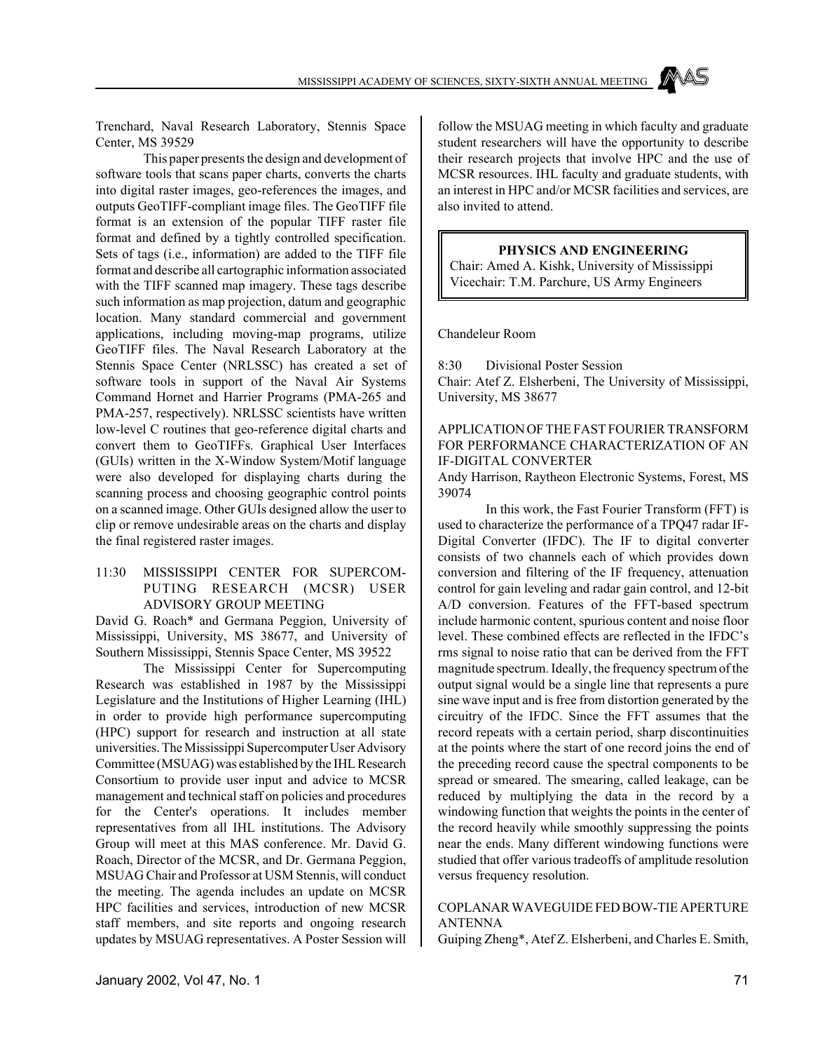Trenchard, Naval Research Laboratory, Stennis Space Center, MS 39529

This paper presents the design and development of software tools that scans paper charts, converts the charts into digital raster images, geo-references the images, and outputs GeoTIFF-compliant image files. The GeoTIFF file format is an extension of the popular TIFF raster file format and defined by a tightly controlled specification. Sets of tags (i.e., information) are added to the TIFF file format and describe all cartographic information associated with the TIFF scanned map imagery. These tags describe such information as map projection, datum and geographic location. Many standard commercial and government applications, including moving-map programs, utilize GeoTIFF files. The Naval Research Laboratory at the Stennis Space Center (NRLSSC) has created a set of software tools in support of the Naval Air Systems Command Hornet and Harrier Programs (PMA-265 and PMA-257, respectively). NRLSSC scientists have written low-level C routines that geo-reference digital charts and convert them to GeoTIFFs. Graphical User Interfaces (GUIs) written in the X-Window System/Motif language were also developed for displaying charts during the scanning process and choosing geographic control points on a scanned image. Other GUIs designed allow the user to clip or remove undesirable areas on the charts and display the final registered raster images.

11:30 MISSISSIPPI CENTER FOR SUPERCOMPUTING RESEARCH (MCSR) USER ADVISORY GROUP MEETING

David G. Roach* and Germana Peggion, University of Mississippi, University, MS 38677, and University of Southern Mississippi, Stennis Space Center, MS 39522

The Mississippi Center for Supercomputing Research was established in 1987 by the Mississippi Legislature and the Institutions of Higher Learning (IHL) in order to provide high performance supercomputing (HPC) support for research and instruction at all state universities. The Mississippi Supercomputer User Advisory Committee (MSUAG) was established by the IHL Research Consortium to provide user input and advice to MCSR management and technical staff on policies and procedures for the Center's operations. It includes member representatives from all IHL institutions. The Advisory Group will meet at this MAS conference. Mr. David G. Roach, Director of the MCSR, and Dr. Germana Peggion, MSUAG Chair and Professor at USM Stennis, will conduct the meeting. The agenda includes an update on MCSR HPC facilities and services, introduction of new MCSR staff members, and site reports and ongoing research updates by MSUAG representatives. A Poster Session will follow the MSUAG meeting in which faculty and graduate student researchers will have the opportunity to describe their research projects that involve HPC and the use of MCSR resources. IHL faculty and graduate students, with an interest in HPC and/or MCSR facilities and services, are also invited to attend.

## PHYSICS AND ENGINEERING

Chair: Amed A. Kishk, University of Mississippi
Vicechair: T.M. Parchure, US Army Engineers

Chandeleur Room

8:30 Divisional Poster Session
Chair: Atef Z. Elsherbeni, The University of Mississippi, University, MS 38677

APPLICATION OF THE FAST FOURIER TRANSFORM FOR PERFORMANCE CHARACTERIZATION OF AN IF-DIGITAL CONVERTER

Andy Harrison, Raytheon Electronic Systems, Forest, MS 39074

In this work, the Fast Fourier Transform (FFT) is used to characterize the performance of a TPQ47 radar IF-Digital Converter (IFDC). The IF to digital converter consists of two channels each of which provides down conversion and filtering of the IF frequency, attenuation control for gain leveling and radar gain control, and 12-bit A/D conversion. Features of the FFT-based spectrum include harmonic content, spurious content and noise floor level. These combined effects are reflected in the IFDC's rms signal to noise ratio that can be derived from the FFT magnitude spectrum. Ideally, the frequency spectrum of the output signal would be a single line that represents a pure sine wave input and is free from distortion generated by the circuitry of the IFDC. Since the FFT assumes that the record repeats with a certain period, sharp discontinuities at the points where the start of one record joins the end of the preceding record cause the spectral components to be spread or smeared. The smearing, called leakage, can be reduced by multiplying the data in the record by a windowing function that weights the points in the center of the record heavily while smoothly suppressing the points near the ends. Many different windowing functions were studied that offer various tradeoffs of amplitude resolution versus frequency resolution.

COPLANAR WAVEGUIDE FED BOW-TIE APERTURE ANTENNA

Guiping Zheng*, Atef Z. Elsherbeni, and Charles E. Smith,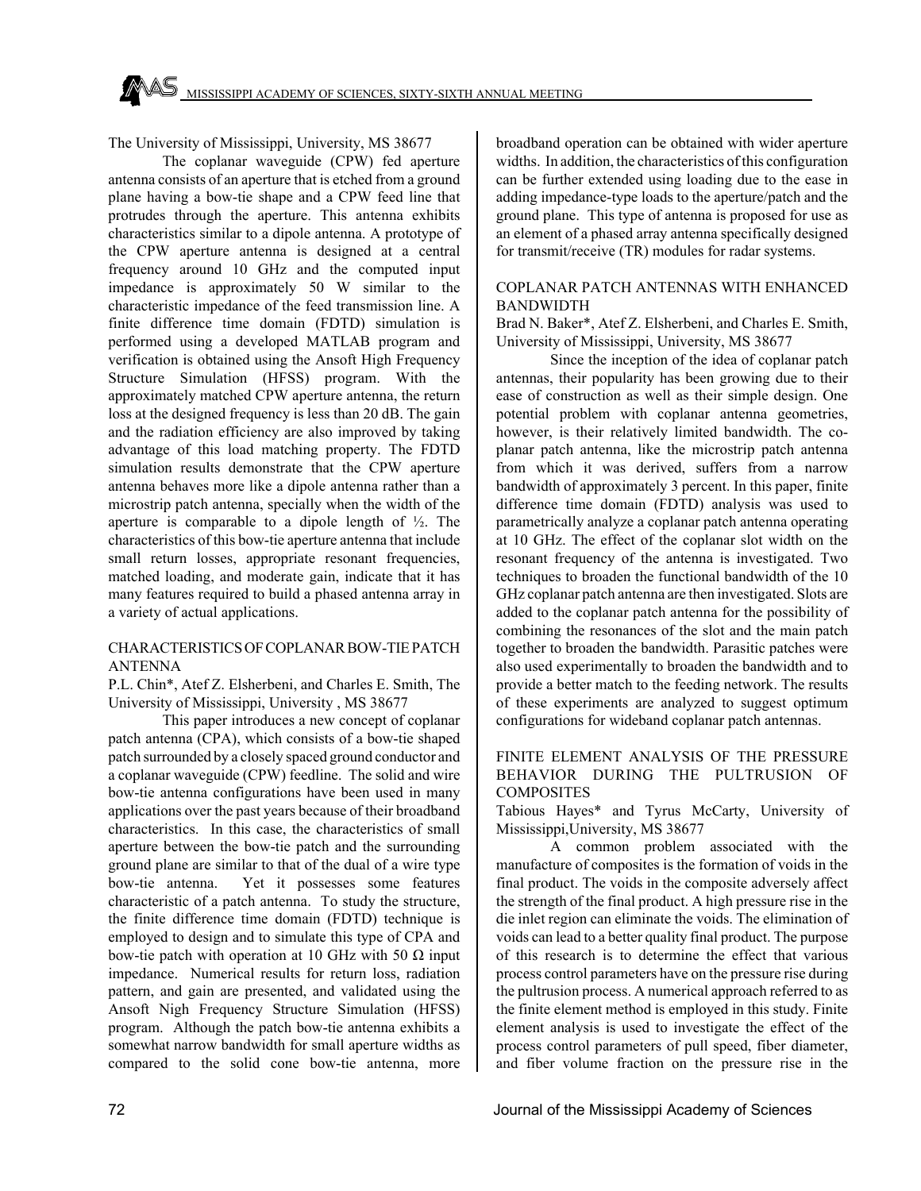The University of Mississippi, University, MS 38677

The coplanar waveguide (CPW) fed aperture antenna consists of an aperture that is etched from a ground plane having a bow-tie shape and a CPW feed line that protrudes through the aperture. This antenna exhibits characteristics similar to a dipole antenna. A prototype of the CPW aperture antenna is designed at a central frequency around 10 GHz and the computed input impedance is approximately 50 W similar to the characteristic impedance of the feed transmission line. A finite difference time domain (FDTD) simulation is performed using a developed MATLAB program and verification is obtained using the Ansoft High Frequency Structure Simulation (HFSS) program. With the approximately matched CPW aperture antenna, the return loss at the designed frequency is less than 20 dB. The gain and the radiation efficiency are also improved by taking advantage of this load matching property. The FDTD simulation results demonstrate that the CPW aperture antenna behaves more like a dipole antenna rather than a microstrip patch antenna, specially when the width of the aperture is comparable to a dipole length of ½. The characteristics of this bow-tie aperture antenna that include small return losses, appropriate resonant frequencies, matched loading, and moderate gain, indicate that it has many features required to build a phased antenna array in a variety of actual applications.

## CHARACTERISTICS OF COPLANAR BOW-TIE PATCH ANTENNA

P.L. Chin*, Atef Z. Elsherbeni, and Charles E. Smith, The University of Mississippi, University , MS 38677

This paper introduces a new concept of coplanar patch antenna (CPA), which consists of a bow-tie shaped patch surrounded by a closely spaced ground conductor and a coplanar waveguide (CPW) feedline. The solid and wire bow-tie antenna configurations have been used in many applications over the past years because of their broadband characteristics. In this case, the characteristics of small aperture between the bow-tie patch and the surrounding ground plane are similar to that of the dual of a wire type bow-tie antenna. Yet it possesses some features characteristic of a patch antenna. To study the structure, the finite difference time domain (FDTD) technique is employed to design and to simulate this type of CPA and bow-tie patch with operation at 10 GHz with 50 Ω input impedance. Numerical results for return loss, radiation pattern, and gain are presented, and validated using the Ansoft Nigh Frequency Structure Simulation (HFSS) program. Although the patch bow-tie antenna exhibits a somewhat narrow bandwidth for small aperture widths as compared to the solid cone bow-tie antenna, more broadband operation can be obtained with wider aperture widths. In addition, the characteristics of this configuration can be further extended using loading due to the ease in adding impedance-type loads to the aperture/patch and the ground plane. This type of antenna is proposed for use as an element of a phased array antenna specifically designed for transmit/receive (TR) modules for radar systems.

## COPLANAR PATCH ANTENNAS WITH ENHANCED BANDWIDTH

Brad N. Baker*, Atef Z. Elsherbeni, and Charles E. Smith, University of Mississippi, University, MS 38677

Since the inception of the idea of coplanar patch antennas, their popularity has been growing due to their ease of construction as well as their simple design. One potential problem with coplanar antenna geometries, however, is their relatively limited bandwidth. The coplanar patch antenna, like the microstrip patch antenna from which it was derived, suffers from a narrow bandwidth of approximately 3 percent. In this paper, finite difference time domain (FDTD) analysis was used to parametrically analyze a coplanar patch antenna operating at 10 GHz. The effect of the coplanar slot width on the resonant frequency of the antenna is investigated. Two techniques to broaden the functional bandwidth of the 10 GHz coplanar patch antenna are then investigated. Slots are added to the coplanar patch antenna for the possibility of combining the resonances of the slot and the main patch together to broaden the bandwidth. Parasitic patches were also used experimentally to broaden the bandwidth and to provide a better match to the feeding network. The results of these experiments are analyzed to suggest optimum configurations for wideband coplanar patch antennas.

## FINITE ELEMENT ANALYSIS OF THE PRESSURE BEHAVIOR DURING THE PULTRUSION OF COMPOSITES

Tabious Hayes* and Tyrus McCarty, University of Mississippi,University, MS 38677

A common problem associated with the manufacture of composites is the formation of voids in the final product. The voids in the composite adversely affect the strength of the final product. A high pressure rise in the die inlet region can eliminate the voids. The elimination of voids can lead to a better quality final product. The purpose of this research is to determine the effect that various process control parameters have on the pressure rise during the pultrusion process. A numerical approach referred to as the finite element method is employed in this study. Finite element analysis is used to investigate the effect of the process control parameters of pull speed, fiber diameter, and fiber volume fraction on the pressure rise in the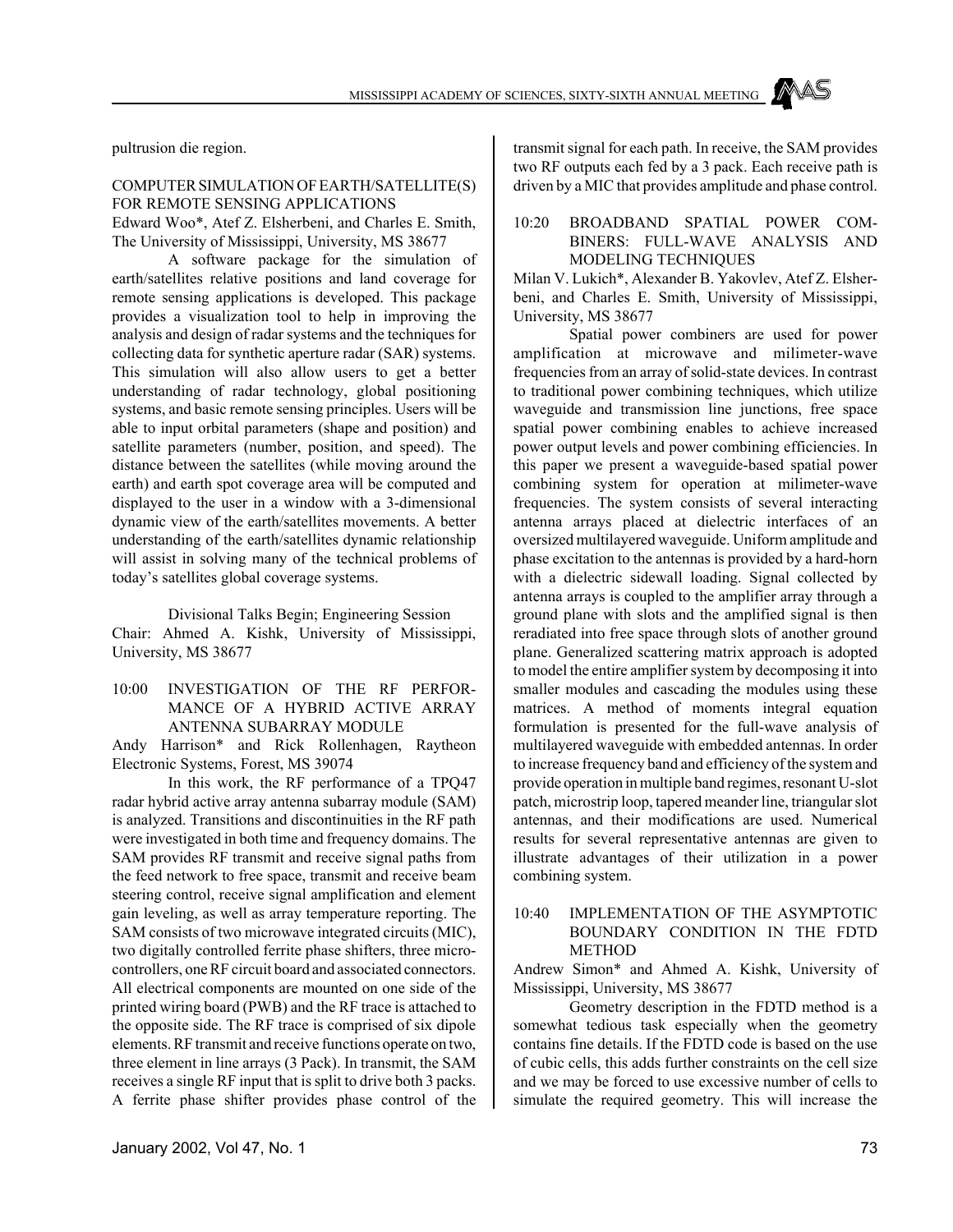pultrusion die region.

COMPUTER SIMULATION OF EARTH/SATELLITE(S) FOR REMOTE SENSING APPLICATIONS

Edward Woo*, Atef Z. Elsherbeni, and Charles E. Smith, The University of Mississippi, University, MS 38677

A software package for the simulation of earth/satellites relative positions and land coverage for remote sensing applications is developed. This package provides a visualization tool to help in improving the analysis and design of radar systems and the techniques for collecting data for synthetic aperture radar (SAR) systems. This simulation will also allow users to get a better understanding of radar technology, global positioning systems, and basic remote sensing principles. Users will be able to input orbital parameters (shape and position) and satellite parameters (number, position, and speed). The distance between the satellites (while moving around the earth) and earth spot coverage area will be computed and displayed to the user in a window with a 3-dimensional dynamic view of the earth/satellites movements. A better understanding of the earth/satellites dynamic relationship will assist in solving many of the technical problems of today's satellites global coverage systems.

Divisional Talks Begin; Engineering Session

Chair: Ahmed A. Kishk, University of Mississippi, University, MS 38677

10:00 INVESTIGATION OF THE RF PERFORMANCE OF A HYBRID ACTIVE ARRAY ANTENNA SUBARRAY MODULE

Andy Harrison* and Rick Rollenhagen, Raytheon Electronic Systems, Forest, MS 39074

In this work, the RF performance of a TPQ47 radar hybrid active array antenna subarray module (SAM) is analyzed. Transitions and discontinuities in the RF path were investigated in both time and frequency domains. The SAM provides RF transmit and receive signal paths from the feed network to free space, transmit and receive beam steering control, receive signal amplification and element gain leveling, as well as array temperature reporting. The SAM consists of two microwave integrated circuits (MIC), two digitally controlled ferrite phase shifters, three microcontrollers, one RF circuit board and associated connectors. All electrical components are mounted on one side of the printed wiring board (PWB) and the RF trace is attached to the opposite side. The RF trace is comprised of six dipole elements. RF transmit and receive functions operate on two, three element in line arrays (3 Pack). In transmit, the SAM receives a single RF input that is split to drive both 3 packs. A ferrite phase shifter provides phase control of the transmit signal for each path. In receive, the SAM provides two RF outputs each fed by a 3 pack. Each receive path is driven by a MIC that provides amplitude and phase control.

10:20 BROADBAND SPATIAL POWER COMBINERS: FULL-WAVE ANALYSIS AND MODELING TECHNIQUES

Milan V. Lukich*, Alexander B. Yakovlev, Atef Z. Elsherbeni, and Charles E. Smith, University of Mississippi, University, MS 38677

Spatial power combiners are used for power amplification at microwave and milimeter-wave frequencies from an array of solid-state devices. In contrast to traditional power combining techniques, which utilize waveguide and transmission line junctions, free space spatial power combining enables to achieve increased power output levels and power combining efficiencies. In this paper we present a waveguide-based spatial power combining system for operation at milimeter-wave frequencies. The system consists of several interacting antenna arrays placed at dielectric interfaces of an oversized multilayered waveguide. Uniform amplitude and phase excitation to the antennas is provided by a hard-horn with a dielectric sidewall loading. Signal collected by antenna arrays is coupled to the amplifier array through a ground plane with slots and the amplified signal is then reradiated into free space through slots of another ground plane. Generalized scattering matrix approach is adopted to model the entire amplifier system by decomposing it into smaller modules and cascading the modules using these matrices. A method of moments integral equation formulation is presented for the full-wave analysis of multilayered waveguide with embedded antennas. In order to increase frequency band and efficiency of the system and provide operation in multiple band regimes, resonant U-slot patch, microstrip loop, tapered meander line, triangular slot antennas, and their modifications are used. Numerical results for several representative antennas are given to illustrate advantages of their utilization in a power combining system.

10:40 IMPLEMENTATION OF THE ASYMPTOTIC BOUNDARY CONDITION IN THE FDTD METHOD

Andrew Simon* and Ahmed A. Kishk, University of Mississippi, University, MS 38677

Geometry description in the FDTD method is a somewhat tedious task especially when the geometry contains fine details. If the FDTD code is based on the use of cubic cells, this adds further constraints on the cell size and we may be forced to use excessive number of cells to simulate the required geometry. This will increase the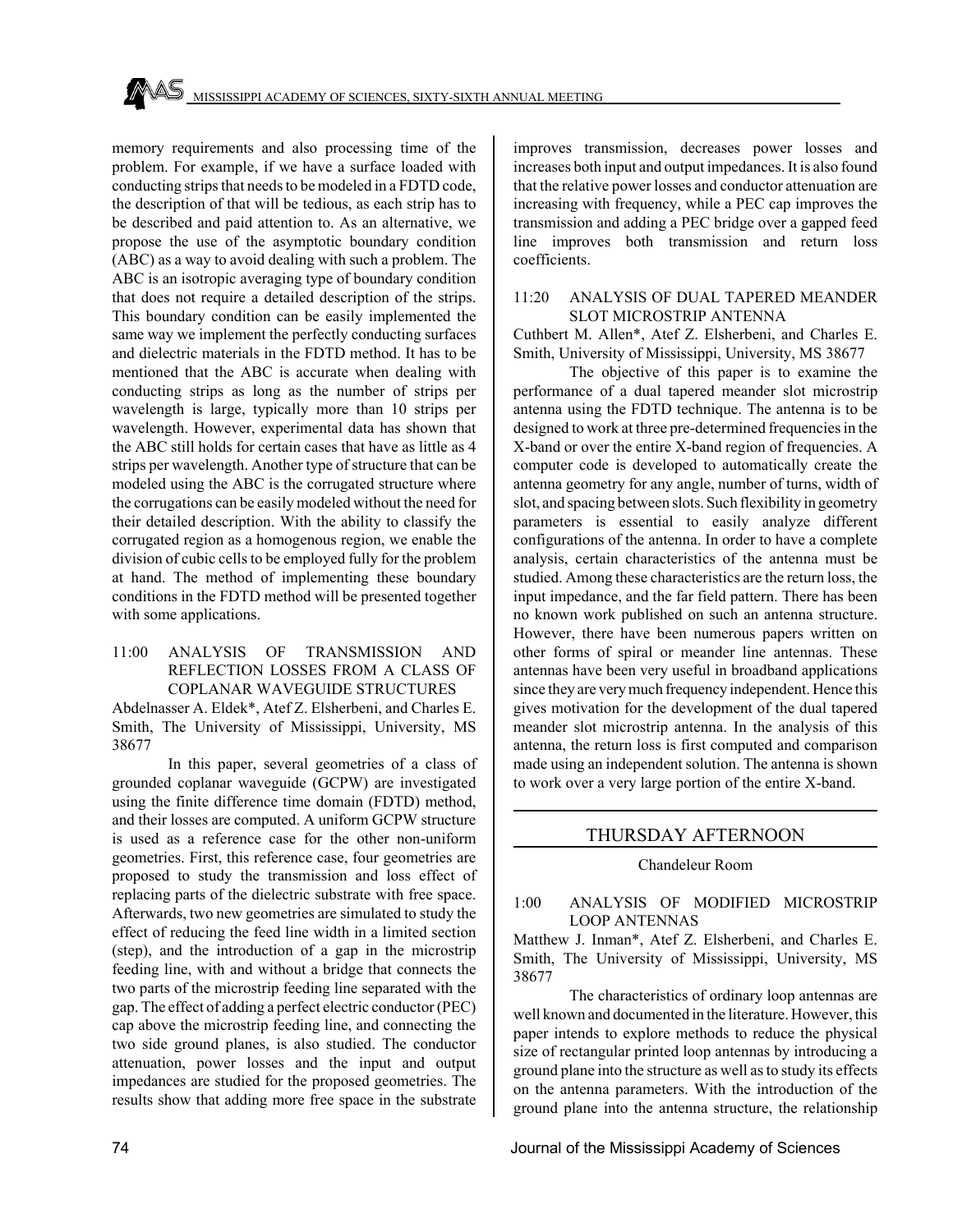memory requirements and also processing time of the problem. For example, if we have a surface loaded with conducting strips that needs to be modeled in a FDTD code, the description of that will be tedious, as each strip has to be described and paid attention to. As an alternative, we propose the use of the asymptotic boundary condition (ABC) as a way to avoid dealing with such a problem. The ABC is an isotropic averaging type of boundary condition that does not require a detailed description of the strips. This boundary condition can be easily implemented the same way we implement the perfectly conducting surfaces and dielectric materials in the FDTD method. It has to be mentioned that the ABC is accurate when dealing with conducting strips as long as the number of strips per wavelength is large, typically more than 10 strips per wavelength. However, experimental data has shown that the ABC still holds for certain cases that have as little as 4 strips per wavelength. Another type of structure that can be modeled using the ABC is the corrugated structure where the corrugations can be easily modeled without the need for their detailed description. With the ability to classify the corrugated region as a homogenous region, we enable the division of cubic cells to be employed fully for the problem at hand. The method of implementing these boundary conditions in the FDTD method will be presented together with some applications.

### 11:00 ANALYSIS OF TRANSMISSION AND REFLECTION LOSSES FROM A CLASS OF COPLANAR WAVEGUIDE STRUCTURES

Abdelnasser A. Eldek*, Atef Z. Elsherbeni, and Charles E. Smith, The University of Mississippi, University, MS 38677

In this paper, several geometries of a class of grounded coplanar waveguide (GCPW) are investigated using the finite difference time domain (FDTD) method, and their losses are computed. A uniform GCPW structure is used as a reference case for the other non-uniform geometries. First, this reference case, four geometries are proposed to study the transmission and loss effect of replacing parts of the dielectric substrate with free space. Afterwards, two new geometries are simulated to study the effect of reducing the feed line width in a limited section (step), and the introduction of a gap in the microstrip feeding line, with and without a bridge that connects the two parts of the microstrip feeding line separated with the gap. The effect of adding a perfect electric conductor (PEC) cap above the microstrip feeding line, and connecting the two side ground planes, is also studied. The conductor attenuation, power losses and the input and output impedances are studied for the proposed geometries. The results show that adding more free space in the substrate improves transmission, decreases power losses and increases both input and output impedances. It is also found that the relative power losses and conductor attenuation are increasing with frequency, while a PEC cap improves the transmission and adding a PEC bridge over a gapped feed line improves both transmission and return loss coefficients.

### 11:20 ANALYSIS OF DUAL TAPERED MEANDER SLOT MICROSTRIP ANTENNA

Cuthbert M. Allen*, Atef Z. Elsherbeni, and Charles E. Smith, University of Mississippi, University, MS 38677

The objective of this paper is to examine the performance of a dual tapered meander slot microstrip antenna using the FDTD technique. The antenna is to be designed to work at three pre-determined frequencies in the X-band or over the entire X-band region of frequencies. A computer code is developed to automatically create the antenna geometry for any angle, number of turns, width of slot, and spacing between slots. Such flexibility in geometry parameters is essential to easily analyze different configurations of the antenna. In order to have a complete analysis, certain characteristics of the antenna must be studied. Among these characteristics are the return loss, the input impedance, and the far field pattern. There has been no known work published on such an antenna structure. However, there have been numerous papers written on other forms of spiral or meander line antennas. These antennas have been very useful in broadband applications since they are very much frequency independent. Hence this gives motivation for the development of the dual tapered meander slot microstrip antenna. In the analysis of this antenna, the return loss is first computed and comparison made using an independent solution. The antenna is shown to work over a very large portion of the entire X-band.

## THURSDAY AFTERNOON

Chandeleur Room

### 1:00 ANALYSIS OF MODIFIED MICROSTRIP LOOP ANTENNAS

Matthew J. Inman*, Atef Z. Elsherbeni, and Charles E. Smith, The University of Mississippi, University, MS 38677

The characteristics of ordinary loop antennas are well known and documented in the literature. However, this paper intends to explore methods to reduce the physical size of rectangular printed loop antennas by introducing a ground plane into the structure as well as to study its effects on the antenna parameters. With the introduction of the ground plane into the antenna structure, the relationship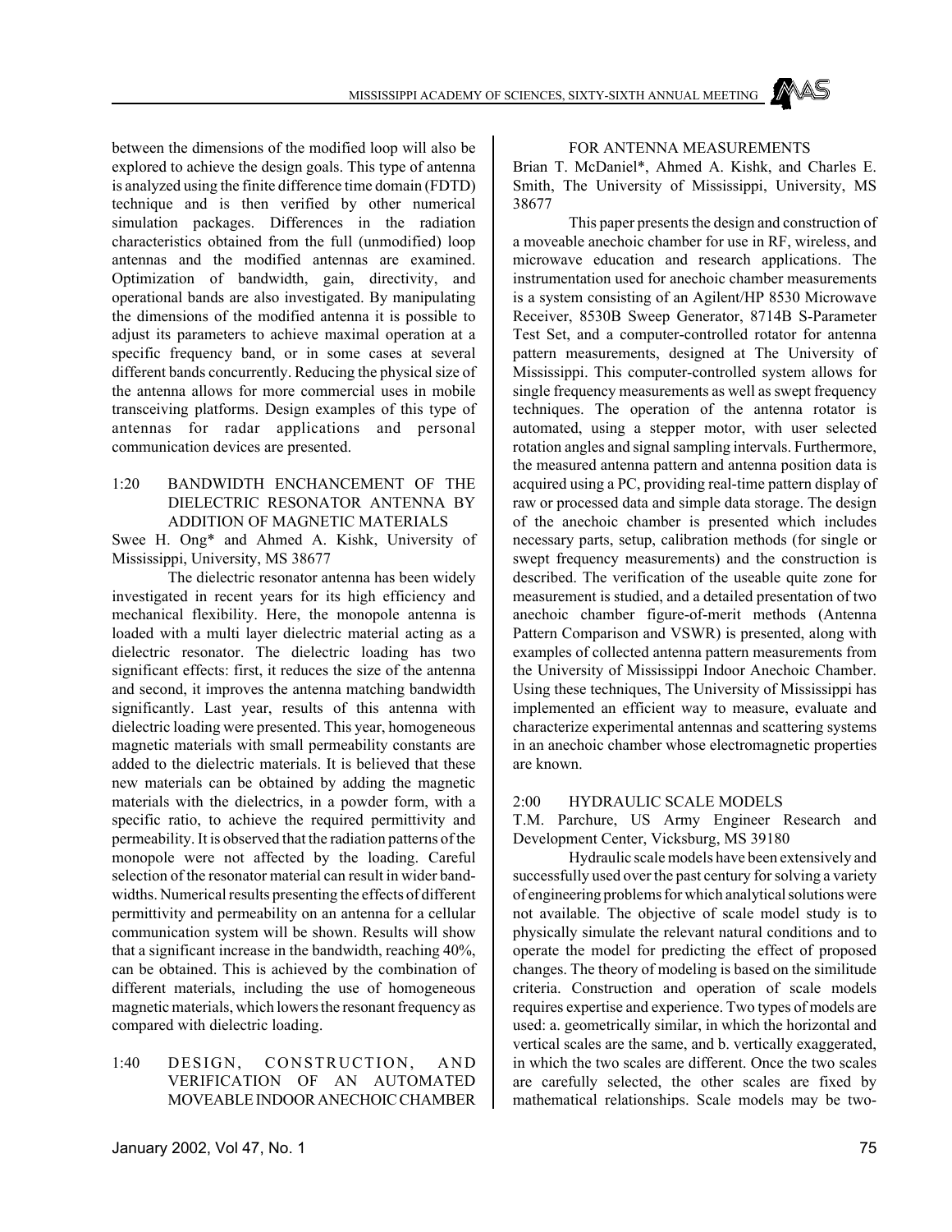between the dimensions of the modified loop will also be explored to achieve the design goals. This type of antenna is analyzed using the finite difference time domain (FDTD) technique and is then verified by other numerical simulation packages. Differences in the radiation characteristics obtained from the full (unmodified) loop antennas and the modified antennas are examined. Optimization of bandwidth, gain, directivity, and operational bands are also investigated. By manipulating the dimensions of the modified antenna it is possible to adjust its parameters to achieve maximal operation at a specific frequency band, or in some cases at several different bands concurrently. Reducing the physical size of the antenna allows for more commercial uses in mobile transceiving platforms. Design examples of this type of antennas for radar applications and personal communication devices are presented.

### 1:20 BANDWIDTH ENCHANCEMENT OF THE DIELECTRIC RESONATOR ANTENNA BY ADDITION OF MAGNETIC MATERIALS

Swee H. Ong* and Ahmed A. Kishk, University of Mississippi, University, MS 38677

The dielectric resonator antenna has been widely investigated in recent years for its high efficiency and mechanical flexibility. Here, the monopole antenna is loaded with a multi layer dielectric material acting as a dielectric resonator. The dielectric loading has two significant effects: first, it reduces the size of the antenna and second, it improves the antenna matching bandwidth significantly. Last year, results of this antenna with dielectric loading were presented. This year, homogeneous magnetic materials with small permeability constants are added to the dielectric materials. It is believed that these new materials can be obtained by adding the magnetic materials with the dielectrics, in a powder form, with a specific ratio, to achieve the required permittivity and permeability. It is observed that the radiation patterns of the monopole were not affected by the loading. Careful selection of the resonator material can result in wider bandwidths. Numerical results presenting the effects of different permittivity and permeability on an antenna for a cellular communication system will be shown. Results will show that a significant increase in the bandwidth, reaching 40%, can be obtained. This is achieved by the combination of different materials, including the use of homogeneous magnetic materials, which lowers the resonant frequency as compared with dielectric loading.

### 1:40 DESIGN, CONSTRUCTION, AND VERIFICATION OF AN AUTOMATED MOVEABLE INDOOR ANECHOIC CHAMBER FOR ANTENNA MEASUREMENTS

Brian T. McDaniel*, Ahmed A. Kishk, and Charles E. Smith, The University of Mississippi, University, MS 38677

This paper presents the design and construction of a moveable anechoic chamber for use in RF, wireless, and microwave education and research applications. The instrumentation used for anechoic chamber measurements is a system consisting of an Agilent/HP 8530 Microwave Receiver, 8530B Sweep Generator, 8714B S-Parameter Test Set, and a computer-controlled rotator for antenna pattern measurements, designed at The University of Mississippi. This computer-controlled system allows for single frequency measurements as well as swept frequency techniques. The operation of the antenna rotator is automated, using a stepper motor, with user selected rotation angles and signal sampling intervals. Furthermore, the measured antenna pattern and antenna position data is acquired using a PC, providing real-time pattern display of raw or processed data and simple data storage. The design of the anechoic chamber is presented which includes necessary parts, setup, calibration methods (for single or swept frequency measurements) and the construction is described. The verification of the useable quite zone for measurement is studied, and a detailed presentation of two anechoic chamber figure-of-merit methods (Antenna Pattern Comparison and VSWR) is presented, along with examples of collected antenna pattern measurements from the University of Mississippi Indoor Anechoic Chamber. Using these techniques, The University of Mississippi has implemented an efficient way to measure, evaluate and characterize experimental antennas and scattering systems in an anechoic chamber whose electromagnetic properties are known.

### 2:00 HYDRAULIC SCALE MODELS

T.M. Parchure, US Army Engineer Research and Development Center, Vicksburg, MS 39180

Hydraulic scale models have been extensively and successfully used over the past century for solving a variety of engineering problems for which analytical solutions were not available. The objective of scale model study is to physically simulate the relevant natural conditions and to operate the model for predicting the effect of proposed changes. The theory of modeling is based on the similitude criteria. Construction and operation of scale models requires expertise and experience. Two types of models are used: a. geometrically similar, in which the horizontal and vertical scales are the same, and b. vertically exaggerated, in which the two scales are different. Once the two scales are carefully selected, the other scales are fixed by mathematical relationships. Scale models may be two-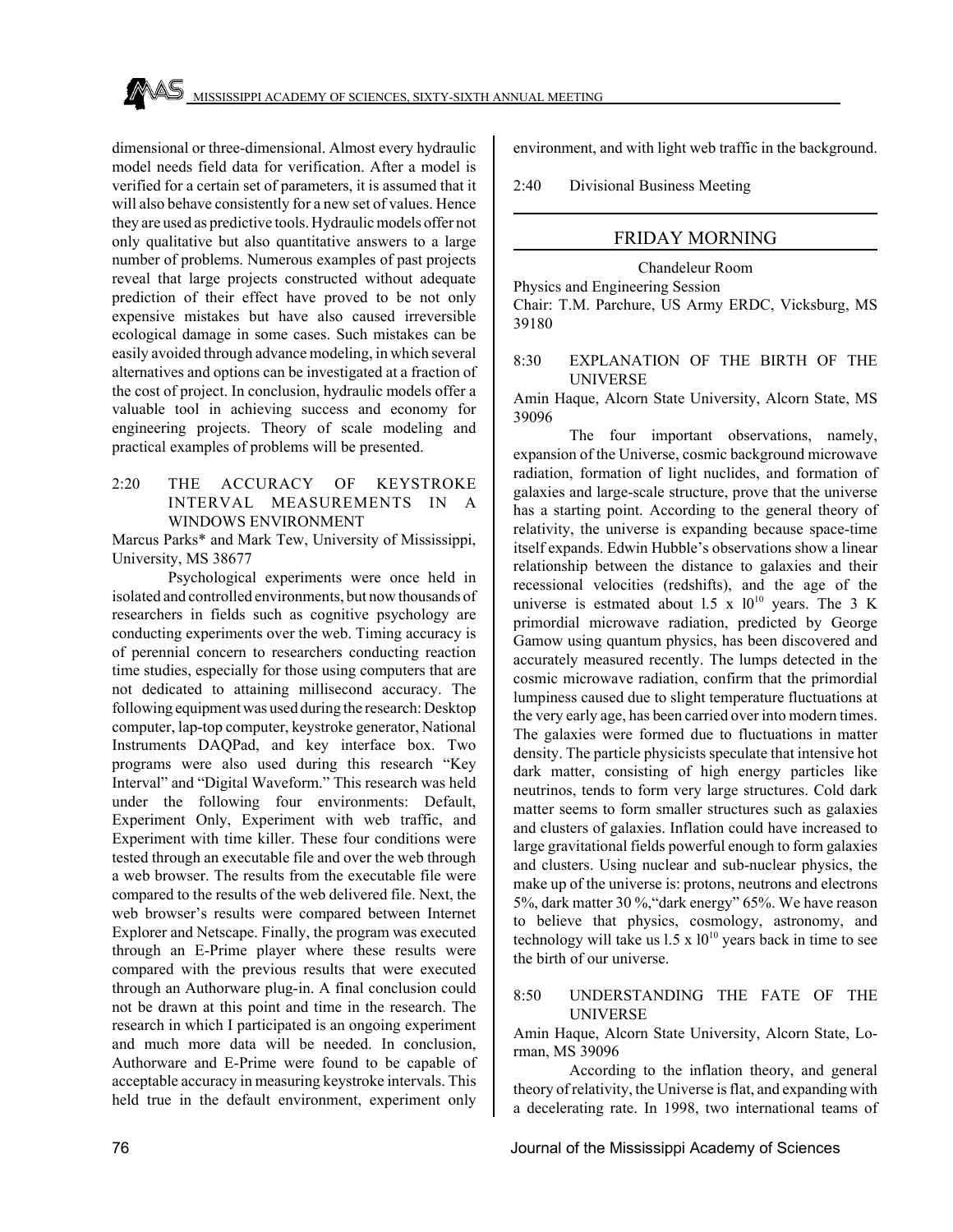dimensional or three-dimensional. Almost every hydraulic model needs field data for verification. After a model is verified for a certain set of parameters, it is assumed that it will also behave consistently for a new set of values. Hence they are used as predictive tools. Hydraulic models offer not only qualitative but also quantitative answers to a large number of problems. Numerous examples of past projects reveal that large projects constructed without adequate prediction of their effect have proved to be not only expensive mistakes but have also caused irreversible ecological damage in some cases. Such mistakes can be easily avoided through advance modeling, in which several alternatives and options can be investigated at a fraction of the cost of project. In conclusion, hydraulic models offer a valuable tool in achieving success and economy for engineering projects. Theory of scale modeling and practical examples of problems will be presented.

2:20 THE ACCURACY OF KEYSTROKE INTERVAL MEASUREMENTS IN A WINDOWS ENVIRONMENT

Marcus Parks* and Mark Tew, University of Mississippi, University, MS 38677

Psychological experiments were once held in isolated and controlled environments, but now thousands of researchers in fields such as cognitive psychology are conducting experiments over the web. Timing accuracy is of perennial concern to researchers conducting reaction time studies, especially for those using computers that are not dedicated to attaining millisecond accuracy. The following equipment was used during the research: Desktop computer, lap-top computer, keystroke generator, National Instruments DAQPad, and key interface box. Two programs were also used during this research "Key Interval" and "Digital Waveform." This research was held under the following four environments: Default, Experiment Only, Experiment with web traffic, and Experiment with time killer. These four conditions were tested through an executable file and over the web through a web browser. The results from the executable file were compared to the results of the web delivered file. Next, the web browser's results were compared between Internet Explorer and Netscape. Finally, the program was executed through an E-Prime player where these results were compared with the previous results that were executed through an Authorware plug-in. A final conclusion could not be drawn at this point and time in the research. The research in which I participated is an ongoing experiment and much more data will be needed. In conclusion, Authorware and E-Prime were found to be capable of acceptable accuracy in measuring keystroke intervals. This held true in the default environment, experiment only environment, and with light web traffic in the background.

2:40 Divisional Business Meeting

## FRIDAY MORNING

Chandeleur Room

Physics and Engineering Session

Chair: T.M. Parchure, US Army ERDC, Vicksburg, MS 39180

8:30 EXPLANATION OF THE BIRTH OF THE UNIVERSE

Amin Haque, Alcorn State University, Alcorn State, MS 39096

The four important observations, namely, expansion of the Universe, cosmic background microwave radiation, formation of light nuclides, and formation of galaxies and large-scale structure, prove that the universe has a starting point. According to the general theory of relativity, the universe is expanding because space-time itself expands. Edwin Hubble's observations show a linear relationship between the distance to galaxies and their recessional velocities (redshifts), and the age of the universe is estmated about $1.5 \times 10^{10}$ years. The 3 K primordial microwave radiation, predicted by George Gamow using quantum physics, has been discovered and accurately measured recently. The lumps detected in the cosmic microwave radiation, confirm that the primordial lumpiness caused due to slight temperature fluctuations at the very early age, has been carried over into modern times. The galaxies were formed due to fluctuations in matter density. The particle physicists speculate that intensive hot dark matter, consisting of high energy particles like neutrinos, tends to form very large structures. Cold dark matter seems to form smaller structures such as galaxies and clusters of galaxies. Inflation could have increased to large gravitational fields powerful enough to form galaxies and clusters. Using nuclear and sub-nuclear physics, the make up of the universe is: protons, neutrons and electrons 5%, dark matter 30 %,"dark energy" 65%. We have reason to believe that physics, cosmology, astronomy, and technology will take us $1.5 \times 10^{10}$ years back in time to see the birth of our universe.

8:50 UNDERSTANDING THE FATE OF THE UNIVERSE

Amin Haque, Alcorn State University, Alcorn State, Lorman, MS 39096

According to the inflation theory, and general theory of relativity, the Universe is flat, and expanding with a decelerating rate. In 1998, two international teams of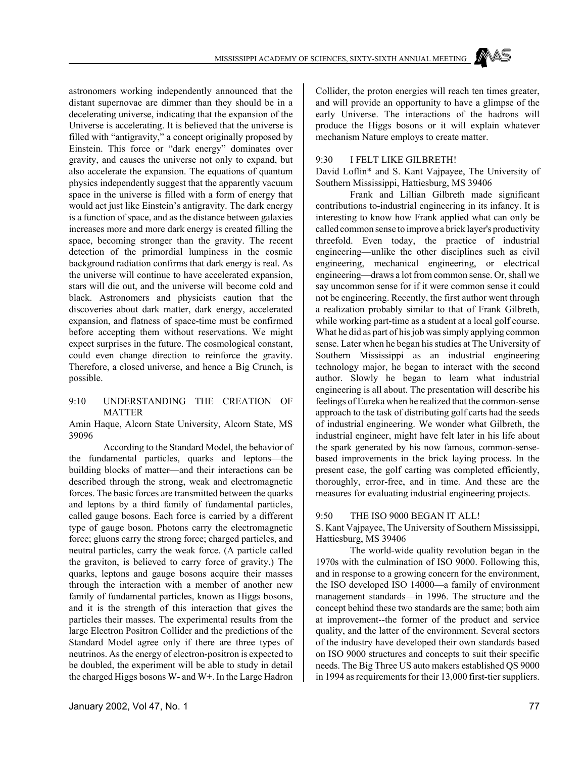astronomers working independently announced that the distant supernovae are dimmer than they should be in a decelerating universe, indicating that the expansion of the Universe is accelerating. It is believed that the universe is filled with "antigravity," a concept originally proposed by Einstein. This force or "dark energy" dominates over gravity, and causes the universe not only to expand, but also accelerate the expansion. The equations of quantum physics independently suggest that the apparently vacuum space in the universe is filled with a form of energy that would act just like Einstein's antigravity. The dark energy is a function of space, and as the distance between galaxies increases more and more dark energy is created filling the space, becoming stronger than the gravity. The recent detection of the primordial lumpiness in the cosmic background radiation confirms that dark energy is real. As the universe will continue to have accelerated expansion, stars will die out, and the universe will become cold and black. Astronomers and physicists caution that the discoveries about dark matter, dark energy, accelerated expansion, and flatness of space-time must be confirmed before accepting them without reservations. We might expect surprises in the future. The cosmological constant, could even change direction to reinforce the gravity. Therefore, a closed universe, and hence a Big Crunch, is possible.

## 9:10 UNDERSTANDING THE CREATION OF MATTER

Amin Haque, Alcorn State University, Alcorn State, MS 39096

According to the Standard Model, the behavior of the fundamental particles, quarks and leptons—the building blocks of matter—and their interactions can be described through the strong, weak and electromagnetic forces. The basic forces are transmitted between the quarks and leptons by a third family of fundamental particles, called gauge bosons. Each force is carried by a different type of gauge boson. Photons carry the electromagnetic force; gluons carry the strong force; charged particles, and neutral particles, carry the weak force. (A particle called the graviton, is believed to carry force of gravity.) The quarks, leptons and gauge bosons acquire their masses through the interaction with a member of another new family of fundamental particles, known as Higgs bosons, and it is the strength of this interaction that gives the particles their masses. The experimental results from the large Electron Positron Collider and the predictions of the Standard Model agree only if there are three types of neutrinos. As the energy of electron-positron is expected to be doubled, the experiment will be able to study in detail the charged Higgs bosons W- and W+. In the Large Hadron Collider, the proton energies will reach ten times greater, and will provide an opportunity to have a glimpse of the early Universe. The interactions of the hadrons will produce the Higgs bosons or it will explain whatever mechanism Nature employs to create matter.

## 9:30 I FELT LIKE GILBRETH!

David Loflin* and S. Kant Vajpayee, The University of Southern Mississippi, Hattiesburg, MS 39406

Frank and Lillian Gilbreth made significant contributions to-industrial engineering in its infancy. It is interesting to know how Frank applied what can only be called common sense to improve a brick layer's productivity threefold. Even today, the practice of industrial engineering—unlike the other disciplines such as civil engineering, mechanical engineering, or electrical engineering—draws a lot from common sense. Or, shall we say uncommon sense for if it were common sense it could not be engineering. Recently, the first author went through a realization probably similar to that of Frank Gilbreth, while working part-time as a student at a local golf course. What he did as part of his job was simply applying common sense. Later when he began his studies at The University of Southern Mississippi as an industrial engineering technology major, he began to interact with the second author. Slowly he began to learn what industrial engineering is all about. The presentation will describe his feelings of Eureka when he realized that the common-sense approach to the task of distributing golf carts had the seeds of industrial engineering. We wonder what Gilbreth, the industrial engineer, might have felt later in his life about the spark generated by his now famous, common-sense-based improvements in the brick laying process. In the present case, the golf carting was completed efficiently, thoroughly, error-free, and in time. And these are the measures for evaluating industrial engineering projects.

## 9:50 THE ISO 9000 BEGAN IT ALL!

S. Kant Vajpayee, The University of Southern Mississippi, Hattiesburg, MS 39406

The world-wide quality revolution began in the 1970s with the culmination of ISO 9000. Following this, and in response to a growing concern for the environment, the ISO developed ISO 14000—a family of environment management standards—in 1996. The structure and the concept behind these two standards are the same; both aim at improvement--the former of the product and service quality, and the latter of the environment. Several sectors of the industry have developed their own standards based on ISO 9000 structures and concepts to suit their specific needs. The Big Three US auto makers established QS 9000 in 1994 as requirements for their 13,000 first-tier suppliers.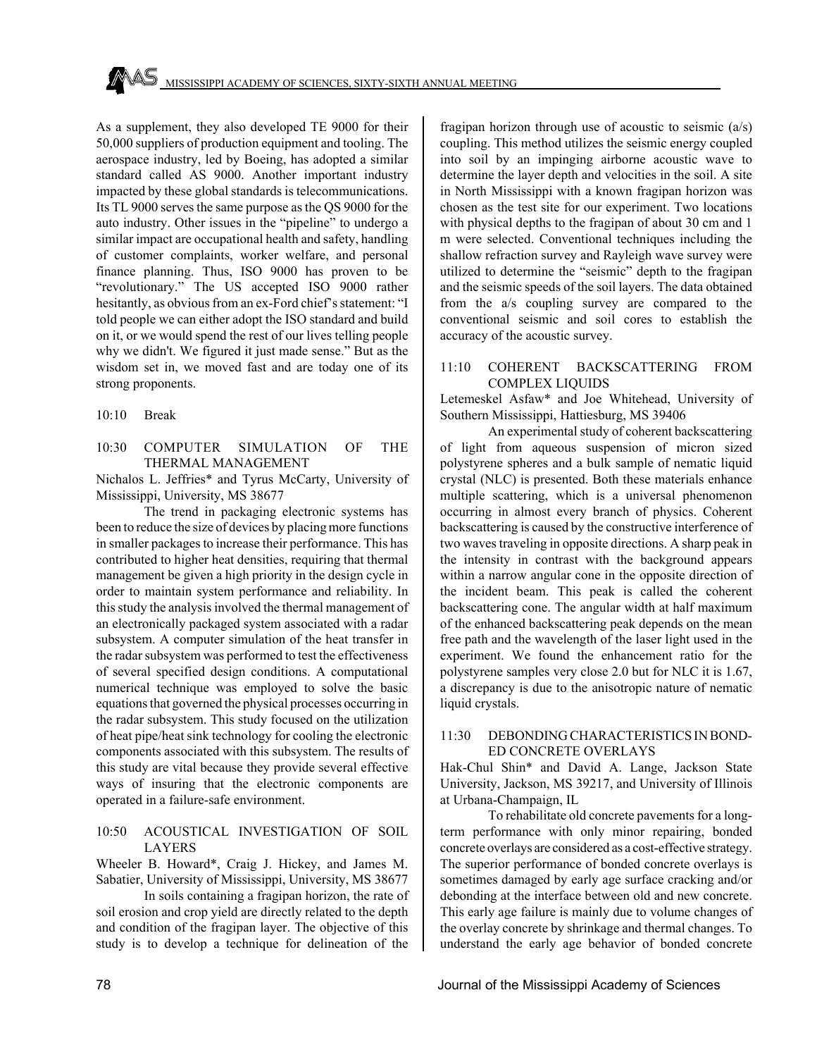As a supplement, they also developed TE 9000 for their 50,000 suppliers of production equipment and tooling. The aerospace industry, led by Boeing, has adopted a similar standard called AS 9000. Another important industry impacted by these global standards is telecommunications. Its TL 9000 serves the same purpose as the QS 9000 for the auto industry. Other issues in the "pipeline" to undergo a similar impact are occupational health and safety, handling of customer complaints, worker welfare, and personal finance planning. Thus, ISO 9000 has proven to be "revolutionary." The US accepted ISO 9000 rather hesitantly, as obvious from an ex-Ford chief's statement: "I told people we can either adopt the ISO standard and build on it, or we would spend the rest of our lives telling people why we didn't. We figured it just made sense." But as the wisdom set in, we moved fast and are today one of its strong proponents.

10:10 Break

### 10:30 COMPUTER SIMULATION OF THE THERMAL MANAGEMENT

Nicholas L. Jeffries* and Tyrus McCarty, University of Mississippi, University, MS 38677

The trend in packaging electronic systems has been to reduce the size of devices by placing more functions in smaller packages to increase their performance. This has contributed to higher heat densities, requiring that thermal management be given a high priority in the design cycle in order to maintain system performance and reliability. In this study the analysis involved the thermal management of an electronically packaged system associated with a radar subsystem. A computer simulation of the heat transfer in the radar subsystem was performed to test the effectiveness of several specified design conditions. A computational numerical technique was employed to solve the basic equations that governed the physical processes occurring in the radar subsystem. This study focused on the utilization of heat pipe/heat sink technology for cooling the electronic components associated with this subsystem. The results of this study are vital because they provide several effective ways of insuring that the electronic components are operated in a failure-safe environment.

### 10:50 ACOUSTICAL INVESTIGATION OF SOIL LAYERS

Wheeler B. Howard*, Craig J. Hickey, and James M. Sabatier, University of Mississippi, University, MS 38677

In soils containing a fragipan horizon, the rate of soil erosion and crop yield are directly related to the depth and condition of the fragipan layer. The objective of this study is to develop a technique for delineation of the fragipan horizon through use of acoustic to seismic (a/s) coupling. This method utilizes the seismic energy coupled into soil by an impinging airborne acoustic wave to determine the layer depth and velocities in the soil. A site in North Mississippi with a known fragipan horizon was chosen as the test site for our experiment. Two locations with physical depths to the fragipan of about 30 cm and 1 m were selected. Conventional techniques including the shallow refraction survey and Rayleigh wave survey were utilized to determine the "seismic" depth to the fragipan and the seismic speeds of the soil layers. The data obtained from the a/s coupling survey are compared to the conventional seismic and soil cores to establish the accuracy of the acoustic survey.

### 11:10 COHERENT BACKSCATTERING FROM COMPLEX LIQUIDS

Letemeskel Asfaw* and Joe Whitehead, University of Southern Mississippi, Hattiesburg, MS 39406

An experimental study of coherent backscattering of light from aqueous suspension of micron sized polystyrene spheres and a bulk sample of nematic liquid crystal (NLC) is presented. Both these materials enhance multiple scattering, which is a universal phenomenon occurring in almost every branch of physics. Coherent backscattering is caused by the constructive interference of two waves traveling in opposite directions. A sharp peak in the intensity in contrast with the background appears within a narrow angular cone in the opposite direction of the incident beam. This peak is called the coherent backscattering cone. The angular width at half maximum of the enhanced backscattering peak depends on the mean free path and the wavelength of the laser light used in the experiment. We found the enhancement ratio for the polystyrene samples very close 2.0 but for NLC it is 1.67, a discrepancy is due to the anisotropic nature of nematic liquid crystals.

### 11:30 DEBONDING CHARACTERISTICS IN BONDED CONCRETE OVERLAYS

Hak-Chul Shin* and David A. Lange, Jackson State University, Jackson, MS 39217, and University of Illinois at Urbana-Champaign, IL

To rehabilitate old concrete pavements for a long-term performance with only minor repairing, bonded concrete overlays are considered as a cost-effective strategy. The superior performance of bonded concrete overlays is sometimes damaged by early age surface cracking and/or debonding at the interface between old and new concrete. This early age failure is mainly due to volume changes of the overlay concrete by shrinkage and thermal changes. To understand the early age behavior of bonded concrete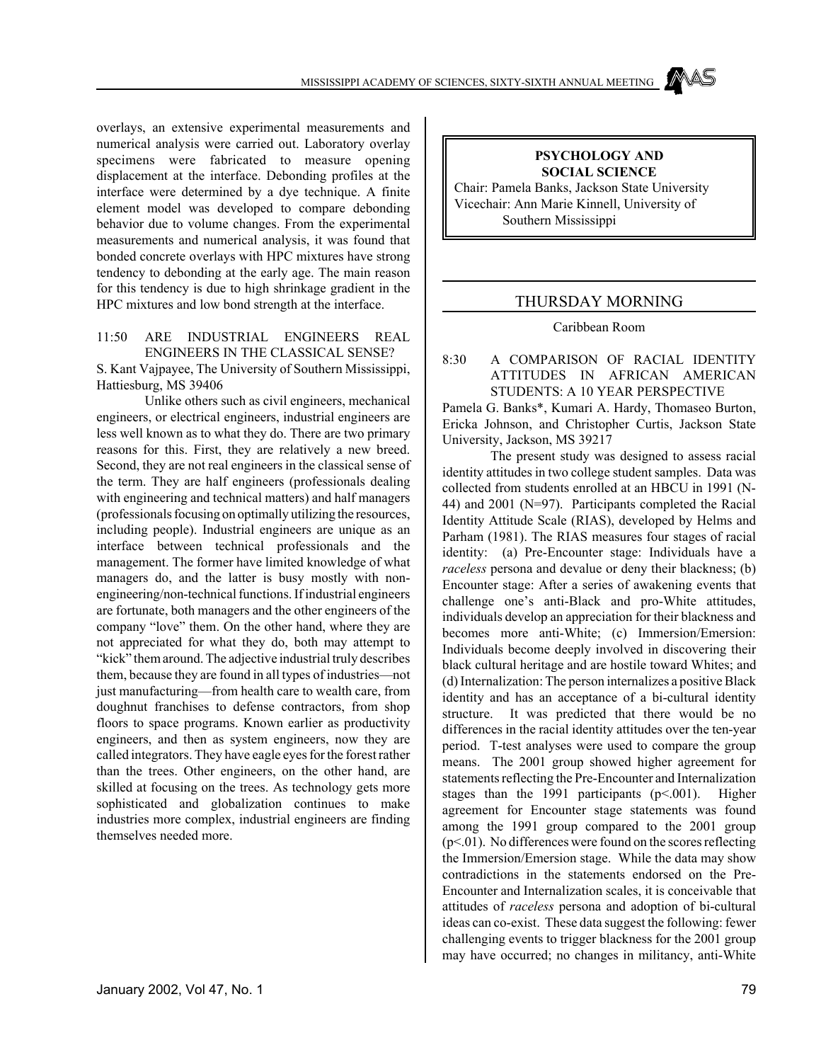overlays, an extensive experimental measurements and numerical analysis were carried out. Laboratory overlay specimens were fabricated to measure opening displacement at the interface. Debonding profiles at the interface were determined by a dye technique. A finite element model was developed to compare debonding behavior due to volume changes. From the experimental measurements and numerical analysis, it was found that bonded concrete overlays with HPC mixtures have strong tendency to debonding at the early age. The main reason for this tendency is due to high shrinkage gradient in the HPC mixtures and low bond strength at the interface.

11:50 ARE INDUSTRIAL ENGINEERS REAL ENGINEERS IN THE CLASSICAL SENSE?

S. Kant Vajpayee, The University of Southern Mississippi, Hattiesburg, MS 39406

Unlike others such as civil engineers, mechanical engineers, or electrical engineers, industrial engineers are less well known as to what they do. There are two primary reasons for this. First, they are relatively a new breed. Second, they are not real engineers in the classical sense of the term. They are half engineers (professionals dealing with engineering and technical matters) and half managers (professionals focusing on optimally utilizing the resources, including people). Industrial engineers are unique as an interface between technical professionals and the management. The former have limited knowledge of what managers do, and the latter is busy mostly with non-engineering/non-technical functions. If industrial engineers are fortunate, both managers and the other engineers of the company "love" them. On the other hand, where they are not appreciated for what they do, both may attempt to "kick" them around. The adjective industrial truly describes them, because they are found in all types of industries—not just manufacturing—from health care to wealth care, from doughnut franchises to defense contractors, from shop floors to space programs. Known earlier as productivity engineers, and then as system engineers, now they are called integrators. They have eagle eyes for the forest rather than the trees. Other engineers, on the other hand, are skilled at focusing on the trees. As technology gets more sophisticated and globalization continues to make industries more complex, industrial engineers are finding themselves needed more.

## PSYCHOLOGY AND SOCIAL SCIENCE

Chair: Pamela Banks, Jackson State University
Vicechair: Ann Marie Kinnell, University of Southern Mississippi

## THURSDAY MORNING

Caribbean Room

8:30 A COMPARISON OF RACIAL IDENTITY ATTITUDES IN AFRICAN AMERICAN STUDENTS: A 10 YEAR PERSPECTIVE

Pamela G. Banks*, Kumari A. Hardy, Thomaseo Burton, Ericka Johnson, and Christopher Curtis, Jackson State University, Jackson, MS 39217

The present study was designed to assess racial identity attitudes in two college student samples. Data was collected from students enrolled at an HBCU in 1991 (N-44) and 2001 (N=97). Participants completed the Racial Identity Attitude Scale (RIAS), developed by Helms and Parham (1981). The RIAS measures four stages of racial identity: (a) Pre-Encounter stage: Individuals have a *raceless* persona and devalue or deny their blackness; (b) Encounter stage: After a series of awakening events that challenge one's anti-Black and pro-White attitudes, individuals develop an appreciation for their blackness and becomes more anti-White; (c) Immersion/Emersion: Individuals become deeply involved in discovering their black cultural heritage and are hostile toward Whites; and (d) Internalization: The person internalizes a positive Black identity and has an acceptance of a bi-cultural identity structure. It was predicted that there would be no differences in the racial identity attitudes over the ten-year period. T-test analyses were used to compare the group means. The 2001 group showed higher agreement for statements reflecting the Pre-Encounter and Internalization stages than the 1991 participants ($p<.001$). Higher agreement for Encounter stage statements was found among the 1991 group compared to the 2001 group ($p<.01$). No differences were found on the scores reflecting the Immersion/Emersion stage. While the data may show contradictions in the statements endorsed on the Pre-Encounter and Internalization scales, it is conceivable that attitudes of *raceless* persona and adoption of bi-cultural ideas can co-exist. These data suggest the following: fewer challenging events to trigger blackness for the 2001 group may have occurred; no changes in militancy, anti-White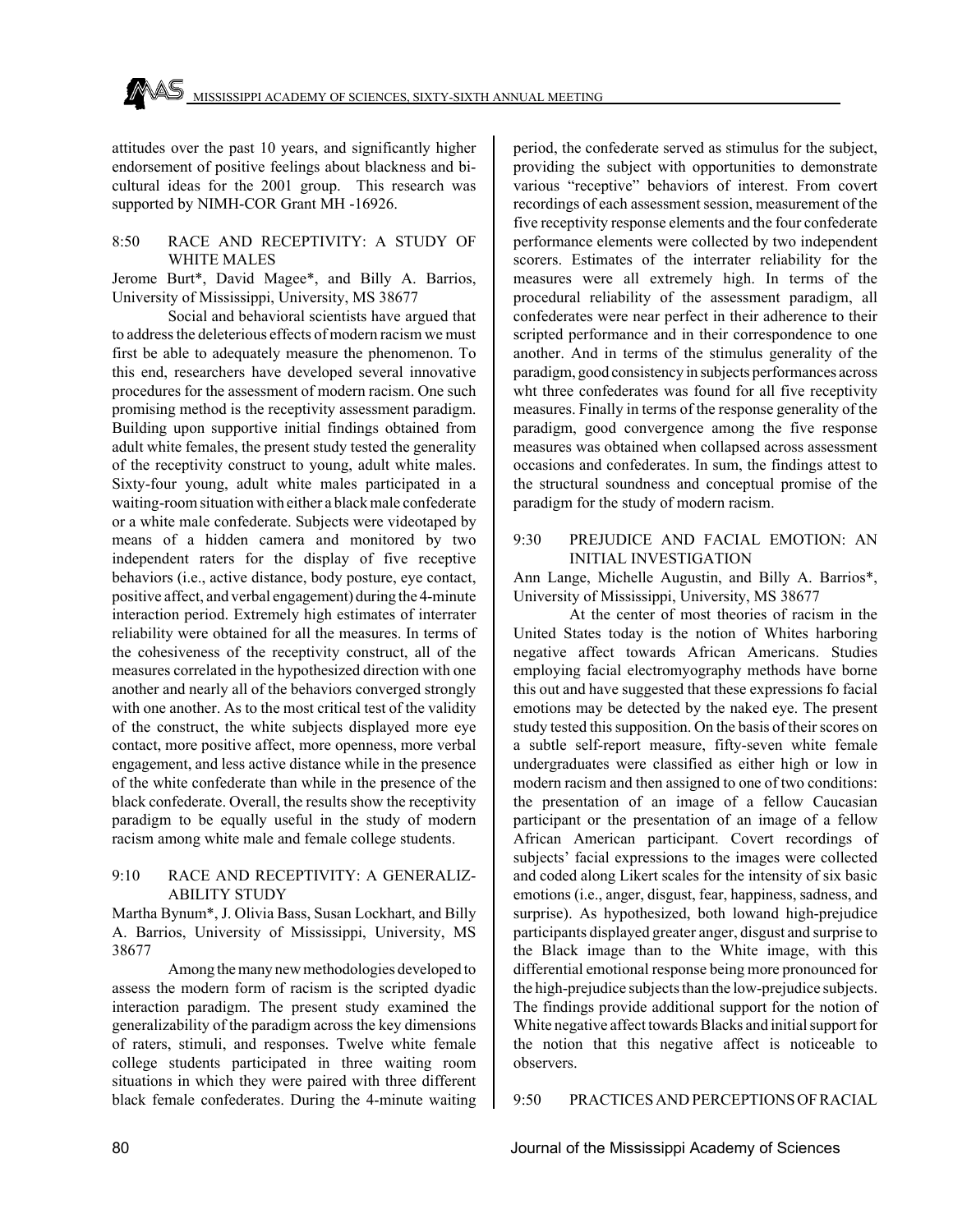attitudes over the past 10 years, and significantly higher endorsement of positive feelings about blackness and bi-cultural ideas for the 2001 group. This research was supported by NIMH-COR Grant MH -16926.

### 8:50 RACE AND RECEPTIVITY: A STUDY OF WHITE MALES

Jerome Burt*, David Magee*, and Billy A. Barrios, University of Mississippi, University, MS 38677

Social and behavioral scientists have argued that to address the deleterious effects of modern racism we must first be able to adequately measure the phenomenon. To this end, researchers have developed several innovative procedures for the assessment of modern racism. One such promising method is the receptivity assessment paradigm. Building upon supportive initial findings obtained from adult white females, the present study tested the generality of the receptivity construct to young, adult white males. Sixty-four young, adult white males participated in a waiting-room situation with either a black male confederate or a white male confederate. Subjects were videotaped by means of a hidden camera and monitored by two independent raters for the display of five receptive behaviors (i.e., active distance, body posture, eye contact, positive affect, and verbal engagement) during the 4-minute interaction period. Extremely high estimates of interrater reliability were obtained for all the measures. In terms of the cohesiveness of the receptivity construct, all of the measures correlated in the hypothesized direction with one another and nearly all of the behaviors converged strongly with one another. As to the most critical test of the validity of the construct, the white subjects displayed more eye contact, more positive affect, more openness, more verbal engagement, and less active distance while in the presence of the white confederate than while in the presence of the black confederate. Overall, the results show the receptivity paradigm to be equally useful in the study of modern racism among white male and female college students.

### 9:10 RACE AND RECEPTIVITY: A GENERALIZ-ABILITY STUDY

Martha Bynum*, J. Olivia Bass, Susan Lockhart, and Billy A. Barrios, University of Mississippi, University, MS 38677

Among the many new methodologies developed to assess the modern form of racism is the scripted dyadic interaction paradigm. The present study examined the generalizability of the paradigm across the key dimensions of raters, stimuli, and responses. Twelve white female college students participated in three waiting room situations in which they were paired with three different black female confederates. During the 4-minute waiting period, the confederate served as stimulus for the subject, providing the subject with opportunities to demonstrate various "receptive" behaviors of interest. From covert recordings of each assessment session, measurement of the five receptivity response elements and the four confederate performance elements were collected by two independent scorers. Estimates of the interrater reliability for the measures were all extremely high. In terms of the procedural reliability of the assessment paradigm, all confederates were near perfect in their adherence to their scripted performance and in their correspondence to one another. And in terms of the stimulus generality of the paradigm, good consistency in subjects performances across wht three confederates was found for all five receptivity measures. Finally in terms of the response generality of the paradigm, good convergence among the five response measures was obtained when collapsed across assessment occasions and confederates. In sum, the findings attest to the structural soundness and conceptual promise of the paradigm for the study of modern racism.

### 9:30 PREJUDICE AND FACIAL EMOTION: AN INITIAL INVESTIGATION

Ann Lange, Michelle Augustin, and Billy A. Barrios*, University of Mississippi, University, MS 38677

At the center of most theories of racism in the United States today is the notion of Whites harboring negative affect towards African Americans. Studies employing facial electromyography methods have borne this out and have suggested that these expressions fo facial emotions may be detected by the naked eye. The present study tested this supposition. On the basis of their scores on a subtle self-report measure, fifty-seven white female undergraduates were classified as either high or low in modern racism and then assigned to one of two conditions: the presentation of an image of a fellow Caucasian participant or the presentation of an image of a fellow African American participant. Covert recordings of subjects' facial expressions to the images were collected and coded along Likert scales for the intensity of six basic emotions (i.e., anger, disgust, fear, happiness, sadness, and surprise). As hypothesized, both lowand high-prejudice participants displayed greater anger, disgust and surprise to the Black image than to the White image, with this differential emotional response being more pronounced for the high-prejudice subjects than the low-prejudice subjects. The findings provide additional support for the notion of White negative affect towards Blacks and initial support for the notion that this negative affect is noticeable to observers.

### 9:50 PRACTICES AND PERCEPTIONS OF RACIAL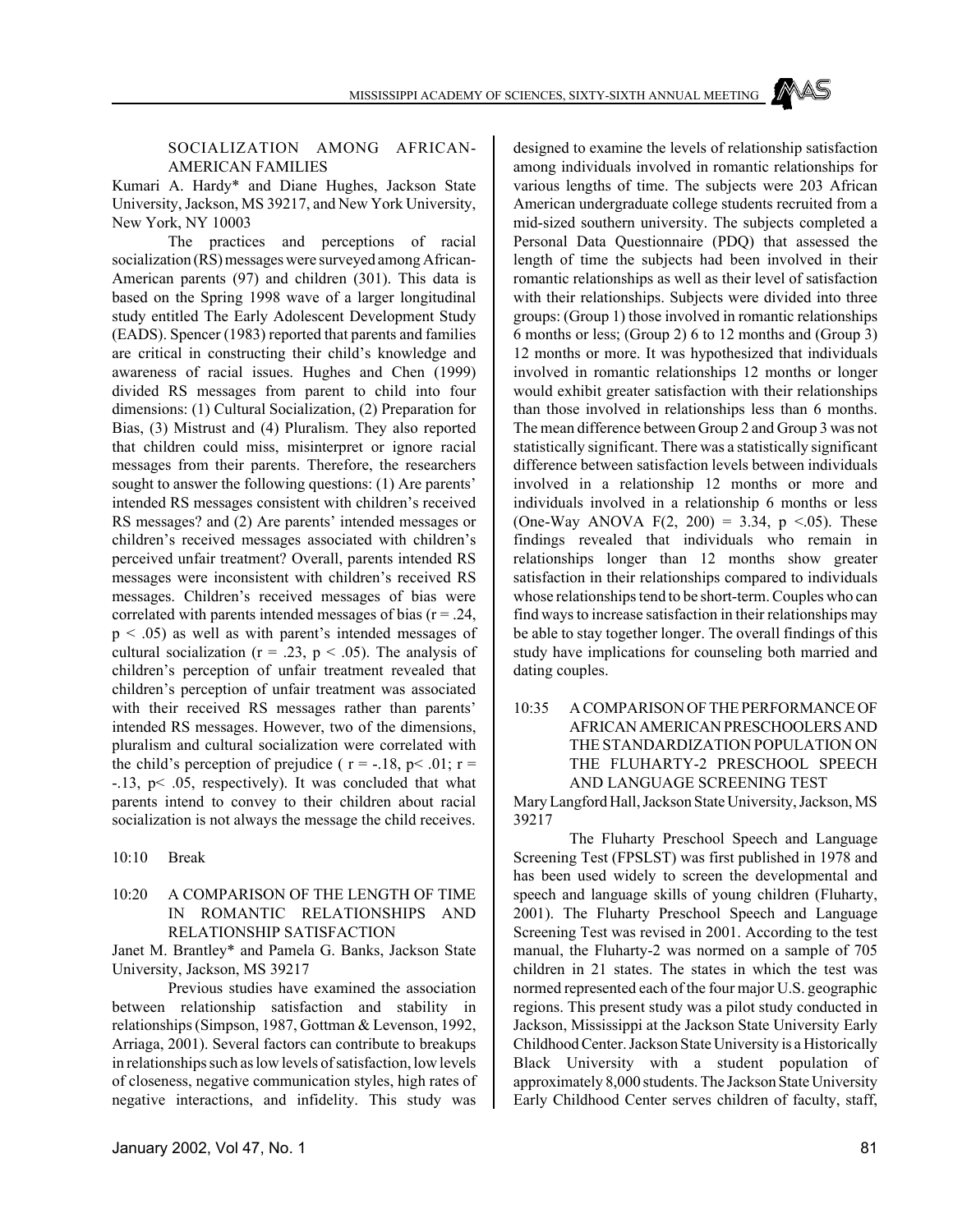SOCIALIZATION AMONG AFRICAN-AMERICAN FAMILIES

Kumari A. Hardy* and Diane Hughes, Jackson State University, Jackson, MS 39217, and New York University, New York, NY 10003

The practices and perceptions of racial socialization (RS) messages were surveyed among African-American parents (97) and children (301). This data is based on the Spring 1998 wave of a larger longitudinal study entitled The Early Adolescent Development Study (EADS). Spencer (1983) reported that parents and families are critical in constructing their child's knowledge and awareness of racial issues. Hughes and Chen (1999) divided RS messages from parent to child into four dimensions: (1) Cultural Socialization, (2) Preparation for Bias, (3) Mistrust and (4) Pluralism. They also reported that children could miss, misinterpret or ignore racial messages from their parents. Therefore, the researchers sought to answer the following questions: (1) Are parents' intended RS messages consistent with children's received RS messages? and (2) Are parents' intended messages or children's received messages associated with children's perceived unfair treatment? Overall, parents intended RS messages were inconsistent with children's received RS messages. Children's received messages of bias were correlated with parents intended messages of bias ($r = .24$, $p < .05$) as well as with parent's intended messages of cultural socialization ($r = .23$, $p < .05$). The analysis of children's perception of unfair treatment revealed that children's perception of unfair treatment was associated with their received RS messages rather than parents' intended RS messages. However, two of the dimensions, pluralism and cultural socialization were correlated with the child's perception of prejudice ( $r = -.18$, $p < .01$; $r = -.13$, $p < .05$, respectively). It was concluded that what parents intend to convey to their children about racial socialization is not always the message the child receives.

10:10 Break

## 10:20 A COMPARISON OF THE LENGTH OF TIME IN ROMANTIC RELATIONSHIPS AND RELATIONSHIP SATISFACTION

Janet M. Brantley* and Pamela G. Banks, Jackson State University, Jackson, MS 39217

Previous studies have examined the association between relationship satisfaction and stability in relationships (Simpson, 1987, Gottman & Levenson, 1992, Arriaga, 2001). Several factors can contribute to breakups in relationships such as low levels of satisfaction, low levels of closeness, negative communication styles, high rates of negative interactions, and infidelity. This study was designed to examine the levels of relationship satisfaction among individuals involved in romantic relationships for various lengths of time. The subjects were 203 African American undergraduate college students recruited from a mid-sized southern university. The subjects completed a Personal Data Questionnaire (PDQ) that assessed the length of time the subjects had been involved in their romantic relationships as well as their level of satisfaction with their relationships. Subjects were divided into three groups: (Group 1) those involved in romantic relationships 6 months or less; (Group 2) 6 to 12 months and (Group 3) 12 months or more. It was hypothesized that individuals involved in romantic relationships 12 months or longer would exhibit greater satisfaction with their relationships than those involved in relationships less than 6 months. The mean difference between Group 2 and Group 3 was not statistically significant. There was a statistically significant difference between satisfaction levels between individuals involved in a relationship 12 months or more and individuals involved in a relationship 6 months or less (One-Way ANOVA $F(2, 200) = 3.34$, $p < .05$). These findings revealed that individuals who remain in relationships longer than 12 months show greater satisfaction in their relationships compared to individuals whose relationships tend to be short-term. Couples who can find ways to increase satisfaction in their relationships may be able to stay together longer. The overall findings of this study have implications for counseling both married and dating couples.

## 10:35 A COMPARISON OF THE PERFORMANCE OF AFRICAN AMERICAN PRESCHOOLERS AND THE STANDARDIZATION POPULATION ON THE FLUHARTY-2 PRESCHOOL SPEECH AND LANGUAGE SCREENING TEST

Mary Langford Hall, Jackson State University, Jackson, MS 39217

The Fluharty Preschool Speech and Language Screening Test (FPSLST) was first published in 1978 and has been used widely to screen the developmental and speech and language skills of young children (Fluharty, 2001). The Fluharty Preschool Speech and Language Screening Test was revised in 2001. According to the test manual, the Fluharty-2 was normed on a sample of 705 children in 21 states. The states in which the test was normed represented each of the four major U.S. geographic regions. This present study was a pilot study conducted in Jackson, Mississippi at the Jackson State University Early Childhood Center. Jackson State University is a Historically Black University with a student population of approximately 8,000 students. The Jackson State University Early Childhood Center serves children of faculty, staff,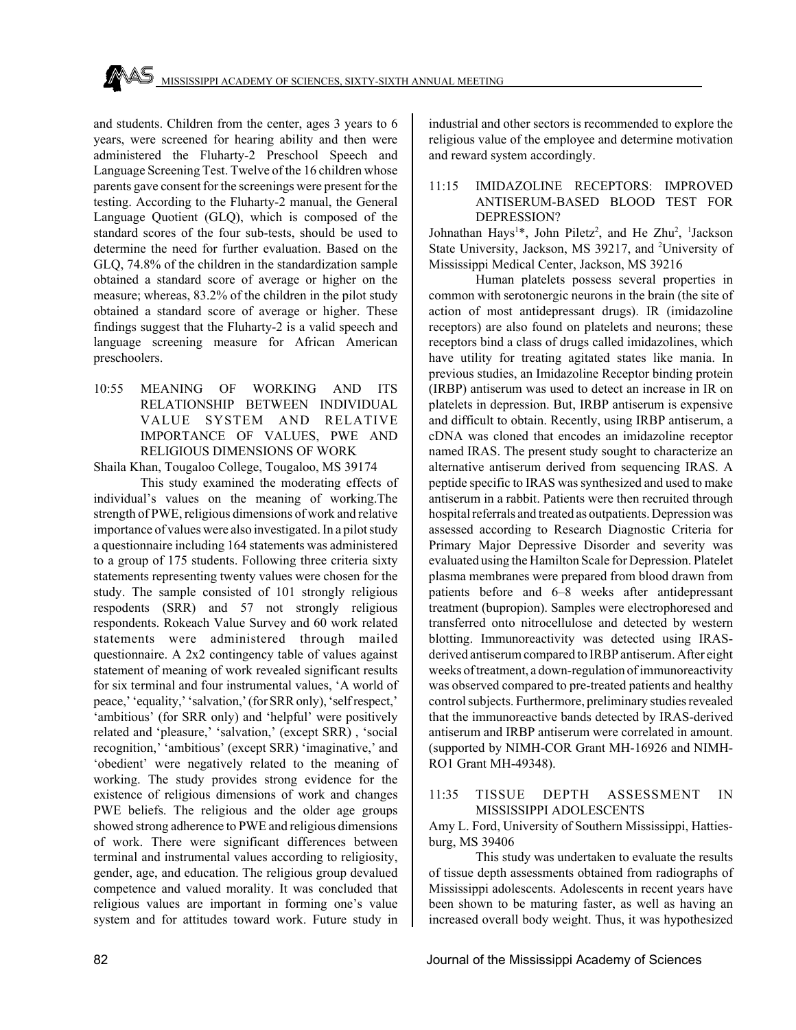and students. Children from the center, ages 3 years to 6 years, were screened for hearing ability and then were administered the Fluharty-2 Preschool Speech and Language Screening Test. Twelve of the 16 children whose parents gave consent for the screenings were present for the testing. According to the Fluharty-2 manual, the General Language Quotient (GLQ), which is composed of the standard scores of the four sub-tests, should be used to determine the need for further evaluation. Based on the GLQ, 74.8% of the children in the standardization sample obtained a standard score of average or higher on the measure; whereas, 83.2% of the children in the pilot study obtained a standard score of average or higher. These findings suggest that the Fluharty-2 is a valid speech and language screening measure for African American preschoolers.

10:55 MEANING OF WORKING AND ITS RELATIONSHIP BETWEEN INDIVIDUAL VALUE SYSTEM AND RELATIVE IMPORTANCE OF VALUES, PWE AND RELIGIOUS DIMENSIONS OF WORK

Shaila Khan, Tougaloo College, Tougaloo, MS 39174

This study examined the moderating effects of individual's values on the meaning of working.The strength of PWE, religious dimensions of work and relative importance of values were also investigated. In a pilot study a questionnaire including 164 statements was administered to a group of 175 students. Following three criteria sixty statements representing twenty values were chosen for the study. The sample consisted of 101 strongly religious respodents (SRR) and 57 not strongly religious respondents. Rokeach Value Survey and 60 work related statements were administered through mailed questionnaire. A 2x2 contingency table of values against statement of meaning of work revealed significant results for six terminal and four instrumental values, 'A world of peace,' 'equality,' 'salvation,' (for SRR only), 'self respect,' 'ambitious' (for SRR only) and 'helpful' were positively related and 'pleasure,' 'salvation,' (except SRR) , 'social recognition,' 'ambitious' (except SRR) 'imaginative,' and 'obedient' were negatively related to the meaning of working. The study provides strong evidence for the existence of religious dimensions of work and changes PWE beliefs. The religious and the older age groups showed strong adherence to PWE and religious dimensions of work. There were significant differences between terminal and instrumental values according to religiosity, gender, age, and education. The religious group devalued competence and valued morality. It was concluded that religious values are important in forming one's value system and for attitudes toward work. Future study in industrial and other sectors is recommended to explore the religious value of the employee and determine motivation and reward system accordingly.

11:15 IMIDAZOLINE RECEPTORS: IMPROVED ANTISERUM-BASED BLOOD TEST FOR DEPRESSION?

Johnathan Hays[1]*, John Piletz[2], and He Zhu[2], [1]Jackson State University, Jackson, MS 39217, and [2]University of Mississippi Medical Center, Jackson, MS 39216

Human platelets possess several properties in common with serotonergic neurons in the brain (the site of action of most antidepressant drugs). IR (imidazoline receptors) are also found on platelets and neurons; these receptors bind a class of drugs called imidazolines, which have utility for treating agitated states like mania. In previous studies, an Imidazoline Receptor binding protein (IRBP) antiserum was used to detect an increase in IR on platelets in depression. But, IRBP antiserum is expensive and difficult to obtain. Recently, using IRBP antiserum, a cDNA was cloned that encodes an imidazoline receptor named IRAS. The present study sought to characterize an alternative antiserum derived from sequencing IRAS. A peptide specific to IRAS was synthesized and used to make antiserum in a rabbit. Patients were then recruited through hospital referrals and treated as outpatients. Depression was assessed according to Research Diagnostic Criteria for Primary Major Depressive Disorder and severity was evaluated using the Hamilton Scale for Depression. Platelet plasma membranes were prepared from blood drawn from patients before and 6–8 weeks after antidepressant treatment (bupropion). Samples were electrophoresed and transferred onto nitrocellulose and detected by western blotting. Immunoreactivity was detected using IRAS-derived antiserum compared to IRBP antiserum. After eight weeks of treatment, a down-regulation of immunoreactivity was observed compared to pre-treated patients and healthy control subjects. Furthermore, preliminary studies revealed that the immunoreactive bands detected by IRAS-derived antiserum and IRBP antiserum were correlated in amount. (supported by NIMH-COR Grant MH-16926 and NIMH-RO1 Grant MH-49348).

11:35 TISSUE DEPTH ASSESSMENT IN MISSISSIPPI ADOLESCENTS

Amy L. Ford, University of Southern Mississippi, Hattiesburg, MS 39406

This study was undertaken to evaluate the results of tissue depth assessments obtained from radiographs of Mississippi adolescents. Adolescents in recent years have been shown to be maturing faster, as well as having an increased overall body weight. Thus, it was hypothesized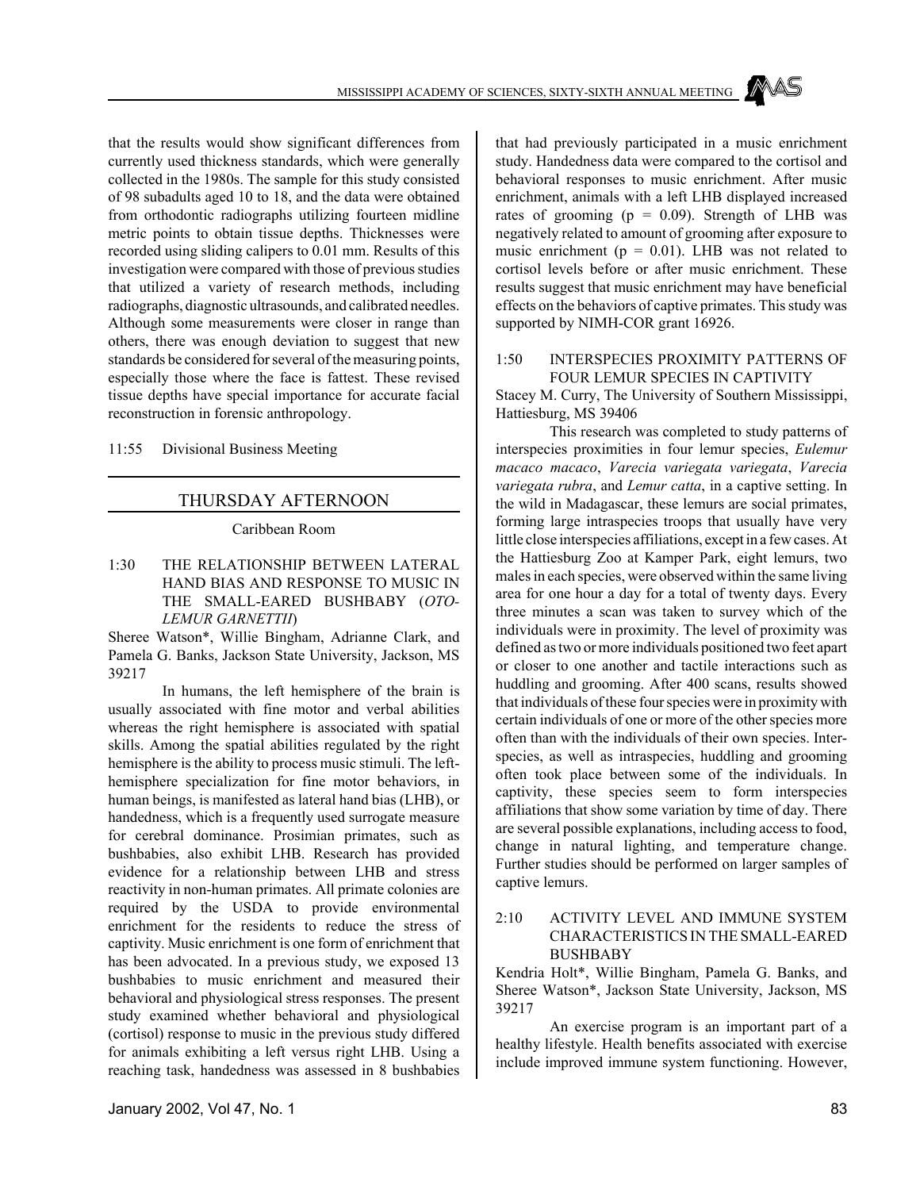that the results would show significant differences from currently used thickness standards, which were generally collected in the 1980s. The sample for this study consisted of 98 subadults aged 10 to 18, and the data were obtained from orthodontic radiographs utilizing fourteen midline metric points to obtain tissue depths. Thicknesses were recorded using sliding calipers to 0.01 mm. Results of this investigation were compared with those of previous studies that utilized a variety of research methods, including radiographs, diagnostic ultrasounds, and calibrated needles. Although some measurements were closer in range than others, there was enough deviation to suggest that new standards be considered for several of the measuring points, especially those where the face is fattest. These revised tissue depths have special importance for accurate facial reconstruction in forensic anthropology.

11:55 Divisional Business Meeting

## THURSDAY AFTERNOON

Caribbean Room

1:30 THE RELATIONSHIP BETWEEN LATERAL HAND BIAS AND RESPONSE TO MUSIC IN THE SMALL-EARED BUSHBABY (*OTOLEMUR GARNETTII*)

Sheree Watson*, Willie Bingham, Adrianne Clark, and Pamela G. Banks, Jackson State University, Jackson, MS 39217

In humans, the left hemisphere of the brain is usually associated with fine motor and verbal abilities whereas the right hemisphere is associated with spatial skills. Among the spatial abilities regulated by the right hemisphere is the ability to process music stimuli. The left-hemisphere specialization for fine motor behaviors, in human beings, is manifested as lateral hand bias (LHB), or handedness, which is a frequently used surrogate measure for cerebral dominance. Prosimian primates, such as bushbabies, also exhibit LHB. Research has provided evidence for a relationship between LHB and stress reactivity in non-human primates. All primate colonies are required by the USDA to provide environmental enrichment for the residents to reduce the stress of captivity. Music enrichment is one form of enrichment that has been advocated. In a previous study, we exposed 13 bushbabies to music enrichment and measured their behavioral and physiological stress responses. The present study examined whether behavioral and physiological (cortisol) response to music in the previous study differed for animals exhibiting a left versus right LHB. Using a reaching task, handedness was assessed in 8 bushbabies that had previously participated in a music enrichment study. Handedness data were compared to the cortisol and behavioral responses to music enrichment. After music enrichment, animals with a left LHB displayed increased rates of grooming ($p = 0.09$). Strength of LHB was negatively related to amount of grooming after exposure to music enrichment ($p = 0.01$). LHB was not related to cortisol levels before or after music enrichment. These results suggest that music enrichment may have beneficial effects on the behaviors of captive primates. This study was supported by NIMH-COR grant 16926.

1:50 INTERSPECIES PROXIMITY PATTERNS OF FOUR LEMUR SPECIES IN CAPTIVITY

Stacey M. Curry, The University of Southern Mississippi, Hattiesburg, MS 39406

This research was completed to study patterns of interspecies proximities in four lemur species, *Eulemur macaco macaco*, *Varecia variegata variegata*, *Varecia variegata rubra*, and *Lemur catta*, in a captive setting. In the wild in Madagascar, these lemurs are social primates, forming large intraspecies troops that usually have very little close interspecies affiliations, except in a few cases. At the Hattiesburg Zoo at Kamper Park, eight lemurs, two males in each species, were observed within the same living area for one hour a day for a total of twenty days. Every three minutes a scan was taken to survey which of the individuals were in proximity. The level of proximity was defined as two or more individuals positioned two feet apart or closer to one another and tactile interactions such as huddling and grooming. After 400 scans, results showed that individuals of these four species were in proximity with certain individuals of one or more of the other species more often than with the individuals of their own species. Interspecies, as well as intraspecies, huddling and grooming often took place between some of the individuals. In captivity, these species seem to form interspecies affiliations that show some variation by time of day. There are several possible explanations, including access to food, change in natural lighting, and temperature change. Further studies should be performed on larger samples of captive lemurs.

2:10 ACTIVITY LEVEL AND IMMUNE SYSTEM CHARACTERISTICS IN THE SMALL-EARED BUSHBABY

Kendria Holt*, Willie Bingham, Pamela G. Banks, and Sheree Watson*, Jackson State University, Jackson, MS 39217

An exercise program is an important part of a healthy lifestyle. Health benefits associated with exercise include improved immune system functioning. However,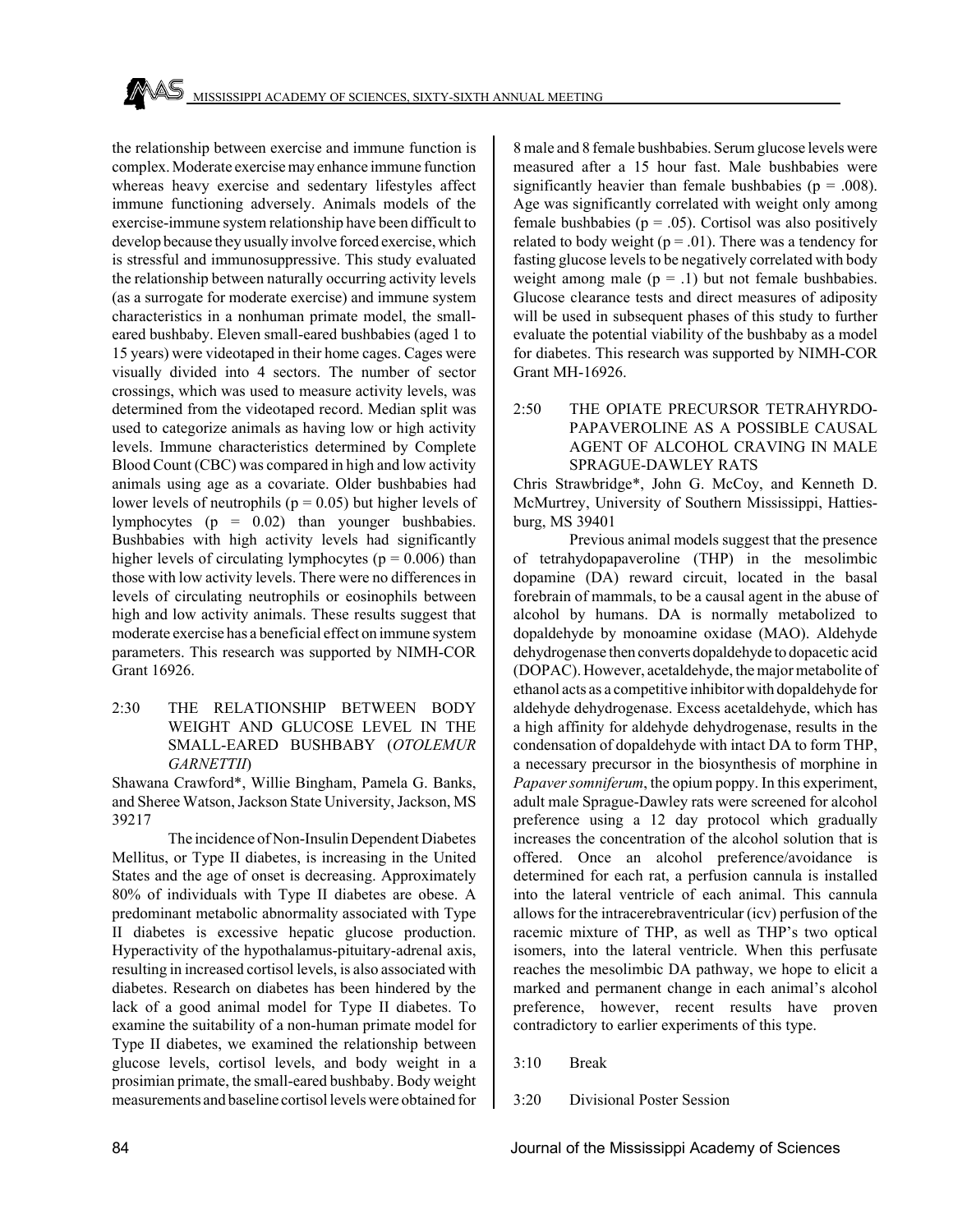the relationship between exercise and immune function is complex. Moderate exercise may enhance immune function whereas heavy exercise and sedentary lifestyles affect immune functioning adversely. Animals models of the exercise-immune system relationship have been difficult to develop because they usually involve forced exercise, which is stressful and immunosuppressive. This study evaluated the relationship between naturally occurring activity levels (as a surrogate for moderate exercise) and immune system characteristics in a nonhuman primate model, the small-eared bushbaby. Eleven small-eared bushbabies (aged 1 to 15 years) were videotaped in their home cages. Cages were visually divided into 4 sectors. The number of sector crossings, which was used to measure activity levels, was determined from the videotaped record. Median split was used to categorize animals as having low or high activity levels. Immune characteristics determined by Complete Blood Count (CBC) was compared in high and low activity animals using age as a covariate. Older bushbabies had lower levels of neutrophils ($p = 0.05$) but higher levels of lymphocytes ($p = 0.02$) than younger bushbabies. Bushbabies with high activity levels had significantly higher levels of circulating lymphocytes ($p = 0.006$) than those with low activity levels. There were no differences in levels of circulating neutrophils or eosinophils between high and low activity animals. These results suggest that moderate exercise has a beneficial effect on immune system parameters. This research was supported by NIMH-COR Grant 16926.

2:30 THE RELATIONSHIP BETWEEN BODY WEIGHT AND GLUCOSE LEVEL IN THE SMALL-EARED BUSHBABY (*OTOLEMUR GARNETTII*)

Shawana Crawford*, Willie Bingham, Pamela G. Banks, and Sheree Watson, Jackson State University, Jackson, MS 39217

The incidence of Non-Insulin Dependent Diabetes Mellitus, or Type II diabetes, is increasing in the United States and the age of onset is decreasing. Approximately 80% of individuals with Type II diabetes are obese. A predominant metabolic abnormality associated with Type II diabetes is excessive hepatic glucose production. Hyperactivity of the hypothalamus-pituitary-adrenal axis, resulting in increased cortisol levels, is also associated with diabetes. Research on diabetes has been hindered by the lack of a good animal model for Type II diabetes. To examine the suitability of a non-human primate model for Type II diabetes, we examined the relationship between glucose levels, cortisol levels, and body weight in a prosimian primate, the small-eared bushbaby. Body weight measurements and baseline cortisol levels were obtained for 8 male and 8 female bushbabies. Serum glucose levels were measured after a 15 hour fast. Male bushbabies were significantly heavier than female bushbabies ($p = .008$). Age was significantly correlated with weight only among female bushbabies ($p = .05$). Cortisol was also positively related to body weight ($p = .01$). There was a tendency for fasting glucose levels to be negatively correlated with body weight among male ($p = .1$) but not female bushbabies. Glucose clearance tests and direct measures of adiposity will be used in subsequent phases of this study to further evaluate the potential viability of the bushbaby as a model for diabetes. This research was supported by NIMH-COR Grant MH-16926.

2:50 THE OPIATE PRECURSOR TETRAHYRDO-PAPAVEROLINE AS A POSSIBLE CAUSAL AGENT OF ALCOHOL CRAVING IN MALE SPRAGUE-DAWLEY RATS

Chris Strawbridge*, John G. McCoy, and Kenneth D. McMurtrey, University of Southern Mississippi, Hattiesburg, MS 39401

Previous animal models suggest that the presence of tetrahydopapaveroline (THP) in the mesolimbic dopamine (DA) reward circuit, located in the basal forebrain of mammals, to be a causal agent in the abuse of alcohol by humans. DA is normally metabolized to dopaldehyde by monoamine oxidase (MAO). Aldehyde dehydrogenase then converts dopaldehyde to dopacetic acid (DOPAC). However, acetaldehyde, the major metabolite of ethanol acts as a competitive inhibitor with dopaldehyde for aldehyde dehydrogenase. Excess acetaldehyde, which has a high affinity for aldehyde dehydrogenase, results in the condensation of dopaldehyde with intact DA to form THP, a necessary precursor in the biosynthesis of morphine in *Papaver somniferum*, the opium poppy. In this experiment, adult male Sprague-Dawley rats were screened for alcohol preference using a 12 day protocol which gradually increases the concentration of the alcohol solution that is offered. Once an alcohol preference/avoidance is determined for each rat, a perfusion cannula is installed into the lateral ventricle of each animal. This cannula allows for the intracerebraventricular (icv) perfusion of the racemic mixture of THP, as well as THP's two optical isomers, into the lateral ventricle. When this perfusate reaches the mesolimbic DA pathway, we hope to elicit a marked and permanent change in each animal's alcohol preference, however, recent results have proven contradictory to earlier experiments of this type.

3:10 Break

3:20 Divisional Poster Session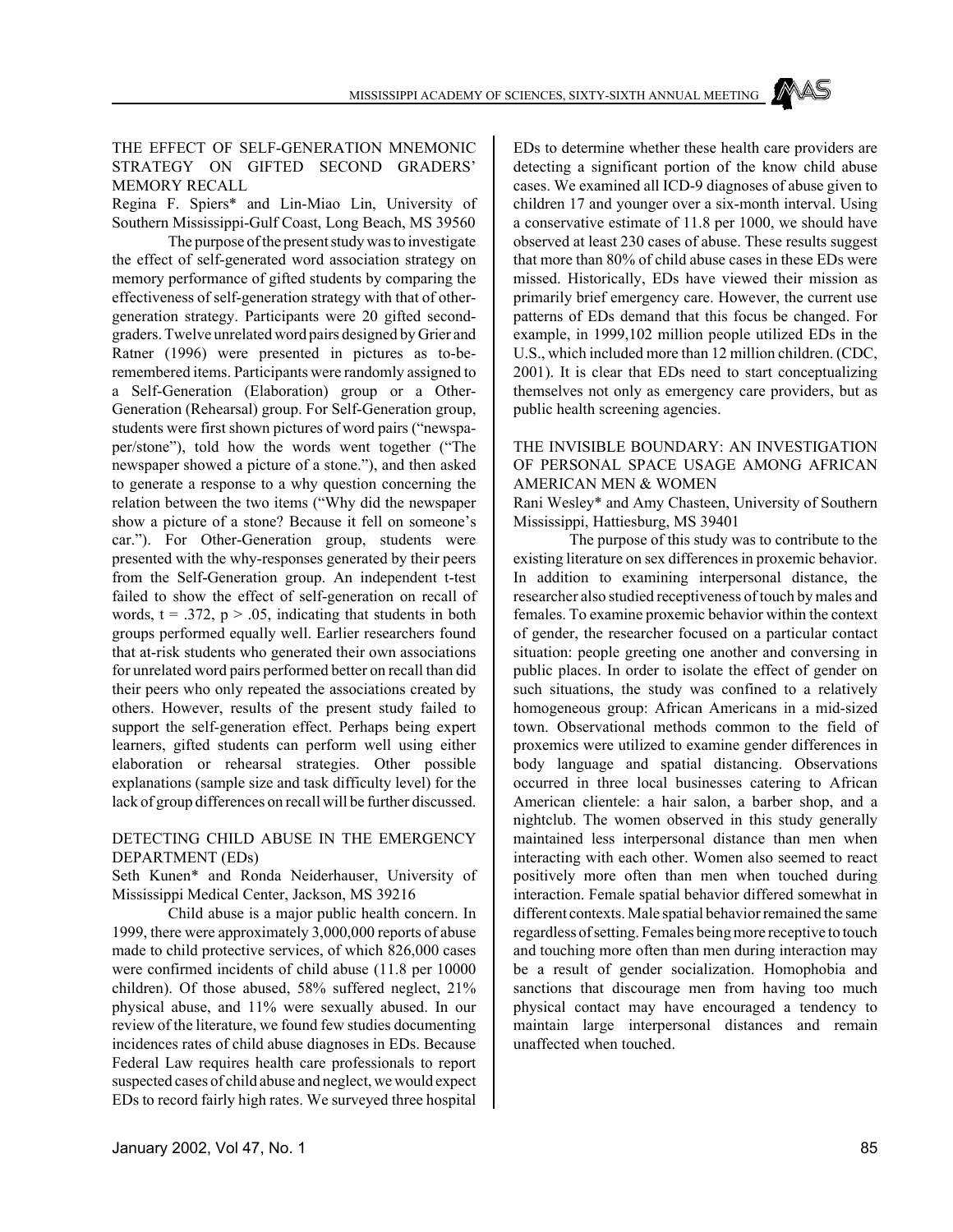### THE EFFECT OF SELF-GENERATION MNEMONIC STRATEGY ON GIFTED SECOND GRADERS' MEMORY RECALL

Regina F. Spiers* and Lin-Miao Lin, University of Southern Mississippi-Gulf Coast, Long Beach, MS 39560

The purpose of the present study was to investigate the effect of self-generated word association strategy on memory performance of gifted students by comparing the effectiveness of self-generation strategy with that of other-generation strategy. Participants were 20 gifted second-graders. Twelve unrelated word pairs designed by Grier and Ratner (1996) were presented in pictures as to-be-remembered items. Participants were randomly assigned to a Self-Generation (Elaboration) group or a Other-Generation (Rehearsal) group. For Self-Generation group, students were first shown pictures of word pairs ("newspaper/stone"), told how the words went together ("The newspaper showed a picture of a stone."), and then asked to generate a response to a why question concerning the relation between the two items ("Why did the newspaper show a picture of a stone? Because it fell on someone's car."). For Other-Generation group, students were presented with the why-responses generated by their peers from the Self-Generation group. An independent t-test failed to show the effect of self-generation on recall of words, $t = .372$, $p > .05$, indicating that students in both groups performed equally well. Earlier researchers found that at-risk students who generated their own associations for unrelated word pairs performed better on recall than did their peers who only repeated the associations created by others. However, results of the present study failed to support the self-generation effect. Perhaps being expert learners, gifted students can perform well using either elaboration or rehearsal strategies. Other possible explanations (sample size and task difficulty level) for the lack of group differences on recall will be further discussed.

### DETECTING CHILD ABUSE IN THE EMERGENCY DEPARTMENT (EDs)

Seth Kunen* and Ronda Neiderhauser, University of Mississippi Medical Center, Jackson, MS 39216

Child abuse is a major public health concern. In 1999, there were approximately 3,000,000 reports of abuse made to child protective services, of which 826,000 cases were confirmed incidents of child abuse (11.8 per 10000 children). Of those abused, 58% suffered neglect, 21% physical abuse, and 11% were sexually abused. In our review of the literature, we found few studies documenting incidences rates of child abuse diagnoses in EDs. Because Federal Law requires health care professionals to report suspected cases of child abuse and neglect, we would expect EDs to record fairly high rates. We surveyed three hospital EDs to determine whether these health care providers are detecting a significant portion of the know child abuse cases. We examined all ICD-9 diagnoses of abuse given to children 17 and younger over a six-month interval. Using a conservative estimate of 11.8 per 1000, we should have observed at least 230 cases of abuse. These results suggest that more than 80% of child abuse cases in these EDs were missed. Historically, EDs have viewed their mission as primarily brief emergency care. However, the current use patterns of EDs demand that this focus be changed. For example, in 1999,102 million people utilized EDs in the U.S., which included more than 12 million children. (CDC, 2001). It is clear that EDs need to start conceptualizing themselves not only as emergency care providers, but as public health screening agencies.

### THE INVISIBLE BOUNDARY: AN INVESTIGATION OF PERSONAL SPACE USAGE AMONG AFRICAN AMERICAN MEN & WOMEN

Rani Wesley* and Amy Chasteen, University of Southern Mississippi, Hattiesburg, MS 39401

The purpose of this study was to contribute to the existing literature on sex differences in proxemic behavior. In addition to examining interpersonal distance, the researcher also studied receptiveness of touch by males and females. To examine proxemic behavior within the context of gender, the researcher focused on a particular contact situation: people greeting one another and conversing in public places. In order to isolate the effect of gender on such situations, the study was confined to a relatively homogeneous group: African Americans in a mid-sized town. Observational methods common to the field of proxemics were utilized to examine gender differences in body language and spatial distancing. Observations occurred in three local businesses catering to African American clientele: a hair salon, a barber shop, and a nightclub. The women observed in this study generally maintained less interpersonal distance than men when interacting with each other. Women also seemed to react positively more often than men when touched during interaction. Female spatial behavior differed somewhat in different contexts. Male spatial behavior remained the same regardless of setting. Females being more receptive to touch and touching more often than men during interaction may be a result of gender socialization. Homophobia and sanctions that discourage men from having too much physical contact may have encouraged a tendency to maintain large interpersonal distances and remain unaffected when touched.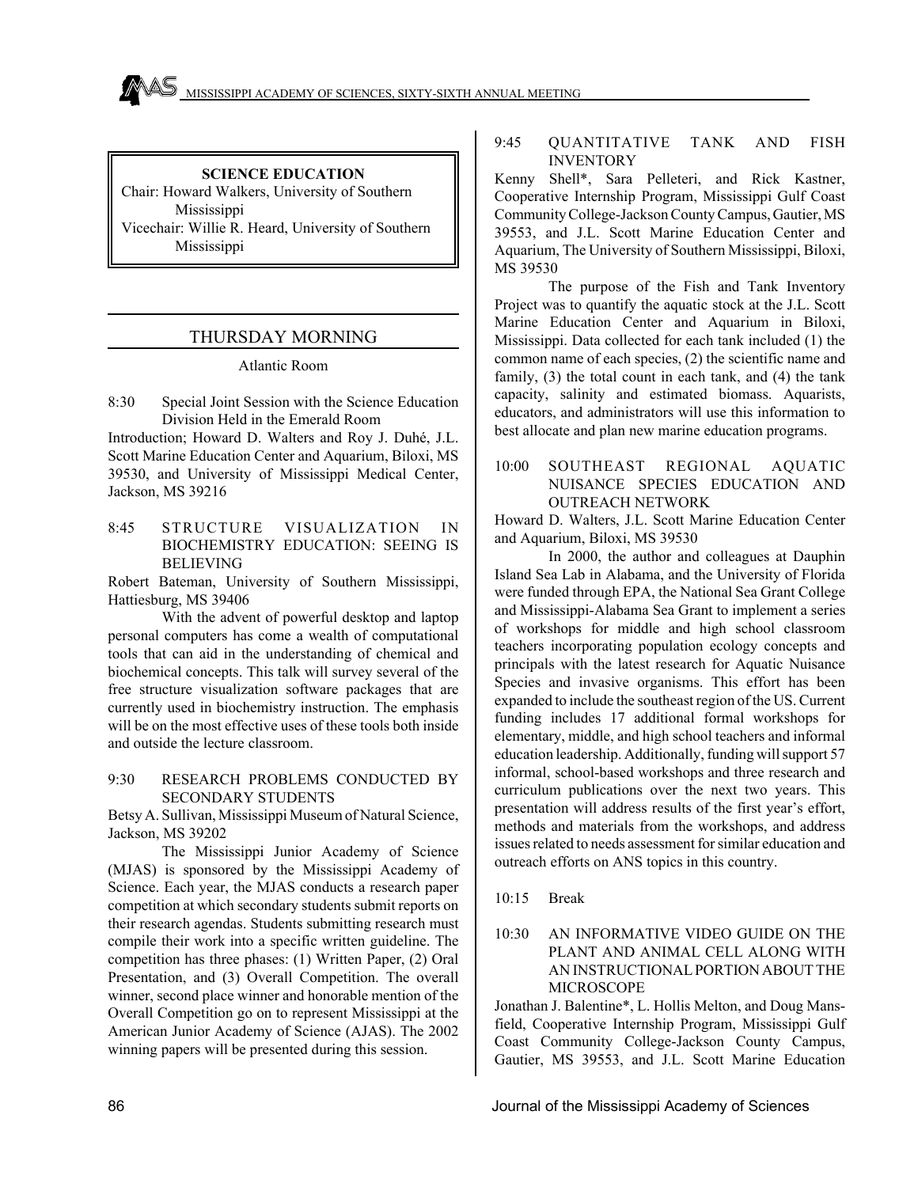**SCIENCE EDUCATION**

Chair: Howard Walkers, University of Southern Mississippi

Vicechair: Willie R. Heard, University of Southern Mississippi

## THURSDAY MORNING

Atlantic Room

8:30 Special Joint Session with the Science Education Division Held in the Emerald Room

Introduction; Howard D. Walters and Roy J. Duhé, J.L. Scott Marine Education Center and Aquarium, Biloxi, MS 39530, and University of Mississippi Medical Center, Jackson, MS 39216

8:45 STRUCTURE VISUALIZATION IN BIOCHEMISTRY EDUCATION: SEEING IS BELIEVING

Robert Bateman, University of Southern Mississippi, Hattiesburg, MS 39406

With the advent of powerful desktop and laptop personal computers has come a wealth of computational tools that can aid in the understanding of chemical and biochemical concepts. This talk will survey several of the free structure visualization software packages that are currently used in biochemistry instruction. The emphasis will be on the most effective uses of these tools both inside and outside the lecture classroom.

9:30 RESEARCH PROBLEMS CONDUCTED BY SECONDARY STUDENTS

Betsy A. Sullivan, Mississippi Museum of Natural Science, Jackson, MS 39202

The Mississippi Junior Academy of Science (MJAS) is sponsored by the Mississippi Academy of Science. Each year, the MJAS conducts a research paper competition at which secondary students submit reports on their research agendas. Students submitting research must compile their work into a specific written guideline. The competition has three phases: (1) Written Paper, (2) Oral Presentation, and (3) Overall Competition. The overall winner, second place winner and honorable mention of the Overall Competition go on to represent Mississippi at the American Junior Academy of Science (AJAS). The 2002 winning papers will be presented during this session.

9:45 QUANTITATIVE TANK AND FISH INVENTORY

Kenny Shell*, Sara Pelleteri, and Rick Kastner, Cooperative Internship Program, Mississippi Gulf Coast Community College-Jackson County Campus, Gautier, MS 39553, and J.L. Scott Marine Education Center and Aquarium, The University of Southern Mississippi, Biloxi, MS 39530

The purpose of the Fish and Tank Inventory Project was to quantify the aquatic stock at the J.L. Scott Marine Education Center and Aquarium in Biloxi, Mississippi. Data collected for each tank included (1) the common name of each species, (2) the scientific name and family, (3) the total count in each tank, and (4) the tank capacity, salinity and estimated biomass. Aquarists, educators, and administrators will use this information to best allocate and plan new marine education programs.

10:00 SOUTHEAST REGIONAL AQUATIC NUISANCE SPECIES EDUCATION AND OUTREACH NETWORK

Howard D. Walters, J.L. Scott Marine Education Center and Aquarium, Biloxi, MS 39530

In 2000, the author and colleagues at Dauphin Island Sea Lab in Alabama, and the University of Florida were funded through EPA, the National Sea Grant College and Mississippi-Alabama Sea Grant to implement a series of workshops for middle and high school classroom teachers incorporating population ecology concepts and principals with the latest research for Aquatic Nuisance Species and invasive organisms. This effort has been expanded to include the southeast region of the US. Current funding includes 17 additional formal workshops for elementary, middle, and high school teachers and informal education leadership. Additionally, funding will support 57 informal, school-based workshops and three research and curriculum publications over the next two years. This presentation will address results of the first year's effort, methods and materials from the workshops, and address issues related to needs assessment for similar education and outreach efforts on ANS topics in this country.

10:15 Break

10:30 AN INFORMATIVE VIDEO GUIDE ON THE PLANT AND ANIMAL CELL ALONG WITH AN INSTRUCTIONAL PORTION ABOUT THE MICROSCOPE

Jonathan J. Balentine*, L. Hollis Melton, and Doug Mansfield, Cooperative Internship Program, Mississippi Gulf Coast Community College-Jackson County Campus, Gautier, MS 39553, and J.L. Scott Marine Education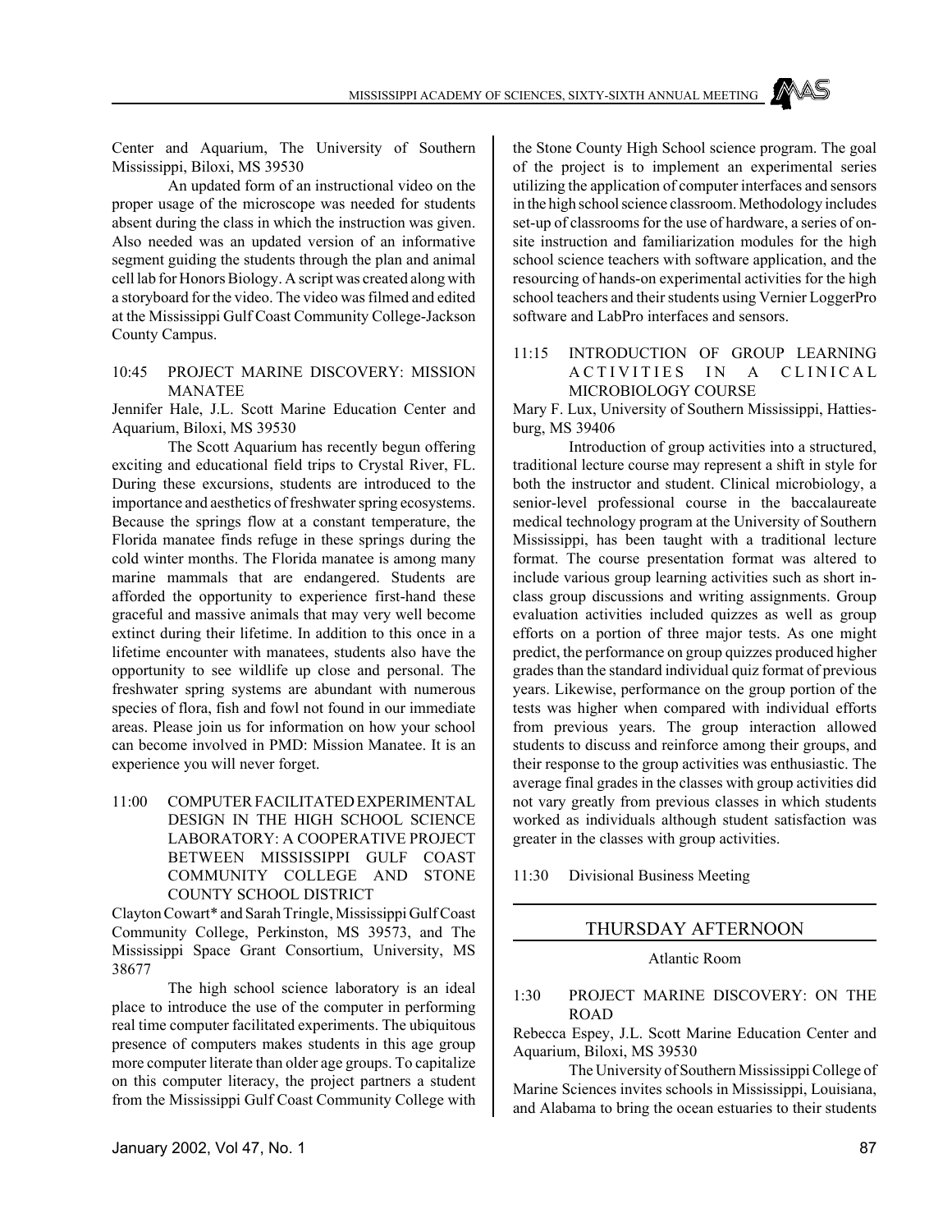Center and Aquarium, The University of Southern Mississippi, Biloxi, MS 39530

An updated form of an instructional video on the proper usage of the microscope was needed for students absent during the class in which the instruction was given. Also needed was an updated version of an informative segment guiding the students through the plan and animal cell lab for Honors Biology. A script was created along with a storyboard for the video. The video was filmed and edited at the Mississippi Gulf Coast Community College-Jackson County Campus.

10:45 PROJECT MARINE DISCOVERY: MISSION MANATEE

Jennifer Hale, J.L. Scott Marine Education Center and Aquarium, Biloxi, MS 39530

The Scott Aquarium has recently begun offering exciting and educational field trips to Crystal River, FL. During these excursions, students are introduced to the importance and aesthetics of freshwater spring ecosystems. Because the springs flow at a constant temperature, the Florida manatee finds refuge in these springs during the cold winter months. The Florida manatee is among many marine mammals that are endangered. Students are afforded the opportunity to experience first-hand these graceful and massive animals that may very well become extinct during their lifetime. In addition to this once in a lifetime encounter with manatees, students also have the opportunity to see wildlife up close and personal. The freshwater spring systems are abundant with numerous species of flora, fish and fowl not found in our immediate areas. Please join us for information on how your school can become involved in PMD: Mission Manatee. It is an experience you will never forget.

11:00 COMPUTER FACILITATED EXPERIMENTAL DESIGN IN THE HIGH SCHOOL SCIENCE LABORATORY: A COOPERATIVE PROJECT BETWEEN MISSISSIPPI GULF COAST COMMUNITY COLLEGE AND STONE COUNTY SCHOOL DISTRICT

Clayton Cowart* and Sarah Tringle, Mississippi Gulf Coast Community College, Perkinston, MS 39573, and The Mississippi Space Grant Consortium, University, MS 38677

The high school science laboratory is an ideal place to introduce the use of the computer in performing real time computer facilitated experiments. The ubiquitous presence of computers makes students in this age group more computer literate than older age groups. To capitalize on this computer literacy, the project partners a student from the Mississippi Gulf Coast Community College with the Stone County High School science program. The goal of the project is to implement an experimental series utilizing the application of computer interfaces and sensors in the high school science classroom. Methodology includes set-up of classrooms for the use of hardware, a series of on-site instruction and familiarization modules for the high school science teachers with software application, and the resourcing of hands-on experimental activities for the high school teachers and their students using Vernier LoggerPro software and LabPro interfaces and sensors.

11:15 INTRODUCTION OF GROUP LEARNING ACTIVITIES IN A CLINICAL MICROBIOLOGY COURSE

Mary F. Lux, University of Southern Mississippi, Hattiesburg, MS 39406

Introduction of group activities into a structured, traditional lecture course may represent a shift in style for both the instructor and student. Clinical microbiology, a senior-level professional course in the baccalaureate medical technology program at the University of Southern Mississippi, has been taught with a traditional lecture format. The course presentation format was altered to include various group learning activities such as short in-class group discussions and writing assignments. Group evaluation activities included quizzes as well as group efforts on a portion of three major tests. As one might predict, the performance on group quizzes produced higher grades than the standard individual quiz format of previous years. Likewise, performance on the group portion of the tests was higher when compared with individual efforts from previous years. The group interaction allowed students to discuss and reinforce among their groups, and their response to the group activities was enthusiastic. The average final grades in the classes with group activities did not vary greatly from previous classes in which students worked as individuals although student satisfaction was greater in the classes with group activities.

11:30 Divisional Business Meeting

## THURSDAY AFTERNOON

Atlantic Room

1:30 PROJECT MARINE DISCOVERY: ON THE ROAD

Rebecca Espey, J.L. Scott Marine Education Center and Aquarium, Biloxi, MS 39530

The University of Southern Mississippi College of Marine Sciences invites schools in Mississippi, Louisiana, and Alabama to bring the ocean estuaries to their students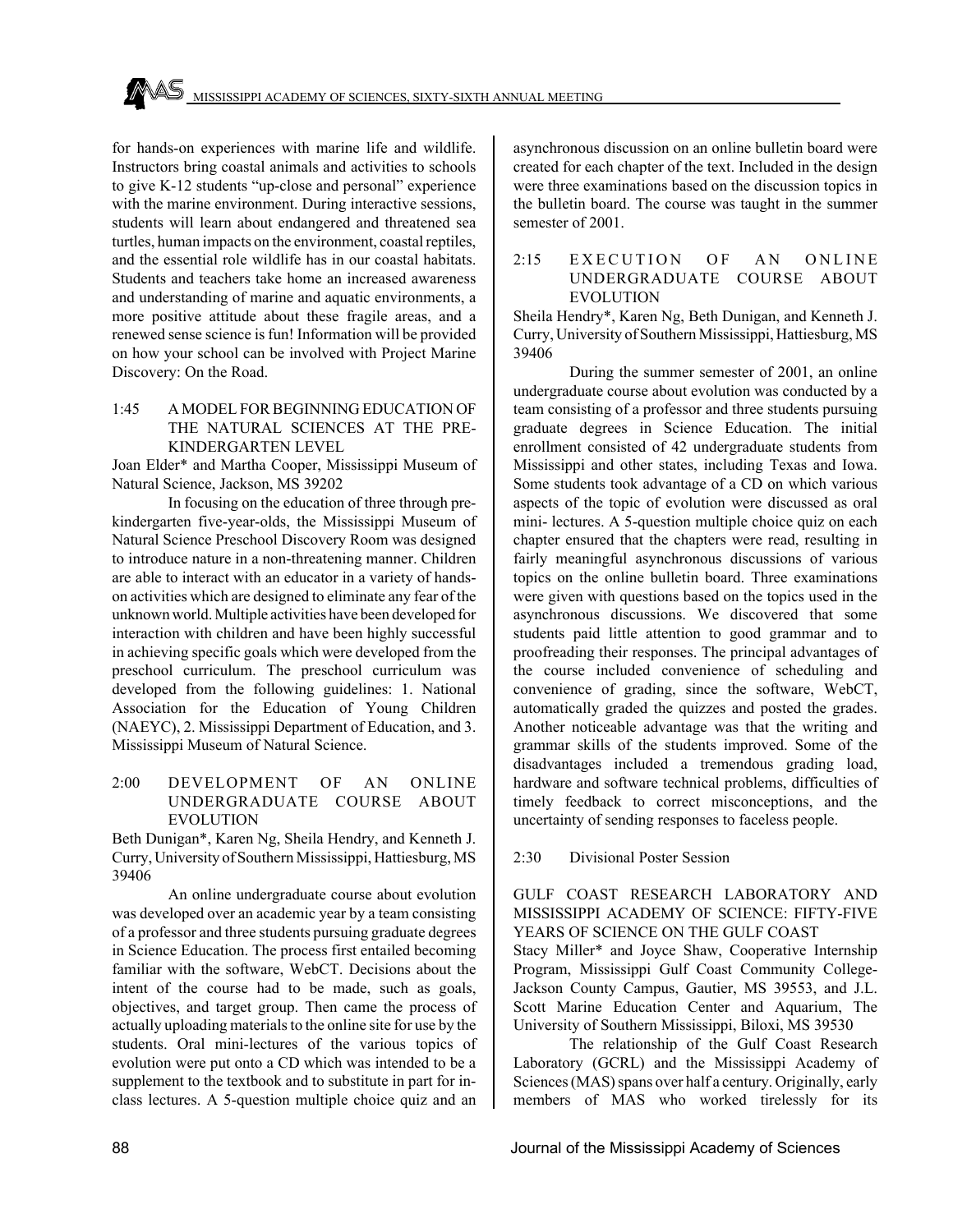for hands-on experiences with marine life and wildlife. Instructors bring coastal animals and activities to schools to give K-12 students "up-close and personal" experience with the marine environment. During interactive sessions, students will learn about endangered and threatened sea turtles, human impacts on the environment, coastal reptiles, and the essential role wildlife has in our coastal habitats. Students and teachers take home an increased awareness and understanding of marine and aquatic environments, a more positive attitude about these fragile areas, and a renewed sense science is fun! Information will be provided on how your school can be involved with Project Marine Discovery: On the Road.

### 1:45 A MODEL FOR BEGINNING EDUCATION OF THE NATURAL SCIENCES AT THE PRE-KINDERGARTEN LEVEL

Joan Elder* and Martha Cooper, Mississippi Museum of Natural Science, Jackson, MS 39202

In focusing on the education of three through pre-kindergarten five-year-olds, the Mississippi Museum of Natural Science Preschool Discovery Room was designed to introduce nature in a non-threatening manner. Children are able to interact with an educator in a variety of hands-on activities which are designed to eliminate any fear of the unknown world. Multiple activities have been developed for interaction with children and have been highly successful in achieving specific goals which were developed from the preschool curriculum. The preschool curriculum was developed from the following guidelines: 1. National Association for the Education of Young Children (NAEYC), 2. Mississippi Department of Education, and 3. Mississippi Museum of Natural Science.

### 2:00 DEVELOPMENT OF AN ONLINE UNDERGRADUATE COURSE ABOUT EVOLUTION

Beth Dunigan*, Karen Ng, Sheila Hendry, and Kenneth J. Curry, University of Southern Mississippi, Hattiesburg, MS 39406

An online undergraduate course about evolution was developed over an academic year by a team consisting of a professor and three students pursuing graduate degrees in Science Education. The process first entailed becoming familiar with the software, WebCT. Decisions about the intent of the course had to be made, such as goals, objectives, and target group. Then came the process of actually uploading materials to the online site for use by the students. Oral mini-lectures of the various topics of evolution were put onto a CD which was intended to be a supplement to the textbook and to substitute in part for in-class lectures. A 5-question multiple choice quiz and an asynchronous discussion on an online bulletin board were created for each chapter of the text. Included in the design were three examinations based on the discussion topics in the bulletin board. The course was taught in the summer semester of 2001.

### 2:15 EXECUTION OF AN ONLINE UNDERGRADUATE COURSE ABOUT EVOLUTION

Sheila Hendry*, Karen Ng, Beth Dunigan, and Kenneth J. Curry, University of Southern Mississippi, Hattiesburg, MS 39406

During the summer semester of 2001, an online undergraduate course about evolution was conducted by a team consisting of a professor and three students pursuing graduate degrees in Science Education. The initial enrollment consisted of 42 undergraduate students from Mississippi and other states, including Texas and Iowa. Some students took advantage of a CD on which various aspects of the topic of evolution were discussed as oral mini- lectures. A 5-question multiple choice quiz on each chapter ensured that the chapters were read, resulting in fairly meaningful asynchronous discussions of various topics on the online bulletin board. Three examinations were given with questions based on the topics used in the asynchronous discussions. We discovered that some students paid little attention to good grammar and to proofreading their responses. The principal advantages of the course included convenience of scheduling and convenience of grading, since the software, WebCT, automatically graded the quizzes and posted the grades. Another noticeable advantage was that the writing and grammar skills of the students improved. Some of the disadvantages included a tremendous grading load, hardware and software technical problems, difficulties of timely feedback to correct misconceptions, and the uncertainty of sending responses to faceless people.

### 2:30 Divisional Poster Session

### GULF COAST RESEARCH LABORATORY AND MISSISSIPPI ACADEMY OF SCIENCE: FIFTY-FIVE YEARS OF SCIENCE ON THE GULF COAST

Stacy Miller* and Joyce Shaw, Cooperative Internship Program, Mississippi Gulf Coast Community College-Jackson County Campus, Gautier, MS 39553, and J.L. Scott Marine Education Center and Aquarium, The University of Southern Mississippi, Biloxi, MS 39530

The relationship of the Gulf Coast Research Laboratory (GCRL) and the Mississippi Academy of Sciences (MAS) spans over half a century. Originally, early members of MAS who worked tirelessly for its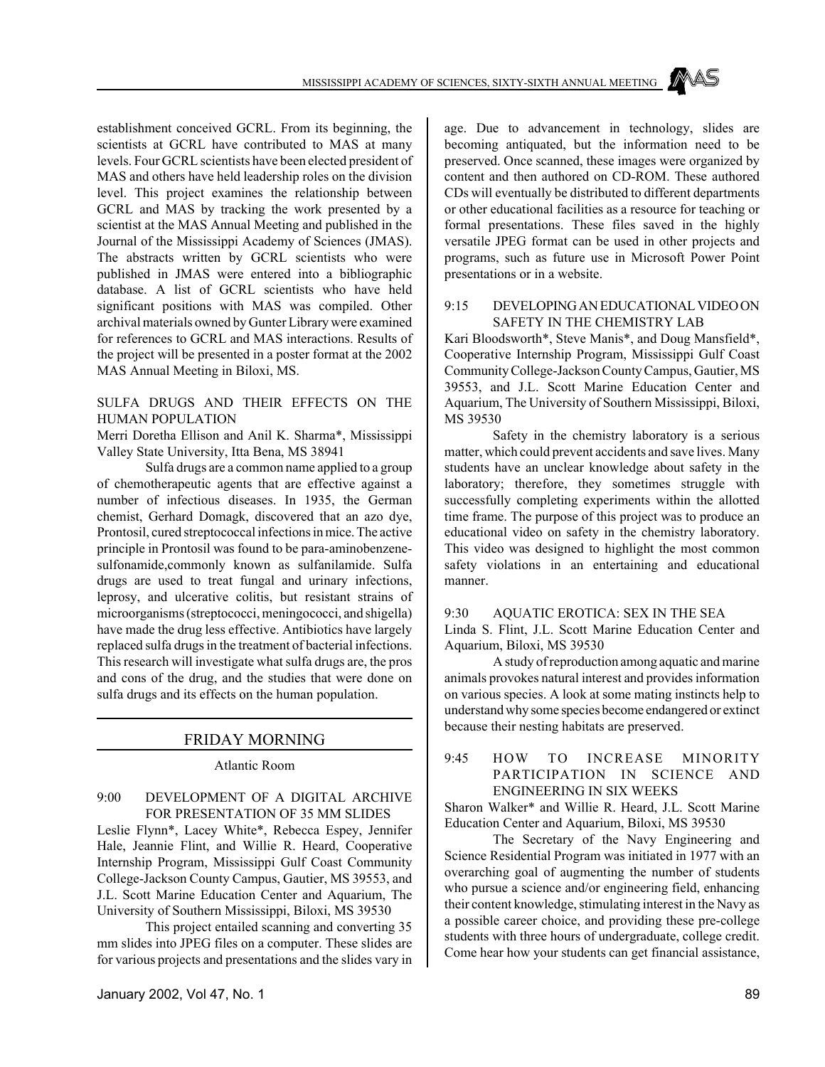establishment conceived GCRL. From its beginning, the scientists at GCRL have contributed to MAS at many levels. Four GCRL scientists have been elected president of MAS and others have held leadership roles on the division level. This project examines the relationship between GCRL and MAS by tracking the work presented by a scientist at the MAS Annual Meeting and published in the Journal of the Mississippi Academy of Sciences (JMAS). The abstracts written by GCRL scientists who were published in JMAS were entered into a bibliographic database. A list of GCRL scientists who have held significant positions with MAS was compiled. Other archival materials owned by Gunter Library were examined for references to GCRL and MAS interactions. Results of the project will be presented in a poster format at the 2002 MAS Annual Meeting in Biloxi, MS.

SULFA DRUGS AND THEIR EFFECTS ON THE HUMAN POPULATION

Merri Doretha Ellison and Anil K. Sharma*, Mississippi Valley State University, Itta Bena, MS 38941

Sulfa drugs are a common name applied to a group of chemotherapeutic agents that are effective against a number of infectious diseases. In 1935, the German chemist, Gerhard Domagk, discovered that an azo dye, Prontosil, cured streptococcal infections in mice. The active principle in Prontosil was found to be para-aminobenzene-sulfonamide,commonly known as sulfanilamide. Sulfa drugs are used to treat fungal and urinary infections, leprosy, and ulcerative colitis, but resistant strains of microorganisms (streptococci, meningococci, and shigella) have made the drug less effective. Antibiotics have largely replaced sulfa drugs in the treatment of bacterial infections. This research will investigate what sulfa drugs are, the pros and cons of the drug, and the studies that were done on sulfa drugs and its effects on the human population.

## FRIDAY MORNING

Atlantic Room

9:00 DEVELOPMENT OF A DIGITAL ARCHIVE FOR PRESENTATION OF 35 MM SLIDES

Leslie Flynn*, Lacey White*, Rebecca Espey, Jennifer Hale, Jeannie Flint, and Willie R. Heard, Cooperative Internship Program, Mississippi Gulf Coast Community College-Jackson County Campus, Gautier, MS 39553, and J.L. Scott Marine Education Center and Aquarium, The University of Southern Mississippi, Biloxi, MS 39530

This project entailed scanning and converting 35 mm slides into JPEG files on a computer. These slides are for various projects and presentations and the slides vary in age. Due to advancement in technology, slides are becoming antiquated, but the information need to be preserved. Once scanned, these images were organized by content and then authored on CD-ROM. These authored CDs will eventually be distributed to different departments or other educational facilities as a resource for teaching or formal presentations. These files saved in the highly versatile JPEG format can be used in other projects and programs, such as future use in Microsoft Power Point presentations or in a website.

9:15 DEVELOPING AN EDUCATIONAL VIDEO ON SAFETY IN THE CHEMISTRY LAB

Kari Bloodsworth*, Steve Manis*, and Doug Mansfield*, Cooperative Internship Program, Mississippi Gulf Coast Community College-Jackson County Campus, Gautier, MS 39553, and J.L. Scott Marine Education Center and Aquarium, The University of Southern Mississippi, Biloxi, MS 39530

Safety in the chemistry laboratory is a serious matter, which could prevent accidents and save lives. Many students have an unclear knowledge about safety in the laboratory; therefore, they sometimes struggle with successfully completing experiments within the allotted time frame. The purpose of this project was to produce an educational video on safety in the chemistry laboratory. This video was designed to highlight the most common safety violations in an entertaining and educational manner.

9:30 AQUATIC EROTICA: SEX IN THE SEA

Linda S. Flint, J.L. Scott Marine Education Center and Aquarium, Biloxi, MS 39530

A study of reproduction among aquatic and marine animals provokes natural interest and provides information on various species. A look at some mating instincts help to understand why some species become endangered or extinct because their nesting habitats are preserved.

9:45 HOW TO INCREASE MINORITY PARTICIPATION IN SCIENCE AND ENGINEERING IN SIX WEEKS

Sharon Walker* and Willie R. Heard, J.L. Scott Marine Education Center and Aquarium, Biloxi, MS 39530

The Secretary of the Navy Engineering and Science Residential Program was initiated in 1977 with an overarching goal of augmenting the number of students who pursue a science and/or engineering field, enhancing their content knowledge, stimulating interest in the Navy as a possible career choice, and providing these pre-college students with three hours of undergraduate, college credit. Come hear how your students can get financial assistance,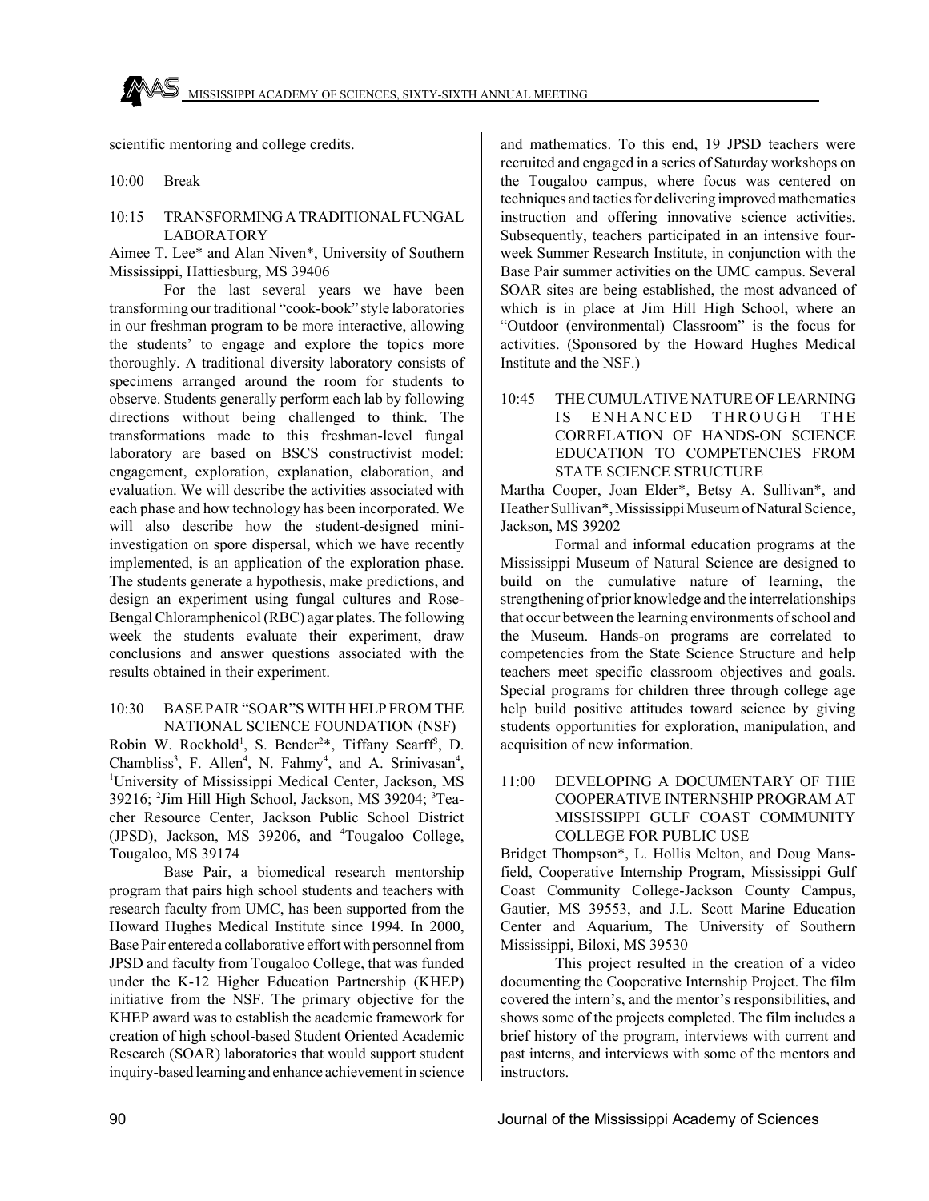scientific mentoring and college credits.

10:00 Break

10:15 TRANSFORMING A TRADITIONAL FUNGAL LABORATORY

Aimee T. Lee* and Alan Niven*, University of Southern Mississippi, Hattiesburg, MS 39406

For the last several years we have been transforming our traditional "cook-book" style laboratories in our freshman program to be more interactive, allowing the students' to engage and explore the topics more thoroughly. A traditional diversity laboratory consists of specimens arranged around the room for students to observe. Students generally perform each lab by following directions without being challenged to think. The transformations made to this freshman-level fungal laboratory are based on BSCS constructivist model: engagement, exploration, explanation, elaboration, and evaluation. We will describe the activities associated with each phase and how technology has been incorporated. We will also describe how the student-designed mini-investigation on spore dispersal, which we have recently implemented, is an application of the exploration phase. The students generate a hypothesis, make predictions, and design an experiment using fungal cultures and Rose-Bengal Chloramphenicol (RBC) agar plates. The following week the students evaluate their experiment, draw conclusions and answer questions associated with the results obtained in their experiment.

10:30 BASE PAIR "SOAR"S WITH HELP FROM THE NATIONAL SCIENCE FOUNDATION (NSF)

Robin W. Rockhold[1], S. Bender[2]*, Tiffany Scarff[3], D. Chambliss[3], F. Allen[4], N. Fahmy[4], and A. Srinivasan[4], [1]University of Mississippi Medical Center, Jackson, MS 39216; [2]Jim Hill High School, Jackson, MS 39204; [3]Teacher Resource Center, Jackson Public School District (JPSD), Jackson, MS 39206, and [4]Tougaloo College, Tougaloo, MS 39174

Base Pair, a biomedical research mentorship program that pairs high school students and teachers with research faculty from UMC, has been supported from the Howard Hughes Medical Institute since 1994. In 2000, Base Pair entered a collaborative effort with personnel from JPSD and faculty from Tougaloo College, that was funded under the K-12 Higher Education Partnership (KHEP) initiative from the NSF. The primary objective for the KHEP award was to establish the academic framework for creation of high school-based Student Oriented Academic Research (SOAR) laboratories that would support student inquiry-based learning and enhance achievement in science and mathematics. To this end, 19 JPSD teachers were recruited and engaged in a series of Saturday workshops on the Tougaloo campus, where focus was centered on techniques and tactics for delivering improved mathematics instruction and offering innovative science activities. Subsequently, teachers participated in an intensive four-week Summer Research Institute, in conjunction with the Base Pair summer activities on the UMC campus. Several SOAR sites are being established, the most advanced of which is in place at Jim Hill High School, where an "Outdoor (environmental) Classroom" is the focus for activities. (Sponsored by the Howard Hughes Medical Institute and the NSF.)

10:45 THE CUMULATIVE NATURE OF LEARNING IS ENHANCED THROUGH THE CORRELATION OF HANDS-ON SCIENCE EDUCATION TO COMPETENCIES FROM STATE SCIENCE STRUCTURE

Martha Cooper, Joan Elder*, Betsy A. Sullivan*, and Heather Sullivan*, Mississippi Museum of Natural Science, Jackson, MS 39202

Formal and informal education programs at the Mississippi Museum of Natural Science are designed to build on the cumulative nature of learning, the strengthening of prior knowledge and the interrelationships that occur between the learning environments of school and the Museum. Hands-on programs are correlated to competencies from the State Science Structure and help teachers meet specific classroom objectives and goals. Special programs for children three through college age help build positive attitudes toward science by giving students opportunities for exploration, manipulation, and acquisition of new information.

11:00 DEVELOPING A DOCUMENTARY OF THE COOPERATIVE INTERNSHIP PROGRAM AT MISSISSIPPI GULF COAST COMMUNITY COLLEGE FOR PUBLIC USE

Bridget Thompson*, L. Hollis Melton, and Doug Mansfield, Cooperative Internship Program, Mississippi Gulf Coast Community College-Jackson County Campus, Gautier, MS 39553, and J.L. Scott Marine Education Center and Aquarium, The University of Southern Mississippi, Biloxi, MS 39530

This project resulted in the creation of a video documenting the Cooperative Internship Project. The film covered the intern's, and the mentor's responsibilities, and shows some of the projects completed. The film includes a brief history of the program, interviews with current and past interns, and interviews with some of the mentors and instructors.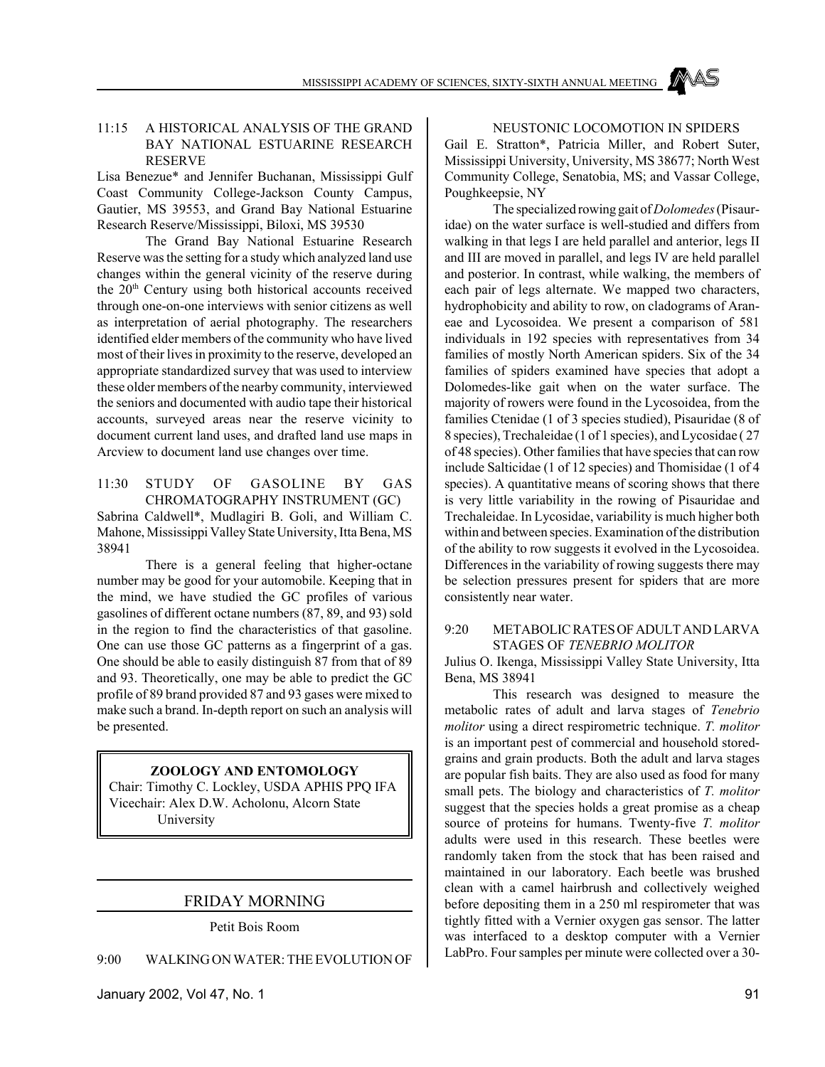11:15 A HISTORICAL ANALYSIS OF THE GRAND BAY NATIONAL ESTUARINE RESEARCH RESERVE

Lisa Benezue* and Jennifer Buchanan, Mississippi Gulf Coast Community College-Jackson County Campus, Gautier, MS 39553, and Grand Bay National Estuarine Research Reserve/Mississippi, Biloxi, MS 39530

The Grand Bay National Estuarine Research Reserve was the setting for a study which analyzed land use changes within the general vicinity of the reserve during the 20th Century using both historical accounts received through one-on-one interviews with senior citizens as well as interpretation of aerial photography. The researchers identified elder members of the community who have lived most of their lives in proximity to the reserve, developed an appropriate standardized survey that was used to interview these older members of the nearby community, interviewed the seniors and documented with audio tape their historical accounts, surveyed areas near the reserve vicinity to document current land uses, and drafted land use maps in Arcview to document land use changes over time.

11:30 STUDY OF GASOLINE BY GAS CHROMATOGRAPHY INSTRUMENT (GC)

Sabrina Caldwell*, Mudlagiri B. Goli, and William C. Mahone, Mississippi Valley State University, Itta Bena, MS 38941

There is a general feeling that higher-octane number may be good for your automobile. Keeping that in the mind, we have studied the GC profiles of various gasolines of different octane numbers (87, 89, and 93) sold in the region to find the characteristics of that gasoline. One can use those GC patterns as a fingerprint of a gas. One should be able to easily distinguish 87 from that of 89 and 93. Theoretically, one may be able to predict the GC profile of 89 brand provided 87 and 93 gases were mixed to make such a brand. In-depth report on such an analysis will be presented.

## ZOOLOGY AND ENTOMOLOGY

Chair: Timothy C. Lockley, USDA APHIS PPQ IFA
Vicechair: Alex D.W. Acholonu, Alcorn State University

## FRIDAY MORNING

Petit Bois Room

9:00 WALKING ON WATER: THE EVOLUTION OF NEUSTONIC LOCOMOTION IN SPIDERS

Gail E. Stratton*, Patricia Miller, and Robert Suter, Mississippi University, University, MS 38677; North West Community College, Senatobia, MS; and Vassar College, Poughkeepsie, NY

The specialized rowing gait of *Dolomedes* (Pisauridae) on the water surface is well-studied and differs from walking in that legs I are held parallel and anterior, legs II and III are moved in parallel, and legs IV are held parallel and posterior. In contrast, while walking, the members of each pair of legs alternate. We mapped two characters, hydrophobicity and ability to row, on cladograms of Araneae and Lycosoidea. We present a comparison of 581 individuals in 192 species with representatives from 34 families of mostly North American spiders. Six of the 34 families of spiders examined have species that adopt a Dolomedes-like gait when on the water surface. The majority of rowers were found in the Lycosoidea, from the families Ctenidae (1 of 3 species studied), Pisauridae (8 of 8 species), Trechaleidae (1 of 1 species), and Lycosidae ( 27 of 48 species). Other families that have species that can row include Salticidae (1 of 12 species) and Thomisidae (1 of 4 species). A quantitative means of scoring shows that there is very little variability in the rowing of Pisauridae and Trechaleidae. In Lycosidae, variability is much higher both within and between species. Examination of the distribution of the ability to row suggests it evolved in the Lycosoidea. Differences in the variability of rowing suggests there may be selection pressures present for spiders that are more consistently near water.

9:20 METABOLIC RATES OF ADULT AND LARVA STAGES OF *TENEBRIO MOLITOR*

Julius O. Ikenga, Mississippi Valley State University, Itta Bena, MS 38941

This research was designed to measure the metabolic rates of adult and larva stages of *Tenebrio molitor* using a direct respirometric technique. *T. molitor* is an important pest of commercial and household stored-grains and grain products. Both the adult and larva stages are popular fish baits. They are also used as food for many small pets. The biology and characteristics of *T. molitor* suggest that the species holds a great promise as a cheap source of proteins for humans. Twenty-five *T. molitor* adults were used in this research. These beetles were randomly taken from the stock that has been raised and maintained in our laboratory. Each beetle was brushed clean with a camel hairbrush and collectively weighed before depositing them in a 250 ml respirometer that was tightly fitted with a Vernier oxygen gas sensor. The latter was interfaced to a desktop computer with a Vernier LabPro. Four samples per minute were collected over a 30-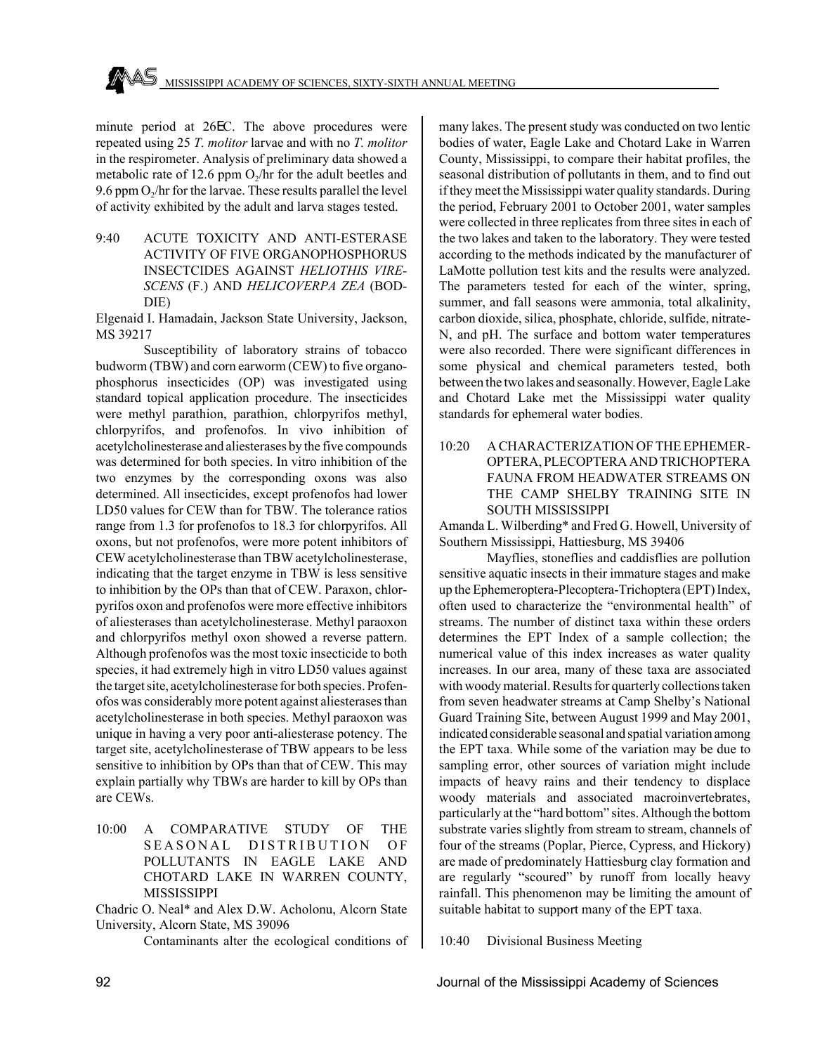minute period at 26EC. The above procedures were repeated using 25 *T. molitor* larvae and with no *T. molitor* in the respirometer. Analysis of preliminary data showed a metabolic rate of 12.6 ppm $O_2$/hr for the adult beetles and 9.6 ppm $O_2$/hr for the larvae. These results parallel the level of activity exhibited by the adult and larva stages tested.

9:40 ACUTE TOXICITY AND ANTI-ESTERASE ACTIVITY OF FIVE ORGANOPHOSPHORUS INSECTCIDES AGAINST *HELIOTHIS VIRESCENS* (F.) AND *HELICOVERPA ZEA* (BODDIE)

Elgenaid I. Hamadain, Jackson State University, Jackson, MS 39217

Susceptibility of laboratory strains of tobacco budworm (TBW) and corn earworm (CEW) to five organophosphorus insecticides (OP) was investigated using standard topical application procedure. The insecticides were methyl parathion, parathion, chlorpyrifos methyl, chlorpyrifos, and profenofos. In vivo inhibition of acetylcholinesterase and aliesterases by the five compounds was determined for both species. In vitro inhibition of the two enzymes by the corresponding oxons was also determined. All insecticides, except profenofos had lower LD50 values for CEW than for TBW. The tolerance ratios range from 1.3 for profenofos to 18.3 for chlorpyrifos. All oxons, but not profenofos, were more potent inhibitors of CEW acetylcholinesterase than TBW acetylcholinesterase, indicating that the target enzyme in TBW is less sensitive to inhibition by the OPs than that of CEW. Paraxon, chlorpyrifos oxon and profenofos were more effective inhibitors of aliesterases than acetylcholinesterase. Methyl paraoxon and chlorpyrifos methyl oxon showed a reverse pattern. Although profenofos was the most toxic insecticide to both species, it had extremely high in vitro LD50 values against the target site, acetylcholinesterase for both species. Profenofos was considerably more potent against aliesterases than acetylcholinesterase in both species. Methyl paraoxon was unique in having a very poor anti-aliesterase potency. The target site, acetylcholinesterase of TBW appears to be less sensitive to inhibition by OPs than that of CEW. This may explain partially why TBWs are harder to kill by OPs than are CEWs.

10:00 A COMPARATIVE STUDY OF THE SEASONAL DISTRIBUTION OF POLLUTANTS IN EAGLE LAKE AND CHOTARD LAKE IN WARREN COUNTY, MISSISSIPPI

Chadric O. Neal* and Alex D.W. Acholonu, Alcorn State University, Alcorn State, MS 39096

Contaminants alter the ecological conditions of many lakes. The present study was conducted on two lentic bodies of water, Eagle Lake and Chotard Lake in Warren County, Mississippi, to compare their habitat profiles, the seasonal distribution of pollutants in them, and to find out if they meet the Mississippi water quality standards. During the period, February 2001 to October 2001, water samples were collected in three replicates from three sites in each of the two lakes and taken to the laboratory. They were tested according to the methods indicated by the manufacturer of LaMotte pollution test kits and the results were analyzed. The parameters tested for each of the winter, spring, summer, and fall seasons were ammonia, total alkalinity, carbon dioxide, silica, phosphate, chloride, sulfide, nitrate-N, and pH. The surface and bottom water temperatures were also recorded. There were significant differences in some physical and chemical parameters tested, both between the two lakes and seasonally. However, Eagle Lake and Chotard Lake met the Mississippi water quality standards for ephemeral water bodies.

10:20 A CHARACTERIZATION OF THE EPHEMEROPTERA, PLECOPTERA AND TRICHOPTERA FAUNA FROM HEADWATER STREAMS ON THE CAMP SHELBY TRAINING SITE IN SOUTH MISSISSIPPI

Amanda L. Wilberding* and Fred G. Howell, University of Southern Mississippi, Hattiesburg, MS 39406

Mayflies, stoneflies and caddisflies are pollution sensitive aquatic insects in their immature stages and make up the Ephemeroptera-Plecoptera-Trichoptera (EPT) Index, often used to characterize the "environmental health" of streams. The number of distinct taxa within these orders determines the EPT Index of a sample collection; the numerical value of this index increases as water quality increases. In our area, many of these taxa are associated with woody material. Results for quarterly collections taken from seven headwater streams at Camp Shelby's National Guard Training Site, between August 1999 and May 2001, indicated considerable seasonal and spatial variation among the EPT taxa. While some of the variation may be due to sampling error, other sources of variation might include impacts of heavy rains and their tendency to displace woody materials and associated macroinvertebrates, particularly at the "hard bottom" sites. Although the bottom substrate varies slightly from stream to stream, channels of four of the streams (Poplar, Pierce, Cypress, and Hickory) are made of predominately Hattiesburg clay formation and are regularly "scoured" by runoff from locally heavy rainfall. This phenomenon may be limiting the amount of suitable habitat to support many of the EPT taxa.

10:40 Divisional Business Meeting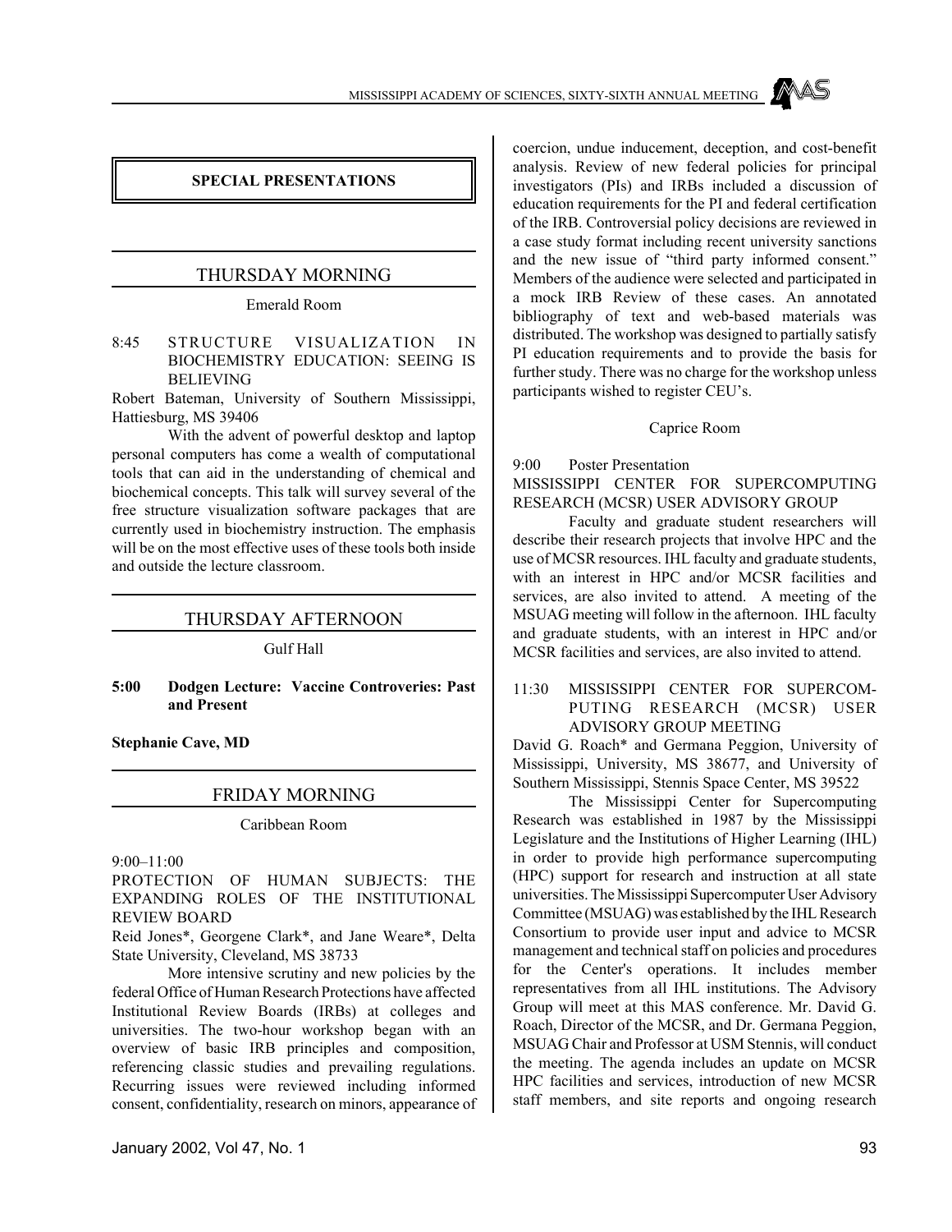## SPECIAL PRESENTATIONS

### THURSDAY MORNING

Emerald Room

8:45 STRUCTURE VISUALIZATION IN BIOCHEMISTRY EDUCATION: SEEING IS BELIEVING

Robert Bateman, University of Southern Mississippi, Hattiesburg, MS 39406

With the advent of powerful desktop and laptop personal computers has come a wealth of computational tools that can aid in the understanding of chemical and biochemical concepts. This talk will survey several of the free structure visualization software packages that are currently used in biochemistry instruction. The emphasis will be on the most effective uses of these tools both inside and outside the lecture classroom.

### THURSDAY AFTERNOON

Gulf Hall

**5:00 Dodgen Lecture: Vaccine Controversies: Past and Present**

**Stephanie Cave, MD**

### FRIDAY MORNING

Caribbean Room

9:00–11:00

PROTECTION OF HUMAN SUBJECTS: THE EXPANDING ROLES OF THE INSTITUTIONAL REVIEW BOARD

Reid Jones*, Georgene Clark*, and Jane Weare*, Delta State University, Cleveland, MS 38733

More intensive scrutiny and new policies by the federal Office of Human Research Protections have affected Institutional Review Boards (IRBs) at colleges and universities. The two-hour workshop began with an overview of basic IRB principles and composition, referencing classic studies and prevailing regulations. Recurring issues were reviewed including informed consent, confidentiality, research on minors, appearance of coercion, undue inducement, deception, and cost-benefit analysis. Review of new federal policies for principal investigators (PIs) and IRBs included a discussion of education requirements for the PI and federal certification of the IRB. Controversial policy decisions are reviewed in a case study format including recent university sanctions and the new issue of "third party informed consent." Members of the audience were selected and participated in a mock IRB Review of these cases. An annotated bibliography of text and web-based materials was distributed. The workshop was designed to partially satisfy PI education requirements and to provide the basis for further study. There was no charge for the workshop unless participants wished to register CEU's.

Caprice Room

9:00 Poster Presentation

MISSISSIPPI CENTER FOR SUPERCOMPUTING RESEARCH (MCSR) USER ADVISORY GROUP

Faculty and graduate student researchers will describe their research projects that involve HPC and the use of MCSR resources. IHL faculty and graduate students, with an interest in HPC and/or MCSR facilities and services, are also invited to attend. A meeting of the MSUAG meeting will follow in the afternoon. IHL faculty and graduate students, with an interest in HPC and/or MCSR facilities and services, are also invited to attend.

11:30 MISSISSIPPI CENTER FOR SUPERCOMPUTING RESEARCH (MCSR) USER ADVISORY GROUP MEETING

David G. Roach* and Germana Peggion, University of Mississippi, University, MS 38677, and University of Southern Mississippi, Stennis Space Center, MS 39522

The Mississippi Center for Supercomputing Research was established in 1987 by the Mississippi Legislature and the Institutions of Higher Learning (IHL) in order to provide high performance supercomputing (HPC) support for research and instruction at all state universities. The Mississippi Supercomputer User Advisory Committee (MSUAG) was established by the IHL Research Consortium to provide user input and advice to MCSR management and technical staff on policies and procedures for the Center's operations. It includes member representatives from all IHL institutions. The Advisory Group will meet at this MAS conference. Mr. David G. Roach, Director of the MCSR, and Dr. Germana Peggion, MSUAG Chair and Professor at USM Stennis, will conduct the meeting. The agenda includes an update on MCSR HPC facilities and services, introduction of new MCSR staff members, and site reports and ongoing research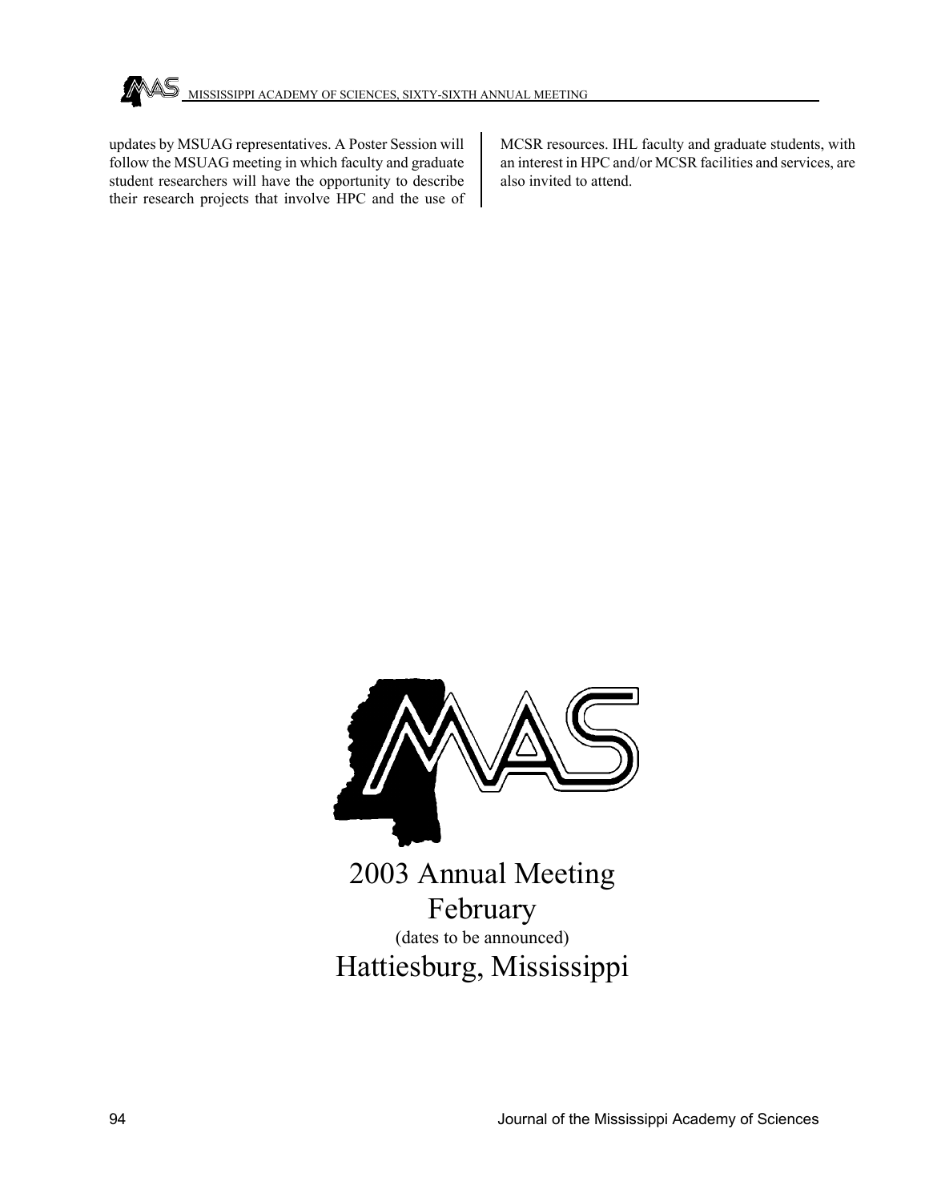updates by MSUAG representatives. A Poster Session will follow the MSUAG meeting in which faculty and graduate student researchers will have the opportunity to describe their research projects that involve HPC and the use of MCSR resources. IHL faculty and graduate students, with an interest in HPC and/or MCSR facilities and services, are also invited to attend.

# 2003 Annual Meeting

## February

(dates to be announced)

## Hattiesburg, Mississippi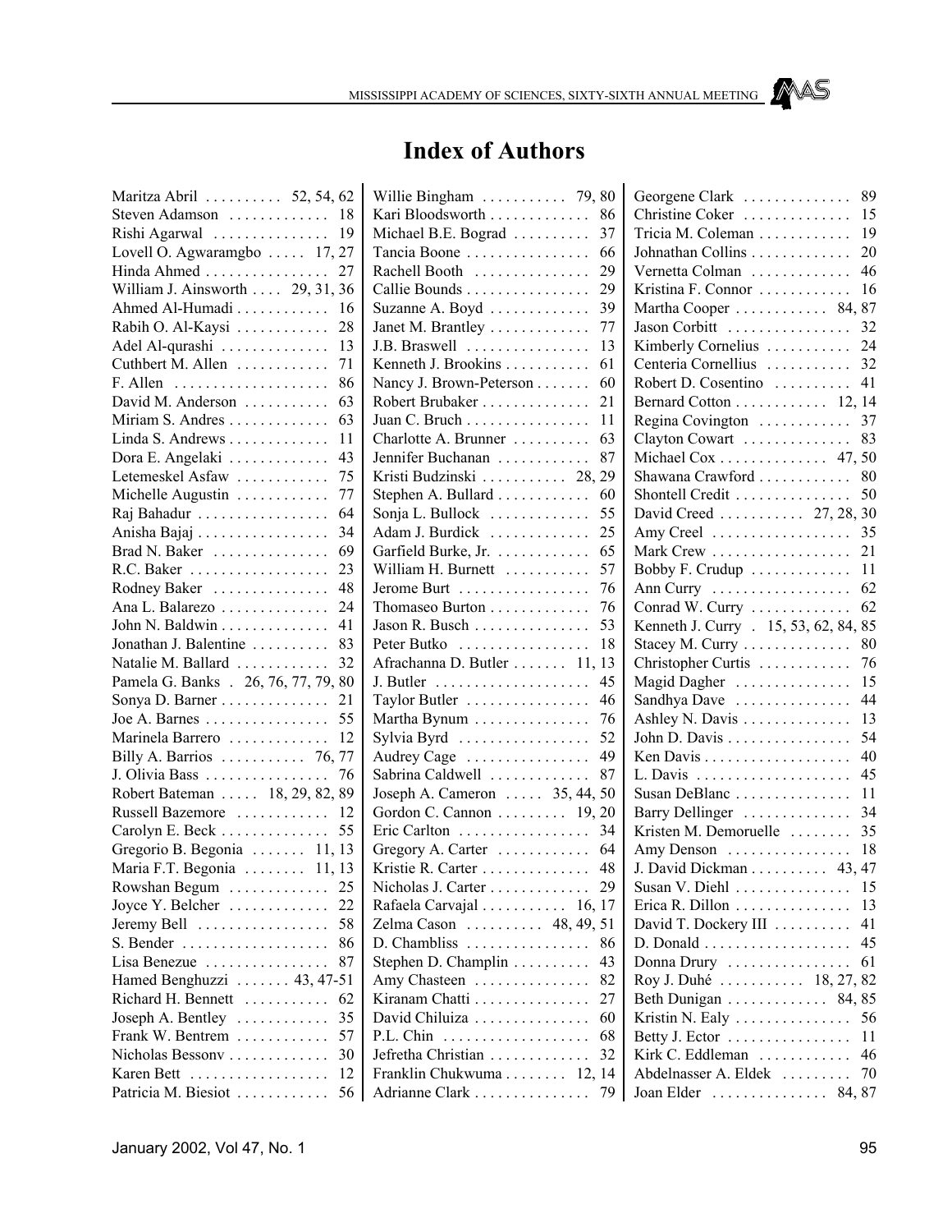# Index of Authors

Maritza Abril . . . . . . . . . . 52, 54, 62
Steven Adamson . . . . . . . . . . . . . 18
Rishi Agarwal . . . . . . . . . . . . . . . 19
Lovell O. Agwaramgbo . . . . . 17, 27
Hinda Ahmed . . . . . . . . . . . . . . . . 27
William J. Ainsworth . . . . 29, 31, 36
Ahmed Al-Humadi . . . . . . . . . . . . 16
Rabih O. Al-Kaysi . . . . . . . . . . . . 28
Adel Al-qurashi . . . . . . . . . . . . . 13
Cuthbert M. Allen . . . . . . . . . . . . 71
F. Allen . . . . . . . . . . . . . . . . . . . . 86
David M. Anderson . . . . . . . . . . . 63
Miriam S. Andres . . . . . . . . . . . . . 63
Linda S. Andrews . . . . . . . . . . . . . 11
Dora E. Angelaki . . . . . . . . . . . . . 43
Letemeskel Asfaw . . . . . . . . . . . . 75
Michelle Augustin . . . . . . . . . . . . 77
Raj Bahadur . . . . . . . . . . . . . . . . . 64
Anisha Bajaj . . . . . . . . . . . . . . . . . 34
Brad N. Baker . . . . . . . . . . . . . . . 69
R.C. Baker . . . . . . . . . . . . . . . . . . 23
Rodney Baker . . . . . . . . . . . . . . . 48
Ana L. Balarezo . . . . . . . . . . . . . . 24
John N. Baldwin . . . . . . . . . . . . . . 41
Jonathan J. Balentine . . . . . . . . . . 83
Natalie M. Ballard . . . . . . . . . . . . 32
Pamela G. Banks . 26, 76, 77, 79, 80
Sonya D. Barner . . . . . . . . . . . . . . 21
Joe A. Barnes . . . . . . . . . . . . . . . . 55
Marinela Barrero . . . . . . . . . . . . . 12
Billy A. Barrios . . . . . . . . . . . 76, 77
J. Olivia Bass . . . . . . . . . . . . . . . . 76
Robert Bateman . . . . . 18, 29, 82, 89
Russell Bazemore . . . . . . . . . . . . 12
Carolyn E. Beck . . . . . . . . . . . . . . 55
Gregorio B. Begonia . . . . . . . 11, 13
Maria F.T. Begonia . . . . . . . . 11, 13
Rowshan Begum . . . . . . . . . . . . . 25
Joyce Y. Belcher . . . . . . . . . . . . . 22
Jeremy Bell . . . . . . . . . . . . . . . . . 58
S. Bender . . . . . . . . . . . . . . . . . . . 86
Lisa Benezue . . . . . . . . . . . . . . . . 87
Hamed Benghuzzi . . . . . . . 43, 47-51
Richard H. Bennett . . . . . . . . . . . 62
Joseph A. Bentley . . . . . . . . . . . . 35
Frank W. Bentrem . . . . . . . . . . . . 57
Nicholas Bessonv . . . . . . . . . . . . . 30
Karen Bett . . . . . . . . . . . . . . . . . . 12
Patricia M. Biesiot . . . . . . . . . . . . 56
Willie Bingham . . . . . . . . . . . 79, 80
Kari Bloodsworth . . . . . . . . . . . . . 86
Michael B.E. Bograd . . . . . . . . . . 37
Tancia Boone . . . . . . . . . . . . . . . . 66
Rachell Booth . . . . . . . . . . . . . . . 29
Callie Bounds . . . . . . . . . . . . . . . . 29
Suzanne A. Boyd . . . . . . . . . . . . . 39
Janet M. Brantley . . . . . . . . . . . . . 77
J.B. Braswell . . . . . . . . . . . . . . . . 13
Kenneth J. Brookins . . . . . . . . . . . 61
Nancy J. Brown-Peterson . . . . . . . 60
Robert Brubaker . . . . . . . . . . . . . . 21
Juan C. Bruch . . . . . . . . . . . . . . . . 11
Charlotte A. Brunner . . . . . . . . . . 63
Jennifer Buchanan . . . . . . . . . . . . 87
Kristi Budzinski . . . . . . . . . . . 28, 29
Stephen A. Bullard . . . . . . . . . . . . 60
Sonja L. Bullock . . . . . . . . . . . . . 55
Adam J. Burdick . . . . . . . . . . . . . 25
Garfield Burke, Jr. . . . . . . . . . . . . 65
William H. Burnett . . . . . . . . . . . 57
Jerome Burt . . . . . . . . . . . . . . . . . 76
Thomaseo Burton . . . . . . . . . . . . . 76
Jason R. Busch . . . . . . . . . . . . . . . 53
Peter Butko . . . . . . . . . . . . . . . . . 18
Afrachanna D. Butler . . . . . . . 11, 13
J. Butler . . . . . . . . . . . . . . . . . . . . 45
Taylor Butler . . . . . . . . . . . . . . . . 46
Martha Bynum . . . . . . . . . . . . . . . 76
Sylvia Byrd . . . . . . . . . . . . . . . . . 52
Audrey Cage . . . . . . . . . . . . . . . . 49
Sabrina Caldwell . . . . . . . . . . . . . 87
Joseph A. Cameron . . . . . 35, 44, 50
Gordon C. Cannon . . . . . . . . . 19, 20
Eric Carlton . . . . . . . . . . . . . . . . . 34
Gregory A. Carter . . . . . . . . . . . . 64
Kristie R. Carter . . . . . . . . . . . . . . 48
Nicholas J. Carter . . . . . . . . . . . . . 29
Rafaela Carvajal . . . . . . . . . . . 16, 17
Zelma Cason . . . . . . . . . . 48, 49, 51
D. Chambliss . . . . . . . . . . . . . . . . 86
Stephen D. Champlin . . . . . . . . . . 43
Amy Chasteen . . . . . . . . . . . . . . . 82
Kiranam Chatti . . . . . . . . . . . . . . . 27
David Chiluiza . . . . . . . . . . . . . . . 60
P.L. Chin . . . . . . . . . . . . . . . . . . . 68
Jefretha Christian . . . . . . . . . . . . . 32
Franklin Chukwuma . . . . . . . . 12, 14
Adrianne Clark . . . . . . . . . . . . . . . 79
Georgene Clark . . . . . . . . . . . . . . 89
Christine Coker . . . . . . . . . . . . . . 15
Tricia M. Coleman . . . . . . . . . . . . 19
Johnathan Collins . . . . . . . . . . . . . 20
Vernetta Colman . . . . . . . . . . . . . 46
Kristina F. Connor . . . . . . . . . . . . 16
Martha Cooper . . . . . . . . . . . . 84, 87
Jason Corbitt . . . . . . . . . . . . . . . . 32
Kimberly Cornelius . . . . . . . . . . . 24
Centeria Cornellius . . . . . . . . . . . 32
Robert D. Cosentino . . . . . . . . . . 41
Bernard Cotton . . . . . . . . . . . . 12, 14
Regina Covington . . . . . . . . . . . . 37
Clayton Cowart . . . . . . . . . . . . . . 83
Michael Cox . . . . . . . . . . . . . . 47, 50
Shawana Crawford . . . . . . . . . . . . 80
Shontell Credit . . . . . . . . . . . . . . . 50
David Creed . . . . . . . . . . . 27, 28, 30
Amy Creel . . . . . . . . . . . . . . . . . . 35
Mark Crew . . . . . . . . . . . . . . . . . . 21
Bobby F. Crudup . . . . . . . . . . . . . 11
Ann Curry . . . . . . . . . . . . . . . . . . 62
Conrad W. Curry . . . . . . . . . . . . . 62
Kenneth J. Curry . 15, 53, 62, 84, 85
Stacey M. Curry . . . . . . . . . . . . . . 80
Christopher Curtis . . . . . . . . . . . . 76
Magid Dagher . . . . . . . . . . . . . . . 15
Sandhya Dave . . . . . . . . . . . . . . . 44
Ashley N. Davis . . . . . . . . . . . . . . 13
John D. Davis . . . . . . . . . . . . . . . . 54
Ken Davis . . . . . . . . . . . . . . . . . . . 40
L. Davis . . . . . . . . . . . . . . . . . . . . 45
Susan DeBlanc . . . . . . . . . . . . . . . 11
Barry Dellinger . . . . . . . . . . . . . . 34
Kristen M. Demoruelle . . . . . . . . 35
Amy Denson . . . . . . . . . . . . . . . . 18
J. David Dickman . . . . . . . . . . 43, 47
Susan V. Diehl . . . . . . . . . . . . . . . 15
Erica R. Dillon . . . . . . . . . . . . . . . 13
David T. Dockery III . . . . . . . . . . 41
D. Donald . . . . . . . . . . . . . . . . . . . 45
Donna Drury . . . . . . . . . . . . . . . . 61
Roy J. Duhé . . . . . . . . . . . 18, 27, 82
Beth Dunigan . . . . . . . . . . . . . 84, 85
Kristin N. Ealy . . . . . . . . . . . . . . . 56
Betty J. Ector . . . . . . . . . . . . . . . . 11
Kirk C. Eddleman . . . . . . . . . . . . 46
Abdelnasser A. Eldek . . . . . . . . . 70
Joan Elder . . . . . . . . . . . . . . . 84, 87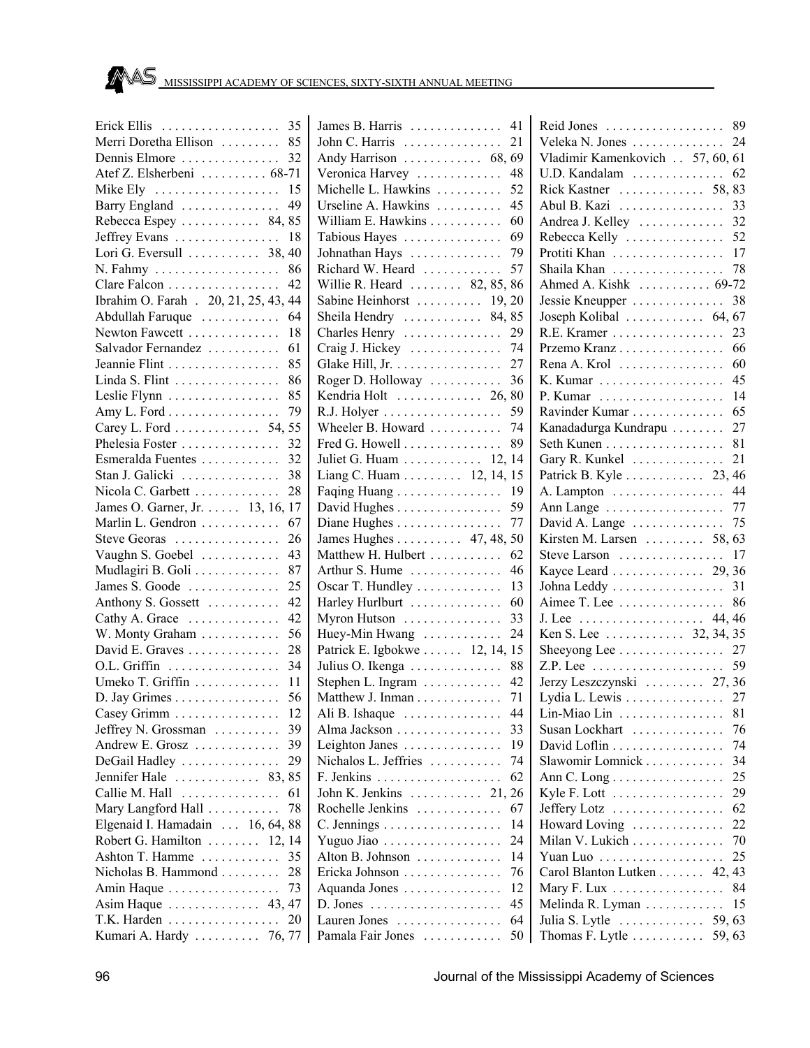Erick Ellis . . . . . . . . . . . . . . . . . . 35
Merri Doretha Ellison . . . . . . . . . 85
Dennis Elmore . . . . . . . . . . . . . . . 32
Atef Z. Elsherbeni . . . . . . . . . . 68-71
Mike Ely . . . . . . . . . . . . . . . . . . . 15
Barry England . . . . . . . . . . . . . . . 49
Rebecca Espey . . . . . . . . . . . . 84, 85
Jeffrey Evans . . . . . . . . . . . . . . . . 18
Lori G. Eversull . . . . . . . . . . . 38, 40
N. Fahmy . . . . . . . . . . . . . . . . . . . 86
Clare Falcon . . . . . . . . . . . . . . . . . 42
Ibrahim O. Farah . 20, 21, 25, 43, 44
Abdullah Faruque . . . . . . . . . . . . 64
Newton Fawcett . . . . . . . . . . . . . . 18
Salvador Fernandez . . . . . . . . . . . 61
Jeannie Flint . . . . . . . . . . . . . . . . . 85
Linda S. Flint . . . . . . . . . . . . . . . . 86
Leslie Flynn . . . . . . . . . . . . . . . . . 85
Amy L. Ford . . . . . . . . . . . . . . . . . 79
Carey L. Ford . . . . . . . . . . . . . 54, 55
Phelesia Foster . . . . . . . . . . . . . . . 32
Esmeralda Fuentes . . . . . . . . . . . . 32
Stan J. Galicki . . . . . . . . . . . . . . . 38
Nicola C. Garbett . . . . . . . . . . . . . 28
James O. Garner, Jr. . . . . . 13, 16, 17
Marlin L. Gendron . . . . . . . . . . . . 67
Steve Georas . . . . . . . . . . . . . . . . 26
Vaughn S. Goebel . . . . . . . . . . . . 43
Mudlagiri B. Goli . . . . . . . . . . . . . 87
James S. Goode . . . . . . . . . . . . . . 25
Anthony S. Gossett . . . . . . . . . . . 42
Cathy A. Grace . . . . . . . . . . . . . . 42
W. Monty Graham . . . . . . . . . . . . 56
David E. Graves . . . . . . . . . . . . . . 28
O.L. Griffin . . . . . . . . . . . . . . . . . 34
Umeko T. Griffin . . . . . . . . . . . . . 11
D. Jay Grimes . . . . . . . . . . . . . . . . 56
Casey Grimm . . . . . . . . . . . . . . . . 12
Jeffrey N. Grossman . . . . . . . . . . 39
Andrew E. Grosz . . . . . . . . . . . . . 39
DeGail Hadley . . . . . . . . . . . . . . . 29
Jennifer Hale . . . . . . . . . . . . . 83, 85
Callie M. Hall . . . . . . . . . . . . . . . 61
Mary Langford Hall . . . . . . . . . . . 78
Elgenaid I. Hamadain . . . 16, 64, 88
Robert G. Hamilton . . . . . . . . 12, 14
Ashton T. Hamme . . . . . . . . . . . . 35
Nicholas B. Hammond . . . . . . . . . 28
Amin Haque . . . . . . . . . . . . . . . . . 73
Asim Haque . . . . . . . . . . . . . . 43, 47
T.K. Harden . . . . . . . . . . . . . . . . . 20
Kumari A. Hardy . . . . . . . . . . 76, 77
James B. Harris . . . . . . . . . . . . . . 41
John C. Harris . . . . . . . . . . . . . . . 21
Andy Harrison . . . . . . . . . . . . 68, 69
Veronica Harvey . . . . . . . . . . . . . 48
Michelle L. Hawkins . . . . . . . . . . 52
Urseline A. Hawkins . . . . . . . . . . 45
William E. Hawkins . . . . . . . . . . . 60
Tabious Hayes . . . . . . . . . . . . . . . 69
Johnathan Hays . . . . . . . . . . . . . . 79
Richard W. Heard . . . . . . . . . . . . 57
Willie R. Heard . . . . . . . . 82, 85, 86
Sabine Heinhorst . . . . . . . . . . 19, 20
Sheila Hendry . . . . . . . . . . . . 84, 85
Charles Henry . . . . . . . . . . . . . . . 29
Craig J. Hickey . . . . . . . . . . . . . . 74
Glake Hill, Jr. . . . . . . . . . . . . . . . . 27
Roger D. Holloway . . . . . . . . . . . 36
Kendria Holt . . . . . . . . . . . . . 26, 80
R.J. Holyer . . . . . . . . . . . . . . . . . . 59
Wheeler B. Howard . . . . . . . . . . . 74
Fred G. Howell . . . . . . . . . . . . . . . 89
Juliet G. Huam . . . . . . . . . . . . 12, 14
Liang C. Huam . . . . . . . . . 12, 14, 15
Faqing Huang . . . . . . . . . . . . . . . . 19
David Hughes . . . . . . . . . . . . . . . . 59
Diane Hughes . . . . . . . . . . . . . . . . 77
James Hughes . . . . . . . . . . 47, 48, 50
Matthew H. Hulbert . . . . . . . . . . . 62
Arthur S. Hume . . . . . . . . . . . . . . 46
Oscar T. Hundley . . . . . . . . . . . . . 13
Harley Hurlburt . . . . . . . . . . . . . . 60
Myron Hutson . . . . . . . . . . . . . . . 33
Huey-Min Hwang . . . . . . . . . . . . 24
Patrick E. Igbokwe . . . . . . 12, 14, 15
Julius O. Ikenga . . . . . . . . . . . . . . 88
Stephen L. Ingram . . . . . . . . . . . . 42
Matthew J. Inman . . . . . . . . . . . . . 71
Ali B. Ishaque . . . . . . . . . . . . . . . 44
Alma Jackson . . . . . . . . . . . . . . . . 33
Leighton Janes . . . . . . . . . . . . . . . 19
Nichalos L. Jeffries . . . . . . . . . . . 74
F. Jenkins . . . . . . . . . . . . . . . . . . . 62
John K. Jenkins . . . . . . . . . . . 21, 26
Rochelle Jenkins . . . . . . . . . . . . . 67
C. Jennings . . . . . . . . . . . . . . . . . . 14
Yuguo Jiao . . . . . . . . . . . . . . . . . . 24
Alton B. Johnson . . . . . . . . . . . . . 14
Ericka Johnson . . . . . . . . . . . . . . . 76
Aquanda Jones . . . . . . . . . . . . . . . 12
D. Jones . . . . . . . . . . . . . . . . . . . . 45
Lauren Jones . . . . . . . . . . . . . . . . 64
Pamala Fair Jones . . . . . . . . . . . . 50
Reid Jones . . . . . . . . . . . . . . . . . . 89
Veleka N. Jones . . . . . . . . . . . . . . 24
Vladimir Kamenkovich . . 57, 60, 61
U.D. Kandalam . . . . . . . . . . . . . . 62
Rick Kastner . . . . . . . . . . . . . 58, 83
Abul B. Kazi . . . . . . . . . . . . . . . . 33
Andrea J. Kelley . . . . . . . . . . . . . 32
Rebecca Kelly . . . . . . . . . . . . . . . 52
Protiti Khan . . . . . . . . . . . . . . . . . 17
Shaila Khan . . . . . . . . . . . . . . . . . 78
Ahmed A. Kishk . . . . . . . . . . . 69-72
Jessie Kneupper . . . . . . . . . . . . . . 38
Joseph Kolibal . . . . . . . . . . . . 64, 67
R.E. Kramer . . . . . . . . . . . . . . . . . 23
Przemo Kranz . . . . . . . . . . . . . . . . 66
Rena A. Krol . . . . . . . . . . . . . . . . 60
K. Kumar . . . . . . . . . . . . . . . . . . . 45
P. Kumar . . . . . . . . . . . . . . . . . . . 14
Ravinder Kumar . . . . . . . . . . . . . . 65
Kanadadurga Kundrapu . . . . . . . . 27
Seth Kunen . . . . . . . . . . . . . . . . . . 81
Gary R. Kunkel . . . . . . . . . . . . . . 21
Patrick B. Kyle . . . . . . . . . . . . 23, 46
A. Lampton . . . . . . . . . . . . . . . . . 44
Ann Lange . . . . . . . . . . . . . . . . . . 77
David A. Lange . . . . . . . . . . . . . . 75
Kirsten M. Larsen . . . . . . . . . 58, 63
Steve Larson . . . . . . . . . . . . . . . . 17
Kayce Leard . . . . . . . . . . . . . . 29, 36
Johna Leddy . . . . . . . . . . . . . . . . . 31
Aimee T. Lee . . . . . . . . . . . . . . . . 86
J. Lee . . . . . . . . . . . . . . . . . . . 44, 46
Ken S. Lee . . . . . . . . . . . . 32, 34, 35
Sheeyong Lee . . . . . . . . . . . . . . . . 27
Z.P. Lee . . . . . . . . . . . . . . . . . . . . 59
Jerzy Leszczynski . . . . . . . . . 27, 36
Lydia L. Lewis . . . . . . . . . . . . . . . 27
Lin-Miao Lin . . . . . . . . . . . . . . . . 81
Susan Lockhart . . . . . . . . . . . . . . 76
David Loflin . . . . . . . . . . . . . . . . . 74
Slawomir Lomnick . . . . . . . . . . . . 34
Ann C. Long . . . . . . . . . . . . . . . . . 25
Kyle F. Lott . . . . . . . . . . . . . . . . . 29
Jeffery Lotz . . . . . . . . . . . . . . . . . 62
Howard Loving . . . . . . . . . . . . . . 22
Milan V. Lukich . . . . . . . . . . . . . . 70
Yuan Luo . . . . . . . . . . . . . . . . . . . 25
Carol Blanton Lutken . . . . . . . 42, 43
Mary F. Lux . . . . . . . . . . . . . . . . . 84
Melinda R. Lyman . . . . . . . . . . . . 15
Julia S. Lytle . . . . . . . . . . . . . 59, 63
Thomas F. Lytle . . . . . . . . . . . 59, 63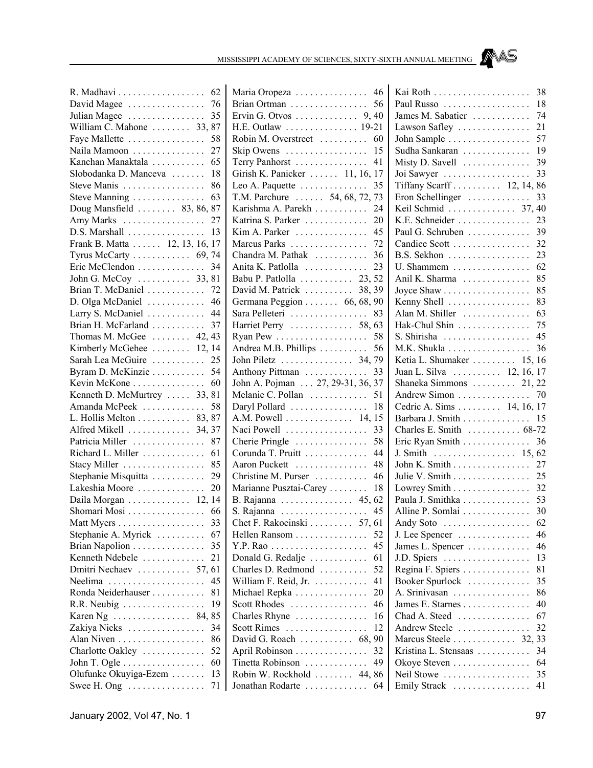R. Madhavi . . . . . . . . . . . . . . . . . . 62
David Magee . . . . . . . . . . . . . . . . 76
Julian Magee . . . . . . . . . . . . . . . . 35
William C. Mahone . . . . . . . . 33, 87
Faye Mallette . . . . . . . . . . . . . . . . 58
Naila Mamoon . . . . . . . . . . . . . . . 27
Kanchan Manaktala . . . . . . . . . . . 65
Slobodanka D. Manceva . . . . . . . 18
Steve Manis . . . . . . . . . . . . . . . . . 86
Steve Manning . . . . . . . . . . . . . . . 63
Doug Mansfield . . . . . . . . 83, 86, 87
Amy Marks . . . . . . . . . . . . . . . . . 27
D.S. Marshall . . . . . . . . . . . . . . . . 13
Frank B. Matta . . . . . . 12, 13, 16, 17
Tyrus McCarty . . . . . . . . . . . . 69, 74
Eric McClendon . . . . . . . . . . . . . . 34
John G. McCoy . . . . . . . . . . . 33, 81
Brian T. McDaniel . . . . . . . . . . . . 72
D. Olga McDaniel . . . . . . . . . . . . 46
Larry S. McDaniel . . . . . . . . . . . . 44
Brian H. McFarland . . . . . . . . . . . 37
Thomas M. McGee . . . . . . . . 42, 43
Kimberly McGehee . . . . . . . . 12, 14
Sarah Lea McGuire . . . . . . . . . . . 25
Byram D. McKinzie . . . . . . . . . . . 54
Kevin McKone . . . . . . . . . . . . . . . 60
Kenneth D. McMurtrey . . . . . 33, 81
Amanda McPeek . . . . . . . . . . . . . 58
L. Hollis Melton . . . . . . . . . . . 83, 87
Alfred Mikell . . . . . . . . . . . . . 34, 37
Patricia Miller . . . . . . . . . . . . . . . 87
Richard L. Miller . . . . . . . . . . . . . 61
Stacy Miller . . . . . . . . . . . . . . . . . 85
Stephanie Misquitta . . . . . . . . . . . 29
Lakeshia Moore . . . . . . . . . . . . . . 20
Daila Morgan . . . . . . . . . . . . . 12, 14
Shomari Mosi . . . . . . . . . . . . . . . . 66
Matt Myers . . . . . . . . . . . . . . . . . . 33
Stephanie A. Myrick . . . . . . . . . . 67
Brian Napolion . . . . . . . . . . . . . . . 35
Kenneth Ndebele . . . . . . . . . . . . . 21
Dmitri Nechaev . . . . . . . . . . . 57, 61
Neelima . . . . . . . . . . . . . . . . . . . . 45
Ronda Neiderhauser . . . . . . . . . . . 81
R.R. Neubig . . . . . . . . . . . . . . . . . 19
Karen Ng . . . . . . . . . . . . . . . . 84, 85
Zakiya Nicks . . . . . . . . . . . . . . . . 34
Alan Niven . . . . . . . . . . . . . . . . . . 86
Charlotte Oakley . . . . . . . . . . . . . 52
John T. Ogle . . . . . . . . . . . . . . . . . 60
Olufunke Okuyiga-Ezem . . . . . . . 13
Swee H. Ong . . . . . . . . . . . . . . . . 71
Maria Oropeza . . . . . . . . . . . . . . . 46
Brian Ortman . . . . . . . . . . . . . . . . 56
Ervin G. Otvos . . . . . . . . . . . . . 9, 40
H.E. Outlaw . . . . . . . . . . . . . . . 19-21
Robin M. Overstreet . . . . . . . . . . 60
Skip Owens . . . . . . . . . . . . . . . . . 15
Terry Panhorst . . . . . . . . . . . . . . . 41
Girish K. Panicker . . . . . . 11, 16, 17
Leo A. Paquette . . . . . . . . . . . . . . 35
T.M. Parchure . . . . . . 54, 68, 72, 73
Karishma A. Parekh . . . . . . . . . . . 24
Katrina S. Parker . . . . . . . . . . . . . 20
Kim A. Parker . . . . . . . . . . . . . . . 45
Marcus Parks . . . . . . . . . . . . . . . . 72
Chandra M. Pathak . . . . . . . . . . . 36
Anita K. Patlolla . . . . . . . . . . . . . 23
Babu P. Patlolla . . . . . . . . . . . 23, 52
David M. Patrick . . . . . . . . . . 38, 39
Germana Peggion . . . . . . . 66, 68, 90
Sara Pelleteri . . . . . . . . . . . . . . . . 83
Harriet Perry . . . . . . . . . . . . . 58, 63
Ryan Pew . . . . . . . . . . . . . . . . . . . 58
Andrea M.B. Phillips . . . . . . . . . . 56
John Piletz . . . . . . . . . . . . . . . 34, 79
Anthony Pittman . . . . . . . . . . . . . 33
John A. Pojman . . . 27, 29-31, 36, 37
Melanie C. Pollan . . . . . . . . . . . . 51
Daryl Pollard . . . . . . . . . . . . . . . . 18
A.M. Powell . . . . . . . . . . . . . . 14, 15
Naci Powell . . . . . . . . . . . . . . . . . 33
Cherie Pringle . . . . . . . . . . . . . . . 58
Corunda T. Pruitt . . . . . . . . . . . . . 44
Aaron Puckett . . . . . . . . . . . . . . . 48
Christine M. Purser . . . . . . . . . . . 46
Marianne Pusztai-Carey . . . . . . . . 18
B. Rajanna . . . . . . . . . . . . . . . 45, 62
S. Rajanna . . . . . . . . . . . . . . . . . . 45
Chet F. Rakocinski . . . . . . . . . 57, 61
Hellen Ransom . . . . . . . . . . . . . . . 52
Y.P. Rao . . . . . . . . . . . . . . . . . . . . 45
Donald G. Redalje . . . . . . . . . . . . 61
Charles D. Redmond . . . . . . . . . . 52
William F. Reid, Jr. . . . . . . . . . . . 41
Michael Repka . . . . . . . . . . . . . . . 20
Scott Rhodes . . . . . . . . . . . . . . . . 46
Charles Rhyne . . . . . . . . . . . . . . . 16
Scott Rimes . . . . . . . . . . . . . . . . . 12
David G. Roach . . . . . . . . . . . 68, 90
April Robinson . . . . . . . . . . . . . . . 32
Tinetta Robinson . . . . . . . . . . . . . 49
Robin W. Rockhold . . . . . . . . 44, 86
Jonathan Rodarte . . . . . . . . . . . . . 64
Kai Roth . . . . . . . . . . . . . . . . . . . . 38
Paul Russo . . . . . . . . . . . . . . . . . . 18
James M. Sabatier . . . . . . . . . . . . 74
Lawson Safley . . . . . . . . . . . . . . . 21
John Sample . . . . . . . . . . . . . . . . . 57
Sudha Sankaran . . . . . . . . . . . . . . 19
Misty D. Savell . . . . . . . . . . . . . . 39
Joi Sawyer . . . . . . . . . . . . . . . . . . 33
Tiffany Scarff . . . . . . . . . . 12, 14, 86
Eron Schellinger . . . . . . . . . . . . . 33
Keil Schmid . . . . . . . . . . . . . . 37, 40
K.E. Schneider . . . . . . . . . . . . . . . 23
Paul G. Schruben . . . . . . . . . . . . . 39
Candice Scott . . . . . . . . . . . . . . . . 32
B.S. Sekhon . . . . . . . . . . . . . . . . . 23
U. Shammem . . . . . . . . . . . . . . . . 62
Anil K. Sharma . . . . . . . . . . . . . . 85
Joyce Shaw . . . . . . . . . . . . . . . . . . 85
Kenny Shell . . . . . . . . . . . . . . . . . 83
Alan M. Shiller . . . . . . . . . . . . . . 63
Hak-Chul Shin . . . . . . . . . . . . . . . 75
S. Shirisha . . . . . . . . . . . . . . . . . . 45
M.K. Shukla . . . . . . . . . . . . . . . . . 36
Ketia L. Shumaker . . . . . . . . . 15, 16
Juan L. Silva . . . . . . . . . . 12, 16, 17
Shaneka Simmons . . . . . . . . . 21, 22
Andrew Simon . . . . . . . . . . . . . . . 70
Cedric A. Sims . . . . . . . . . 14, 16, 17
Barbara J. Smith . . . . . . . . . . . . . . 15
Charles E. Smith . . . . . . . . . . . 68-72
Eric Ryan Smith . . . . . . . . . . . . . . 36
J. Smith . . . . . . . . . . . . . . . . . 15, 62
John K. Smith . . . . . . . . . . . . . . . . 27
Julie V. Smith . . . . . . . . . . . . . . . . 25
Lowrey Smith . . . . . . . . . . . . . . . . 32
Paula J. Smithka . . . . . . . . . . . . . . 53
Alline P. Somlai . . . . . . . . . . . . . . 30
Andy Soto . . . . . . . . . . . . . . . . . . 62
J. Lee Spencer . . . . . . . . . . . . . . . 46
James L. Spencer . . . . . . . . . . . . . 46
J.D. Spiers . . . . . . . . . . . . . . . . . . 13
Regina F. Spiers . . . . . . . . . . . . . . 81
Booker Spurlock . . . . . . . . . . . . . 35
A. Srinivasan . . . . . . . . . . . . . . . . 86
James E. Starnes . . . . . . . . . . . . . . 40
Chad A. Steed . . . . . . . . . . . . . . . 67
Andrew Steele . . . . . . . . . . . . . . . 32
Marcus Steele . . . . . . . . . . . . . 32, 33
Kristina L. Stensaas . . . . . . . . . . . 34
Okoye Steven . . . . . . . . . . . . . . . . 64
Neil Stowe . . . . . . . . . . . . . . . . . . 35
Emily Strack . . . . . . . . . . . . . . . . 41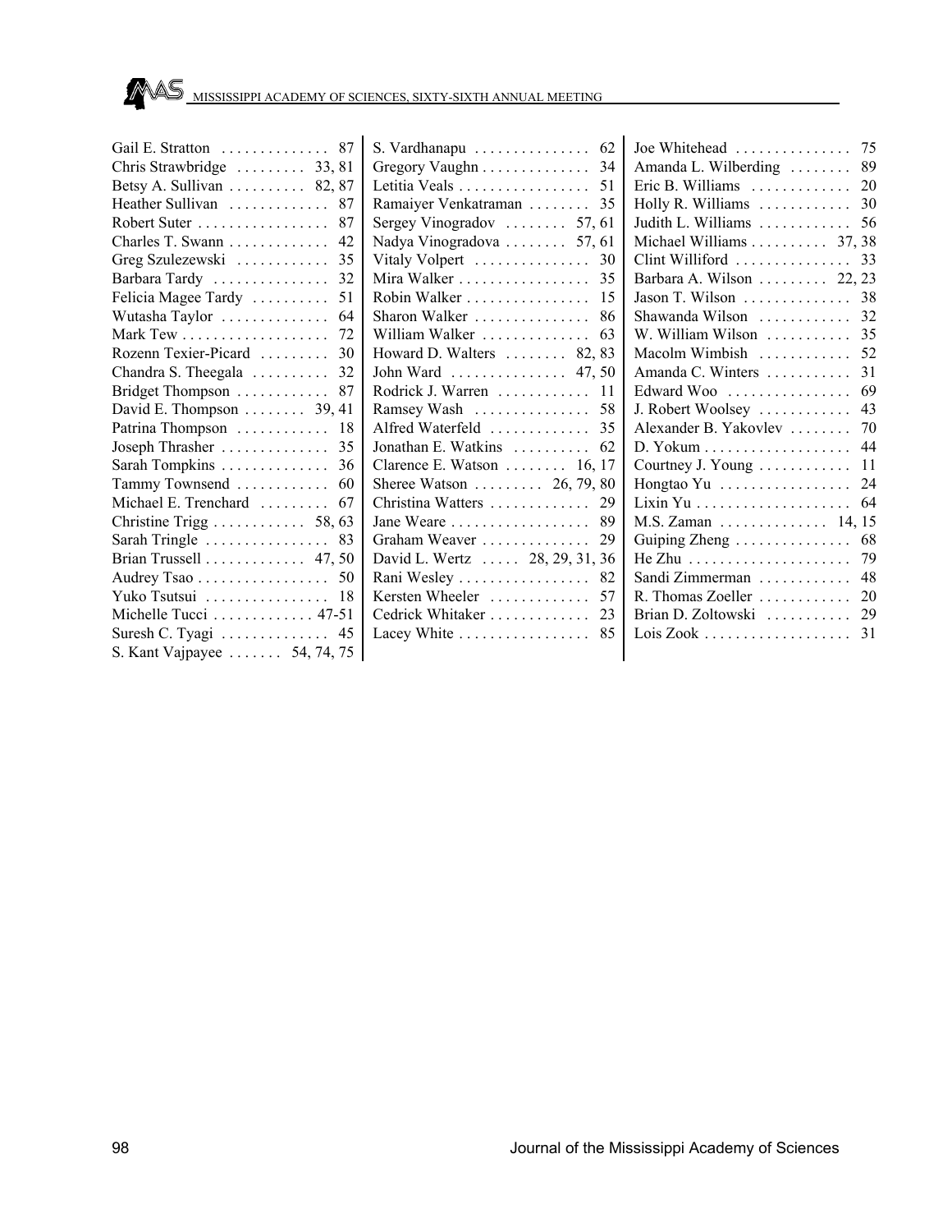Gail E. Stratton .............. 87
Chris Strawbridge ......... 33, 81
Betsy A. Sullivan .......... 82, 87
Heather Sullivan ............. 87
Robert Suter ................. 87
Charles T. Swann ............. 42
Greg Szulezewski ............ 35
Barbara Tardy ............... 32
Felicia Magee Tardy .......... 51
Wutasha Taylor .............. 64
Mark Tew ................... 72
Rozenn Texier-Picard ......... 30
Chandra S. Theegala .......... 32
Bridget Thompson ............ 87
David E. Thompson ........ 39, 41
Patrina Thompson ............ 18
Joseph Thrasher .............. 35
Sarah Tompkins .............. 36
Tammy Townsend ............ 60
Michael E. Trenchard ......... 67
Christine Trigg ............ 58, 63
Sarah Tringle ................ 83
Brian Trussell ............. 47, 50
Audrey Tsao ................. 50
Yuko Tsutsui ................ 18
Michelle Tucci ............. 47-51
Suresh C. Tyagi .............. 45
S. Kant Vajpayee ....... 54, 74, 75
S. Vardhanapu ............... 62
Gregory Vaughn .............. 34
Letitia Veals ................. 51
Ramaiyer Venkatraman ........ 35
Sergey Vinogradov ........ 57, 61
Nadya Vinogradova ........ 57, 61
Vitaly Volpert ............... 30
Mira Walker ................. 35
Robin Walker ................ 15
Sharon Walker ............... 86
William Walker .............. 63
Howard D. Walters ........ 82, 83
John Ward ............... 47, 50
Rodrick J. Warren ............ 11
Ramsey Wash ............... 58
Alfred Waterfeld ............. 35
Jonathan E. Watkins .......... 62
Clarence E. Watson ........ 16, 17
Sheree Watson ......... 26, 79, 80
Christina Watters ............. 29
Jane Weare .................. 89
Graham Weaver .............. 29
David L. Wertz ..... 28, 29, 31, 36
Rani Wesley ................. 82
Kersten Wheeler ............. 57
Cedrick Whitaker ............. 23
Lacey White ................. 85
Joe Whitehead ............... 75
Amanda L. Wilberding ........ 89
Eric B. Williams ............. 20
Holly R. Williams ............ 30
Judith L. Williams ............ 56
Michael Williams .......... 37, 38
Clint Williford ............... 33
Barbara A. Wilson ......... 22, 23
Jason T. Wilson .............. 38
Shawanda Wilson ............ 32
W. William Wilson ........... 35
Macolm Wimbish ............ 52
Amanda C. Winters ........... 31
Edward Woo ................ 69
J. Robert Woolsey ............ 43
Alexander B. Yakovlev ........ 70
D. Yokum ................... 44
Courtney J. Young ............ 11
Hongtao Yu ................. 24
Lixin Yu .................... 64
M.S. Zaman .............. 14, 15
Guiping Zheng ............... 68
He Zhu ..................... 79
Sandi Zimmerman ............ 48
R. Thomas Zoeller ............ 20
Brian D. Zoltowski ........... 29
Lois Zook ................... 31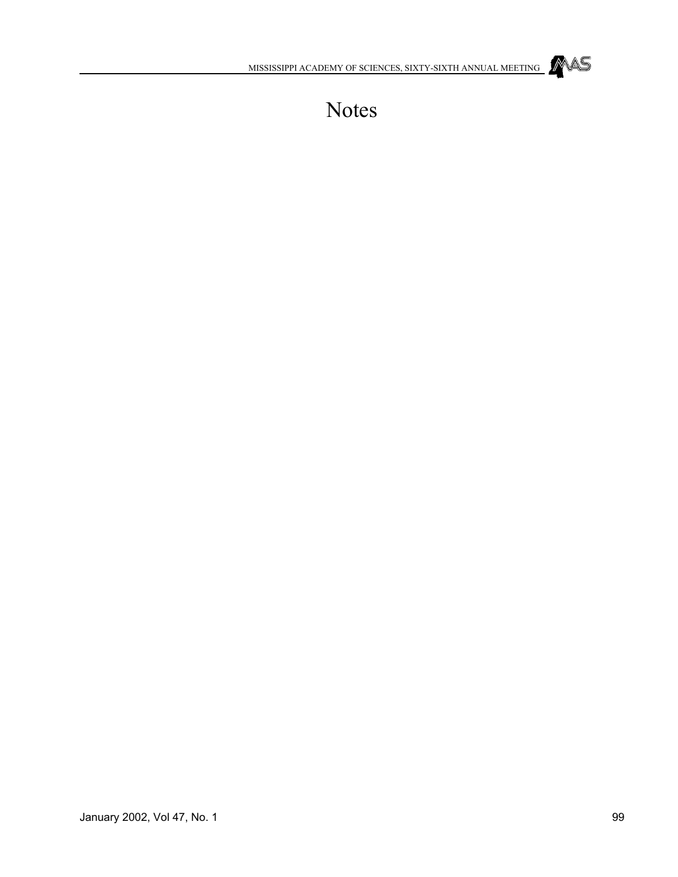# Notes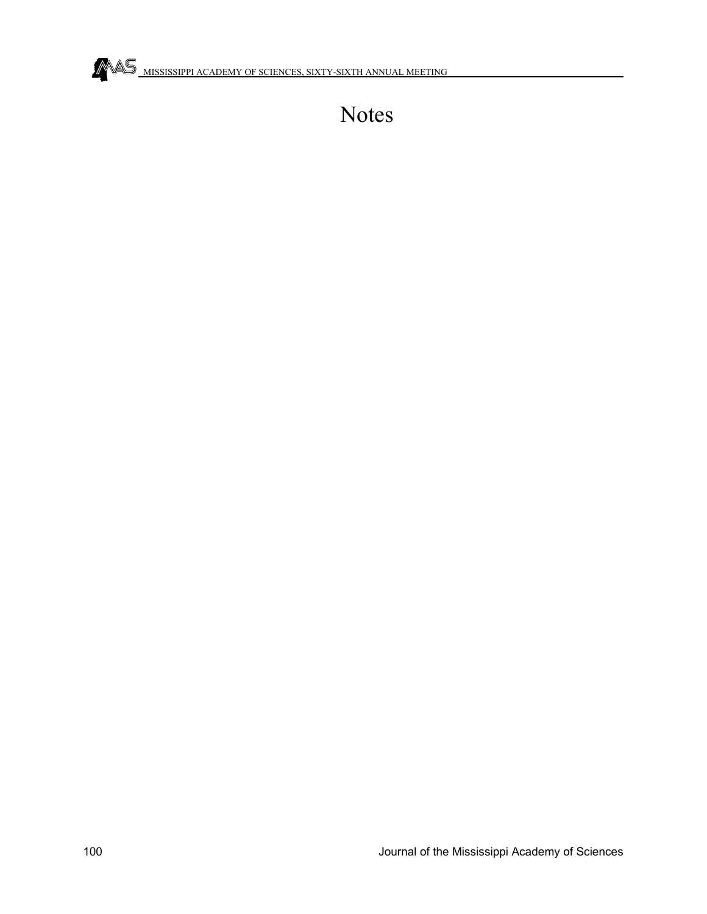# Notes